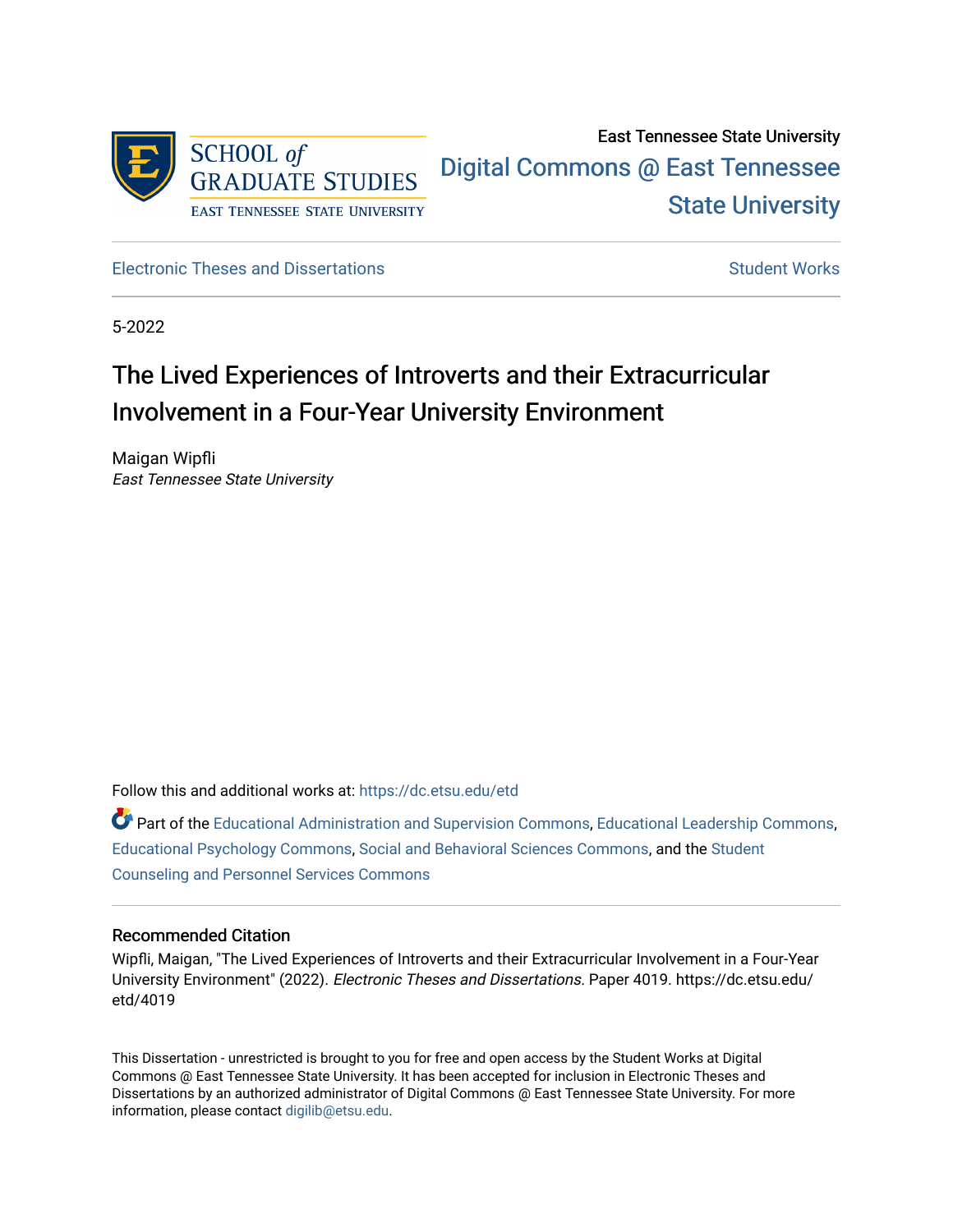East Tennessee State University

Digital Commons @ East Tennessee State University

Electronic Theses and Dissertations

Student Works

5-2022

# The Lived Experiences of Introverts and their Extracurricular Involvement in a Four-Year University Environment

Maigan Wipfli
*East Tennessee State University*

Follow this and additional works at: https://dc.etsu.edu/etd

Part of the Educational Administration and Supervision Commons, Educational Leadership Commons, Educational Psychology Commons, Social and Behavioral Sciences Commons, and the Student Counseling and Personnel Services Commons

## Recommended Citation

Wipfli, Maigan, "The Lived Experiences of Introverts and their Extracurricular Involvement in a Four-Year University Environment" (2022). *Electronic Theses and Dissertations.* Paper 4019. https://dc.etsu.edu/etd/4019

This Dissertation - unrestricted is brought to you for free and open access by the Student Works at Digital Commons @ East Tennessee State University. It has been accepted for inclusion in Electronic Theses and Dissertations by an authorized administrator of Digital Commons @ East Tennessee State University. For more information, please contact digilib@etsu.edu.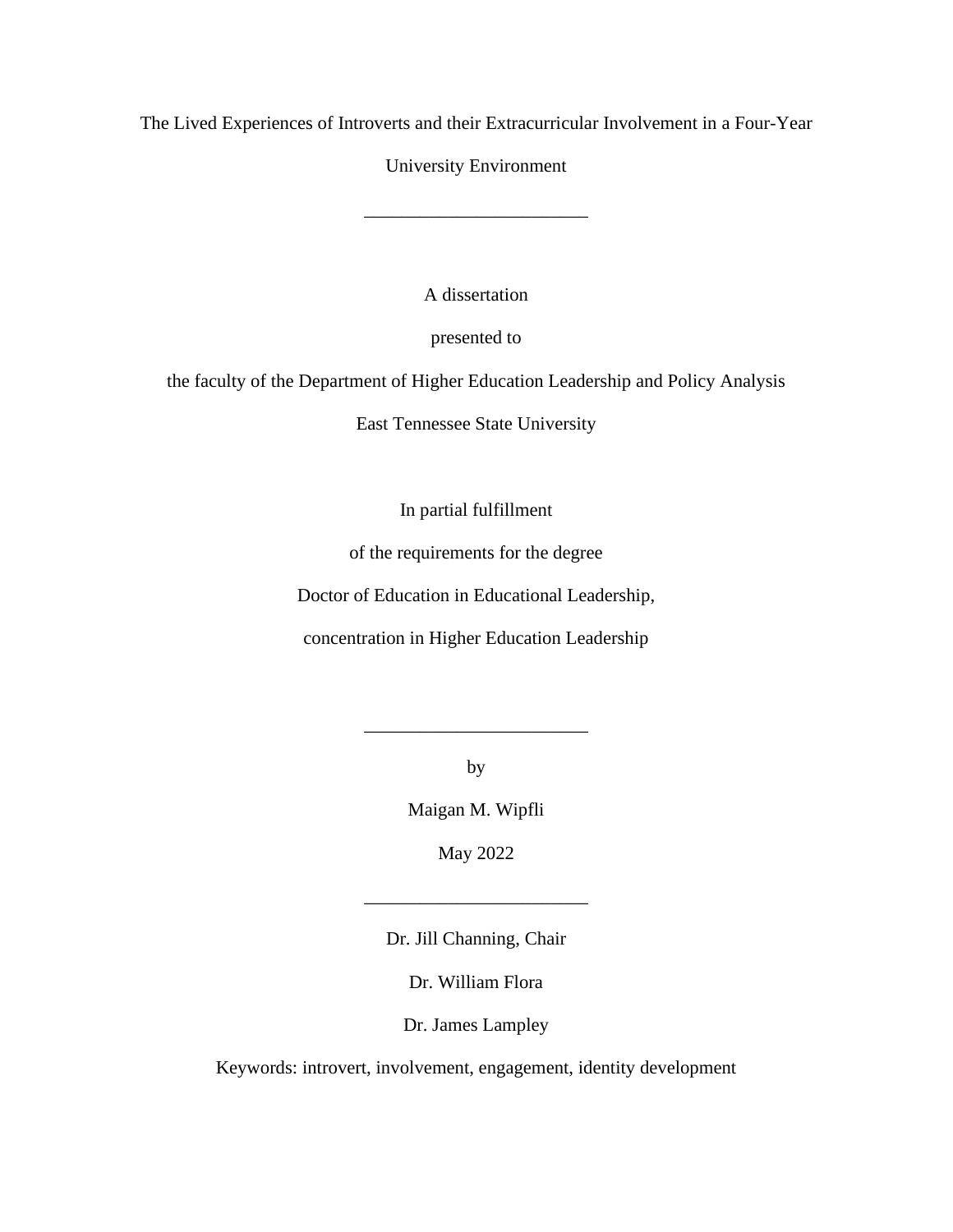The Lived Experiences of Introverts and their Extracurricular Involvement in a Four-Year University Environment

________________________

A dissertation

presented to

the faculty of the Department of Higher Education Leadership and Policy Analysis

East Tennessee State University

In partial fulfillment

of the requirements for the degree

Doctor of Education in Educational Leadership,

concentration in Higher Education Leadership

________________________

by

Maigan M. Wipfli

May 2022

________________________

Dr. Jill Channing, Chair

Dr. William Flora

Dr. James Lampley

Keywords: introvert, involvement, engagement, identity development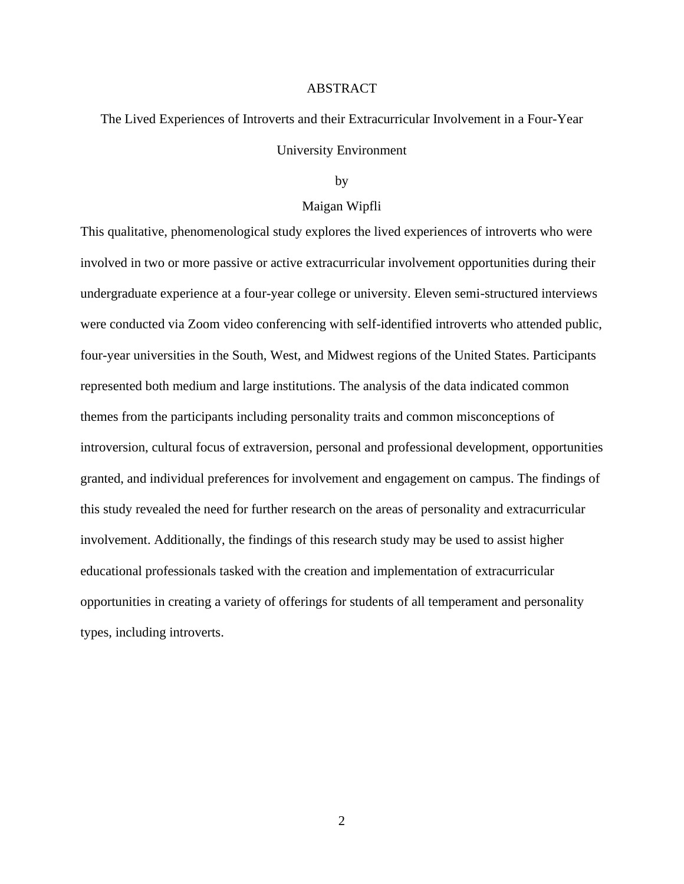# ABSTRACT

The Lived Experiences of Introverts and their Extracurricular Involvement in a Four-Year University Environment

by

Maigan Wipfli

This qualitative, phenomenological study explores the lived experiences of introverts who were involved in two or more passive or active extracurricular involvement opportunities during their undergraduate experience at a four-year college or university. Eleven semi-structured interviews were conducted via Zoom video conferencing with self-identified introverts who attended public, four-year universities in the South, West, and Midwest regions of the United States. Participants represented both medium and large institutions. The analysis of the data indicated common themes from the participants including personality traits and common misconceptions of introversion, cultural focus of extraversion, personal and professional development, opportunities granted, and individual preferences for involvement and engagement on campus. The findings of this study revealed the need for further research on the areas of personality and extracurricular involvement. Additionally, the findings of this research study may be used to assist higher educational professionals tasked with the creation and implementation of extracurricular opportunities in creating a variety of offerings for students of all temperament and personality types, including introverts.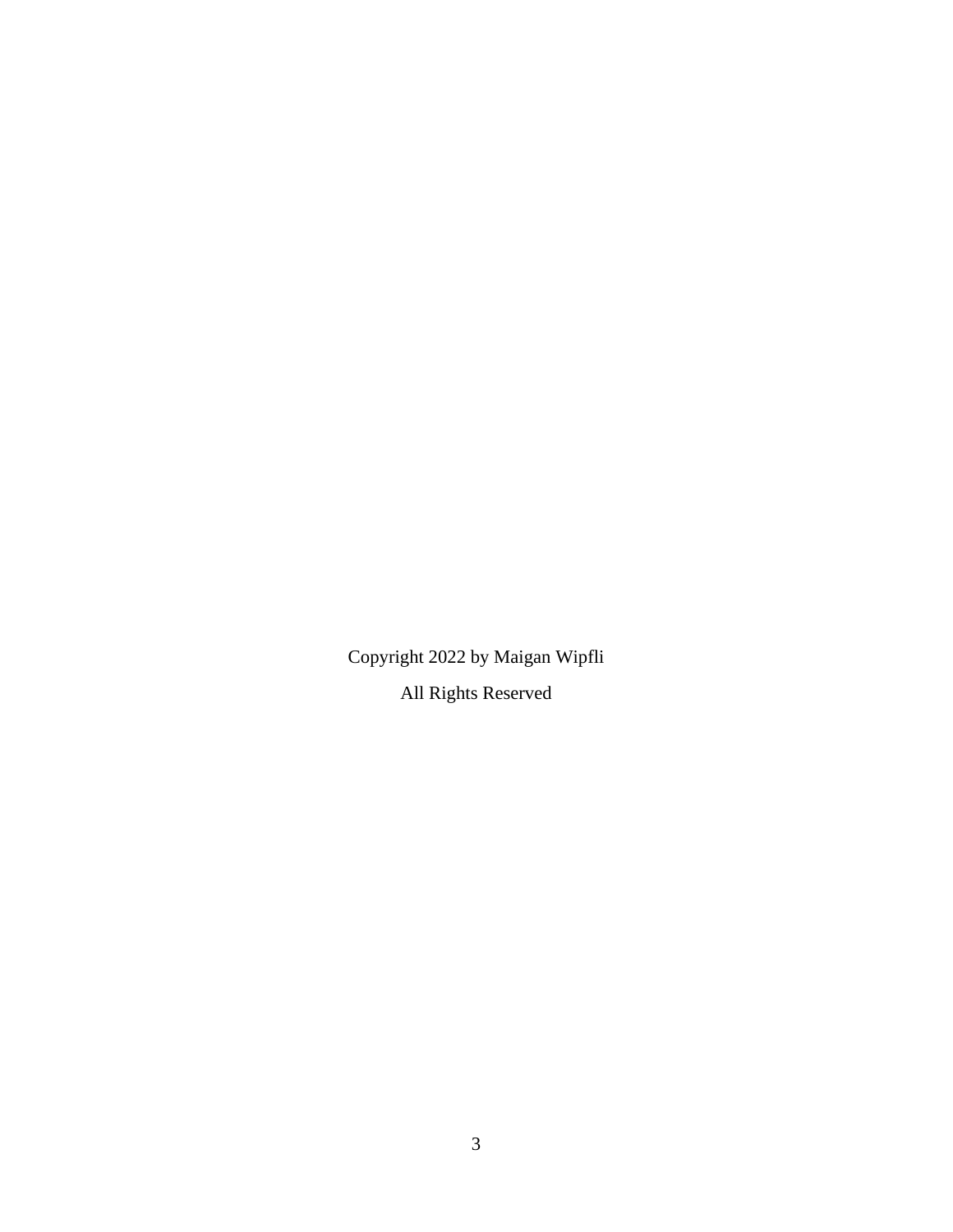Copyright 2022 by Maigan Wipfli

All Rights Reserved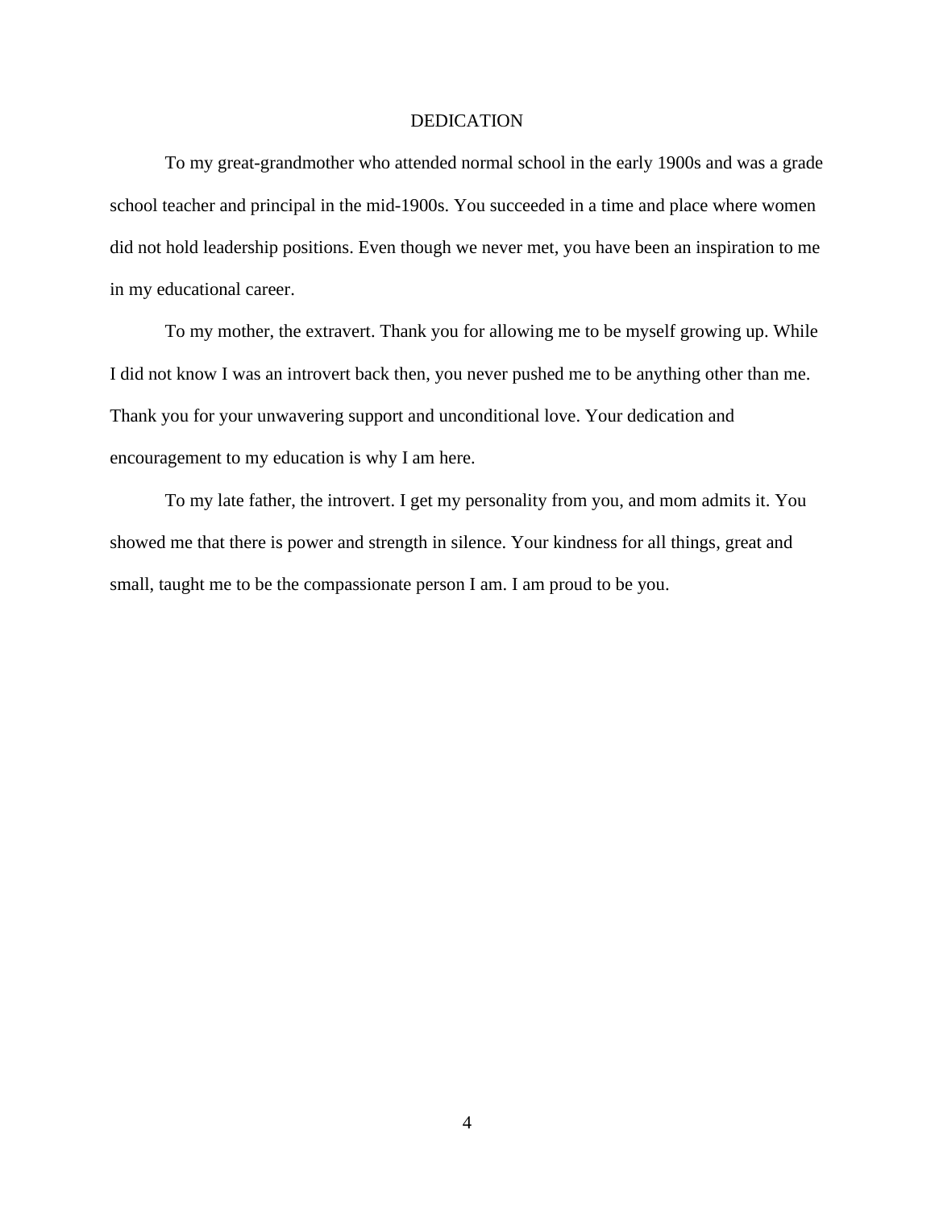# DEDICATION

To my great-grandmother who attended normal school in the early 1900s and was a grade school teacher and principal in the mid-1900s. You succeeded in a time and place where women did not hold leadership positions. Even though we never met, you have been an inspiration to me in my educational career.

To my mother, the extravert. Thank you for allowing me to be myself growing up. While I did not know I was an introvert back then, you never pushed me to be anything other than me. Thank you for your unwavering support and unconditional love. Your dedication and encouragement to my education is why I am here.

To my late father, the introvert. I get my personality from you, and mom admits it. You showed me that there is power and strength in silence. Your kindness for all things, great and small, taught me to be the compassionate person I am. I am proud to be you.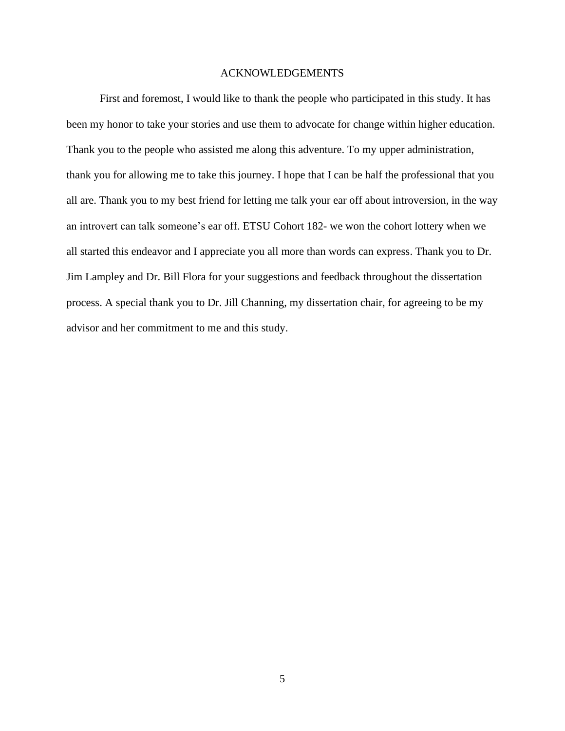# ACKNOWLEDGEMENTS

First and foremost, I would like to thank the people who participated in this study. It has been my honor to take your stories and use them to advocate for change within higher education. Thank you to the people who assisted me along this adventure. To my upper administration, thank you for allowing me to take this journey. I hope that I can be half the professional that you all are. Thank you to my best friend for letting me talk your ear off about introversion, in the way an introvert can talk someone's ear off. ETSU Cohort 182- we won the cohort lottery when we all started this endeavor and I appreciate you all more than words can express. Thank you to Dr. Jim Lampley and Dr. Bill Flora for your suggestions and feedback throughout the dissertation process. A special thank you to Dr. Jill Channing, my dissertation chair, for agreeing to be my advisor and her commitment to me and this study.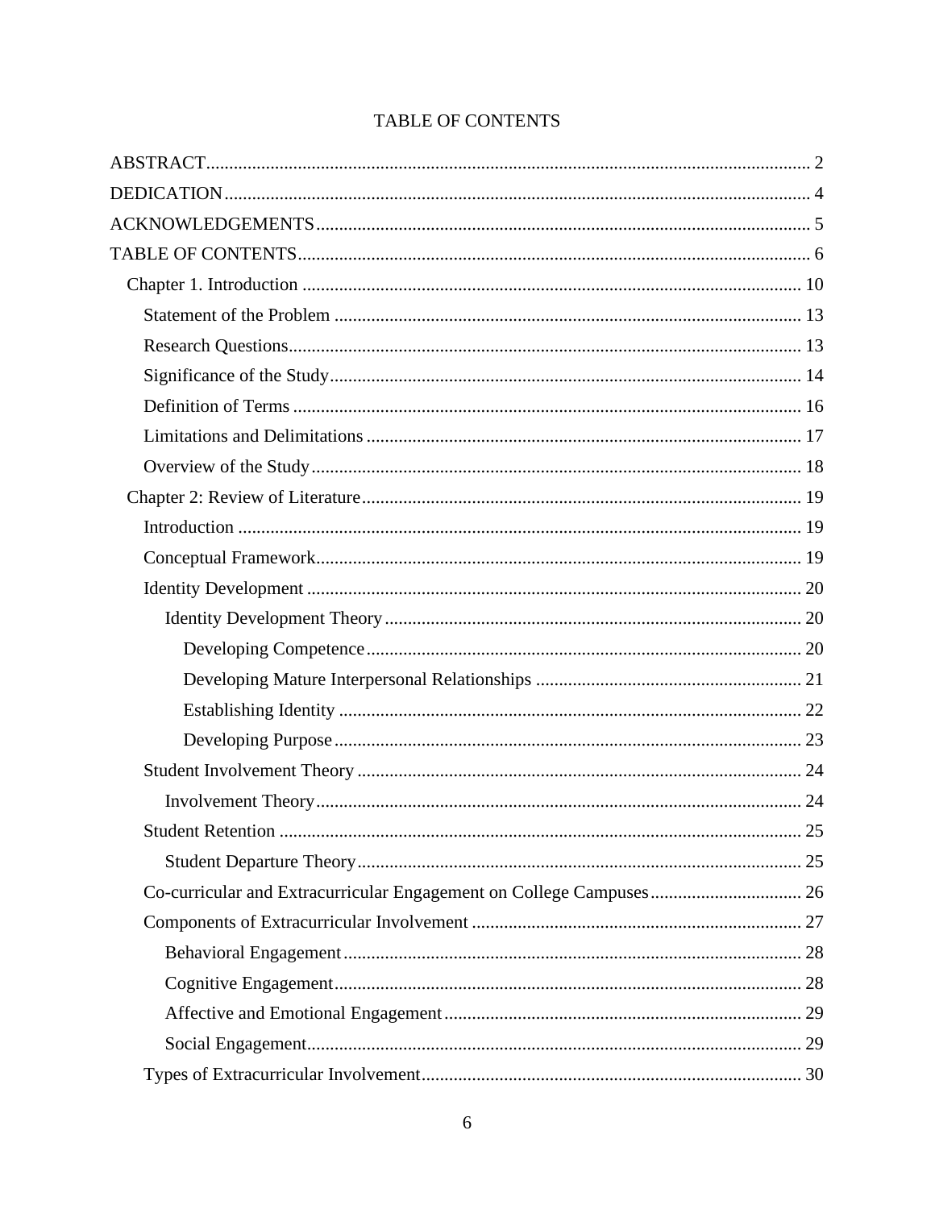# TABLE OF CONTENTS

ABSTRACT .......... 2
DEDICATION .......... 4
ACKNOWLEDGEMENTS .......... 5
TABLE OF CONTENTS .......... 6
- Chapter 1. Introduction .......... 10
  - Statement of the Problem .......... 13
  - Research Questions .......... 13
  - Significance of the Study .......... 14
  - Definition of Terms .......... 16
  - Limitations and Delimitations .......... 17
  - Overview of the Study .......... 18
- Chapter 2: Review of Literature .......... 19
  - Introduction .......... 19
  - Conceptual Framework .......... 19
  - Identity Development .......... 20
    - Identity Development Theory .......... 20
      - Developing Competence .......... 20
      - Developing Mature Interpersonal Relationships .......... 21
      - Establishing Identity .......... 22
      - Developing Purpose .......... 23
  - Student Involvement Theory .......... 24
    - Involvement Theory .......... 24
  - Student Retention .......... 25
    - Student Departure Theory .......... 25
  - Co-curricular and Extracurricular Engagement on College Campuses .......... 26
  - Components of Extracurricular Involvement .......... 27
    - Behavioral Engagement .......... 28
    - Cognitive Engagement .......... 28
    - Affective and Emotional Engagement .......... 29
    - Social Engagement .......... 29
  - Types of Extracurricular Involvement .......... 30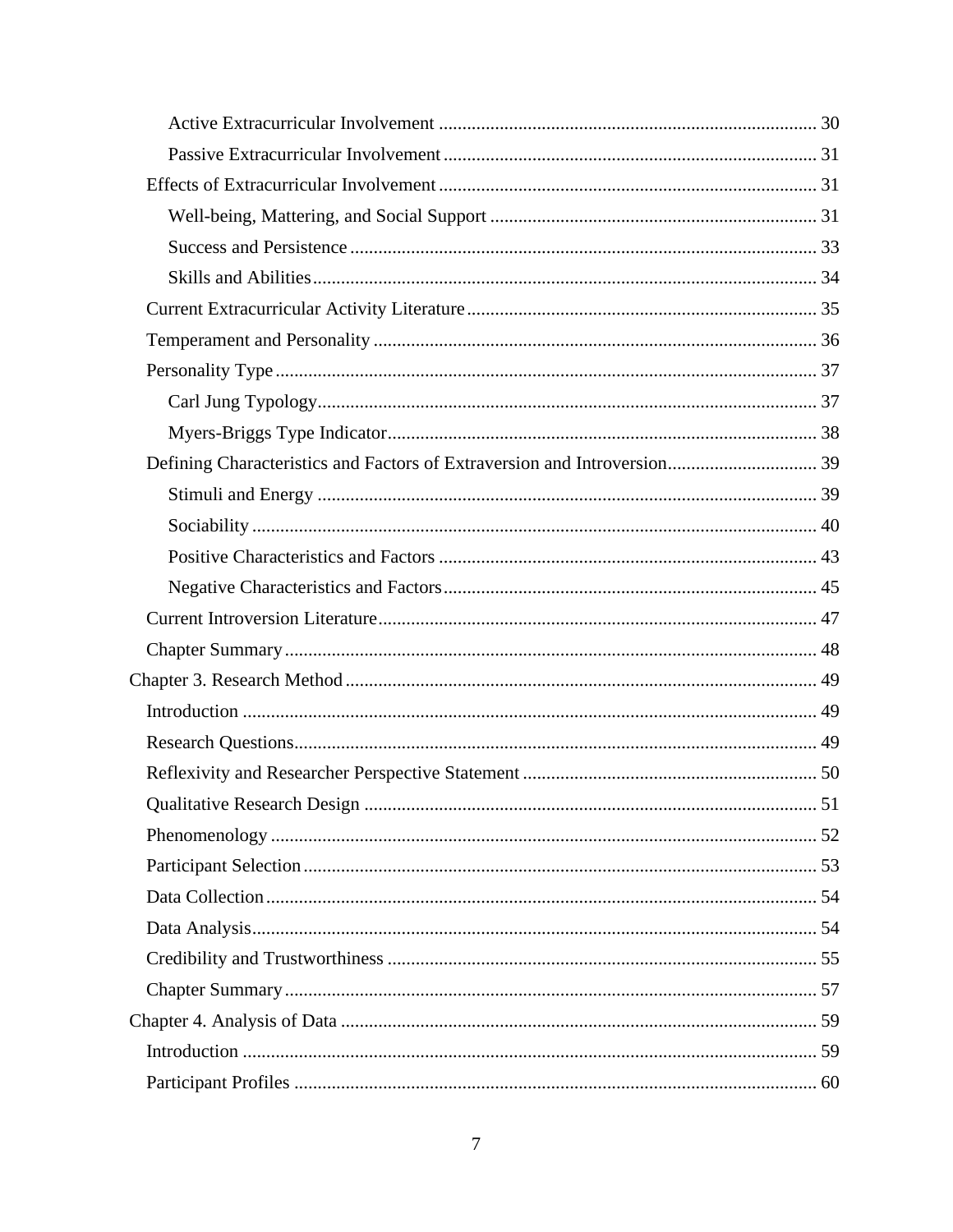Active Extracurricular Involvement ................................................................................ 30

Passive Extracurricular Involvement ............................................................................... 31

Effects of Extracurricular Involvement ................................................................................ 31

Well-being, Mattering, and Social Support ..................................................................... 31

Success and Persistence ................................................................................................... 33

Skills and Abilities ........................................................................................................... 34

Current Extracurricular Activity Literature .......................................................................... 35

Temperament and Personality .............................................................................................. 36

Personality Type ................................................................................................................... 37

Carl Jung Typology .......................................................................................................... 37

Myers-Briggs Type Indicator ........................................................................................... 38

Defining Characteristics and Factors of Extraversion and Introversion ................................ 39

Stimuli and Energy .......................................................................................................... 39

Sociability ........................................................................................................................ 40

Positive Characteristics and Factors ................................................................................ 43

Negative Characteristics and Factors ............................................................................... 45

Current Introversion Literature ............................................................................................. 47

Chapter Summary ................................................................................................................. 48

Chapter 3. Research Method .................................................................................................... 49

Introduction .......................................................................................................................... 49

Research Questions ............................................................................................................... 49

Reflexivity and Researcher Perspective Statement .............................................................. 50

Qualitative Research Design ................................................................................................ 51

Phenomenology .................................................................................................................... 52

Participant Selection ............................................................................................................. 53

Data Collection ..................................................................................................................... 54

Data Analysis ........................................................................................................................ 54

Credibility and Trustworthiness ........................................................................................... 55

Chapter Summary ................................................................................................................. 57

Chapter 4. Analysis of Data ..................................................................................................... 59

Introduction .......................................................................................................................... 59

Participant Profiles ............................................................................................................... 60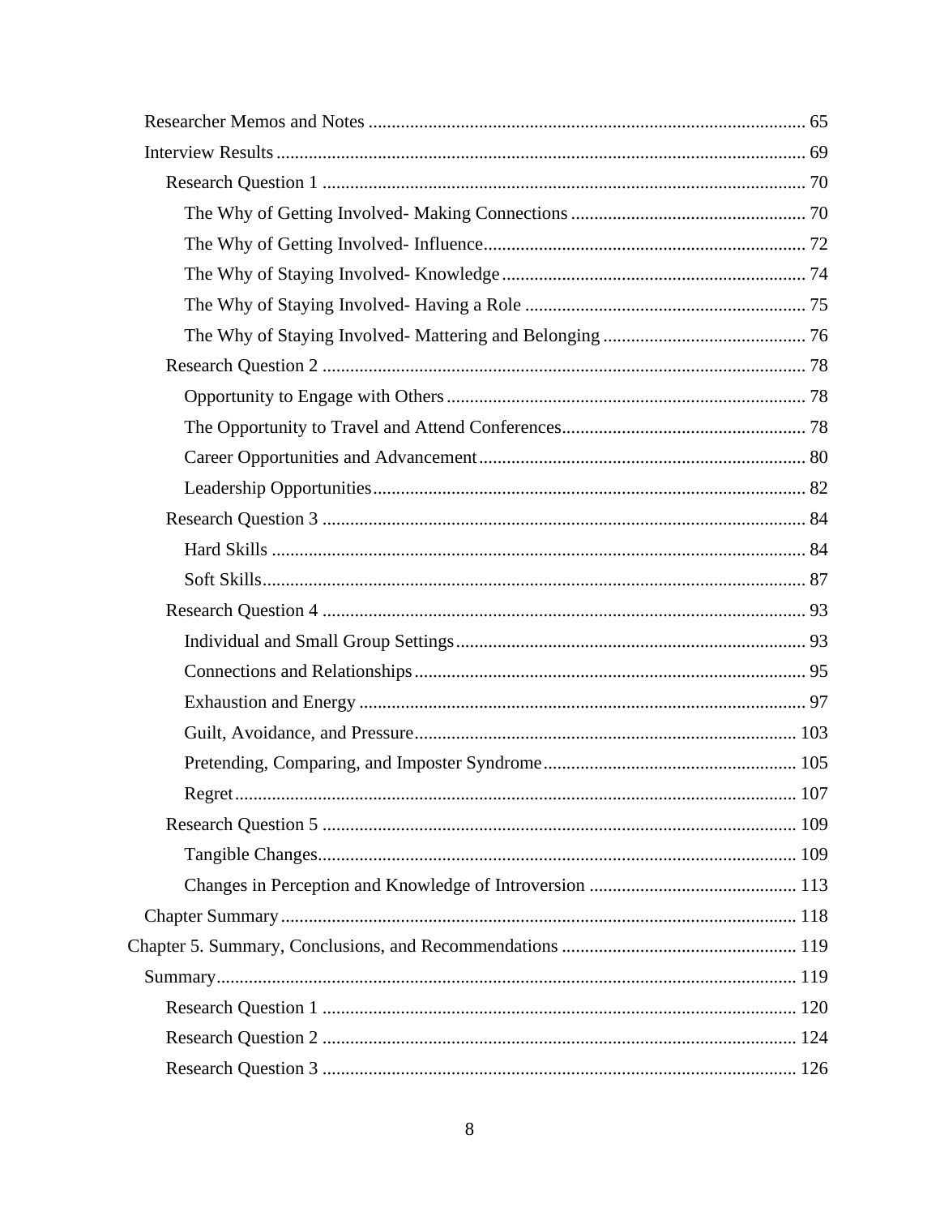Researcher Memos and Notes .......... 65

Interview Results .......... 69

Research Question 1 .......... 70

The Why of Getting Involved- Making Connections .......... 70

The Why of Getting Involved- Influence .......... 72

The Why of Staying Involved- Knowledge .......... 74

The Why of Staying Involved- Having a Role .......... 75

The Why of Staying Involved- Mattering and Belonging .......... 76

Research Question 2 .......... 78

Opportunity to Engage with Others .......... 78

The Opportunity to Travel and Attend Conferences .......... 78

Career Opportunities and Advancement .......... 80

Leadership Opportunities .......... 82

Research Question 3 .......... 84

Hard Skills .......... 84

Soft Skills .......... 87

Research Question 4 .......... 93

Individual and Small Group Settings .......... 93

Connections and Relationships .......... 95

Exhaustion and Energy .......... 97

Guilt, Avoidance, and Pressure .......... 103

Pretending, Comparing, and Imposter Syndrome .......... 105

Regret .......... 107

Research Question 5 .......... 109

Tangible Changes .......... 109

Changes in Perception and Knowledge of Introversion .......... 113

Chapter Summary .......... 118

Chapter 5. Summary, Conclusions, and Recommendations .......... 119

Summary .......... 119

Research Question 1 .......... 120

Research Question 2 .......... 124

Research Question 3 .......... 126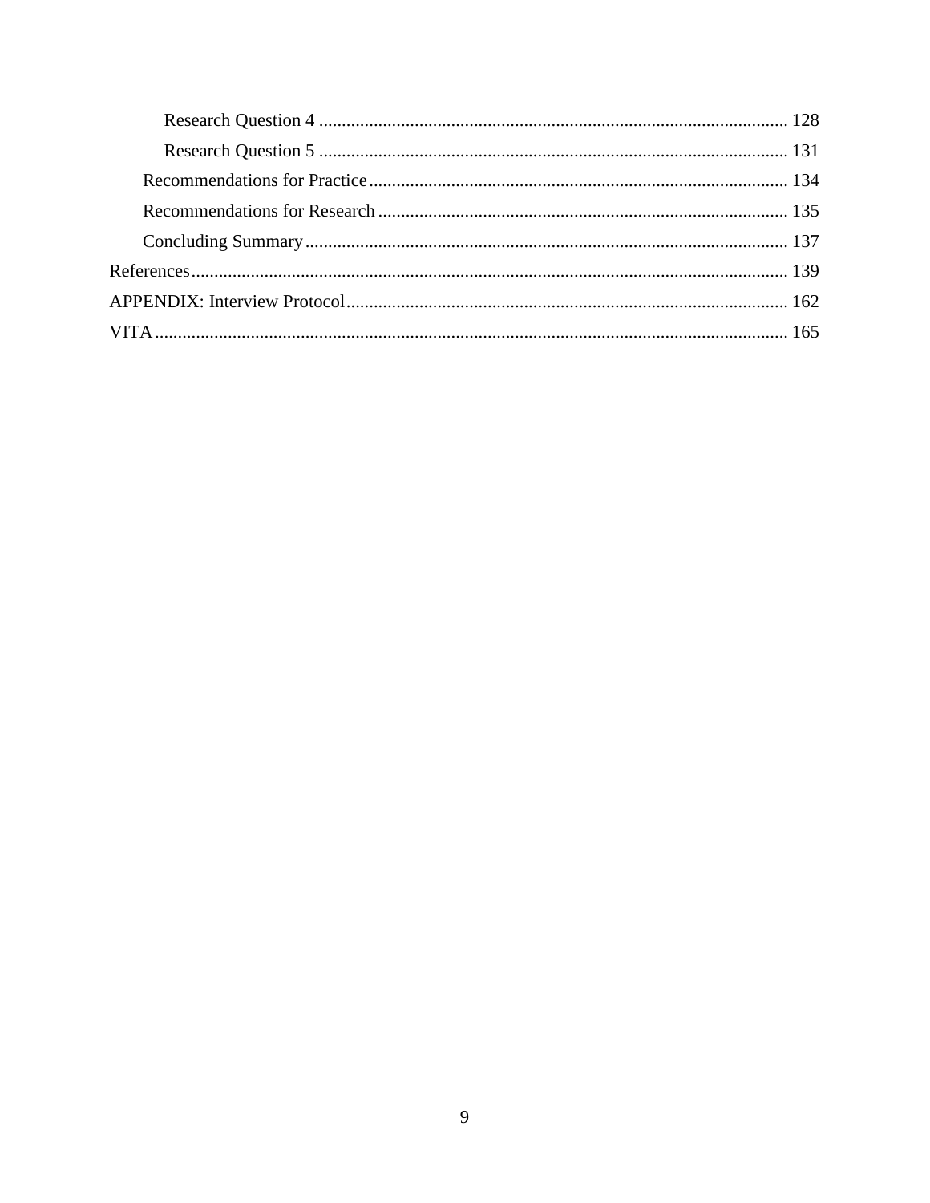Research Question 4 .................................................................................................... 128

Research Question 5 .................................................................................................... 131

Recommendations for Practice ........................................................................................ 134

Recommendations for Research ....................................................................................... 135

Concluding Summary ....................................................................................................... 137

References ............................................................................................................................ 139

APPENDIX: Interview Protocol ........................................................................................... 162

VITA ..................................................................................................................................... 165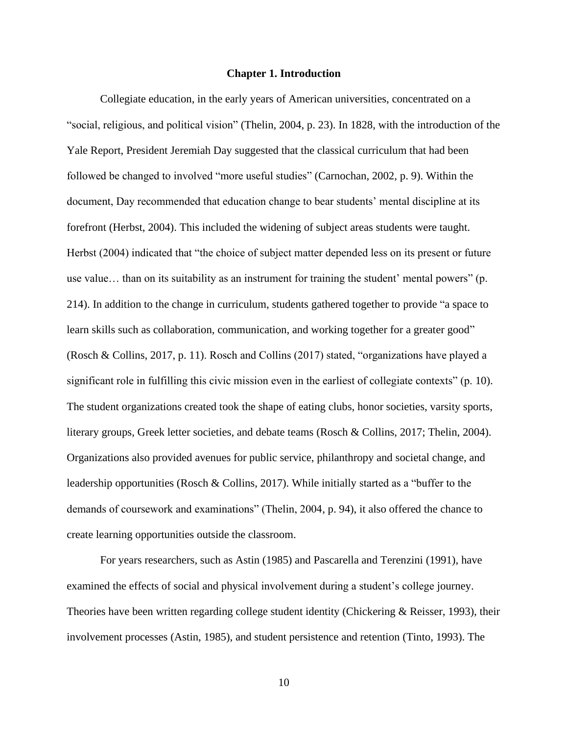# Chapter 1. Introduction

Collegiate education, in the early years of American universities, concentrated on a "social, religious, and political vision" (Thelin, 2004, p. 23). In 1828, with the introduction of the Yale Report, President Jeremiah Day suggested that the classical curriculum that had been followed be changed to involved "more useful studies" (Carnochan, 2002, p. 9). Within the document, Day recommended that education change to bear students' mental discipline at its forefront (Herbst, 2004). This included the widening of subject areas students were taught. Herbst (2004) indicated that "the choice of subject matter depended less on its present or future use value… than on its suitability as an instrument for training the student' mental powers" (p. 214). In addition to the change in curriculum, students gathered together to provide "a space to learn skills such as collaboration, communication, and working together for a greater good" (Rosch & Collins, 2017, p. 11). Rosch and Collins (2017) stated, "organizations have played a significant role in fulfilling this civic mission even in the earliest of collegiate contexts" (p. 10). The student organizations created took the shape of eating clubs, honor societies, varsity sports, literary groups, Greek letter societies, and debate teams (Rosch & Collins, 2017; Thelin, 2004). Organizations also provided avenues for public service, philanthropy and societal change, and leadership opportunities (Rosch & Collins, 2017). While initially started as a "buffer to the demands of coursework and examinations" (Thelin, 2004, p. 94), it also offered the chance to create learning opportunities outside the classroom.

For years researchers, such as Astin (1985) and Pascarella and Terenzini (1991), have examined the effects of social and physical involvement during a student's college journey. Theories have been written regarding college student identity (Chickering & Reisser, 1993), their involvement processes (Astin, 1985), and student persistence and retention (Tinto, 1993). The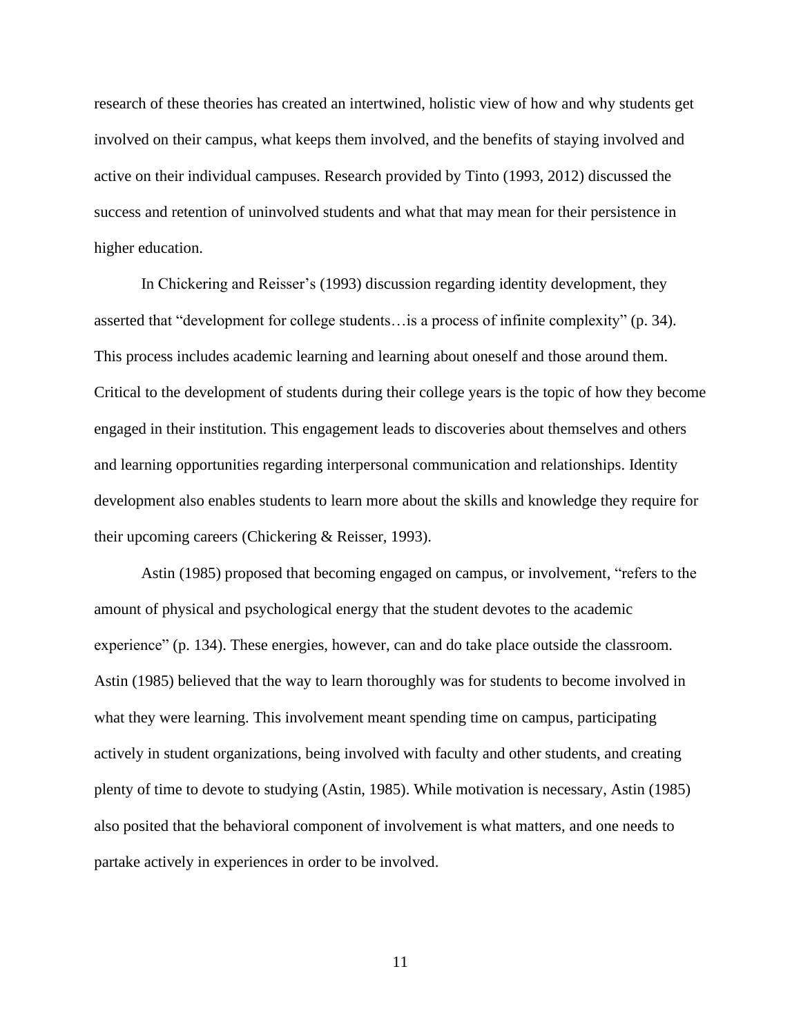research of these theories has created an intertwined, holistic view of how and why students get involved on their campus, what keeps them involved, and the benefits of staying involved and active on their individual campuses. Research provided by Tinto (1993, 2012) discussed the success and retention of uninvolved students and what that may mean for their persistence in higher education.

In Chickering and Reisser's (1993) discussion regarding identity development, they asserted that "development for college students…is a process of infinite complexity" (p. 34). This process includes academic learning and learning about oneself and those around them. Critical to the development of students during their college years is the topic of how they become engaged in their institution. This engagement leads to discoveries about themselves and others and learning opportunities regarding interpersonal communication and relationships. Identity development also enables students to learn more about the skills and knowledge they require for their upcoming careers (Chickering & Reisser, 1993).

Astin (1985) proposed that becoming engaged on campus, or involvement, "refers to the amount of physical and psychological energy that the student devotes to the academic experience" (p. 134). These energies, however, can and do take place outside the classroom. Astin (1985) believed that the way to learn thoroughly was for students to become involved in what they were learning. This involvement meant spending time on campus, participating actively in student organizations, being involved with faculty and other students, and creating plenty of time to devote to studying (Astin, 1985). While motivation is necessary, Astin (1985) also posited that the behavioral component of involvement is what matters, and one needs to partake actively in experiences in order to be involved.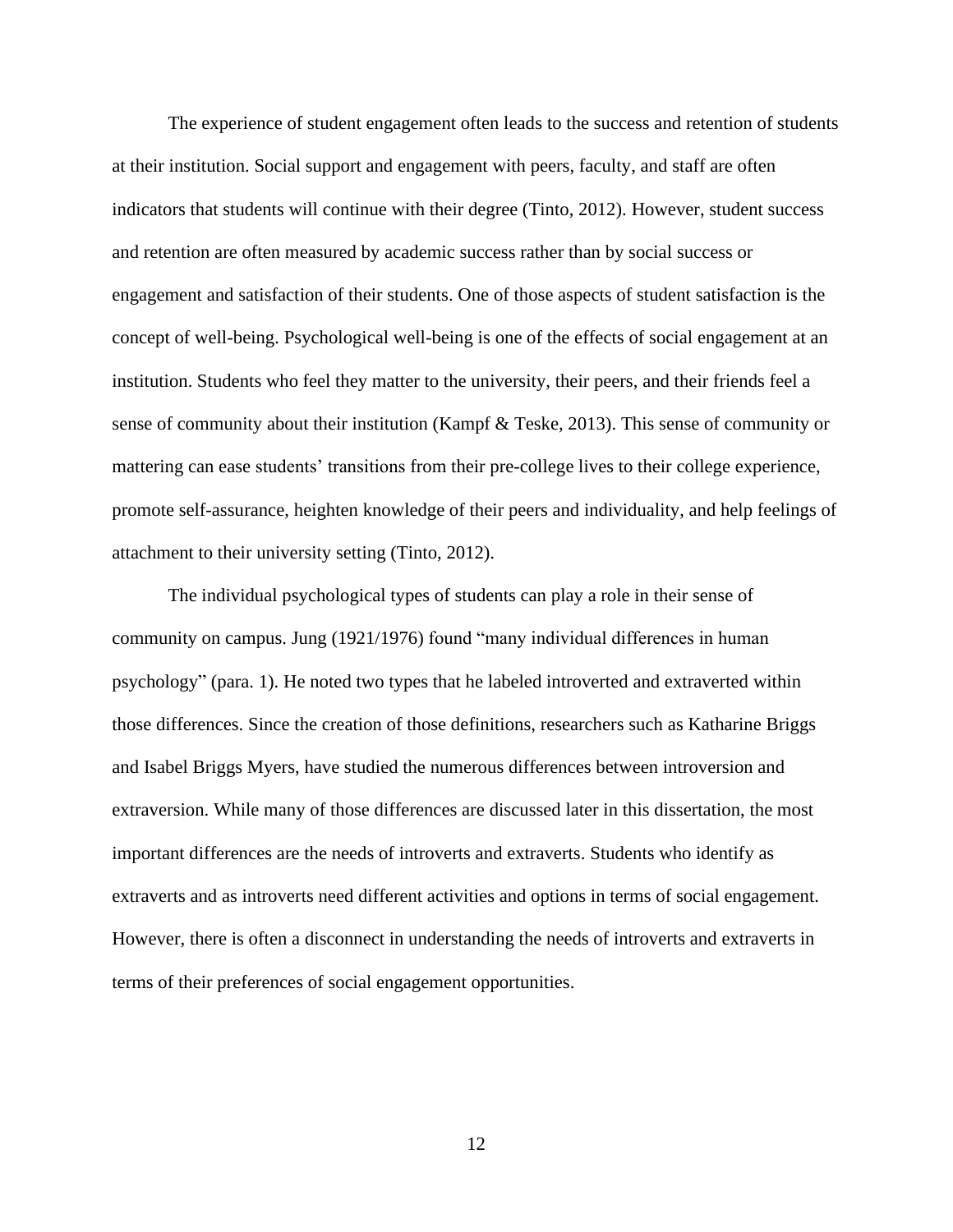The experience of student engagement often leads to the success and retention of students at their institution. Social support and engagement with peers, faculty, and staff are often indicators that students will continue with their degree (Tinto, 2012). However, student success and retention are often measured by academic success rather than by social success or engagement and satisfaction of their students. One of those aspects of student satisfaction is the concept of well-being. Psychological well-being is one of the effects of social engagement at an institution. Students who feel they matter to the university, their peers, and their friends feel a sense of community about their institution (Kampf & Teske, 2013). This sense of community or mattering can ease students' transitions from their pre-college lives to their college experience, promote self-assurance, heighten knowledge of their peers and individuality, and help feelings of attachment to their university setting (Tinto, 2012).

The individual psychological types of students can play a role in their sense of community on campus. Jung (1921/1976) found "many individual differences in human psychology" (para. 1). He noted two types that he labeled introverted and extraverted within those differences. Since the creation of those definitions, researchers such as Katharine Briggs and Isabel Briggs Myers, have studied the numerous differences between introversion and extraversion. While many of those differences are discussed later in this dissertation, the most important differences are the needs of introverts and extraverts. Students who identify as extraverts and as introverts need different activities and options in terms of social engagement. However, there is often a disconnect in understanding the needs of introverts and extraverts in terms of their preferences of social engagement opportunities.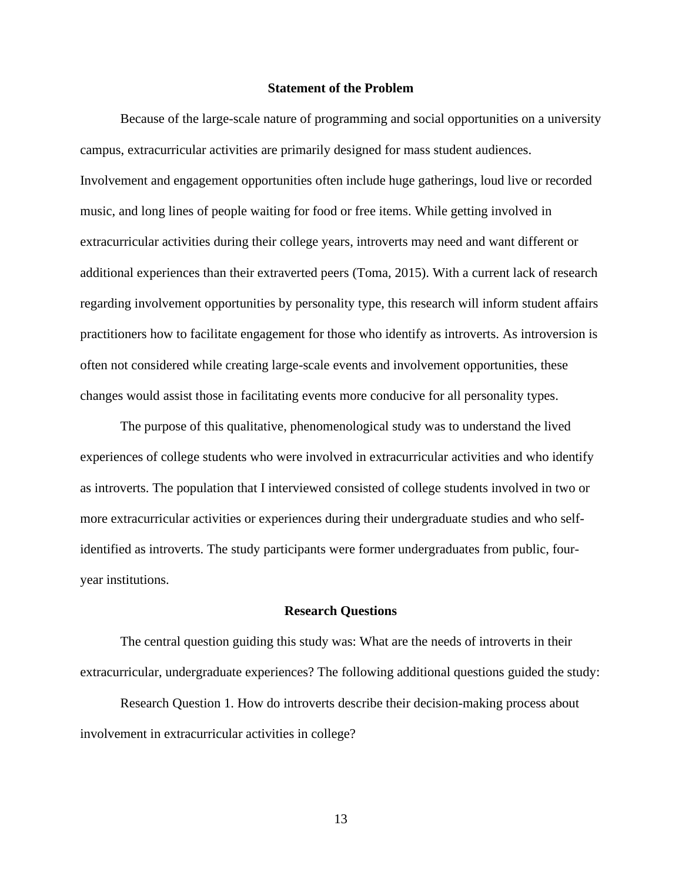## Statement of the Problem

Because of the large-scale nature of programming and social opportunities on a university campus, extracurricular activities are primarily designed for mass student audiences. Involvement and engagement opportunities often include huge gatherings, loud live or recorded music, and long lines of people waiting for food or free items. While getting involved in extracurricular activities during their college years, introverts may need and want different or additional experiences than their extraverted peers (Toma, 2015). With a current lack of research regarding involvement opportunities by personality type, this research will inform student affairs practitioners how to facilitate engagement for those who identify as introverts. As introversion is often not considered while creating large-scale events and involvement opportunities, these changes would assist those in facilitating events more conducive for all personality types.

The purpose of this qualitative, phenomenological study was to understand the lived experiences of college students who were involved in extracurricular activities and who identify as introverts. The population that I interviewed consisted of college students involved in two or more extracurricular activities or experiences during their undergraduate studies and who self-identified as introverts. The study participants were former undergraduates from public, four-year institutions.

## Research Questions

The central question guiding this study was: What are the needs of introverts in their extracurricular, undergraduate experiences? The following additional questions guided the study:

Research Question 1. How do introverts describe their decision-making process about involvement in extracurricular activities in college?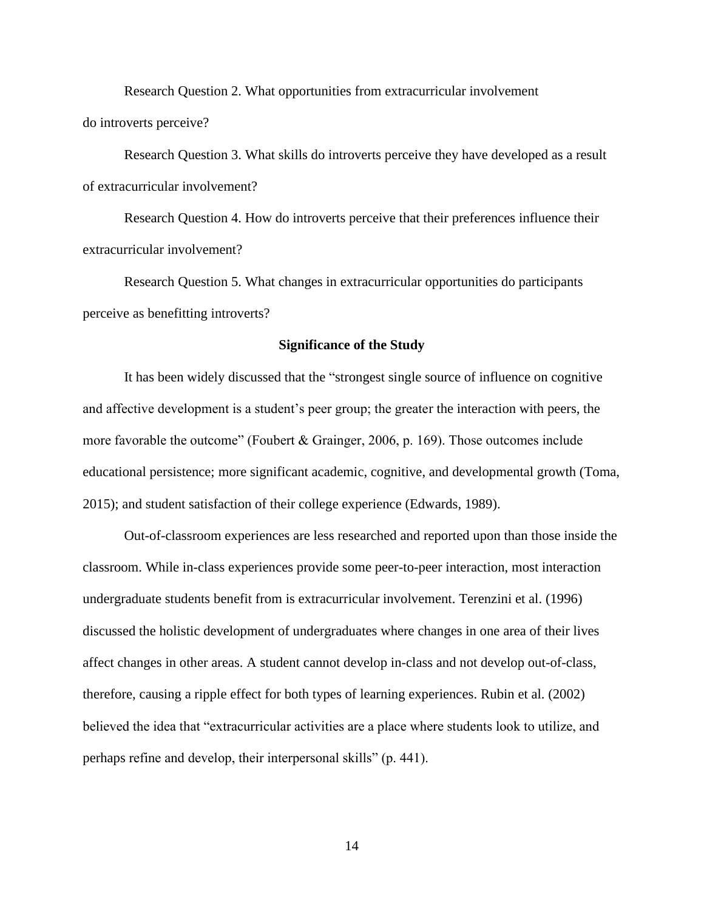Research Question 2. What opportunities from extracurricular involvement do introverts perceive?

Research Question 3. What skills do introverts perceive they have developed as a result of extracurricular involvement?

Research Question 4. How do introverts perceive that their preferences influence their extracurricular involvement?

Research Question 5. What changes in extracurricular opportunities do participants perceive as benefitting introverts?

## Significance of the Study

It has been widely discussed that the "strongest single source of influence on cognitive and affective development is a student's peer group; the greater the interaction with peers, the more favorable the outcome" (Foubert & Grainger, 2006, p. 169). Those outcomes include educational persistence; more significant academic, cognitive, and developmental growth (Toma, 2015); and student satisfaction of their college experience (Edwards, 1989).

Out-of-classroom experiences are less researched and reported upon than those inside the classroom. While in-class experiences provide some peer-to-peer interaction, most interaction undergraduate students benefit from is extracurricular involvement. Terenzini et al. (1996) discussed the holistic development of undergraduates where changes in one area of their lives affect changes in other areas. A student cannot develop in-class and not develop out-of-class, therefore, causing a ripple effect for both types of learning experiences. Rubin et al. (2002) believed the idea that "extracurricular activities are a place where students look to utilize, and perhaps refine and develop, their interpersonal skills" (p. 441).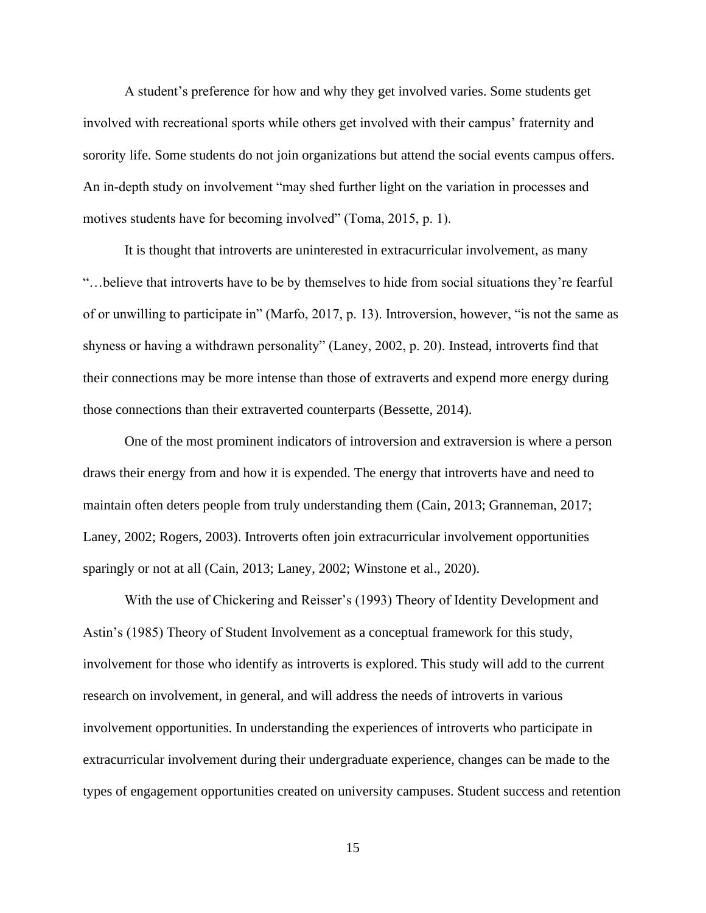A student's preference for how and why they get involved varies. Some students get involved with recreational sports while others get involved with their campus' fraternity and sorority life. Some students do not join organizations but attend the social events campus offers. An in-depth study on involvement "may shed further light on the variation in processes and motives students have for becoming involved" (Toma, 2015, p. 1).

It is thought that introverts are uninterested in extracurricular involvement, as many "…believe that introverts have to be by themselves to hide from social situations they're fearful of or unwilling to participate in" (Marfo, 2017, p. 13). Introversion, however, "is not the same as shyness or having a withdrawn personality" (Laney, 2002, p. 20). Instead, introverts find that their connections may be more intense than those of extraverts and expend more energy during those connections than their extraverted counterparts (Bessette, 2014).

One of the most prominent indicators of introversion and extraversion is where a person draws their energy from and how it is expended. The energy that introverts have and need to maintain often deters people from truly understanding them (Cain, 2013; Granneman, 2017; Laney, 2002; Rogers, 2003). Introverts often join extracurricular involvement opportunities sparingly or not at all (Cain, 2013; Laney, 2002; Winstone et al., 2020).

With the use of Chickering and Reisser's (1993) Theory of Identity Development and Astin's (1985) Theory of Student Involvement as a conceptual framework for this study, involvement for those who identify as introverts is explored. This study will add to the current research on involvement, in general, and will address the needs of introverts in various involvement opportunities. In understanding the experiences of introverts who participate in extracurricular involvement during their undergraduate experience, changes can be made to the types of engagement opportunities created on university campuses. Student success and retention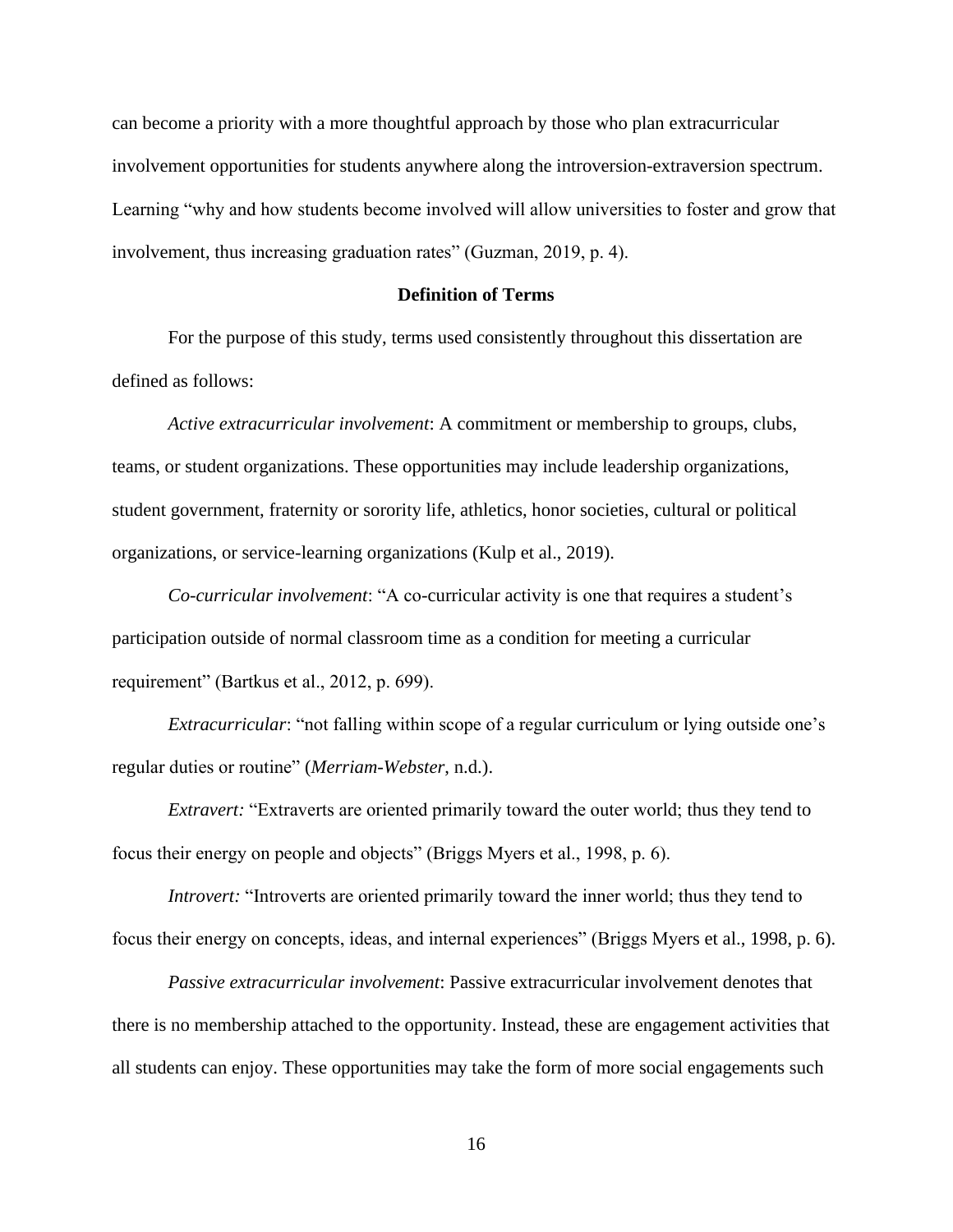can become a priority with a more thoughtful approach by those who plan extracurricular involvement opportunities for students anywhere along the introversion-extraversion spectrum. Learning "why and how students become involved will allow universities to foster and grow that involvement, thus increasing graduation rates" (Guzman, 2019, p. 4).

## Definition of Terms

For the purpose of this study, terms used consistently throughout this dissertation are defined as follows:

*Active extracurricular involvement*: A commitment or membership to groups, clubs, teams, or student organizations. These opportunities may include leadership organizations, student government, fraternity or sorority life, athletics, honor societies, cultural or political organizations, or service-learning organizations (Kulp et al., 2019).

*Co-curricular involvement*: "A co-curricular activity is one that requires a student's participation outside of normal classroom time as a condition for meeting a curricular requirement" (Bartkus et al., 2012, p. 699).

*Extracurricular*: "not falling within scope of a regular curriculum or lying outside one's regular duties or routine" (*Merriam-Webster,* n.d.).

*Extravert:* "Extraverts are oriented primarily toward the outer world; thus they tend to focus their energy on people and objects" (Briggs Myers et al., 1998, p. 6).

*Introvert:* "Introverts are oriented primarily toward the inner world; thus they tend to focus their energy on concepts, ideas, and internal experiences" (Briggs Myers et al., 1998, p. 6).

*Passive extracurricular involvement*: Passive extracurricular involvement denotes that there is no membership attached to the opportunity. Instead, these are engagement activities that all students can enjoy. These opportunities may take the form of more social engagements such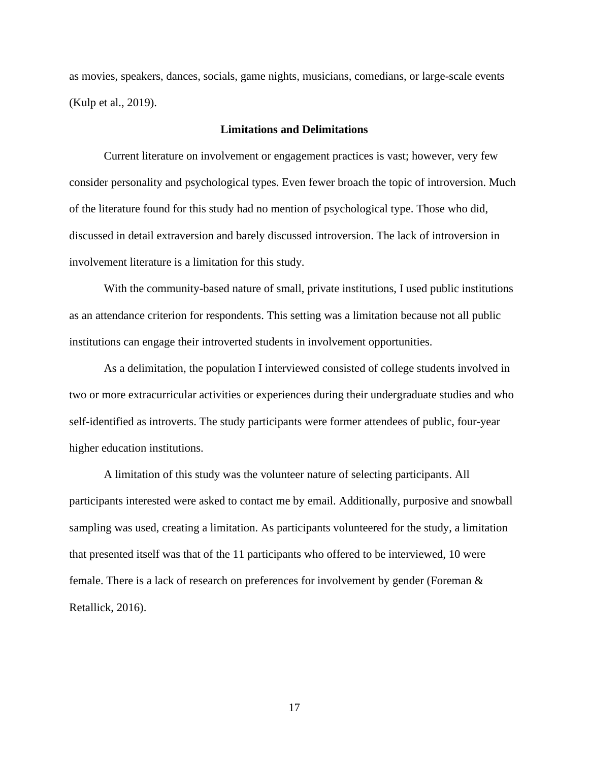as movies, speakers, dances, socials, game nights, musicians, comedians, or large-scale events (Kulp et al., 2019).

## Limitations and Delimitations

Current literature on involvement or engagement practices is vast; however, very few consider personality and psychological types. Even fewer broach the topic of introversion. Much of the literature found for this study had no mention of psychological type. Those who did, discussed in detail extraversion and barely discussed introversion. The lack of introversion in involvement literature is a limitation for this study.

With the community-based nature of small, private institutions, I used public institutions as an attendance criterion for respondents. This setting was a limitation because not all public institutions can engage their introverted students in involvement opportunities.

As a delimitation, the population I interviewed consisted of college students involved in two or more extracurricular activities or experiences during their undergraduate studies and who self-identified as introverts. The study participants were former attendees of public, four-year higher education institutions.

A limitation of this study was the volunteer nature of selecting participants. All participants interested were asked to contact me by email. Additionally, purposive and snowball sampling was used, creating a limitation. As participants volunteered for the study, a limitation that presented itself was that of the 11 participants who offered to be interviewed, 10 were female. There is a lack of research on preferences for involvement by gender (Foreman & Retallick, 2016).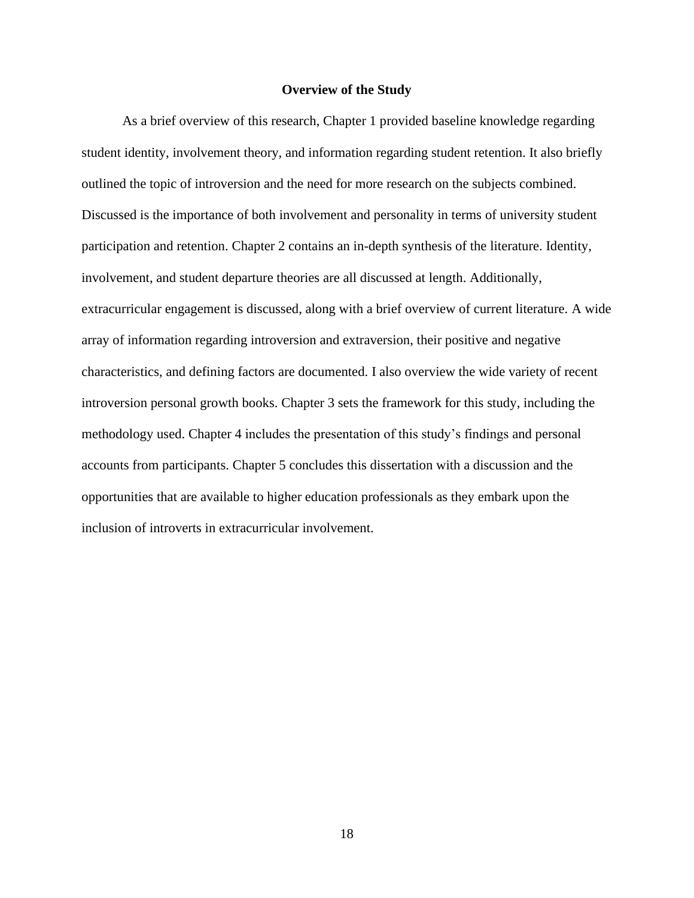## Overview of the Study

As a brief overview of this research, Chapter 1 provided baseline knowledge regarding student identity, involvement theory, and information regarding student retention. It also briefly outlined the topic of introversion and the need for more research on the subjects combined. Discussed is the importance of both involvement and personality in terms of university student participation and retention. Chapter 2 contains an in-depth synthesis of the literature. Identity, involvement, and student departure theories are all discussed at length. Additionally, extracurricular engagement is discussed, along with a brief overview of current literature. A wide array of information regarding introversion and extraversion, their positive and negative characteristics, and defining factors are documented. I also overview the wide variety of recent introversion personal growth books. Chapter 3 sets the framework for this study, including the methodology used. Chapter 4 includes the presentation of this study's findings and personal accounts from participants. Chapter 5 concludes this dissertation with a discussion and the opportunities that are available to higher education professionals as they embark upon the inclusion of introverts in extracurricular involvement.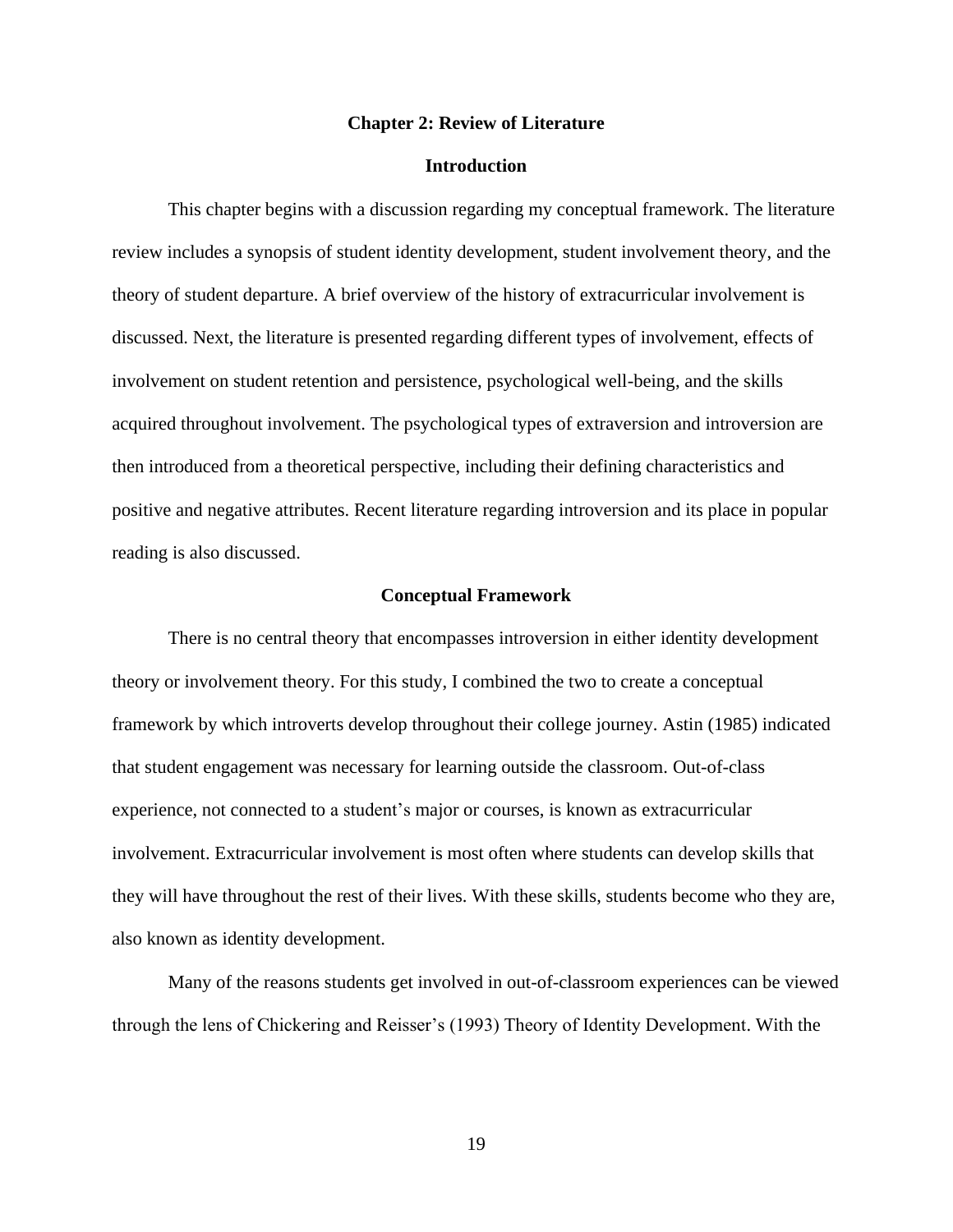# Chapter 2: Review of Literature

## Introduction

This chapter begins with a discussion regarding my conceptual framework. The literature review includes a synopsis of student identity development, student involvement theory, and the theory of student departure. A brief overview of the history of extracurricular involvement is discussed. Next, the literature is presented regarding different types of involvement, effects of involvement on student retention and persistence, psychological well-being, and the skills acquired throughout involvement. The psychological types of extraversion and introversion are then introduced from a theoretical perspective, including their defining characteristics and positive and negative attributes. Recent literature regarding introversion and its place in popular reading is also discussed.

## Conceptual Framework

There is no central theory that encompasses introversion in either identity development theory or involvement theory. For this study, I combined the two to create a conceptual framework by which introverts develop throughout their college journey. Astin (1985) indicated that student engagement was necessary for learning outside the classroom. Out-of-class experience, not connected to a student's major or courses, is known as extracurricular involvement. Extracurricular involvement is most often where students can develop skills that they will have throughout the rest of their lives. With these skills, students become who they are, also known as identity development.

Many of the reasons students get involved in out-of-classroom experiences can be viewed through the lens of Chickering and Reisser's (1993) Theory of Identity Development. With the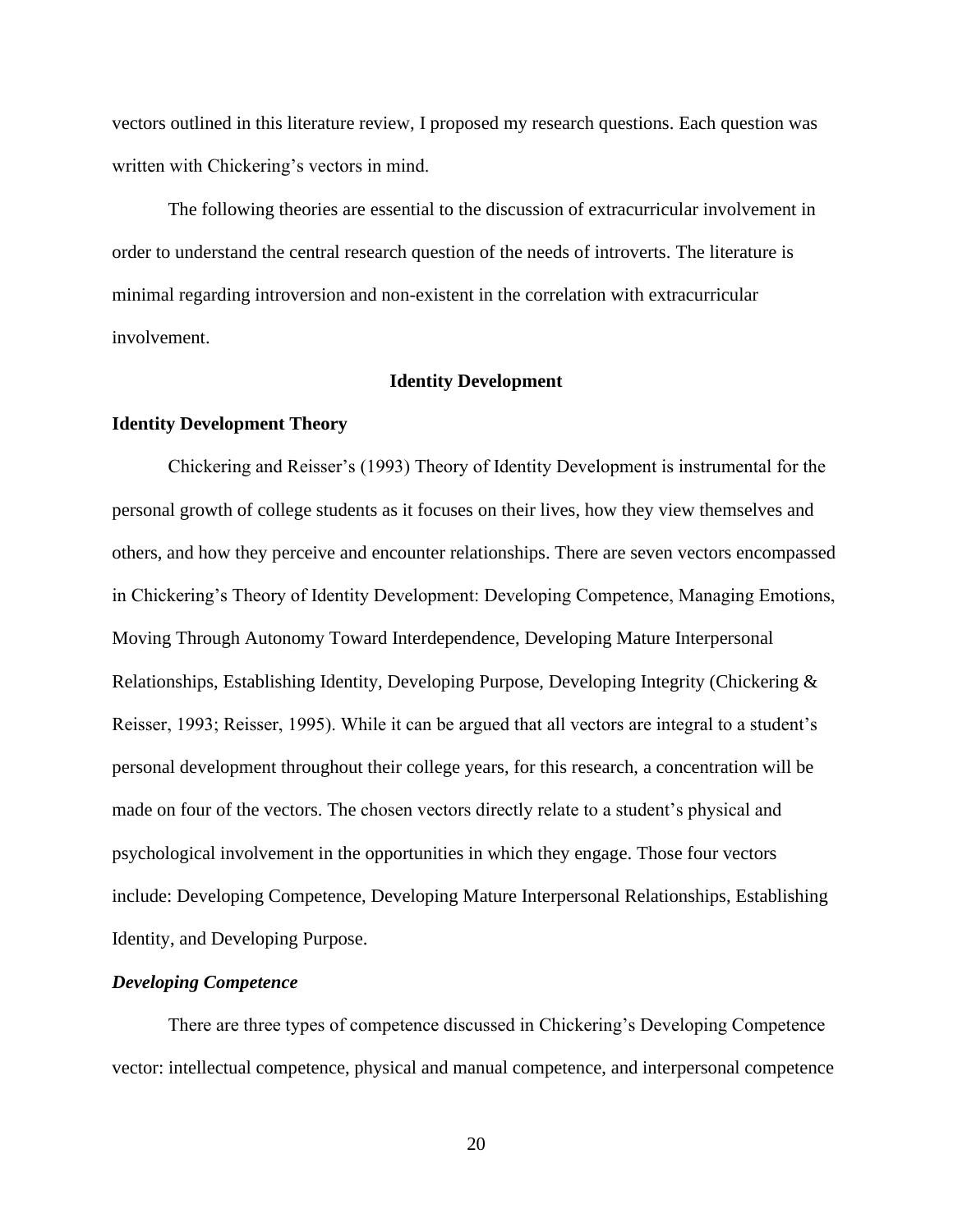vectors outlined in this literature review, I proposed my research questions. Each question was written with Chickering's vectors in mind.

The following theories are essential to the discussion of extracurricular involvement in order to understand the central research question of the needs of introverts. The literature is minimal regarding introversion and non-existent in the correlation with extracurricular involvement.

## Identity Development

### Identity Development Theory

Chickering and Reisser's (1993) Theory of Identity Development is instrumental for the personal growth of college students as it focuses on their lives, how they view themselves and others, and how they perceive and encounter relationships. There are seven vectors encompassed in Chickering's Theory of Identity Development: Developing Competence, Managing Emotions, Moving Through Autonomy Toward Interdependence, Developing Mature Interpersonal Relationships, Establishing Identity, Developing Purpose, Developing Integrity (Chickering & Reisser, 1993; Reisser, 1995). While it can be argued that all vectors are integral to a student's personal development throughout their college years, for this research, a concentration will be made on four of the vectors. The chosen vectors directly relate to a student's physical and psychological involvement in the opportunities in which they engage. Those four vectors include: Developing Competence, Developing Mature Interpersonal Relationships, Establishing Identity, and Developing Purpose.

#### *Developing Competence*

There are three types of competence discussed in Chickering's Developing Competence vector: intellectual competence, physical and manual competence, and interpersonal competence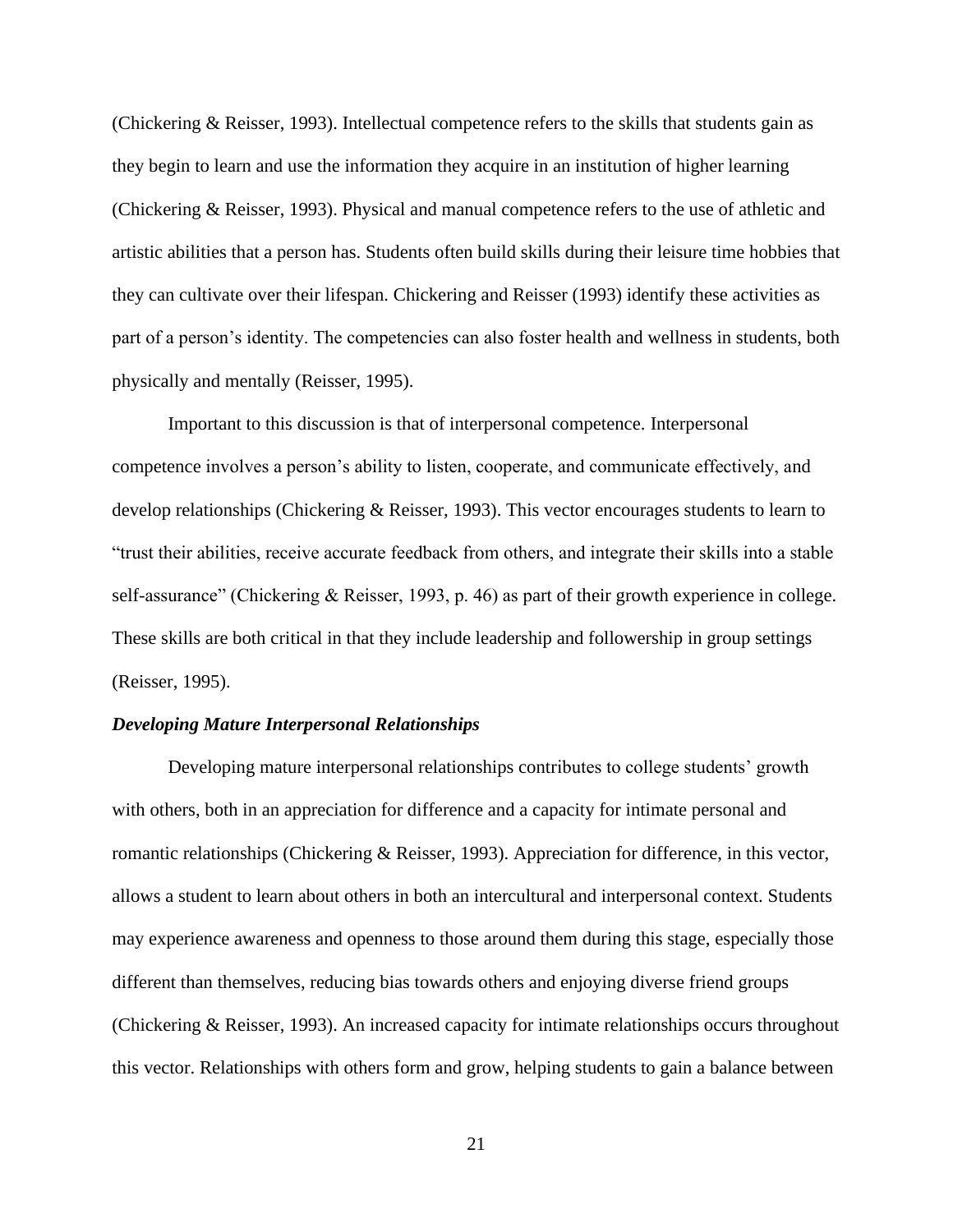(Chickering & Reisser, 1993). Intellectual competence refers to the skills that students gain as they begin to learn and use the information they acquire in an institution of higher learning (Chickering & Reisser, 1993). Physical and manual competence refers to the use of athletic and artistic abilities that a person has. Students often build skills during their leisure time hobbies that they can cultivate over their lifespan. Chickering and Reisser (1993) identify these activities as part of a person's identity. The competencies can also foster health and wellness in students, both physically and mentally (Reisser, 1995).

Important to this discussion is that of interpersonal competence. Interpersonal competence involves a person's ability to listen, cooperate, and communicate effectively, and develop relationships (Chickering & Reisser, 1993). This vector encourages students to learn to "trust their abilities, receive accurate feedback from others, and integrate their skills into a stable self-assurance" (Chickering & Reisser, 1993, p. 46) as part of their growth experience in college. These skills are both critical in that they include leadership and followership in group settings (Reisser, 1995).

### *Developing Mature Interpersonal Relationships*

Developing mature interpersonal relationships contributes to college students' growth with others, both in an appreciation for difference and a capacity for intimate personal and romantic relationships (Chickering & Reisser, 1993). Appreciation for difference, in this vector, allows a student to learn about others in both an intercultural and interpersonal context. Students may experience awareness and openness to those around them during this stage, especially those different than themselves, reducing bias towards others and enjoying diverse friend groups (Chickering & Reisser, 1993). An increased capacity for intimate relationships occurs throughout this vector. Relationships with others form and grow, helping students to gain a balance between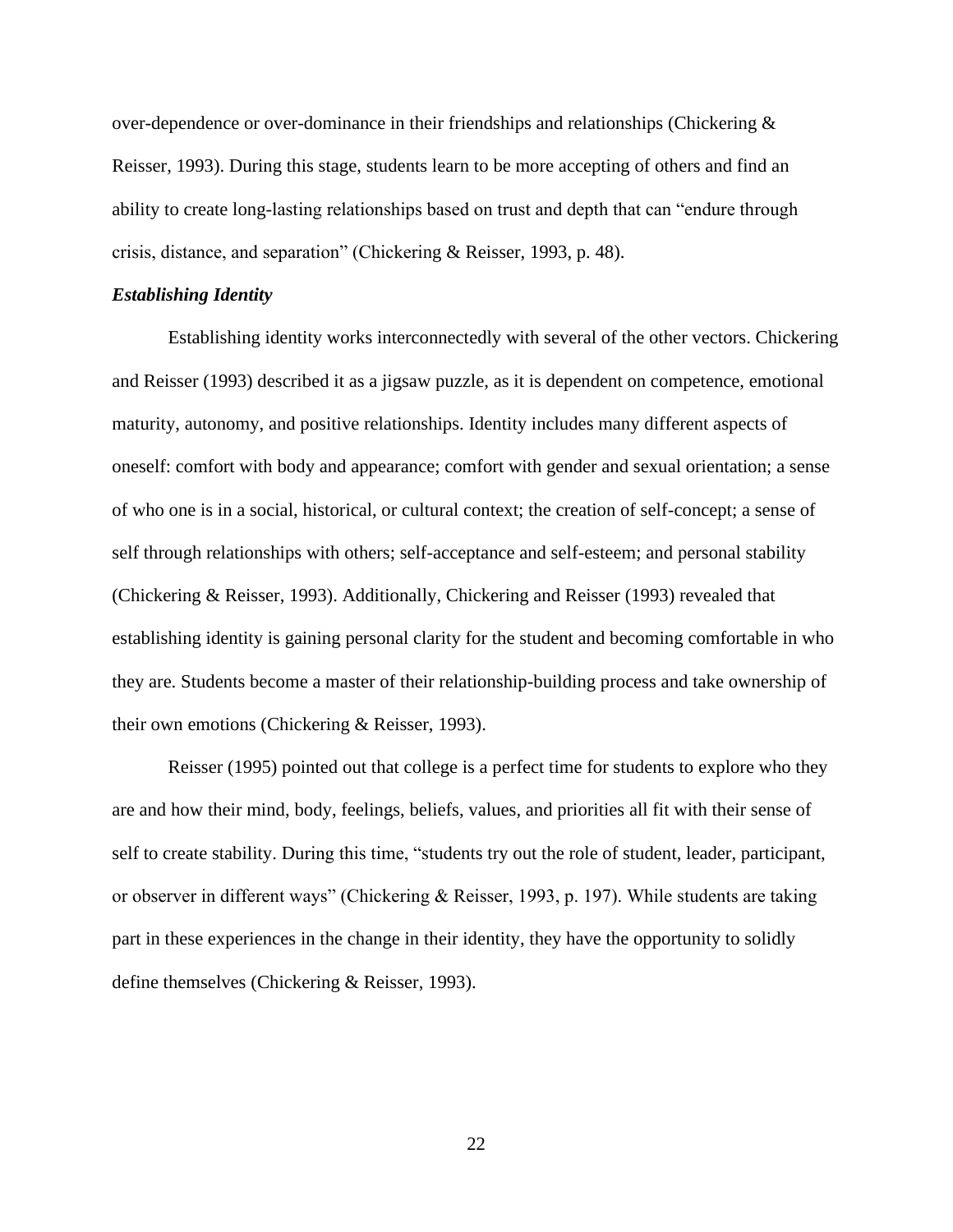over-dependence or over-dominance in their friendships and relationships (Chickering & Reisser, 1993). During this stage, students learn to be more accepting of others and find an ability to create long-lasting relationships based on trust and depth that can "endure through crisis, distance, and separation" (Chickering & Reisser, 1993, p. 48).

### ***Establishing Identity***

Establishing identity works interconnectedly with several of the other vectors. Chickering and Reisser (1993) described it as a jigsaw puzzle, as it is dependent on competence, emotional maturity, autonomy, and positive relationships. Identity includes many different aspects of oneself: comfort with body and appearance; comfort with gender and sexual orientation; a sense of who one is in a social, historical, or cultural context; the creation of self-concept; a sense of self through relationships with others; self-acceptance and self-esteem; and personal stability (Chickering & Reisser, 1993). Additionally, Chickering and Reisser (1993) revealed that establishing identity is gaining personal clarity for the student and becoming comfortable in who they are. Students become a master of their relationship-building process and take ownership of their own emotions (Chickering & Reisser, 1993).

Reisser (1995) pointed out that college is a perfect time for students to explore who they are and how their mind, body, feelings, beliefs, values, and priorities all fit with their sense of self to create stability. During this time, "students try out the role of student, leader, participant, or observer in different ways" (Chickering & Reisser, 1993, p. 197). While students are taking part in these experiences in the change in their identity, they have the opportunity to solidly define themselves (Chickering & Reisser, 1993).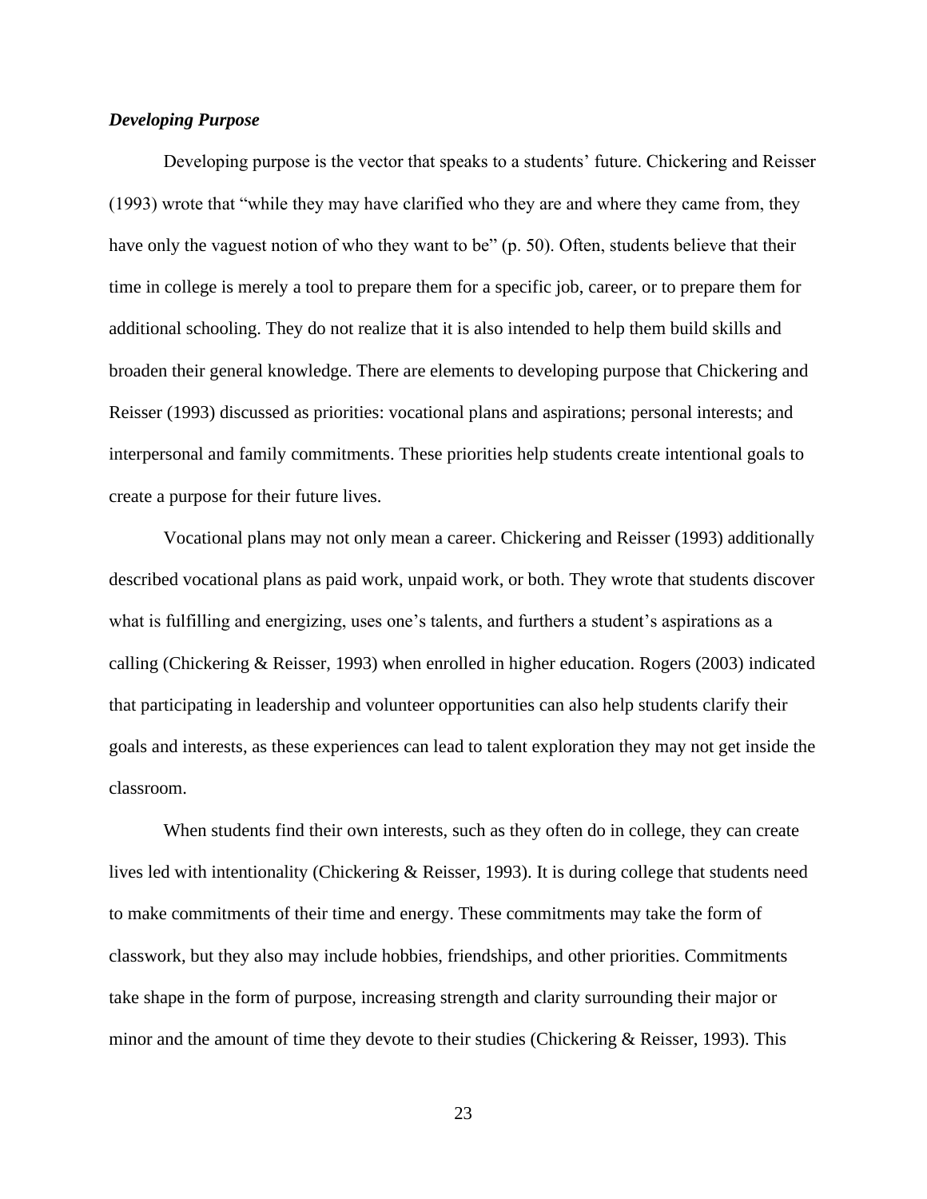### ***Developing Purpose***

Developing purpose is the vector that speaks to a students' future. Chickering and Reisser (1993) wrote that "while they may have clarified who they are and where they came from, they have only the vaguest notion of who they want to be" (p. 50). Often, students believe that their time in college is merely a tool to prepare them for a specific job, career, or to prepare them for additional schooling. They do not realize that it is also intended to help them build skills and broaden their general knowledge. There are elements to developing purpose that Chickering and Reisser (1993) discussed as priorities: vocational plans and aspirations; personal interests; and interpersonal and family commitments. These priorities help students create intentional goals to create a purpose for their future lives.

Vocational plans may not only mean a career. Chickering and Reisser (1993) additionally described vocational plans as paid work, unpaid work, or both. They wrote that students discover what is fulfilling and energizing, uses one's talents, and furthers a student's aspirations as a calling (Chickering & Reisser, 1993) when enrolled in higher education. Rogers (2003) indicated that participating in leadership and volunteer opportunities can also help students clarify their goals and interests, as these experiences can lead to talent exploration they may not get inside the classroom.

When students find their own interests, such as they often do in college, they can create lives led with intentionality (Chickering & Reisser, 1993). It is during college that students need to make commitments of their time and energy. These commitments may take the form of classwork, but they also may include hobbies, friendships, and other priorities. Commitments take shape in the form of purpose, increasing strength and clarity surrounding their major or minor and the amount of time they devote to their studies (Chickering & Reisser, 1993). This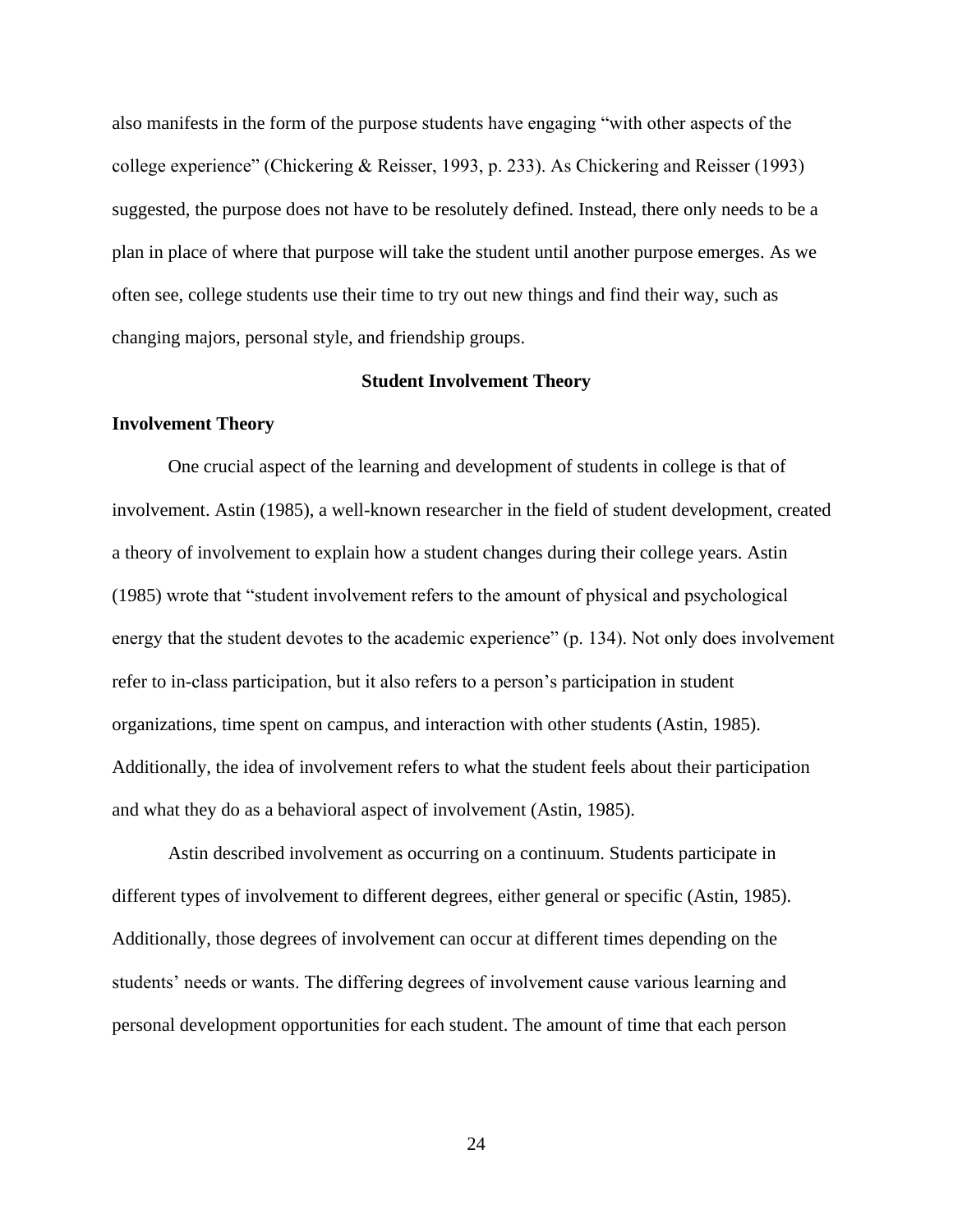also manifests in the form of the purpose students have engaging "with other aspects of the college experience" (Chickering & Reisser, 1993, p. 233). As Chickering and Reisser (1993) suggested, the purpose does not have to be resolutely defined. Instead, there only needs to be a plan in place of where that purpose will take the student until another purpose emerges. As we often see, college students use their time to try out new things and find their way, such as changing majors, personal style, and friendship groups.

## Student Involvement Theory

### Involvement Theory

One crucial aspect of the learning and development of students in college is that of involvement. Astin (1985), a well-known researcher in the field of student development, created a theory of involvement to explain how a student changes during their college years. Astin (1985) wrote that "student involvement refers to the amount of physical and psychological energy that the student devotes to the academic experience" (p. 134). Not only does involvement refer to in-class participation, but it also refers to a person's participation in student organizations, time spent on campus, and interaction with other students (Astin, 1985). Additionally, the idea of involvement refers to what the student feels about their participation and what they do as a behavioral aspect of involvement (Astin, 1985).

Astin described involvement as occurring on a continuum. Students participate in different types of involvement to different degrees, either general or specific (Astin, 1985). Additionally, those degrees of involvement can occur at different times depending on the students' needs or wants. The differing degrees of involvement cause various learning and personal development opportunities for each student. The amount of time that each person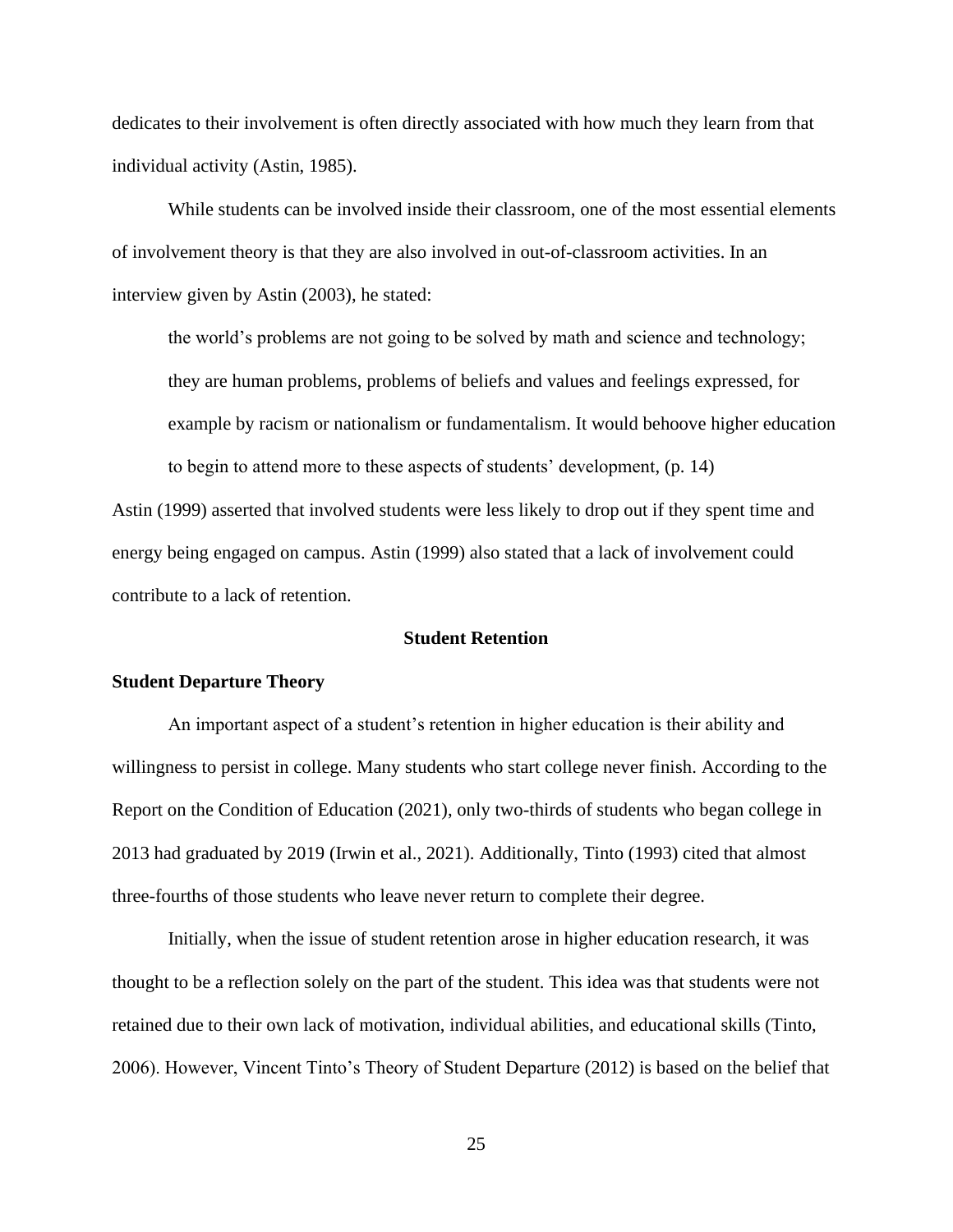dedicates to their involvement is often directly associated with how much they learn from that individual activity (Astin, 1985).

While students can be involved inside their classroom, one of the most essential elements of involvement theory is that they are also involved in out-of-classroom activities. In an interview given by Astin (2003), he stated:

> the world's problems are not going to be solved by math and science and technology; they are human problems, problems of beliefs and values and feelings expressed, for example by racism or nationalism or fundamentalism. It would behoove higher education to begin to attend more to these aspects of students' development, (p. 14)

Astin (1999) asserted that involved students were less likely to drop out if they spent time and energy being engaged on campus. Astin (1999) also stated that a lack of involvement could contribute to a lack of retention.

## Student Retention

### Student Departure Theory

An important aspect of a student's retention in higher education is their ability and willingness to persist in college. Many students who start college never finish. According to the Report on the Condition of Education (2021), only two-thirds of students who began college in 2013 had graduated by 2019 (Irwin et al., 2021). Additionally, Tinto (1993) cited that almost three-fourths of those students who leave never return to complete their degree.

Initially, when the issue of student retention arose in higher education research, it was thought to be a reflection solely on the part of the student. This idea was that students were not retained due to their own lack of motivation, individual abilities, and educational skills (Tinto, 2006). However, Vincent Tinto's Theory of Student Departure (2012) is based on the belief that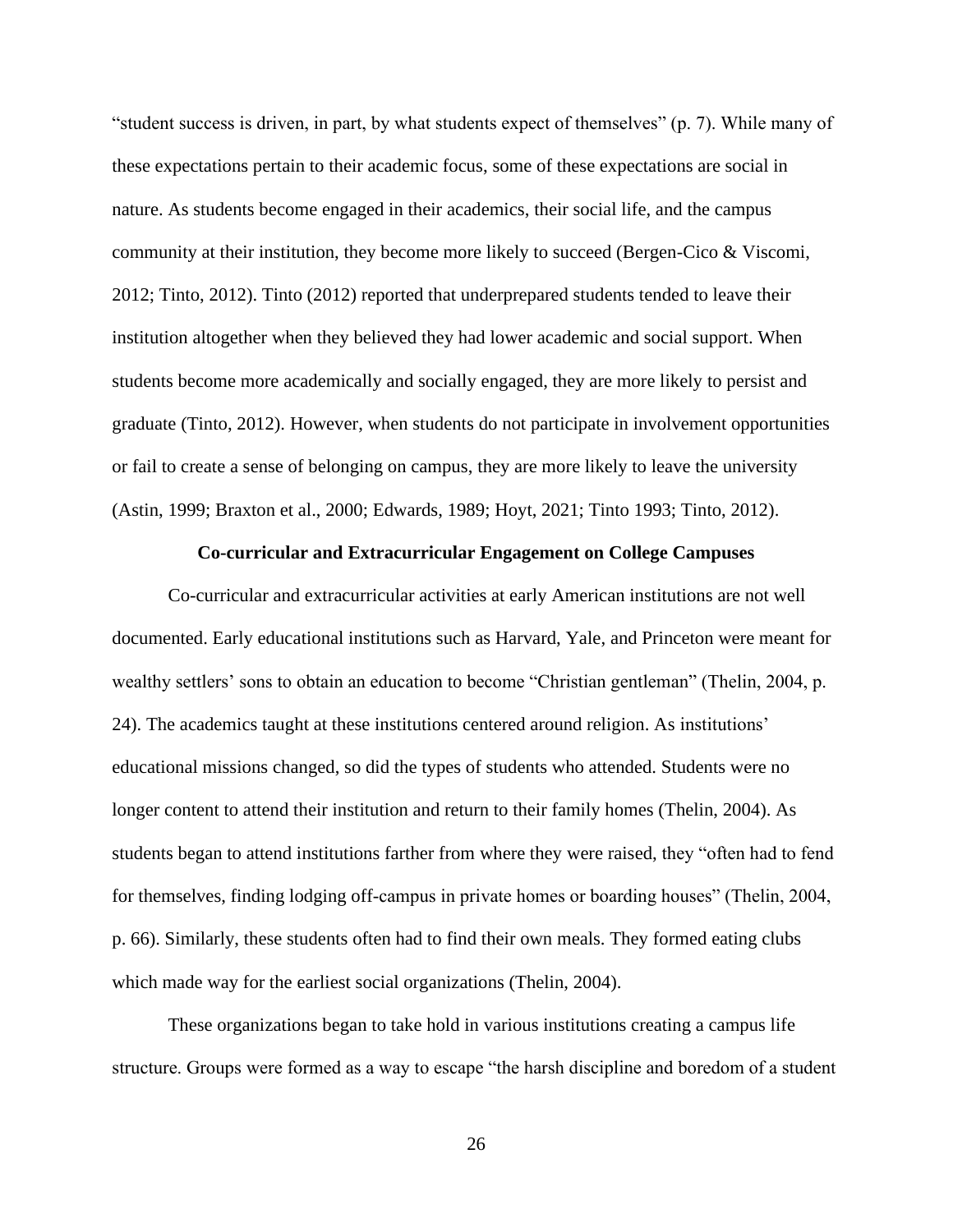"student success is driven, in part, by what students expect of themselves" (p. 7). While many of these expectations pertain to their academic focus, some of these expectations are social in nature. As students become engaged in their academics, their social life, and the campus community at their institution, they become more likely to succeed (Bergen-Cico & Viscomi, 2012; Tinto, 2012). Tinto (2012) reported that underprepared students tended to leave their institution altogether when they believed they had lower academic and social support. When students become more academically and socially engaged, they are more likely to persist and graduate (Tinto, 2012). However, when students do not participate in involvement opportunities or fail to create a sense of belonging on campus, they are more likely to leave the university (Astin, 1999; Braxton et al., 2000; Edwards, 1989; Hoyt, 2021; Tinto 1993; Tinto, 2012).

## Co-curricular and Extracurricular Engagement on College Campuses

Co-curricular and extracurricular activities at early American institutions are not well documented. Early educational institutions such as Harvard, Yale, and Princeton were meant for wealthy settlers' sons to obtain an education to become "Christian gentleman" (Thelin, 2004, p. 24). The academics taught at these institutions centered around religion. As institutions' educational missions changed, so did the types of students who attended. Students were no longer content to attend their institution and return to their family homes (Thelin, 2004). As students began to attend institutions farther from where they were raised, they "often had to fend for themselves, finding lodging off-campus in private homes or boarding houses" (Thelin, 2004, p. 66). Similarly, these students often had to find their own meals. They formed eating clubs which made way for the earliest social organizations (Thelin, 2004).

These organizations began to take hold in various institutions creating a campus life structure. Groups were formed as a way to escape "the harsh discipline and boredom of a student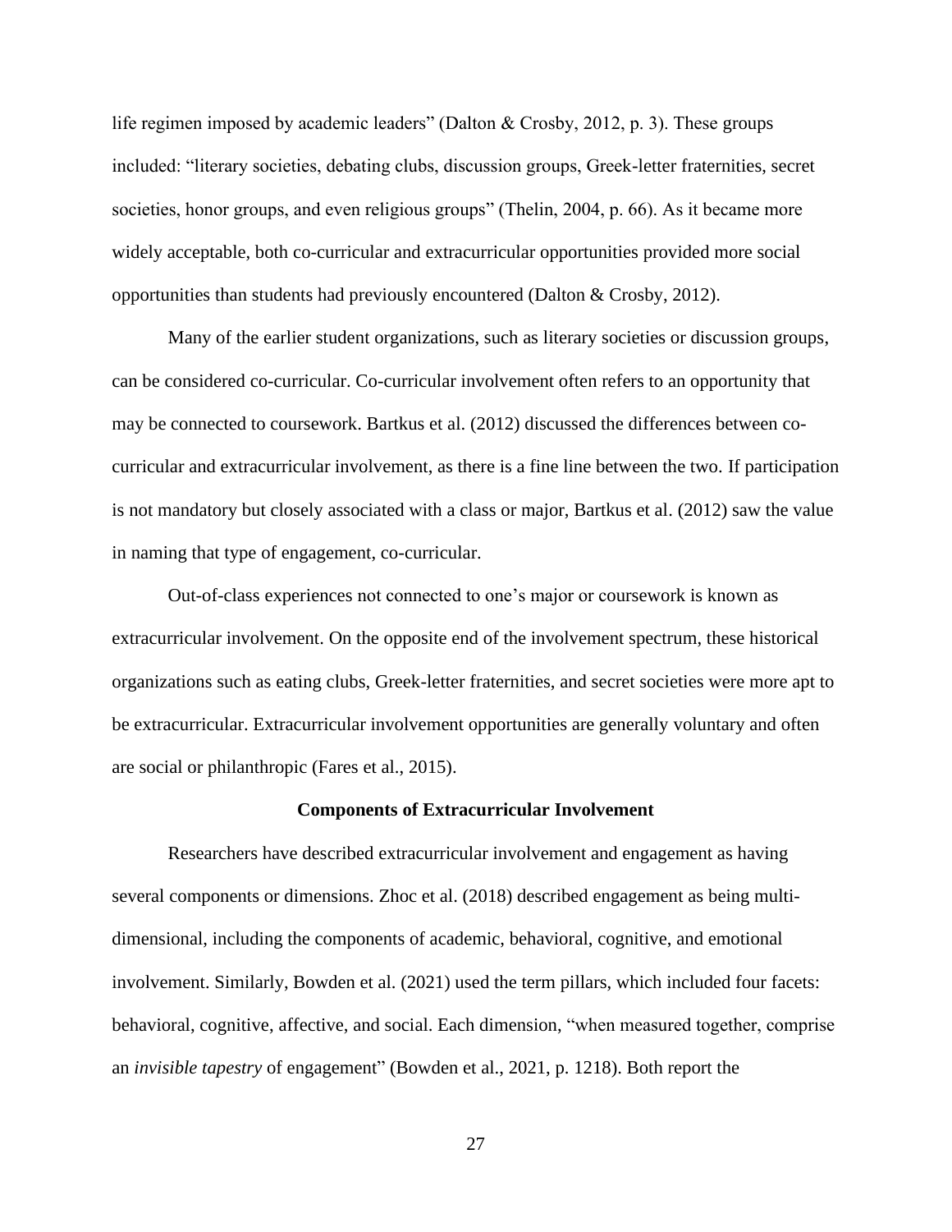life regimen imposed by academic leaders" (Dalton & Crosby, 2012, p. 3). These groups included: "literary societies, debating clubs, discussion groups, Greek-letter fraternities, secret societies, honor groups, and even religious groups" (Thelin, 2004, p. 66). As it became more widely acceptable, both co-curricular and extracurricular opportunities provided more social opportunities than students had previously encountered (Dalton & Crosby, 2012).

Many of the earlier student organizations, such as literary societies or discussion groups, can be considered co-curricular. Co-curricular involvement often refers to an opportunity that may be connected to coursework. Bartkus et al. (2012) discussed the differences between co-curricular and extracurricular involvement, as there is a fine line between the two. If participation is not mandatory but closely associated with a class or major, Bartkus et al. (2012) saw the value in naming that type of engagement, co-curricular.

Out-of-class experiences not connected to one's major or coursework is known as extracurricular involvement. On the opposite end of the involvement spectrum, these historical organizations such as eating clubs, Greek-letter fraternities, and secret societies were more apt to be extracurricular. Extracurricular involvement opportunities are generally voluntary and often are social or philanthropic (Fares et al., 2015).

## Components of Extracurricular Involvement

Researchers have described extracurricular involvement and engagement as having several components or dimensions. Zhoc et al. (2018) described engagement as being multi-dimensional, including the components of academic, behavioral, cognitive, and emotional involvement. Similarly, Bowden et al. (2021) used the term pillars, which included four facets: behavioral, cognitive, affective, and social. Each dimension, "when measured together, comprise an *invisible tapestry* of engagement" (Bowden et al., 2021, p. 1218). Both report the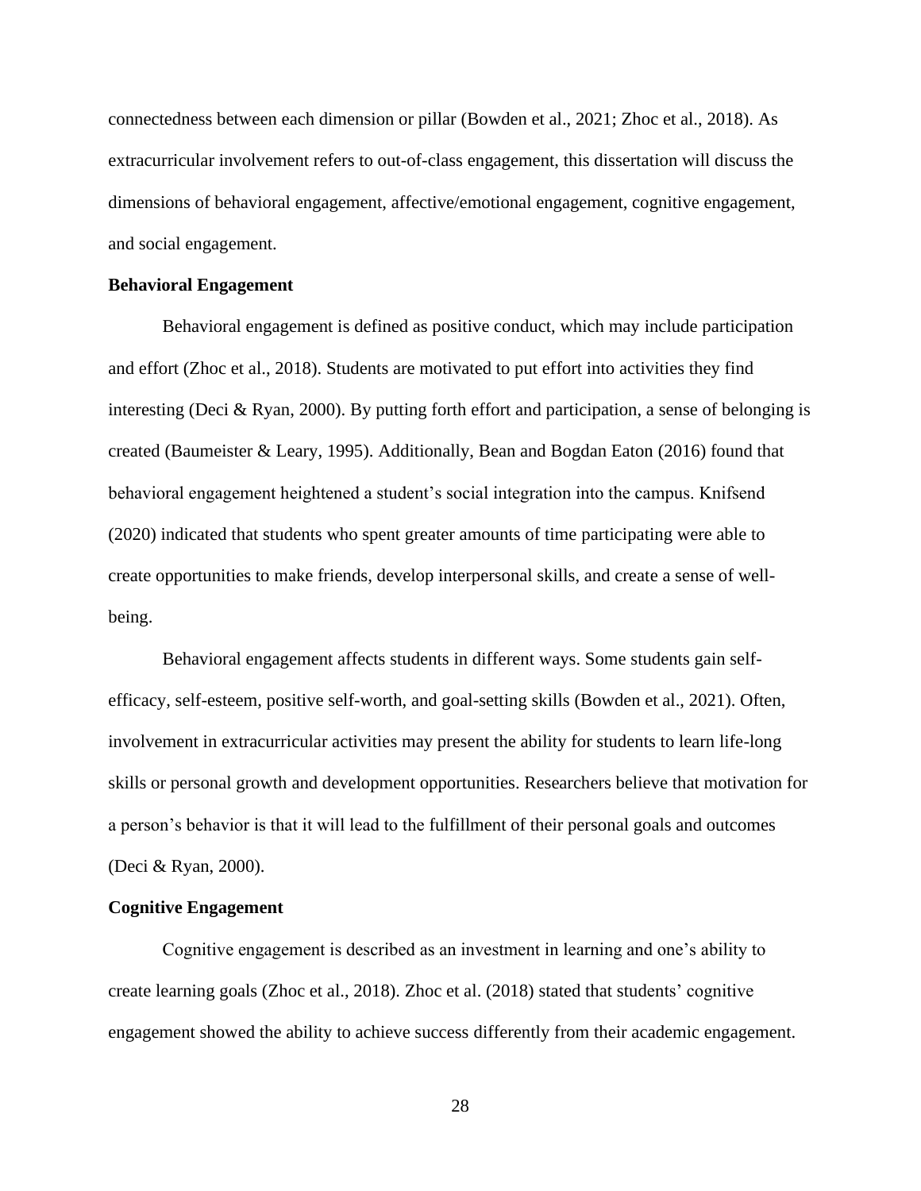connectedness between each dimension or pillar (Bowden et al., 2021; Zhoc et al., 2018). As extracurricular involvement refers to out-of-class engagement, this dissertation will discuss the dimensions of behavioral engagement, affective/emotional engagement, cognitive engagement, and social engagement.

**Behavioral Engagement**

Behavioral engagement is defined as positive conduct, which may include participation and effort (Zhoc et al., 2018). Students are motivated to put effort into activities they find interesting (Deci & Ryan, 2000). By putting forth effort and participation, a sense of belonging is created (Baumeister & Leary, 1995). Additionally, Bean and Bogdan Eaton (2016) found that behavioral engagement heightened a student's social integration into the campus. Knifsend (2020) indicated that students who spent greater amounts of time participating were able to create opportunities to make friends, develop interpersonal skills, and create a sense of well-being.

Behavioral engagement affects students in different ways. Some students gain self-efficacy, self-esteem, positive self-worth, and goal-setting skills (Bowden et al., 2021). Often, involvement in extracurricular activities may present the ability for students to learn life-long skills or personal growth and development opportunities. Researchers believe that motivation for a person's behavior is that it will lead to the fulfillment of their personal goals and outcomes (Deci & Ryan, 2000).

**Cognitive Engagement**

Cognitive engagement is described as an investment in learning and one's ability to create learning goals (Zhoc et al., 2018). Zhoc et al. (2018) stated that students' cognitive engagement showed the ability to achieve success differently from their academic engagement.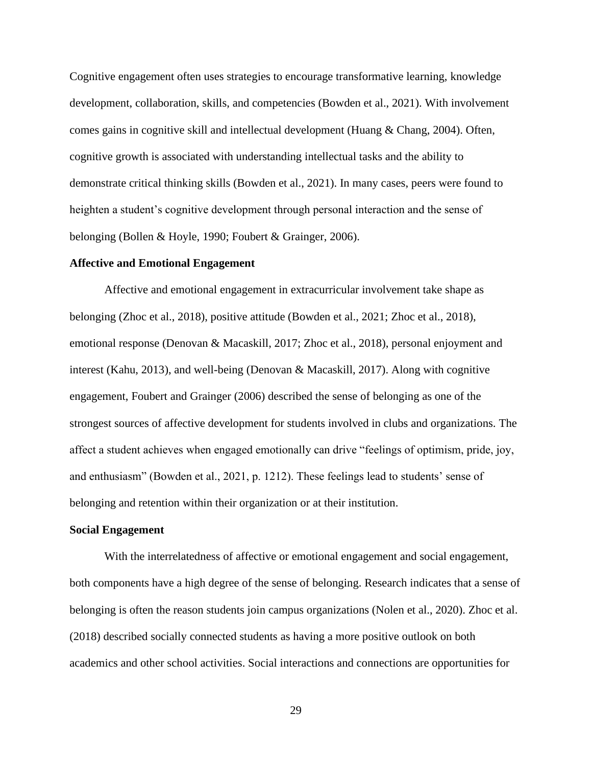Cognitive engagement often uses strategies to encourage transformative learning, knowledge development, collaboration, skills, and competencies (Bowden et al., 2021). With involvement comes gains in cognitive skill and intellectual development (Huang & Chang, 2004). Often, cognitive growth is associated with understanding intellectual tasks and the ability to demonstrate critical thinking skills (Bowden et al., 2021). In many cases, peers were found to heighten a student's cognitive development through personal interaction and the sense of belonging (Bollen & Hoyle, 1990; Foubert & Grainger, 2006).

### Affective and Emotional Engagement

Affective and emotional engagement in extracurricular involvement take shape as belonging (Zhoc et al., 2018), positive attitude (Bowden et al., 2021; Zhoc et al., 2018), emotional response (Denovan & Macaskill, 2017; Zhoc et al., 2018), personal enjoyment and interest (Kahu, 2013), and well-being (Denovan & Macaskill, 2017). Along with cognitive engagement, Foubert and Grainger (2006) described the sense of belonging as one of the strongest sources of affective development for students involved in clubs and organizations. The affect a student achieves when engaged emotionally can drive "feelings of optimism, pride, joy, and enthusiasm" (Bowden et al., 2021, p. 1212). These feelings lead to students' sense of belonging and retention within their organization or at their institution.

### Social Engagement

With the interrelatedness of affective or emotional engagement and social engagement, both components have a high degree of the sense of belonging. Research indicates that a sense of belonging is often the reason students join campus organizations (Nolen et al., 2020). Zhoc et al. (2018) described socially connected students as having a more positive outlook on both academics and other school activities. Social interactions and connections are opportunities for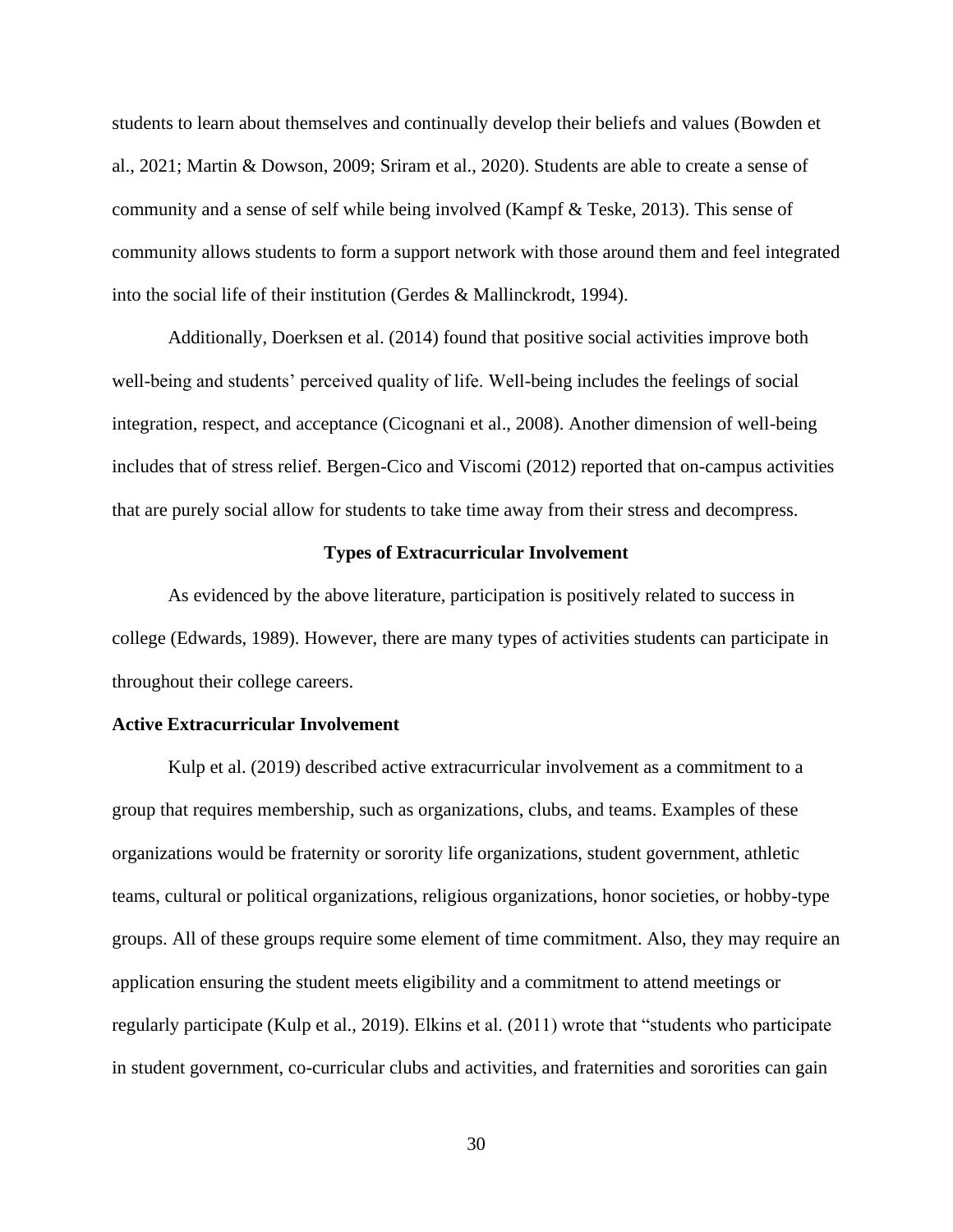students to learn about themselves and continually develop their beliefs and values (Bowden et al., 2021; Martin & Dowson, 2009; Sriram et al., 2020). Students are able to create a sense of community and a sense of self while being involved (Kampf & Teske, 2013). This sense of community allows students to form a support network with those around them and feel integrated into the social life of their institution (Gerdes & Mallinckrodt, 1994).

Additionally, Doerksen et al. (2014) found that positive social activities improve both well-being and students' perceived quality of life. Well-being includes the feelings of social integration, respect, and acceptance (Cicognani et al., 2008). Another dimension of well-being includes that of stress relief. Bergen-Cico and Viscomi (2012) reported that on-campus activities that are purely social allow for students to take time away from their stress and decompress.

## Types of Extracurricular Involvement

As evidenced by the above literature, participation is positively related to success in college (Edwards, 1989). However, there are many types of activities students can participate in throughout their college careers.

### Active Extracurricular Involvement

Kulp et al. (2019) described active extracurricular involvement as a commitment to a group that requires membership, such as organizations, clubs, and teams. Examples of these organizations would be fraternity or sorority life organizations, student government, athletic teams, cultural or political organizations, religious organizations, honor societies, or hobby-type groups. All of these groups require some element of time commitment. Also, they may require an application ensuring the student meets eligibility and a commitment to attend meetings or regularly participate (Kulp et al., 2019). Elkins et al. (2011) wrote that "students who participate in student government, co-curricular clubs and activities, and fraternities and sororities can gain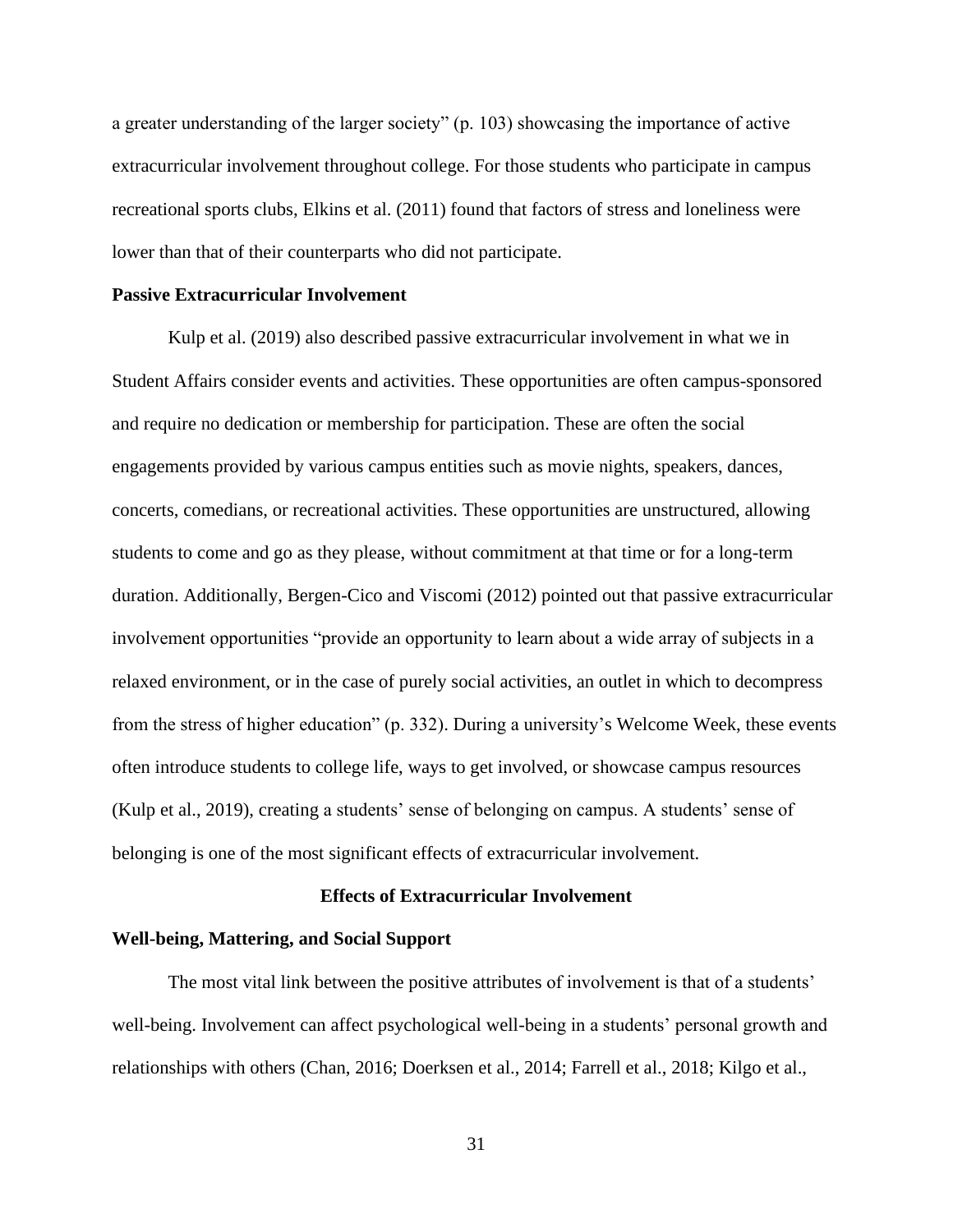a greater understanding of the larger society" (p. 103) showcasing the importance of active extracurricular involvement throughout college. For those students who participate in campus recreational sports clubs, Elkins et al. (2011) found that factors of stress and loneliness were lower than that of their counterparts who did not participate.

### Passive Extracurricular Involvement

Kulp et al. (2019) also described passive extracurricular involvement in what we in Student Affairs consider events and activities. These opportunities are often campus-sponsored and require no dedication or membership for participation. These are often the social engagements provided by various campus entities such as movie nights, speakers, dances, concerts, comedians, or recreational activities. These opportunities are unstructured, allowing students to come and go as they please, without commitment at that time or for a long-term duration. Additionally, Bergen-Cico and Viscomi (2012) pointed out that passive extracurricular involvement opportunities "provide an opportunity to learn about a wide array of subjects in a relaxed environment, or in the case of purely social activities, an outlet in which to decompress from the stress of higher education" (p. 332). During a university's Welcome Week, these events often introduce students to college life, ways to get involved, or showcase campus resources (Kulp et al., 2019), creating a students' sense of belonging on campus. A students' sense of belonging is one of the most significant effects of extracurricular involvement.

## Effects of Extracurricular Involvement

### Well-being, Mattering, and Social Support

The most vital link between the positive attributes of involvement is that of a students' well-being. Involvement can affect psychological well-being in a students' personal growth and relationships with others (Chan, 2016; Doerksen et al., 2014; Farrell et al., 2018; Kilgo et al.,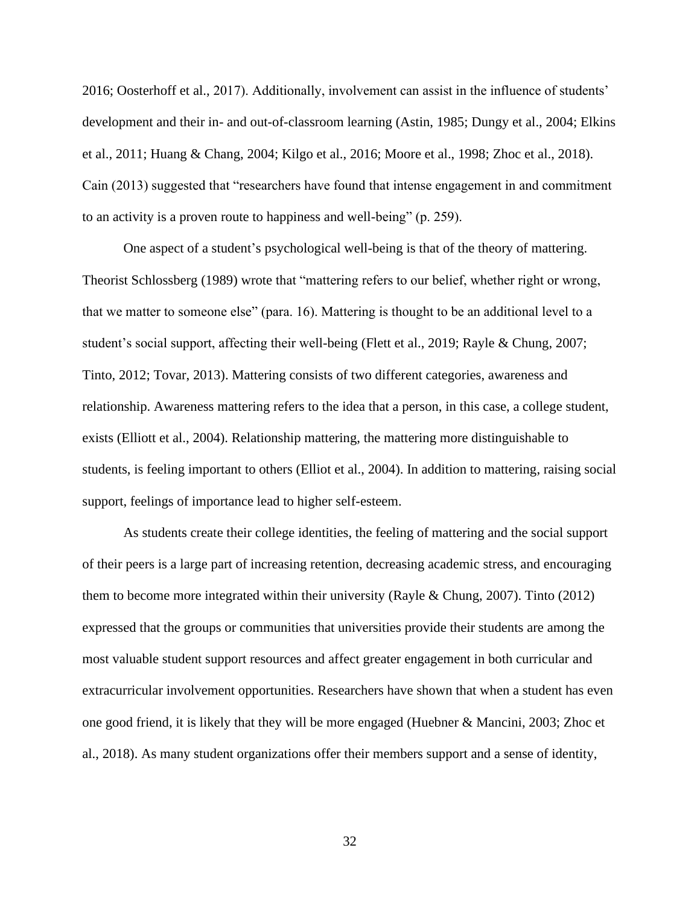2016; Oosterhoff et al., 2017). Additionally, involvement can assist in the influence of students' development and their in- and out-of-classroom learning (Astin, 1985; Dungy et al., 2004; Elkins et al., 2011; Huang & Chang, 2004; Kilgo et al., 2016; Moore et al., 1998; Zhoc et al., 2018). Cain (2013) suggested that "researchers have found that intense engagement in and commitment to an activity is a proven route to happiness and well-being" (p. 259).

One aspect of a student's psychological well-being is that of the theory of mattering. Theorist Schlossberg (1989) wrote that "mattering refers to our belief, whether right or wrong, that we matter to someone else" (para. 16). Mattering is thought to be an additional level to a student's social support, affecting their well-being (Flett et al., 2019; Rayle & Chung, 2007; Tinto, 2012; Tovar, 2013). Mattering consists of two different categories, awareness and relationship. Awareness mattering refers to the idea that a person, in this case, a college student, exists (Elliott et al., 2004). Relationship mattering, the mattering more distinguishable to students, is feeling important to others (Elliot et al., 2004). In addition to mattering, raising social support, feelings of importance lead to higher self-esteem.

As students create their college identities, the feeling of mattering and the social support of their peers is a large part of increasing retention, decreasing academic stress, and encouraging them to become more integrated within their university (Rayle & Chung, 2007). Tinto (2012) expressed that the groups or communities that universities provide their students are among the most valuable student support resources and affect greater engagement in both curricular and extracurricular involvement opportunities. Researchers have shown that when a student has even one good friend, it is likely that they will be more engaged (Huebner & Mancini, 2003; Zhoc et al., 2018). As many student organizations offer their members support and a sense of identity,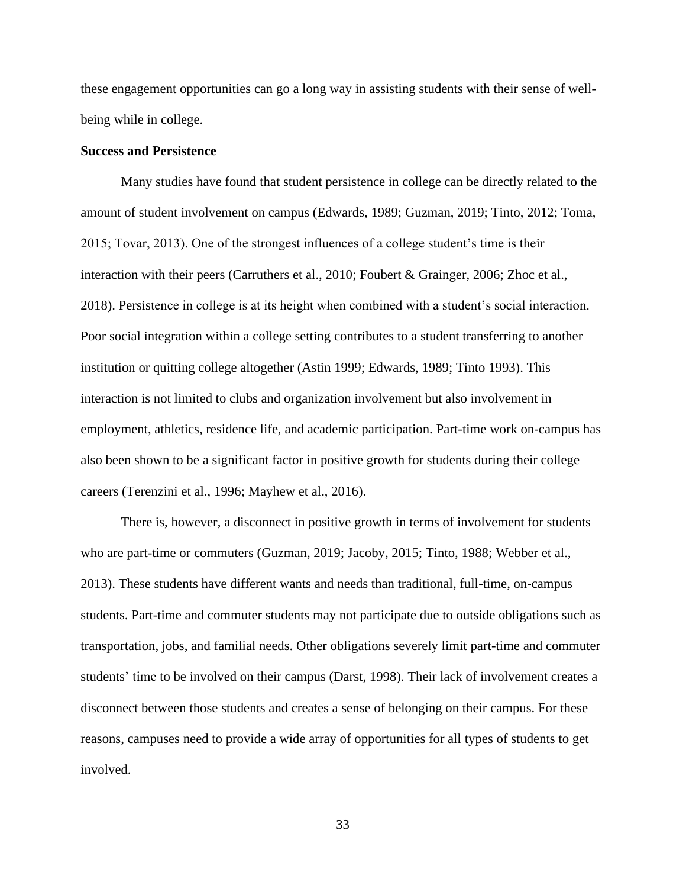these engagement opportunities can go a long way in assisting students with their sense of well-being while in college.

**Success and Persistence**

Many studies have found that student persistence in college can be directly related to the amount of student involvement on campus (Edwards, 1989; Guzman, 2019; Tinto, 2012; Toma, 2015; Tovar, 2013). One of the strongest influences of a college student's time is their interaction with their peers (Carruthers et al., 2010; Foubert & Grainger, 2006; Zhoc et al., 2018). Persistence in college is at its height when combined with a student's social interaction. Poor social integration within a college setting contributes to a student transferring to another institution or quitting college altogether (Astin 1999; Edwards, 1989; Tinto 1993). This interaction is not limited to clubs and organization involvement but also involvement in employment, athletics, residence life, and academic participation. Part-time work on-campus has also been shown to be a significant factor in positive growth for students during their college careers (Terenzini et al., 1996; Mayhew et al., 2016).

There is, however, a disconnect in positive growth in terms of involvement for students who are part-time or commuters (Guzman, 2019; Jacoby, 2015; Tinto, 1988; Webber et al., 2013). These students have different wants and needs than traditional, full-time, on-campus students. Part-time and commuter students may not participate due to outside obligations such as transportation, jobs, and familial needs. Other obligations severely limit part-time and commuter students' time to be involved on their campus (Darst, 1998). Their lack of involvement creates a disconnect between those students and creates a sense of belonging on their campus. For these reasons, campuses need to provide a wide array of opportunities for all types of students to get involved.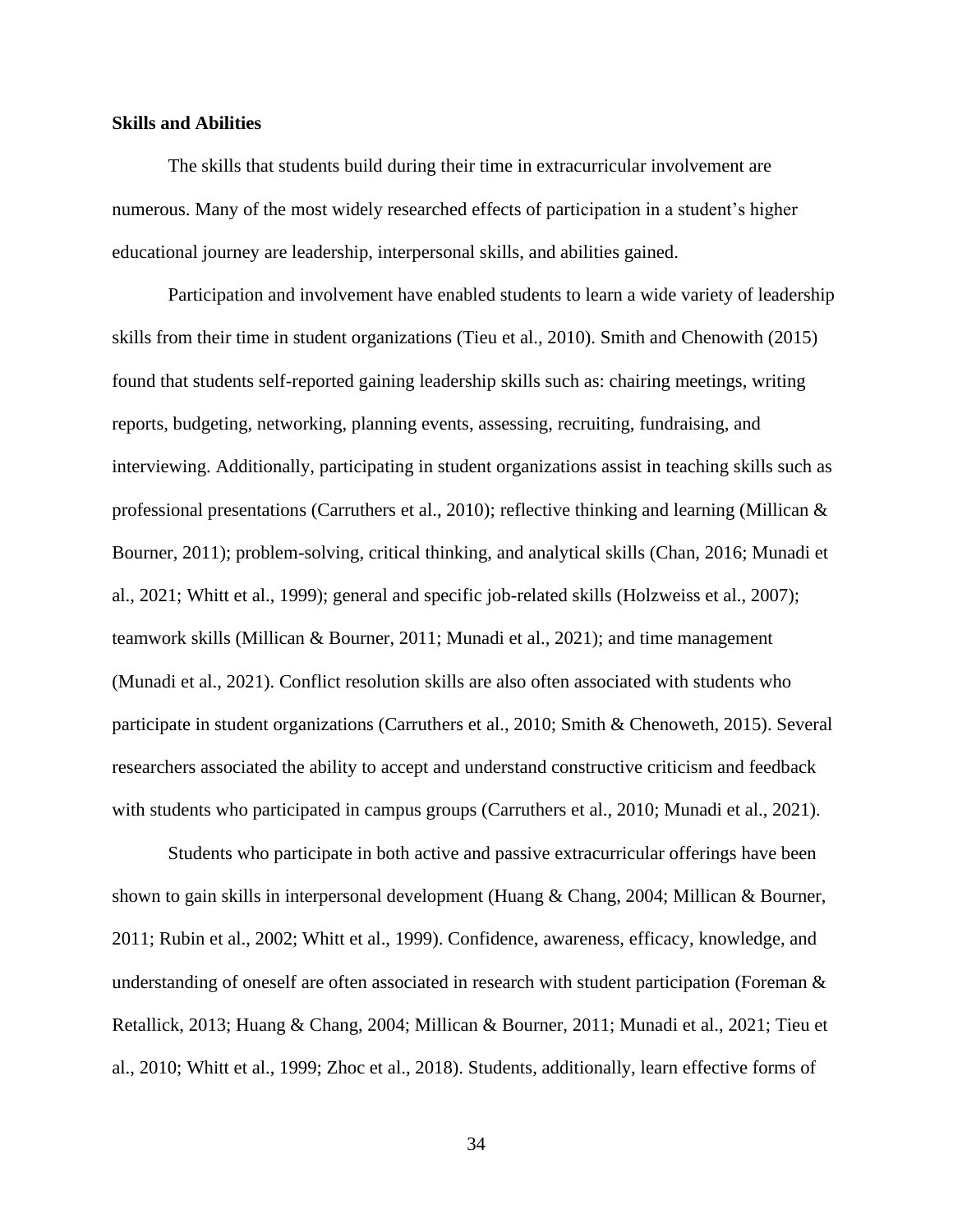**Skills and Abilities**

The skills that students build during their time in extracurricular involvement are numerous. Many of the most widely researched effects of participation in a student's higher educational journey are leadership, interpersonal skills, and abilities gained.

Participation and involvement have enabled students to learn a wide variety of leadership skills from their time in student organizations (Tieu et al., 2010). Smith and Chenowith (2015) found that students self-reported gaining leadership skills such as: chairing meetings, writing reports, budgeting, networking, planning events, assessing, recruiting, fundraising, and interviewing. Additionally, participating in student organizations assist in teaching skills such as professional presentations (Carruthers et al., 2010); reflective thinking and learning (Millican & Bourner, 2011); problem-solving, critical thinking, and analytical skills (Chan, 2016; Munadi et al., 2021; Whitt et al., 1999); general and specific job-related skills (Holzweiss et al., 2007); teamwork skills (Millican & Bourner, 2011; Munadi et al., 2021); and time management (Munadi et al., 2021). Conflict resolution skills are also often associated with students who participate in student organizations (Carruthers et al., 2010; Smith & Chenoweth, 2015). Several researchers associated the ability to accept and understand constructive criticism and feedback with students who participated in campus groups (Carruthers et al., 2010; Munadi et al., 2021).

Students who participate in both active and passive extracurricular offerings have been shown to gain skills in interpersonal development (Huang & Chang, 2004; Millican & Bourner, 2011; Rubin et al., 2002; Whitt et al., 1999). Confidence, awareness, efficacy, knowledge, and understanding of oneself are often associated in research with student participation (Foreman & Retallick, 2013; Huang & Chang, 2004; Millican & Bourner, 2011; Munadi et al., 2021; Tieu et al., 2010; Whitt et al., 1999; Zhoc et al., 2018). Students, additionally, learn effective forms of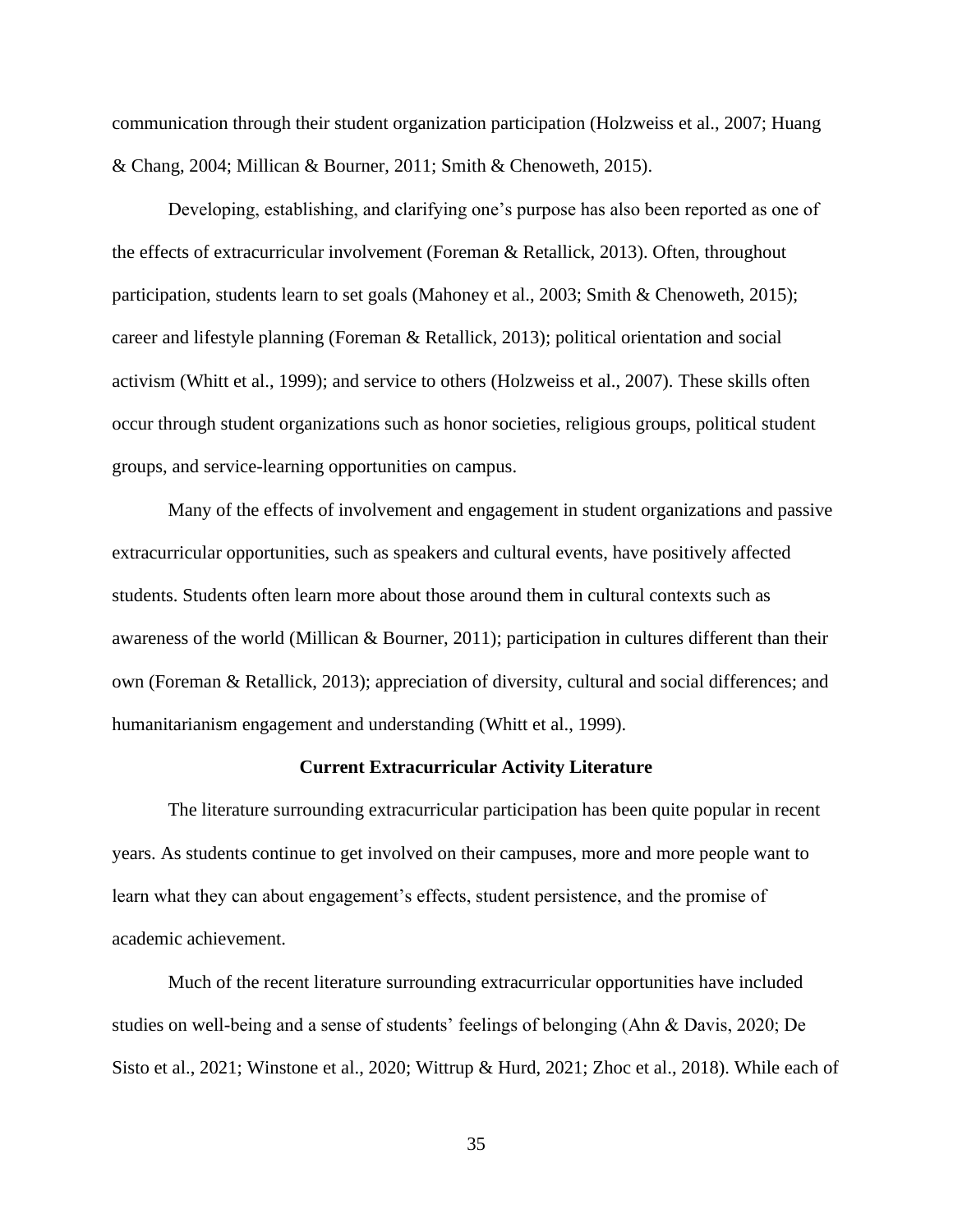communication through their student organization participation (Holzweiss et al., 2007; Huang & Chang, 2004; Millican & Bourner, 2011; Smith & Chenoweth, 2015).

Developing, establishing, and clarifying one's purpose has also been reported as one of the effects of extracurricular involvement (Foreman & Retallick, 2013). Often, throughout participation, students learn to set goals (Mahoney et al., 2003; Smith & Chenoweth, 2015); career and lifestyle planning (Foreman & Retallick, 2013); political orientation and social activism (Whitt et al., 1999); and service to others (Holzweiss et al., 2007). These skills often occur through student organizations such as honor societies, religious groups, political student groups, and service-learning opportunities on campus.

Many of the effects of involvement and engagement in student organizations and passive extracurricular opportunities, such as speakers and cultural events, have positively affected students. Students often learn more about those around them in cultural contexts such as awareness of the world (Millican & Bourner, 2011); participation in cultures different than their own (Foreman & Retallick, 2013); appreciation of diversity, cultural and social differences; and humanitarianism engagement and understanding (Whitt et al., 1999).

## Current Extracurricular Activity Literature

The literature surrounding extracurricular participation has been quite popular in recent years. As students continue to get involved on their campuses, more and more people want to learn what they can about engagement's effects, student persistence, and the promise of academic achievement.

Much of the recent literature surrounding extracurricular opportunities have included studies on well-being and a sense of students' feelings of belonging (Ahn & Davis, 2020; De Sisto et al., 2021; Winstone et al., 2020; Wittrup & Hurd, 2021; Zhoc et al., 2018). While each of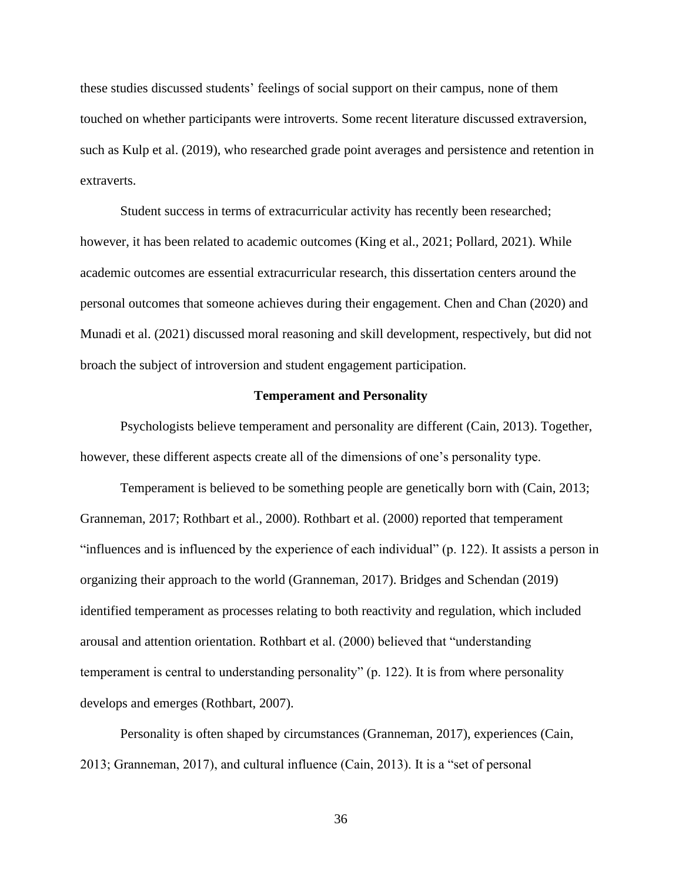these studies discussed students' feelings of social support on their campus, none of them touched on whether participants were introverts. Some recent literature discussed extraversion, such as Kulp et al. (2019), who researched grade point averages and persistence and retention in extraverts.

Student success in terms of extracurricular activity has recently been researched; however, it has been related to academic outcomes (King et al., 2021; Pollard, 2021). While academic outcomes are essential extracurricular research, this dissertation centers around the personal outcomes that someone achieves during their engagement. Chen and Chan (2020) and Munadi et al. (2021) discussed moral reasoning and skill development, respectively, but did not broach the subject of introversion and student engagement participation.

## Temperament and Personality

Psychologists believe temperament and personality are different (Cain, 2013). Together, however, these different aspects create all of the dimensions of one's personality type.

Temperament is believed to be something people are genetically born with (Cain, 2013; Granneman, 2017; Rothbart et al., 2000). Rothbart et al. (2000) reported that temperament "influences and is influenced by the experience of each individual" (p. 122). It assists a person in organizing their approach to the world (Granneman, 2017). Bridges and Schendan (2019) identified temperament as processes relating to both reactivity and regulation, which included arousal and attention orientation. Rothbart et al. (2000) believed that "understanding temperament is central to understanding personality" (p. 122). It is from where personality develops and emerges (Rothbart, 2007).

Personality is often shaped by circumstances (Granneman, 2017), experiences (Cain, 2013; Granneman, 2017), and cultural influence (Cain, 2013). It is a "set of personal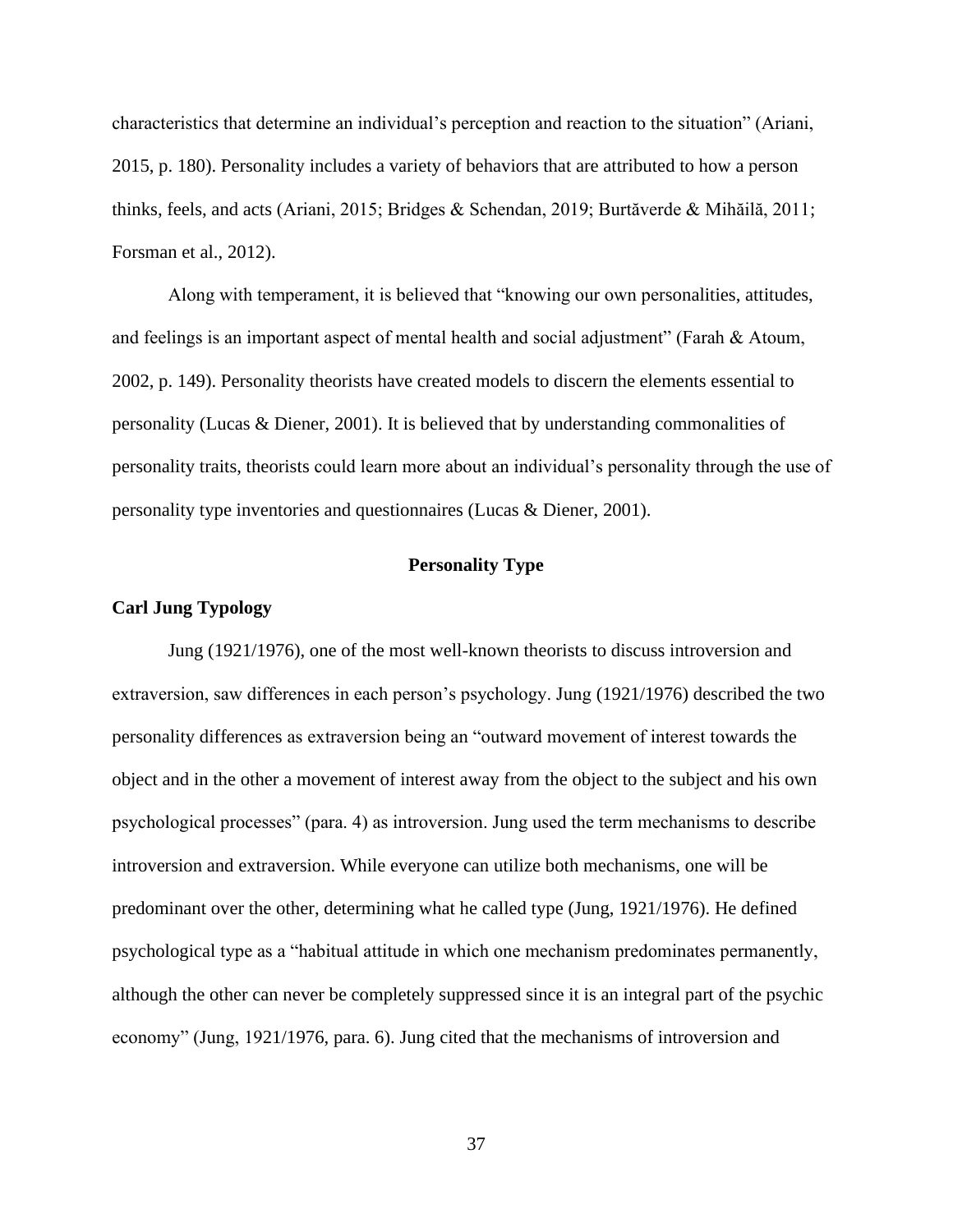characteristics that determine an individual's perception and reaction to the situation" (Ariani, 2015, p. 180). Personality includes a variety of behaviors that are attributed to how a person thinks, feels, and acts (Ariani, 2015; Bridges & Schendan, 2019; Burtăverde & Mihăilă, 2011; Forsman et al., 2012).

Along with temperament, it is believed that "knowing our own personalities, attitudes, and feelings is an important aspect of mental health and social adjustment" (Farah & Atoum, 2002, p. 149). Personality theorists have created models to discern the elements essential to personality (Lucas & Diener, 2001). It is believed that by understanding commonalities of personality traits, theorists could learn more about an individual's personality through the use of personality type inventories and questionnaires (Lucas & Diener, 2001).

## Personality Type

### Carl Jung Typology

Jung (1921/1976), one of the most well-known theorists to discuss introversion and extraversion, saw differences in each person's psychology. Jung (1921/1976) described the two personality differences as extraversion being an "outward movement of interest towards the object and in the other a movement of interest away from the object to the subject and his own psychological processes" (para. 4) as introversion. Jung used the term mechanisms to describe introversion and extraversion. While everyone can utilize both mechanisms, one will be predominant over the other, determining what he called type (Jung, 1921/1976). He defined psychological type as a "habitual attitude in which one mechanism predominates permanently, although the other can never be completely suppressed since it is an integral part of the psychic economy" (Jung, 1921/1976, para. 6). Jung cited that the mechanisms of introversion and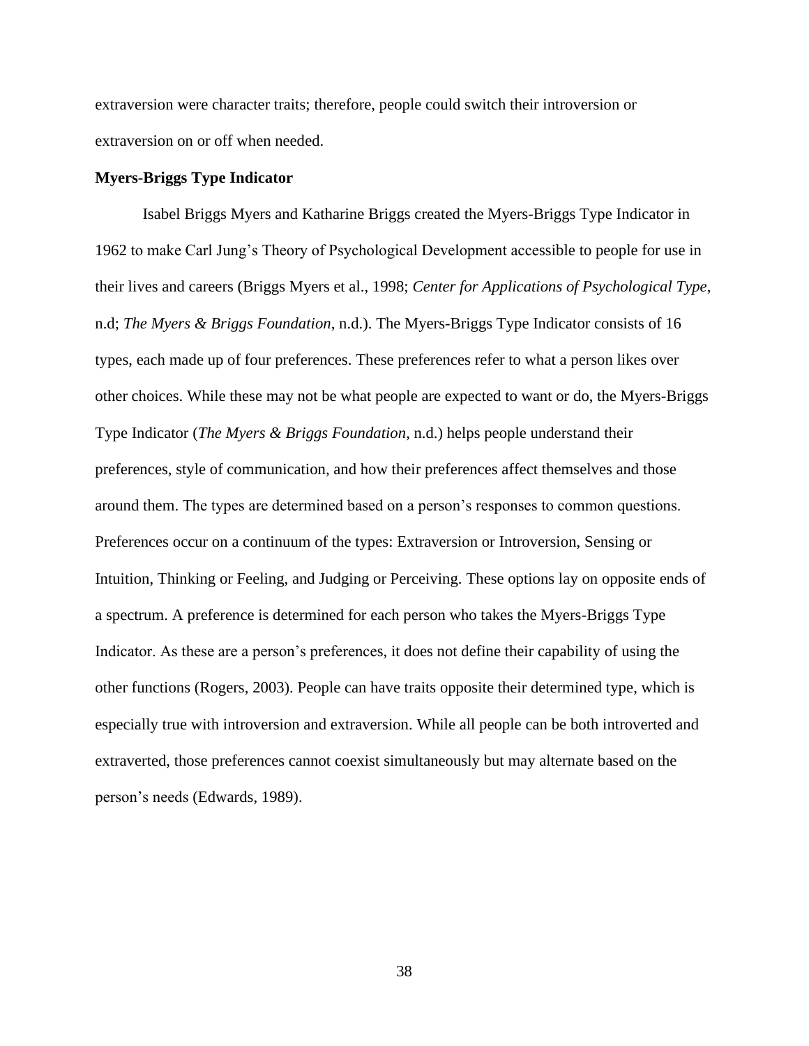extraversion were character traits; therefore, people could switch their introversion or extraversion on or off when needed.

**Myers-Briggs Type Indicator**

Isabel Briggs Myers and Katharine Briggs created the Myers-Briggs Type Indicator in 1962 to make Carl Jung's Theory of Psychological Development accessible to people for use in their lives and careers (Briggs Myers et al., 1998; *Center for Applications of Psychological Type*, n.d; *The Myers & Briggs Foundation*, n.d.). The Myers-Briggs Type Indicator consists of 16 types, each made up of four preferences. These preferences refer to what a person likes over other choices. While these may not be what people are expected to want or do, the Myers-Briggs Type Indicator (*The Myers & Briggs Foundation*, n.d.) helps people understand their preferences, style of communication, and how their preferences affect themselves and those around them. The types are determined based on a person's responses to common questions. Preferences occur on a continuum of the types: Extraversion or Introversion, Sensing or Intuition, Thinking or Feeling, and Judging or Perceiving. These options lay on opposite ends of a spectrum. A preference is determined for each person who takes the Myers-Briggs Type Indicator. As these are a person's preferences, it does not define their capability of using the other functions (Rogers, 2003). People can have traits opposite their determined type, which is especially true with introversion and extraversion. While all people can be both introverted and extraverted, those preferences cannot coexist simultaneously but may alternate based on the person's needs (Edwards, 1989).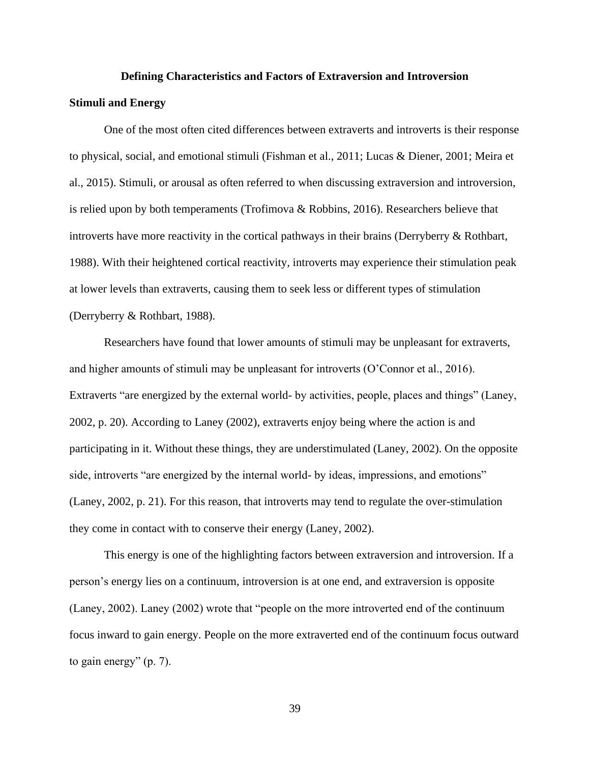## Defining Characteristics and Factors of Extraversion and Introversion

### Stimuli and Energy

One of the most often cited differences between extraverts and introverts is their response to physical, social, and emotional stimuli (Fishman et al., 2011; Lucas & Diener, 2001; Meira et al., 2015). Stimuli, or arousal as often referred to when discussing extraversion and introversion, is relied upon by both temperaments (Trofimova & Robbins, 2016). Researchers believe that introverts have more reactivity in the cortical pathways in their brains (Derryberry & Rothbart, 1988). With their heightened cortical reactivity, introverts may experience their stimulation peak at lower levels than extraverts, causing them to seek less or different types of stimulation (Derryberry & Rothbart, 1988).

Researchers have found that lower amounts of stimuli may be unpleasant for extraverts, and higher amounts of stimuli may be unpleasant for introverts (O'Connor et al., 2016). Extraverts "are energized by the external world- by activities, people, places and things" (Laney, 2002, p. 20). According to Laney (2002), extraverts enjoy being where the action is and participating in it. Without these things, they are understimulated (Laney, 2002). On the opposite side, introverts "are energized by the internal world- by ideas, impressions, and emotions" (Laney, 2002, p. 21). For this reason, that introverts may tend to regulate the over-stimulation they come in contact with to conserve their energy (Laney, 2002).

This energy is one of the highlighting factors between extraversion and introversion. If a person's energy lies on a continuum, introversion is at one end, and extraversion is opposite (Laney, 2002). Laney (2002) wrote that "people on the more introverted end of the continuum focus inward to gain energy. People on the more extraverted end of the continuum focus outward to gain energy" (p. 7).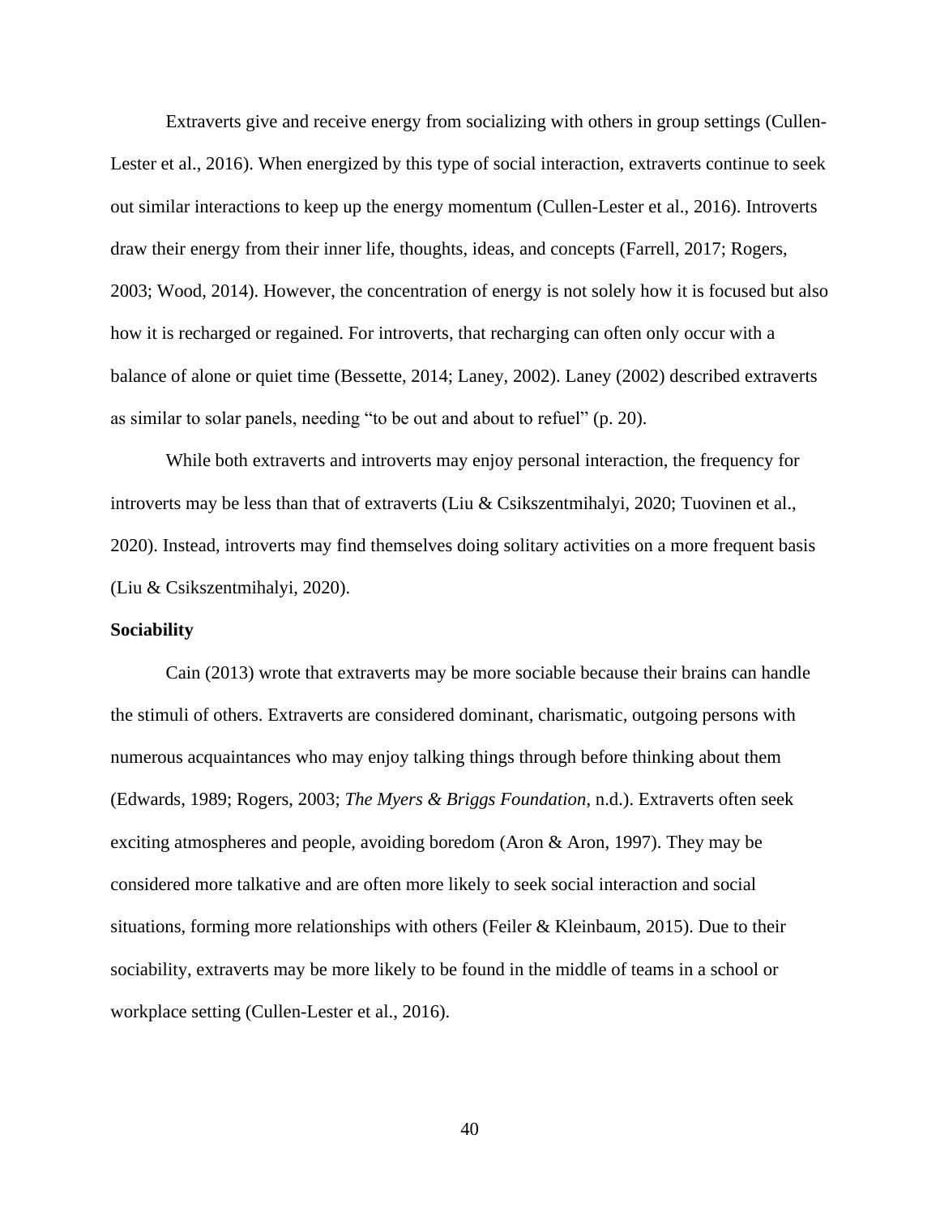Extraverts give and receive energy from socializing with others in group settings (Cullen-Lester et al., 2016). When energized by this type of social interaction, extraverts continue to seek out similar interactions to keep up the energy momentum (Cullen-Lester et al., 2016). Introverts draw their energy from their inner life, thoughts, ideas, and concepts (Farrell, 2017; Rogers, 2003; Wood, 2014). However, the concentration of energy is not solely how it is focused but also how it is recharged or regained. For introverts, that recharging can often only occur with a balance of alone or quiet time (Bessette, 2014; Laney, 2002). Laney (2002) described extraverts as similar to solar panels, needing "to be out and about to refuel" (p. 20).

While both extraverts and introverts may enjoy personal interaction, the frequency for introverts may be less than that of extraverts (Liu & Csikszentmihalyi, 2020; Tuovinen et al., 2020). Instead, introverts may find themselves doing solitary activities on a more frequent basis (Liu & Csikszentmihalyi, 2020).

**Sociability**

Cain (2013) wrote that extraverts may be more sociable because their brains can handle the stimuli of others. Extraverts are considered dominant, charismatic, outgoing persons with numerous acquaintances who may enjoy talking things through before thinking about them (Edwards, 1989; Rogers, 2003; *The Myers & Briggs Foundation*, n.d.). Extraverts often seek exciting atmospheres and people, avoiding boredom (Aron & Aron, 1997). They may be considered more talkative and are often more likely to seek social interaction and social situations, forming more relationships with others (Feiler & Kleinbaum, 2015). Due to their sociability, extraverts may be more likely to be found in the middle of teams in a school or workplace setting (Cullen-Lester et al., 2016).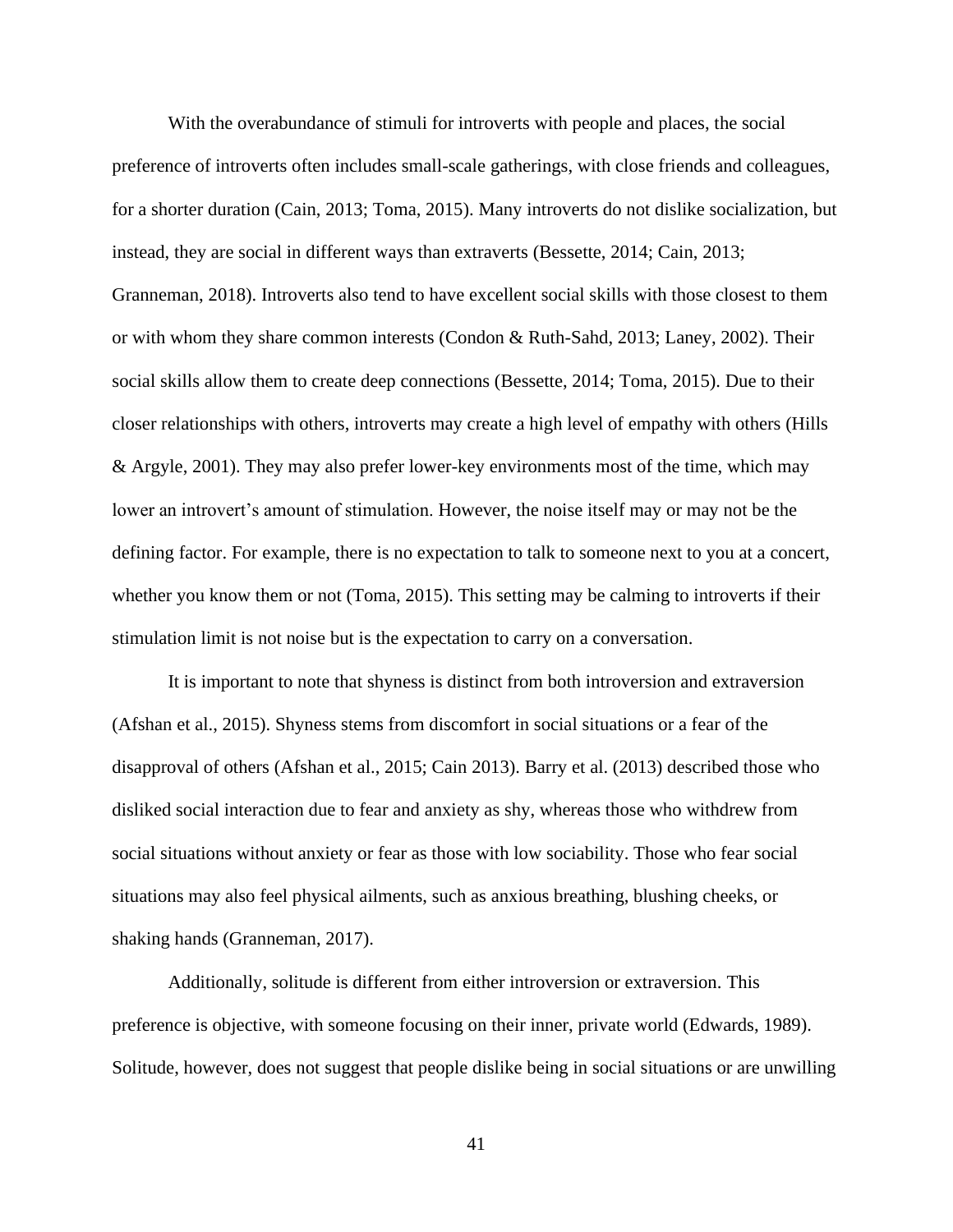With the overabundance of stimuli for introverts with people and places, the social preference of introverts often includes small-scale gatherings, with close friends and colleagues, for a shorter duration (Cain, 2013; Toma, 2015). Many introverts do not dislike socialization, but instead, they are social in different ways than extraverts (Bessette, 2014; Cain, 2013; Granneman, 2018). Introverts also tend to have excellent social skills with those closest to them or with whom they share common interests (Condon & Ruth-Sahd, 2013; Laney, 2002). Their social skills allow them to create deep connections (Bessette, 2014; Toma, 2015). Due to their closer relationships with others, introverts may create a high level of empathy with others (Hills & Argyle, 2001). They may also prefer lower-key environments most of the time, which may lower an introvert's amount of stimulation. However, the noise itself may or may not be the defining factor. For example, there is no expectation to talk to someone next to you at a concert, whether you know them or not (Toma, 2015). This setting may be calming to introverts if their stimulation limit is not noise but is the expectation to carry on a conversation.

It is important to note that shyness is distinct from both introversion and extraversion (Afshan et al., 2015). Shyness stems from discomfort in social situations or a fear of the disapproval of others (Afshan et al., 2015; Cain 2013). Barry et al. (2013) described those who disliked social interaction due to fear and anxiety as shy, whereas those who withdrew from social situations without anxiety or fear as those with low sociability. Those who fear social situations may also feel physical ailments, such as anxious breathing, blushing cheeks, or shaking hands (Granneman, 2017).

Additionally, solitude is different from either introversion or extraversion. This preference is objective, with someone focusing on their inner, private world (Edwards, 1989). Solitude, however, does not suggest that people dislike being in social situations or are unwilling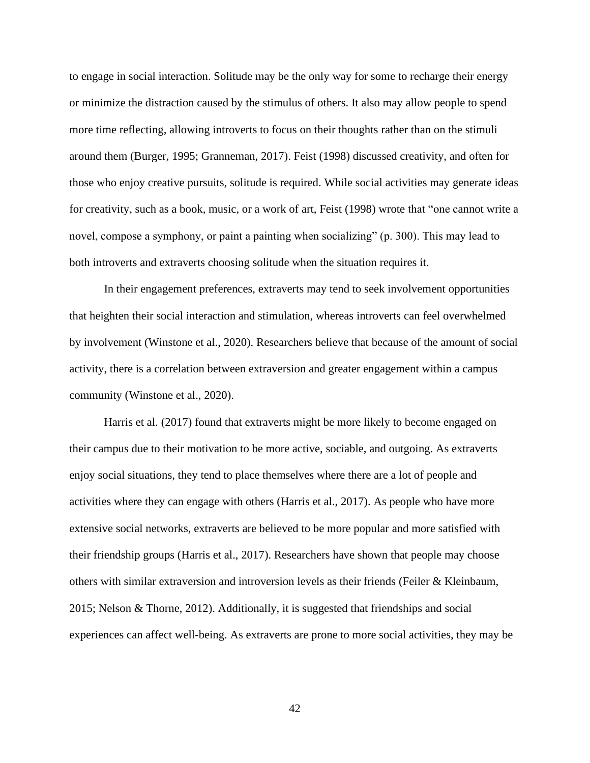to engage in social interaction. Solitude may be the only way for some to recharge their energy or minimize the distraction caused by the stimulus of others. It also may allow people to spend more time reflecting, allowing introverts to focus on their thoughts rather than on the stimuli around them (Burger, 1995; Granneman, 2017). Feist (1998) discussed creativity, and often for those who enjoy creative pursuits, solitude is required. While social activities may generate ideas for creativity, such as a book, music, or a work of art, Feist (1998) wrote that "one cannot write a novel, compose a symphony, or paint a painting when socializing" (p. 300). This may lead to both introverts and extraverts choosing solitude when the situation requires it.

In their engagement preferences, extraverts may tend to seek involvement opportunities that heighten their social interaction and stimulation, whereas introverts can feel overwhelmed by involvement (Winstone et al., 2020). Researchers believe that because of the amount of social activity, there is a correlation between extraversion and greater engagement within a campus community (Winstone et al., 2020).

Harris et al. (2017) found that extraverts might be more likely to become engaged on their campus due to their motivation to be more active, sociable, and outgoing. As extraverts enjoy social situations, they tend to place themselves where there are a lot of people and activities where they can engage with others (Harris et al., 2017). As people who have more extensive social networks, extraverts are believed to be more popular and more satisfied with their friendship groups (Harris et al., 2017). Researchers have shown that people may choose others with similar extraversion and introversion levels as their friends (Feiler & Kleinbaum, 2015; Nelson & Thorne, 2012). Additionally, it is suggested that friendships and social experiences can affect well-being. As extraverts are prone to more social activities, they may be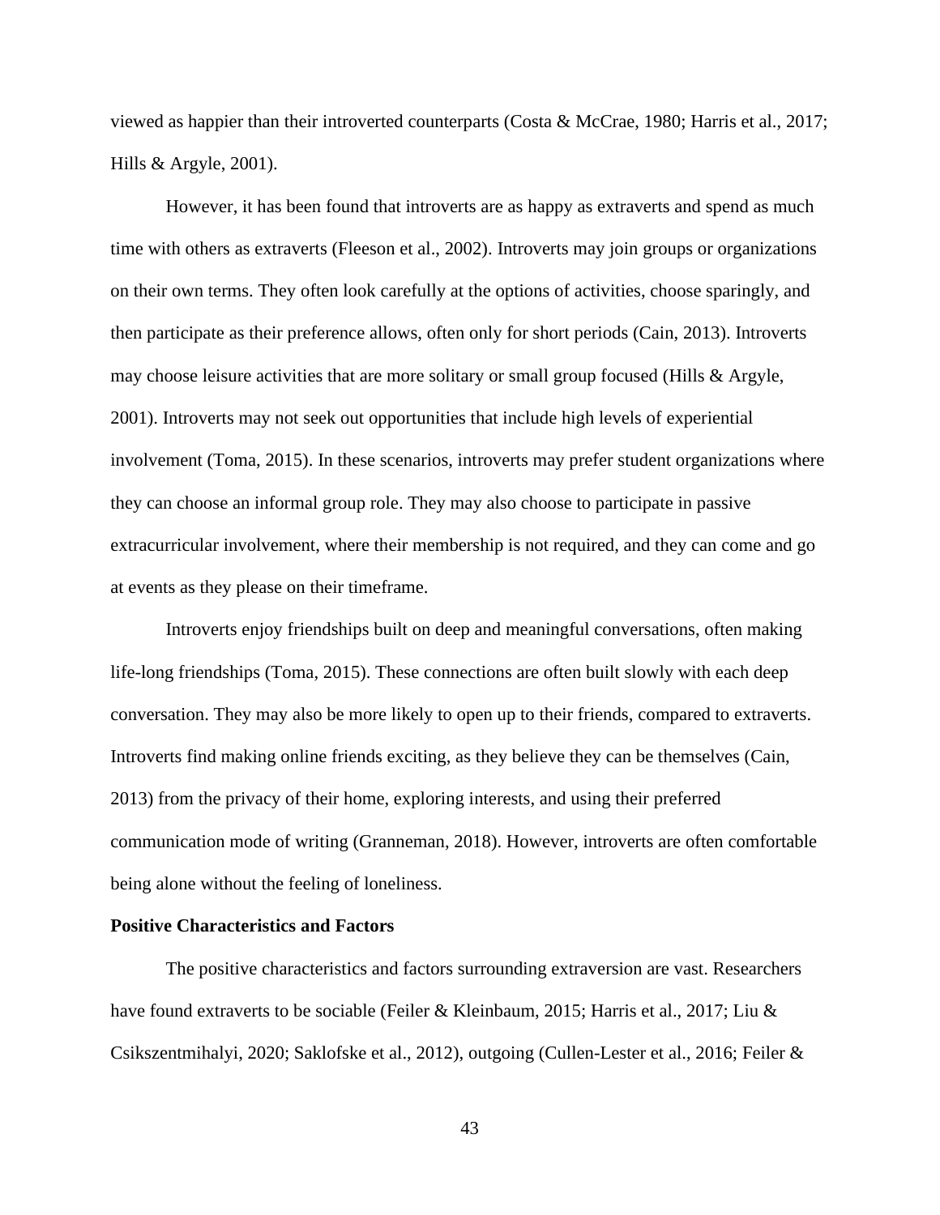viewed as happier than their introverted counterparts (Costa & McCrae, 1980; Harris et al., 2017; Hills & Argyle, 2001).

However, it has been found that introverts are as happy as extraverts and spend as much time with others as extraverts (Fleeson et al., 2002). Introverts may join groups or organizations on their own terms. They often look carefully at the options of activities, choose sparingly, and then participate as their preference allows, often only for short periods (Cain, 2013). Introverts may choose leisure activities that are more solitary or small group focused (Hills & Argyle, 2001). Introverts may not seek out opportunities that include high levels of experiential involvement (Toma, 2015). In these scenarios, introverts may prefer student organizations where they can choose an informal group role. They may also choose to participate in passive extracurricular involvement, where their membership is not required, and they can come and go at events as they please on their timeframe.

Introverts enjoy friendships built on deep and meaningful conversations, often making life-long friendships (Toma, 2015). These connections are often built slowly with each deep conversation. They may also be more likely to open up to their friends, compared to extraverts. Introverts find making online friends exciting, as they believe they can be themselves (Cain, 2013) from the privacy of their home, exploring interests, and using their preferred communication mode of writing (Granneman, 2018). However, introverts are often comfortable being alone without the feeling of loneliness.

**Positive Characteristics and Factors**

The positive characteristics and factors surrounding extraversion are vast. Researchers have found extraverts to be sociable (Feiler & Kleinbaum, 2015; Harris et al., 2017; Liu & Csikszentmihalyi, 2020; Saklofske et al., 2012), outgoing (Cullen-Lester et al., 2016; Feiler &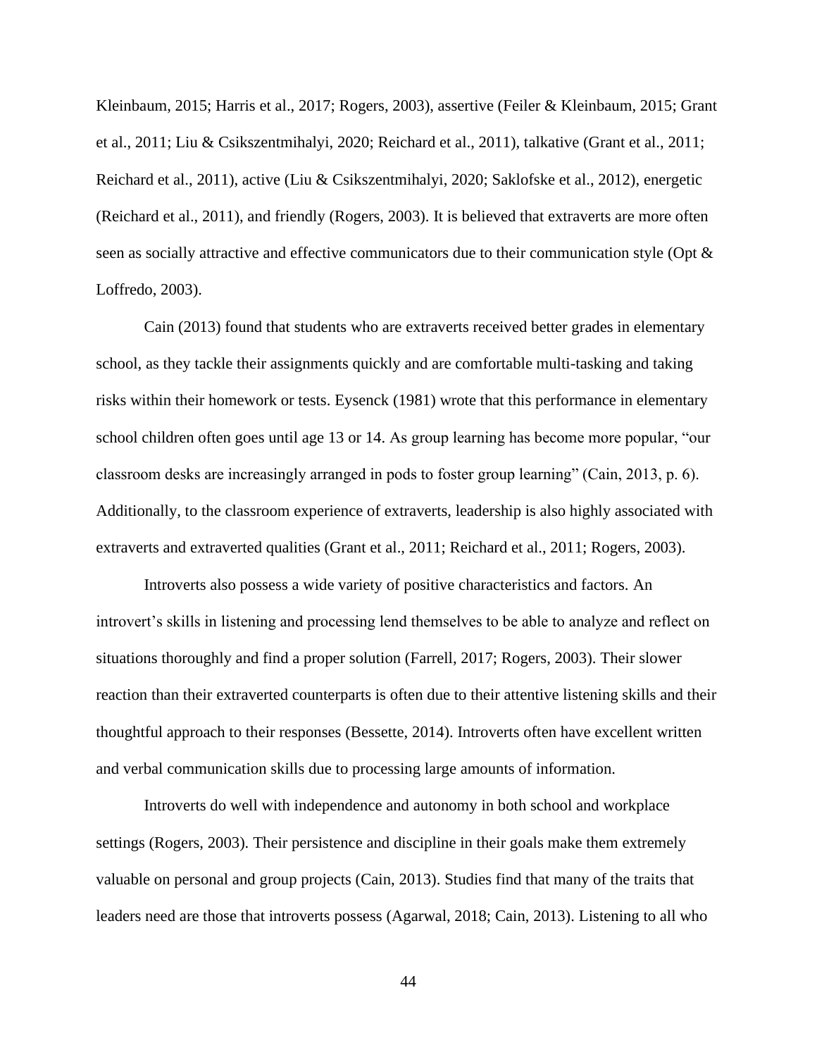Kleinbaum, 2015; Harris et al., 2017; Rogers, 2003), assertive (Feiler & Kleinbaum, 2015; Grant et al., 2011; Liu & Csikszentmihalyi, 2020; Reichard et al., 2011), talkative (Grant et al., 2011; Reichard et al., 2011), active (Liu & Csikszentmihalyi, 2020; Saklofske et al., 2012), energetic (Reichard et al., 2011), and friendly (Rogers, 2003). It is believed that extraverts are more often seen as socially attractive and effective communicators due to their communication style (Opt & Loffredo, 2003).

Cain (2013) found that students who are extraverts received better grades in elementary school, as they tackle their assignments quickly and are comfortable multi-tasking and taking risks within their homework or tests. Eysenck (1981) wrote that this performance in elementary school children often goes until age 13 or 14. As group learning has become more popular, "our classroom desks are increasingly arranged in pods to foster group learning" (Cain, 2013, p. 6). Additionally, to the classroom experience of extraverts, leadership is also highly associated with extraverts and extraverted qualities (Grant et al., 2011; Reichard et al., 2011; Rogers, 2003).

Introverts also possess a wide variety of positive characteristics and factors. An introvert's skills in listening and processing lend themselves to be able to analyze and reflect on situations thoroughly and find a proper solution (Farrell, 2017; Rogers, 2003). Their slower reaction than their extraverted counterparts is often due to their attentive listening skills and their thoughtful approach to their responses (Bessette, 2014). Introverts often have excellent written and verbal communication skills due to processing large amounts of information.

Introverts do well with independence and autonomy in both school and workplace settings (Rogers, 2003). Their persistence and discipline in their goals make them extremely valuable on personal and group projects (Cain, 2013). Studies find that many of the traits that leaders need are those that introverts possess (Agarwal, 2018; Cain, 2013). Listening to all who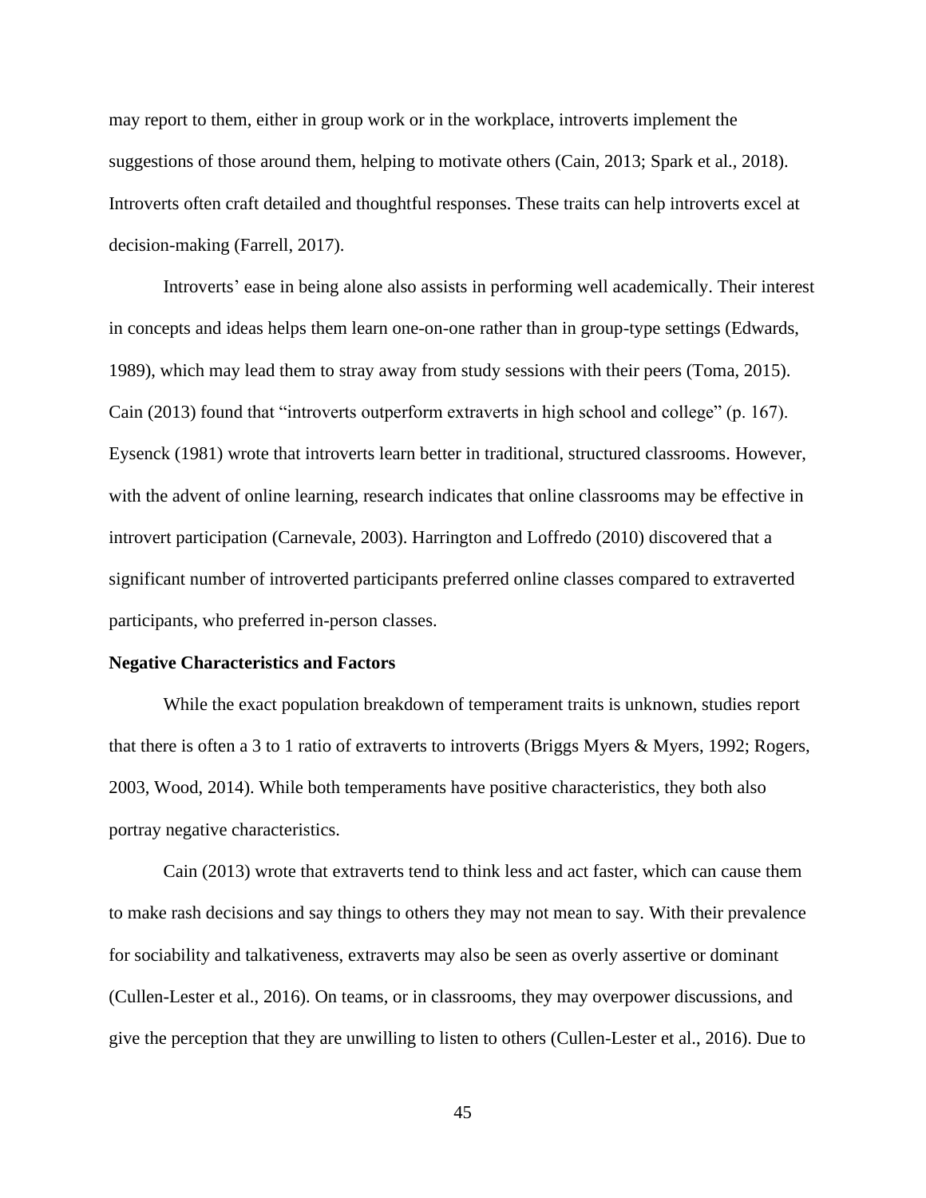may report to them, either in group work or in the workplace, introverts implement the suggestions of those around them, helping to motivate others (Cain, 2013; Spark et al., 2018). Introverts often craft detailed and thoughtful responses. These traits can help introverts excel at decision-making (Farrell, 2017).

Introverts' ease in being alone also assists in performing well academically. Their interest in concepts and ideas helps them learn one-on-one rather than in group-type settings (Edwards, 1989), which may lead them to stray away from study sessions with their peers (Toma, 2015). Cain (2013) found that "introverts outperform extraverts in high school and college" (p. 167). Eysenck (1981) wrote that introverts learn better in traditional, structured classrooms. However, with the advent of online learning, research indicates that online classrooms may be effective in introvert participation (Carnevale, 2003). Harrington and Loffredo (2010) discovered that a significant number of introverted participants preferred online classes compared to extraverted participants, who preferred in-person classes.

**Negative Characteristics and Factors**

While the exact population breakdown of temperament traits is unknown, studies report that there is often a 3 to 1 ratio of extraverts to introverts (Briggs Myers & Myers, 1992; Rogers, 2003, Wood, 2014). While both temperaments have positive characteristics, they both also portray negative characteristics.

Cain (2013) wrote that extraverts tend to think less and act faster, which can cause them to make rash decisions and say things to others they may not mean to say. With their prevalence for sociability and talkativeness, extraverts may also be seen as overly assertive or dominant (Cullen-Lester et al., 2016). On teams, or in classrooms, they may overpower discussions, and give the perception that they are unwilling to listen to others (Cullen-Lester et al., 2016). Due to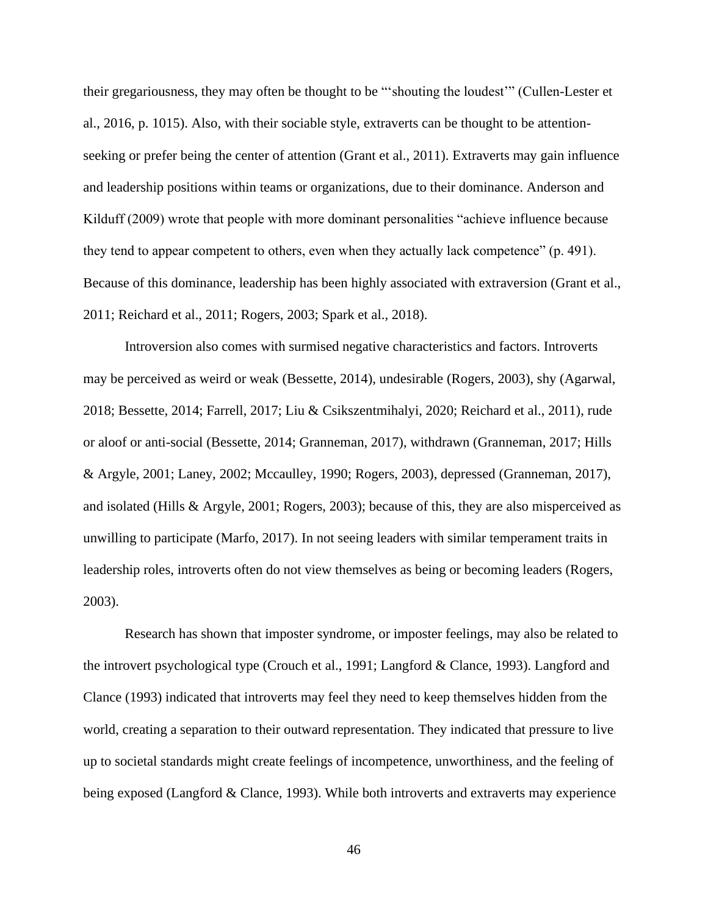their gregariousness, they may often be thought to be "'shouting the loudest'" (Cullen-Lester et al., 2016, p. 1015). Also, with their sociable style, extraverts can be thought to be attention-seeking or prefer being the center of attention (Grant et al., 2011). Extraverts may gain influence and leadership positions within teams or organizations, due to their dominance. Anderson and Kilduff (2009) wrote that people with more dominant personalities "achieve influence because they tend to appear competent to others, even when they actually lack competence" (p. 491). Because of this dominance, leadership has been highly associated with extraversion (Grant et al., 2011; Reichard et al., 2011; Rogers, 2003; Spark et al., 2018).

Introversion also comes with surmised negative characteristics and factors. Introverts may be perceived as weird or weak (Bessette, 2014), undesirable (Rogers, 2003), shy (Agarwal, 2018; Bessette, 2014; Farrell, 2017; Liu & Csikszentmihalyi, 2020; Reichard et al., 2011), rude or aloof or anti-social (Bessette, 2014; Granneman, 2017), withdrawn (Granneman, 2017; Hills & Argyle, 2001; Laney, 2002; Mccaulley, 1990; Rogers, 2003), depressed (Granneman, 2017), and isolated (Hills & Argyle, 2001; Rogers, 2003); because of this, they are also misperceived as unwilling to participate (Marfo, 2017). In not seeing leaders with similar temperament traits in leadership roles, introverts often do not view themselves as being or becoming leaders (Rogers, 2003).

Research has shown that imposter syndrome, or imposter feelings, may also be related to the introvert psychological type (Crouch et al., 1991; Langford & Clance, 1993). Langford and Clance (1993) indicated that introverts may feel they need to keep themselves hidden from the world, creating a separation to their outward representation. They indicated that pressure to live up to societal standards might create feelings of incompetence, unworthiness, and the feeling of being exposed (Langford & Clance, 1993). While both introverts and extraverts may experience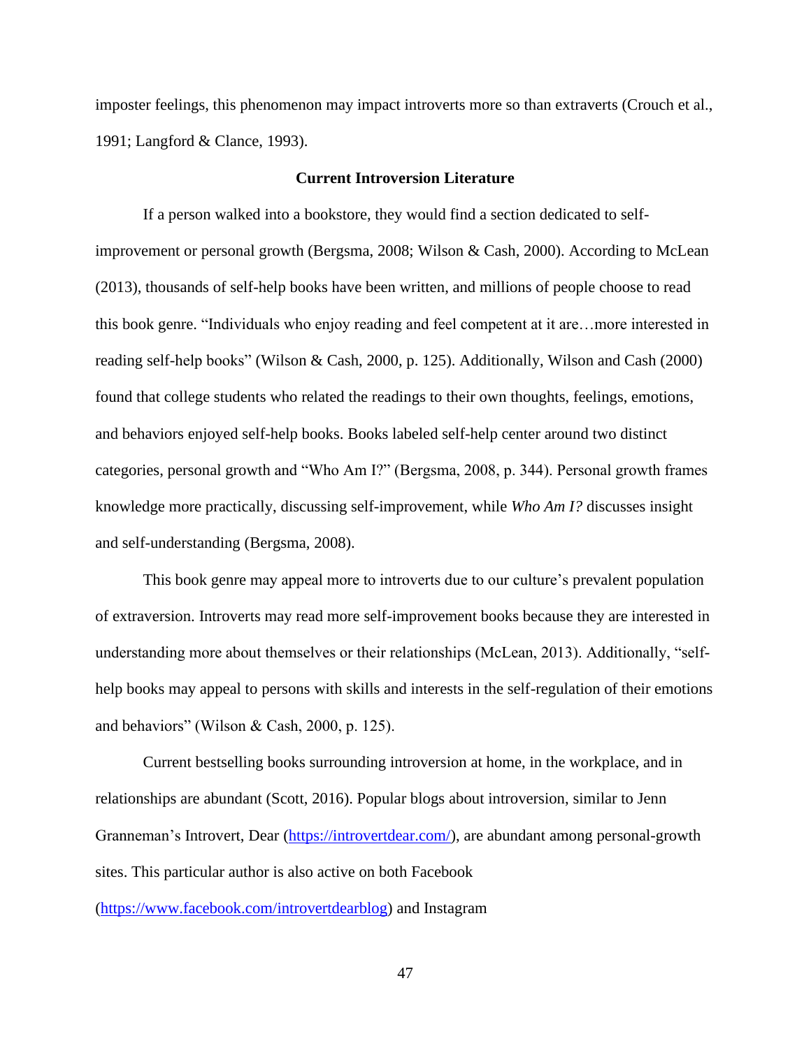imposter feelings, this phenomenon may impact introverts more so than extraverts (Crouch et al., 1991; Langford & Clance, 1993).

## Current Introversion Literature

If a person walked into a bookstore, they would find a section dedicated to self-improvement or personal growth (Bergsma, 2008; Wilson & Cash, 2000). According to McLean (2013), thousands of self-help books have been written, and millions of people choose to read this book genre. "Individuals who enjoy reading and feel competent at it are…more interested in reading self-help books" (Wilson & Cash, 2000, p. 125). Additionally, Wilson and Cash (2000) found that college students who related the readings to their own thoughts, feelings, emotions, and behaviors enjoyed self-help books. Books labeled self-help center around two distinct categories, personal growth and "Who Am I?" (Bergsma, 2008, p. 344). Personal growth frames knowledge more practically, discussing self-improvement, while *Who Am I?* discusses insight and self-understanding (Bergsma, 2008).

This book genre may appeal more to introverts due to our culture's prevalent population of extraversion. Introverts may read more self-improvement books because they are interested in understanding more about themselves or their relationships (McLean, 2013). Additionally, "self-help books may appeal to persons with skills and interests in the self-regulation of their emotions and behaviors" (Wilson & Cash, 2000, p. 125).

Current bestselling books surrounding introversion at home, in the workplace, and in relationships are abundant (Scott, 2016). Popular blogs about introversion, similar to Jenn Granneman's Introvert, Dear (https://introvertdear.com/), are abundant among personal-growth sites. This particular author is also active on both Facebook (https://www.facebook.com/introvertdearblog) and Instagram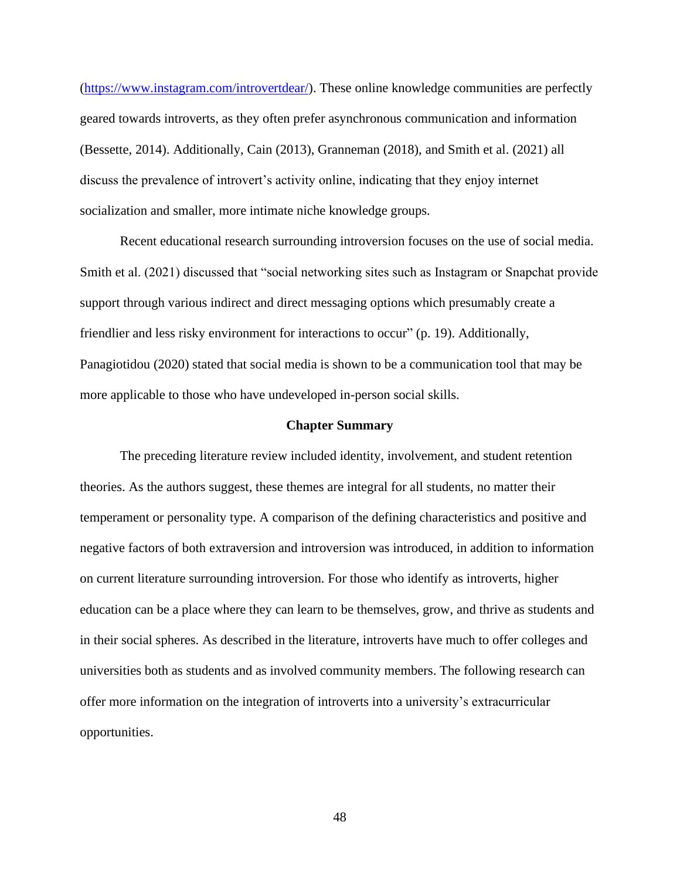(https://www.instagram.com/introvertdear/). These online knowledge communities are perfectly geared towards introverts, as they often prefer asynchronous communication and information (Bessette, 2014). Additionally, Cain (2013), Granneman (2018), and Smith et al. (2021) all discuss the prevalence of introvert's activity online, indicating that they enjoy internet socialization and smaller, more intimate niche knowledge groups.

Recent educational research surrounding introversion focuses on the use of social media. Smith et al. (2021) discussed that "social networking sites such as Instagram or Snapchat provide support through various indirect and direct messaging options which presumably create a friendlier and less risky environment for interactions to occur" (p. 19). Additionally, Panagiotidou (2020) stated that social media is shown to be a communication tool that may be more applicable to those who have undeveloped in-person social skills.

## Chapter Summary

The preceding literature review included identity, involvement, and student retention theories. As the authors suggest, these themes are integral for all students, no matter their temperament or personality type. A comparison of the defining characteristics and positive and negative factors of both extraversion and introversion was introduced, in addition to information on current literature surrounding introversion. For those who identify as introverts, higher education can be a place where they can learn to be themselves, grow, and thrive as students and in their social spheres. As described in the literature, introverts have much to offer colleges and universities both as students and as involved community members. The following research can offer more information on the integration of introverts into a university's extracurricular opportunities.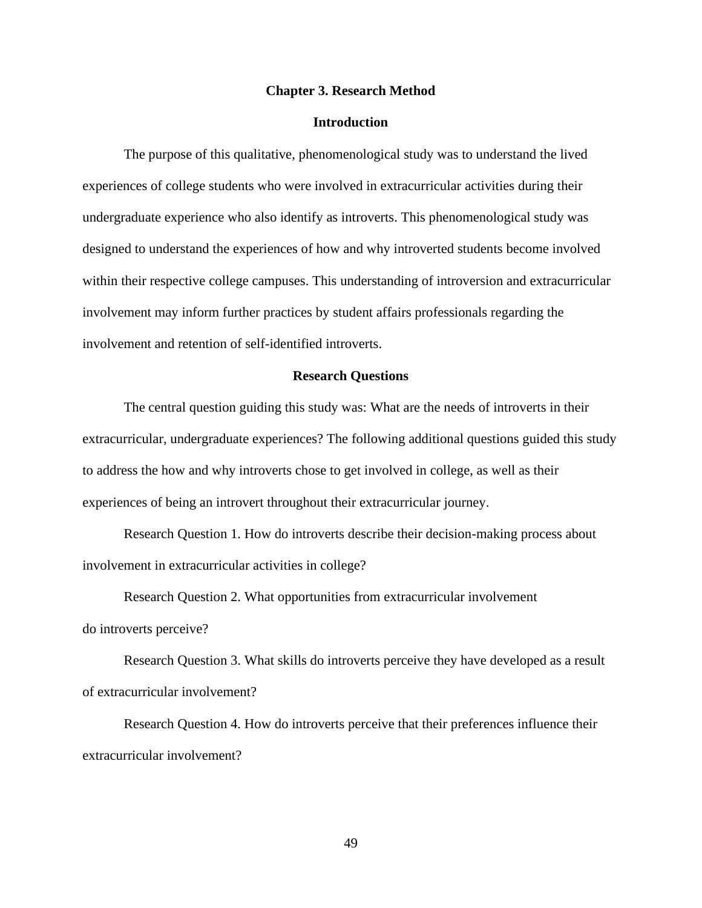# Chapter 3. Research Method

## Introduction

The purpose of this qualitative, phenomenological study was to understand the lived experiences of college students who were involved in extracurricular activities during their undergraduate experience who also identify as introverts. This phenomenological study was designed to understand the experiences of how and why introverted students become involved within their respective college campuses. This understanding of introversion and extracurricular involvement may inform further practices by student affairs professionals regarding the involvement and retention of self-identified introverts.

## Research Questions

The central question guiding this study was: What are the needs of introverts in their extracurricular, undergraduate experiences? The following additional questions guided this study to address the how and why introverts chose to get involved in college, as well as their experiences of being an introvert throughout their extracurricular journey.

Research Question 1. How do introverts describe their decision-making process about involvement in extracurricular activities in college?

Research Question 2. What opportunities from extracurricular involvement do introverts perceive?

Research Question 3. What skills do introverts perceive they have developed as a result of extracurricular involvement?

Research Question 4. How do introverts perceive that their preferences influence their extracurricular involvement?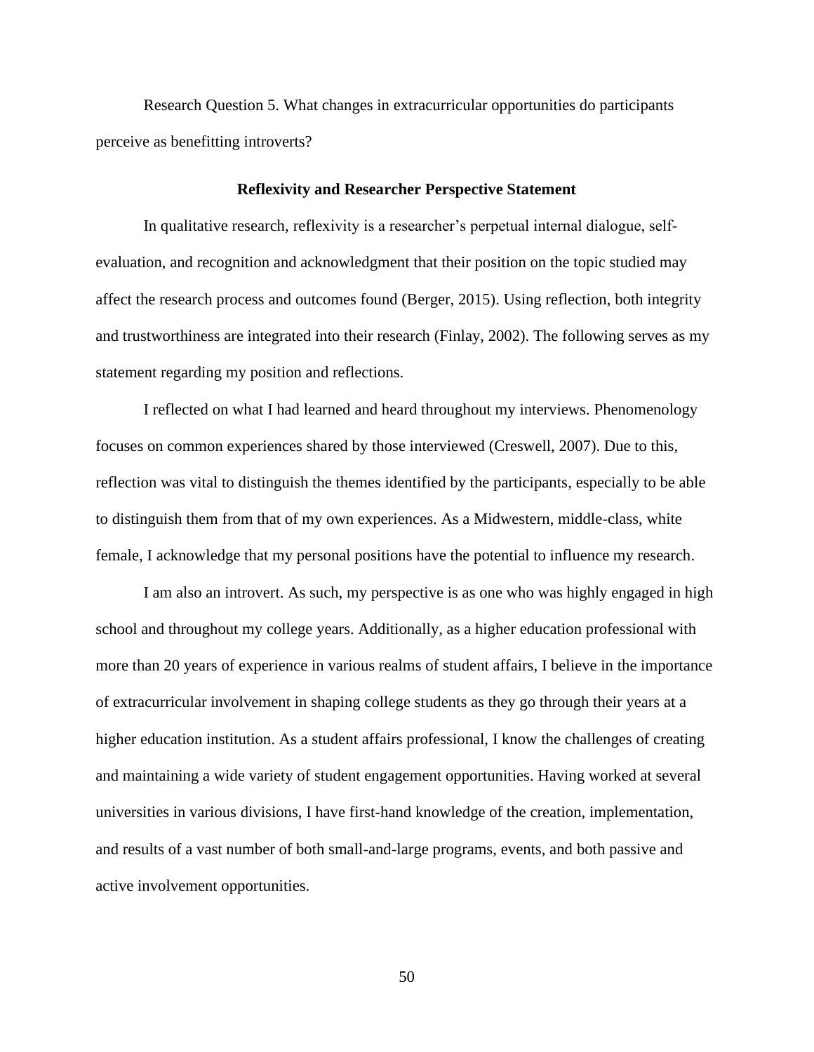Research Question 5. What changes in extracurricular opportunities do participants perceive as benefitting introverts?

## Reflexivity and Researcher Perspective Statement

In qualitative research, reflexivity is a researcher's perpetual internal dialogue, self-evaluation, and recognition and acknowledgment that their position on the topic studied may affect the research process and outcomes found (Berger, 2015). Using reflection, both integrity and trustworthiness are integrated into their research (Finlay, 2002). The following serves as my statement regarding my position and reflections.

I reflected on what I had learned and heard throughout my interviews. Phenomenology focuses on common experiences shared by those interviewed (Creswell, 2007). Due to this, reflection was vital to distinguish the themes identified by the participants, especially to be able to distinguish them from that of my own experiences. As a Midwestern, middle-class, white female, I acknowledge that my personal positions have the potential to influence my research.

I am also an introvert. As such, my perspective is as one who was highly engaged in high school and throughout my college years. Additionally, as a higher education professional with more than 20 years of experience in various realms of student affairs, I believe in the importance of extracurricular involvement in shaping college students as they go through their years at a higher education institution. As a student affairs professional, I know the challenges of creating and maintaining a wide variety of student engagement opportunities. Having worked at several universities in various divisions, I have first-hand knowledge of the creation, implementation, and results of a vast number of both small-and-large programs, events, and both passive and active involvement opportunities.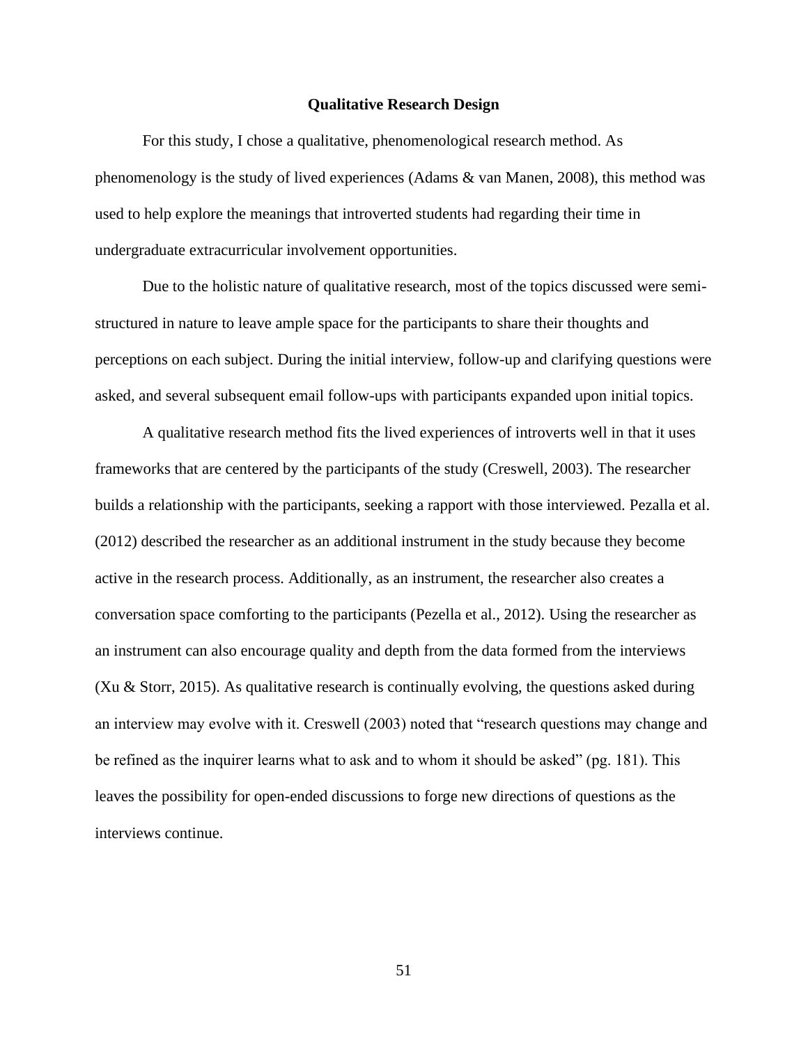## Qualitative Research Design

For this study, I chose a qualitative, phenomenological research method. As phenomenology is the study of lived experiences (Adams & van Manen, 2008), this method was used to help explore the meanings that introverted students had regarding their time in undergraduate extracurricular involvement opportunities.

Due to the holistic nature of qualitative research, most of the topics discussed were semi-structured in nature to leave ample space for the participants to share their thoughts and perceptions on each subject. During the initial interview, follow-up and clarifying questions were asked, and several subsequent email follow-ups with participants expanded upon initial topics.

A qualitative research method fits the lived experiences of introverts well in that it uses frameworks that are centered by the participants of the study (Creswell, 2003). The researcher builds a relationship with the participants, seeking a rapport with those interviewed. Pezalla et al. (2012) described the researcher as an additional instrument in the study because they become active in the research process. Additionally, as an instrument, the researcher also creates a conversation space comforting to the participants (Pezella et al., 2012). Using the researcher as an instrument can also encourage quality and depth from the data formed from the interviews (Xu & Storr, 2015). As qualitative research is continually evolving, the questions asked during an interview may evolve with it. Creswell (2003) noted that "research questions may change and be refined as the inquirer learns what to ask and to whom it should be asked" (pg. 181). This leaves the possibility for open-ended discussions to forge new directions of questions as the interviews continue.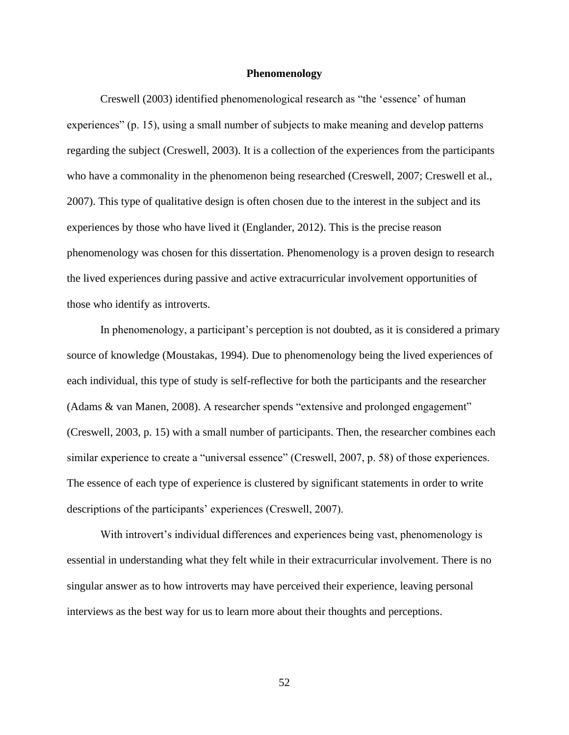## Phenomenology

Creswell (2003) identified phenomenological research as "the 'essence' of human experiences" (p. 15), using a small number of subjects to make meaning and develop patterns regarding the subject (Creswell, 2003). It is a collection of the experiences from the participants who have a commonality in the phenomenon being researched (Creswell, 2007; Creswell et al., 2007). This type of qualitative design is often chosen due to the interest in the subject and its experiences by those who have lived it (Englander, 2012). This is the precise reason phenomenology was chosen for this dissertation. Phenomenology is a proven design to research the lived experiences during passive and active extracurricular involvement opportunities of those who identify as introverts.

In phenomenology, a participant's perception is not doubted, as it is considered a primary source of knowledge (Moustakas, 1994). Due to phenomenology being the lived experiences of each individual, this type of study is self-reflective for both the participants and the researcher (Adams & van Manen, 2008). A researcher spends "extensive and prolonged engagement" (Creswell, 2003, p. 15) with a small number of participants. Then, the researcher combines each similar experience to create a "universal essence" (Creswell, 2007, p. 58) of those experiences. The essence of each type of experience is clustered by significant statements in order to write descriptions of the participants' experiences (Creswell, 2007).

With introvert's individual differences and experiences being vast, phenomenology is essential in understanding what they felt while in their extracurricular involvement. There is no singular answer as to how introverts may have perceived their experience, leaving personal interviews as the best way for us to learn more about their thoughts and perceptions.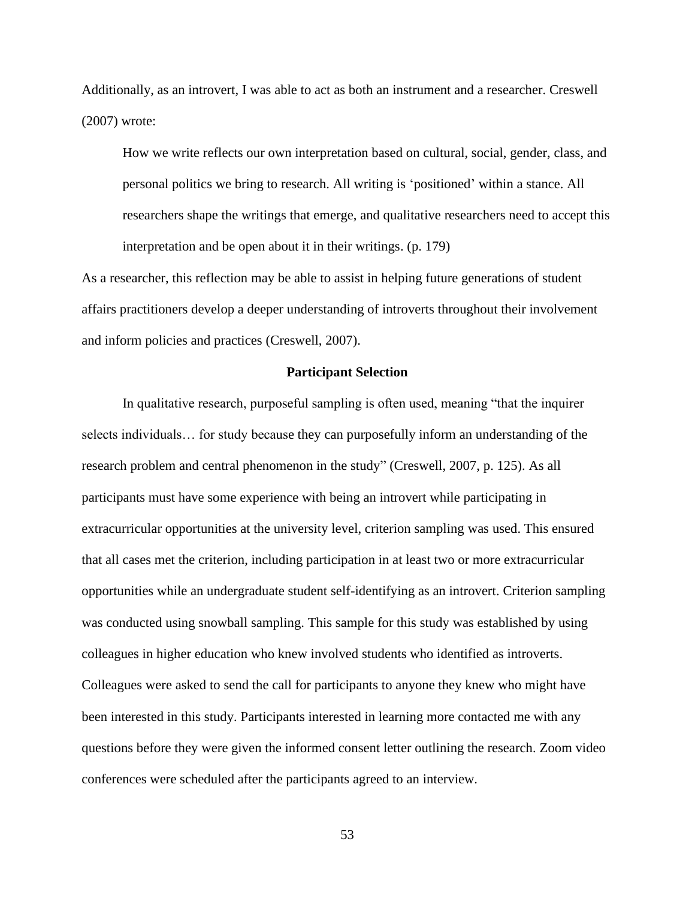Additionally, as an introvert, I was able to act as both an instrument and a researcher. Creswell (2007) wrote:

> How we write reflects our own interpretation based on cultural, social, gender, class, and personal politics we bring to research. All writing is 'positioned' within a stance. All researchers shape the writings that emerge, and qualitative researchers need to accept this interpretation and be open about it in their writings. (p. 179)

As a researcher, this reflection may be able to assist in helping future generations of student affairs practitioners develop a deeper understanding of introverts throughout their involvement and inform policies and practices (Creswell, 2007).

## Participant Selection

In qualitative research, purposeful sampling is often used, meaning "that the inquirer selects individuals… for study because they can purposefully inform an understanding of the research problem and central phenomenon in the study" (Creswell, 2007, p. 125). As all participants must have some experience with being an introvert while participating in extracurricular opportunities at the university level, criterion sampling was used. This ensured that all cases met the criterion, including participation in at least two or more extracurricular opportunities while an undergraduate student self-identifying as an introvert. Criterion sampling was conducted using snowball sampling. This sample for this study was established by using colleagues in higher education who knew involved students who identified as introverts. Colleagues were asked to send the call for participants to anyone they knew who might have been interested in this study. Participants interested in learning more contacted me with any questions before they were given the informed consent letter outlining the research. Zoom video conferences were scheduled after the participants agreed to an interview.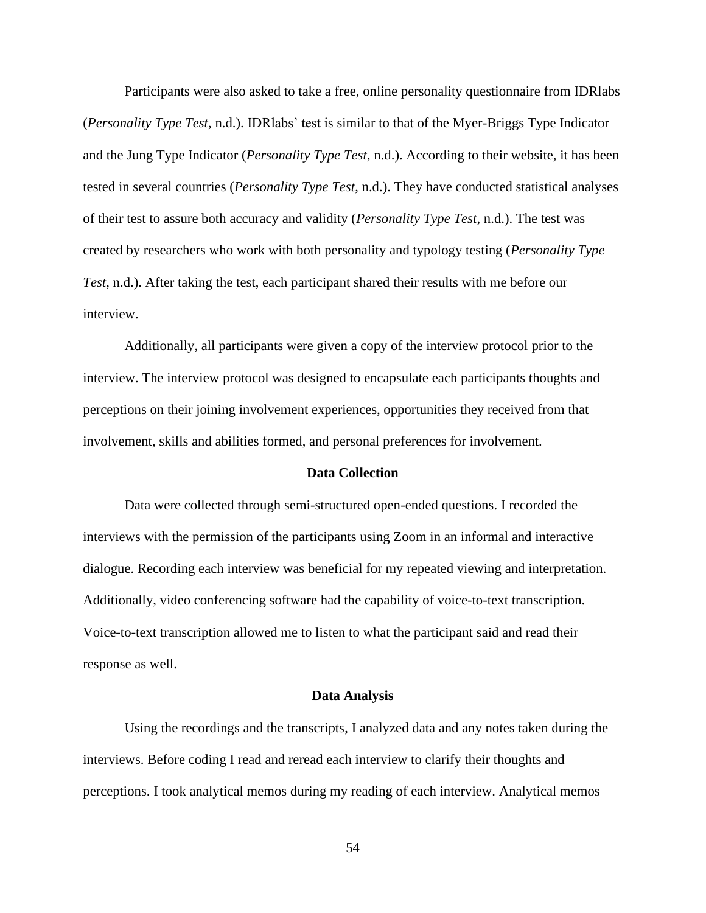Participants were also asked to take a free, online personality questionnaire from IDRlabs (*Personality Type Test*, n.d.). IDRlabs' test is similar to that of the Myer-Briggs Type Indicator and the Jung Type Indicator (*Personality Type Test*, n.d.). According to their website, it has been tested in several countries (*Personality Type Test*, n.d.). They have conducted statistical analyses of their test to assure both accuracy and validity (*Personality Type Test*, n.d.). The test was created by researchers who work with both personality and typology testing (*Personality Type Test*, n.d.). After taking the test, each participant shared their results with me before our interview.

Additionally, all participants were given a copy of the interview protocol prior to the interview. The interview protocol was designed to encapsulate each participants thoughts and perceptions on their joining involvement experiences, opportunities they received from that involvement, skills and abilities formed, and personal preferences for involvement.

## Data Collection

Data were collected through semi-structured open-ended questions. I recorded the interviews with the permission of the participants using Zoom in an informal and interactive dialogue. Recording each interview was beneficial for my repeated viewing and interpretation. Additionally, video conferencing software had the capability of voice-to-text transcription. Voice-to-text transcription allowed me to listen to what the participant said and read their response as well.

## Data Analysis

Using the recordings and the transcripts, I analyzed data and any notes taken during the interviews. Before coding I read and reread each interview to clarify their thoughts and perceptions. I took analytical memos during my reading of each interview. Analytical memos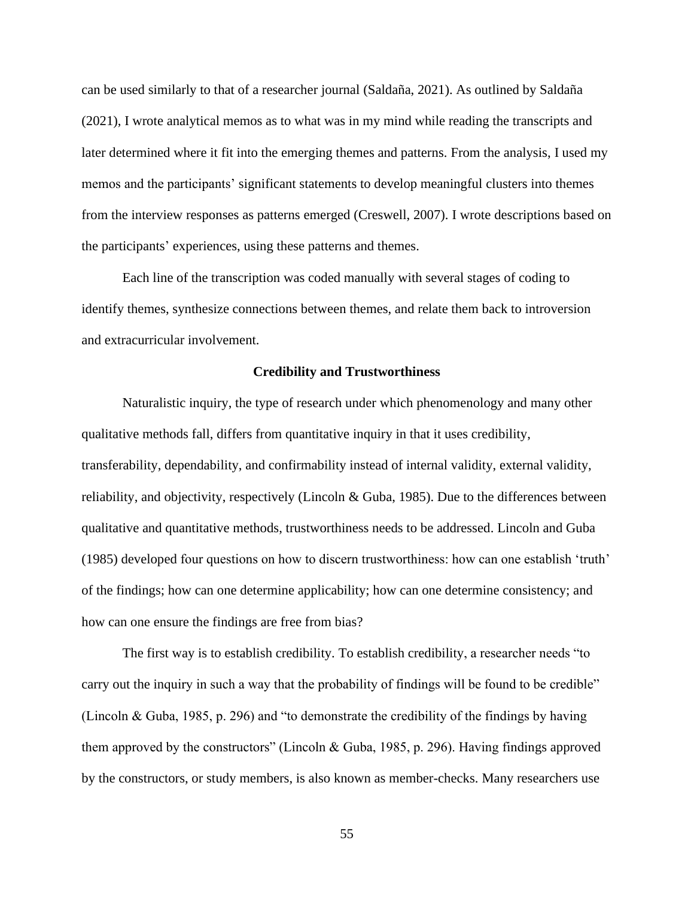can be used similarly to that of a researcher journal (Saldaña, 2021). As outlined by Saldaña (2021), I wrote analytical memos as to what was in my mind while reading the transcripts and later determined where it fit into the emerging themes and patterns. From the analysis, I used my memos and the participants' significant statements to develop meaningful clusters into themes from the interview responses as patterns emerged (Creswell, 2007). I wrote descriptions based on the participants' experiences, using these patterns and themes.

Each line of the transcription was coded manually with several stages of coding to identify themes, synthesize connections between themes, and relate them back to introversion and extracurricular involvement.

## Credibility and Trustworthiness

Naturalistic inquiry, the type of research under which phenomenology and many other qualitative methods fall, differs from quantitative inquiry in that it uses credibility, transferability, dependability, and confirmability instead of internal validity, external validity, reliability, and objectivity, respectively (Lincoln & Guba, 1985). Due to the differences between qualitative and quantitative methods, trustworthiness needs to be addressed. Lincoln and Guba (1985) developed four questions on how to discern trustworthiness: how can one establish 'truth' of the findings; how can one determine applicability; how can one determine consistency; and how can one ensure the findings are free from bias?

The first way is to establish credibility. To establish credibility, a researcher needs "to carry out the inquiry in such a way that the probability of findings will be found to be credible" (Lincoln & Guba, 1985, p. 296) and "to demonstrate the credibility of the findings by having them approved by the constructors" (Lincoln & Guba, 1985, p. 296). Having findings approved by the constructors, or study members, is also known as member-checks. Many researchers use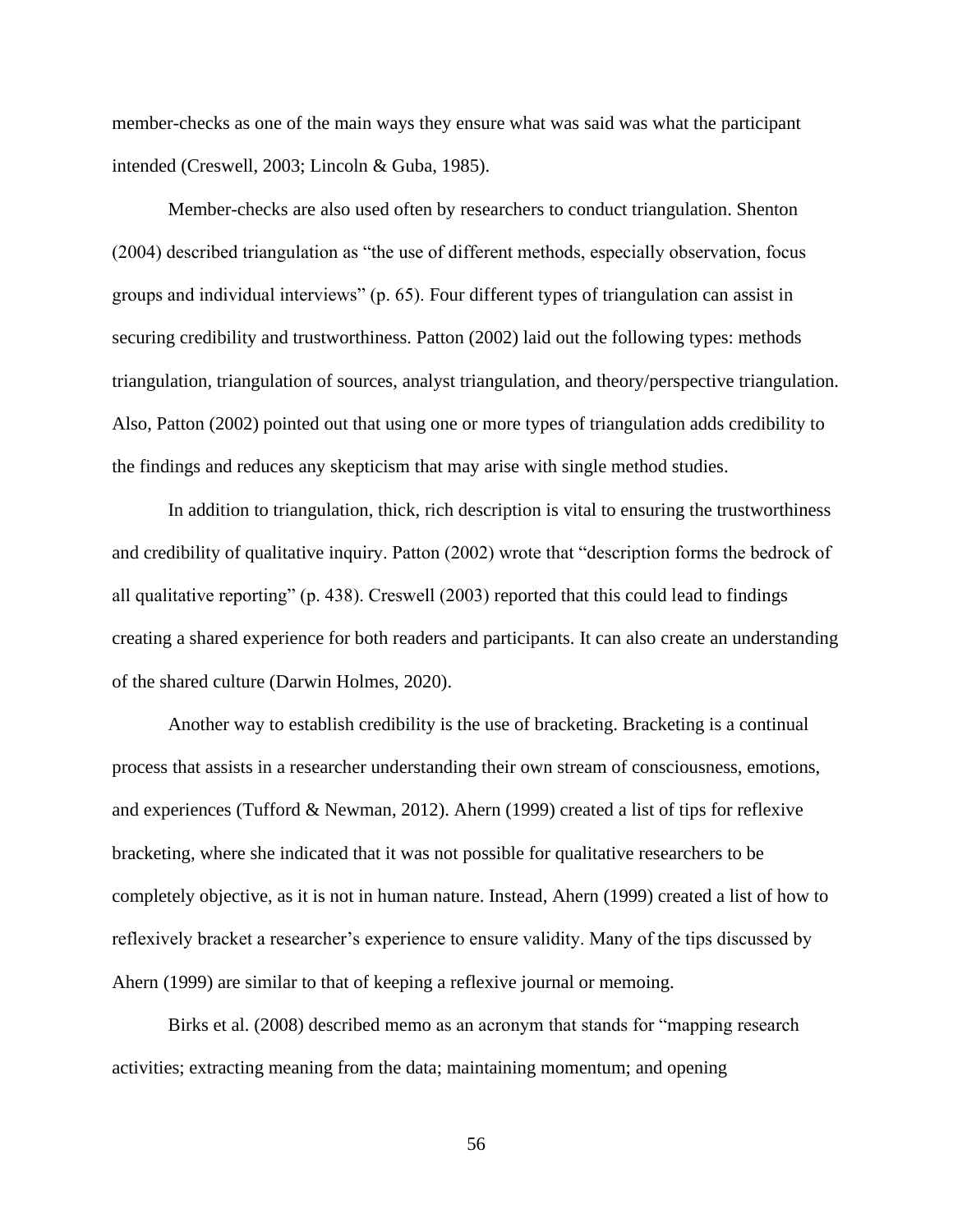member-checks as one of the main ways they ensure what was said was what the participant intended (Creswell, 2003; Lincoln & Guba, 1985).

Member-checks are also used often by researchers to conduct triangulation. Shenton (2004) described triangulation as "the use of different methods, especially observation, focus groups and individual interviews" (p. 65). Four different types of triangulation can assist in securing credibility and trustworthiness. Patton (2002) laid out the following types: methods triangulation, triangulation of sources, analyst triangulation, and theory/perspective triangulation. Also, Patton (2002) pointed out that using one or more types of triangulation adds credibility to the findings and reduces any skepticism that may arise with single method studies.

In addition to triangulation, thick, rich description is vital to ensuring the trustworthiness and credibility of qualitative inquiry. Patton (2002) wrote that "description forms the bedrock of all qualitative reporting" (p. 438). Creswell (2003) reported that this could lead to findings creating a shared experience for both readers and participants. It can also create an understanding of the shared culture (Darwin Holmes, 2020).

Another way to establish credibility is the use of bracketing. Bracketing is a continual process that assists in a researcher understanding their own stream of consciousness, emotions, and experiences (Tufford & Newman, 2012). Ahern (1999) created a list of tips for reflexive bracketing, where she indicated that it was not possible for qualitative researchers to be completely objective, as it is not in human nature. Instead, Ahern (1999) created a list of how to reflexively bracket a researcher's experience to ensure validity. Many of the tips discussed by Ahern (1999) are similar to that of keeping a reflexive journal or memoing.

Birks et al. (2008) described memo as an acronym that stands for "mapping research activities; extracting meaning from the data; maintaining momentum; and opening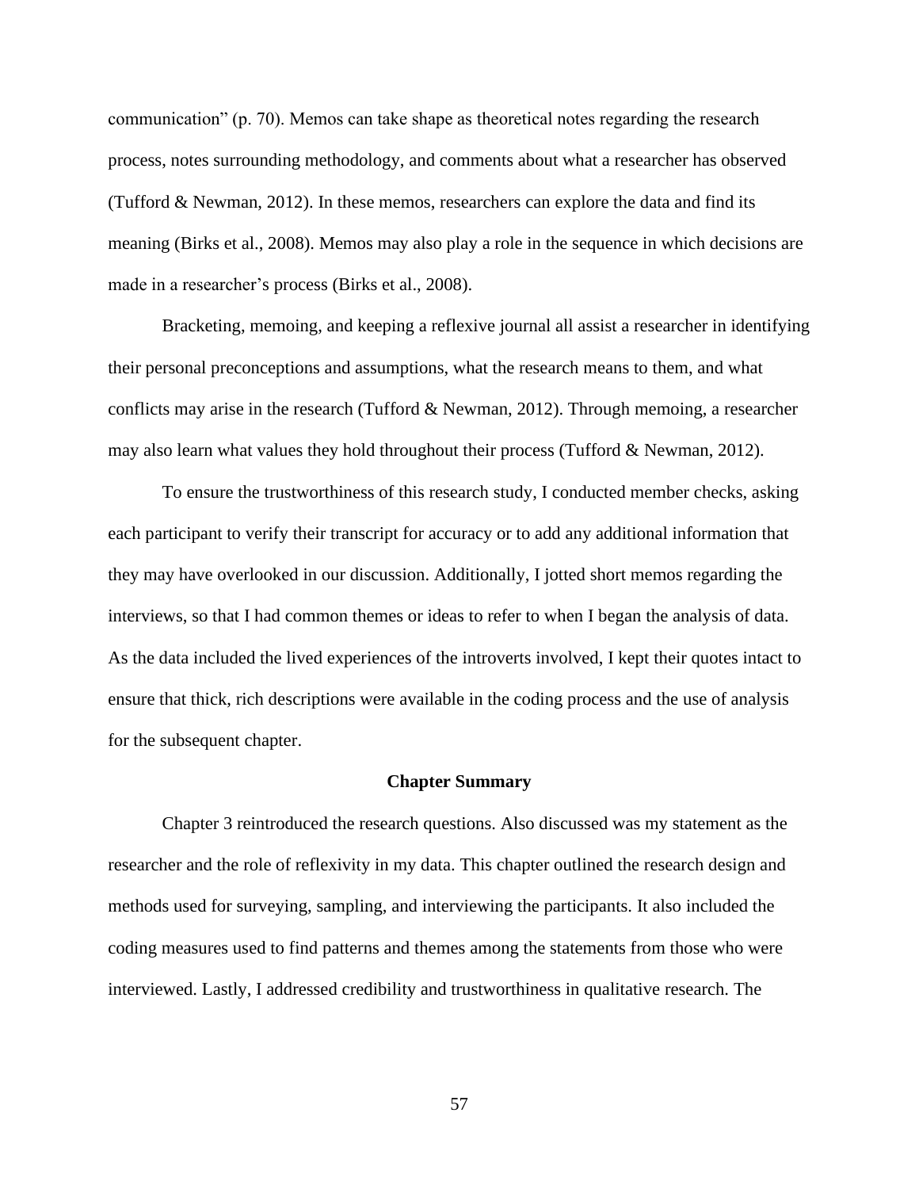communication” (p. 70). Memos can take shape as theoretical notes regarding the research process, notes surrounding methodology, and comments about what a researcher has observed (Tufford & Newman, 2012). In these memos, researchers can explore the data and find its meaning (Birks et al., 2008). Memos may also play a role in the sequence in which decisions are made in a researcher’s process (Birks et al., 2008).

Bracketing, memoing, and keeping a reflexive journal all assist a researcher in identifying their personal preconceptions and assumptions, what the research means to them, and what conflicts may arise in the research (Tufford & Newman, 2012). Through memoing, a researcher may also learn what values they hold throughout their process (Tufford & Newman, 2012).

To ensure the trustworthiness of this research study, I conducted member checks, asking each participant to verify their transcript for accuracy or to add any additional information that they may have overlooked in our discussion. Additionally, I jotted short memos regarding the interviews, so that I had common themes or ideas to refer to when I began the analysis of data. As the data included the lived experiences of the introverts involved, I kept their quotes intact to ensure that thick, rich descriptions were available in the coding process and the use of analysis for the subsequent chapter.

## Chapter Summary

Chapter 3 reintroduced the research questions. Also discussed was my statement as the researcher and the role of reflexivity in my data. This chapter outlined the research design and methods used for surveying, sampling, and interviewing the participants. It also included the coding measures used to find patterns and themes among the statements from those who were interviewed. Lastly, I addressed credibility and trustworthiness in qualitative research. The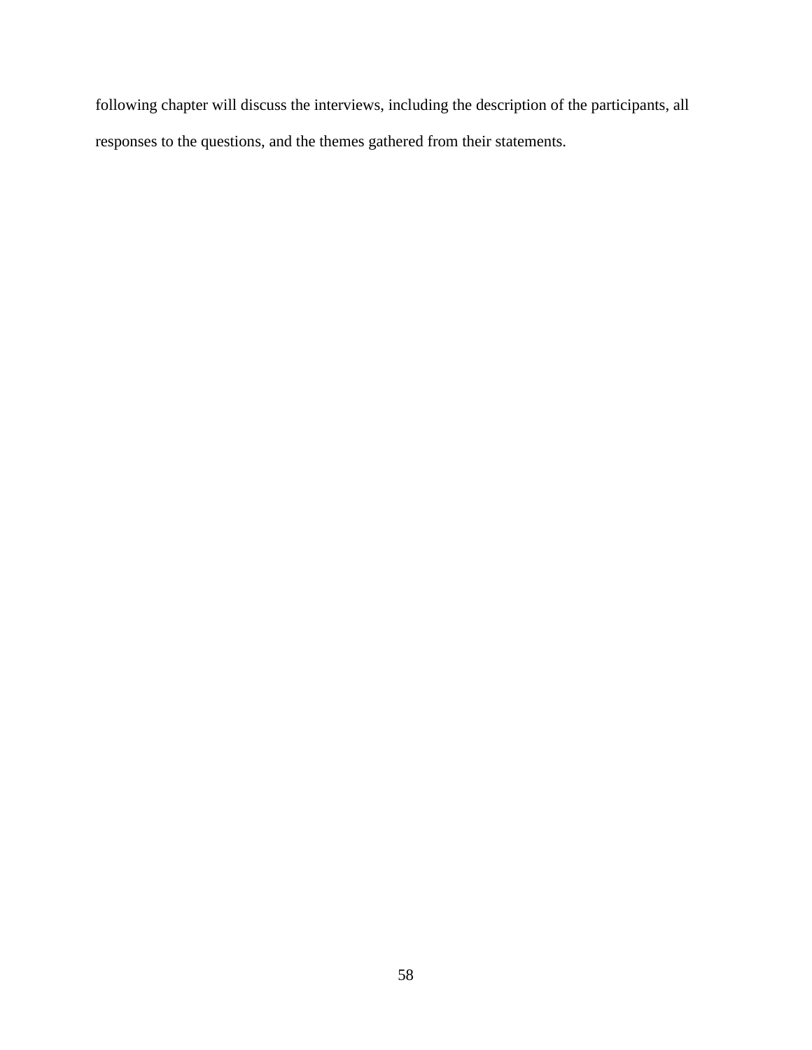following chapter will discuss the interviews, including the description of the participants, all responses to the questions, and the themes gathered from their statements.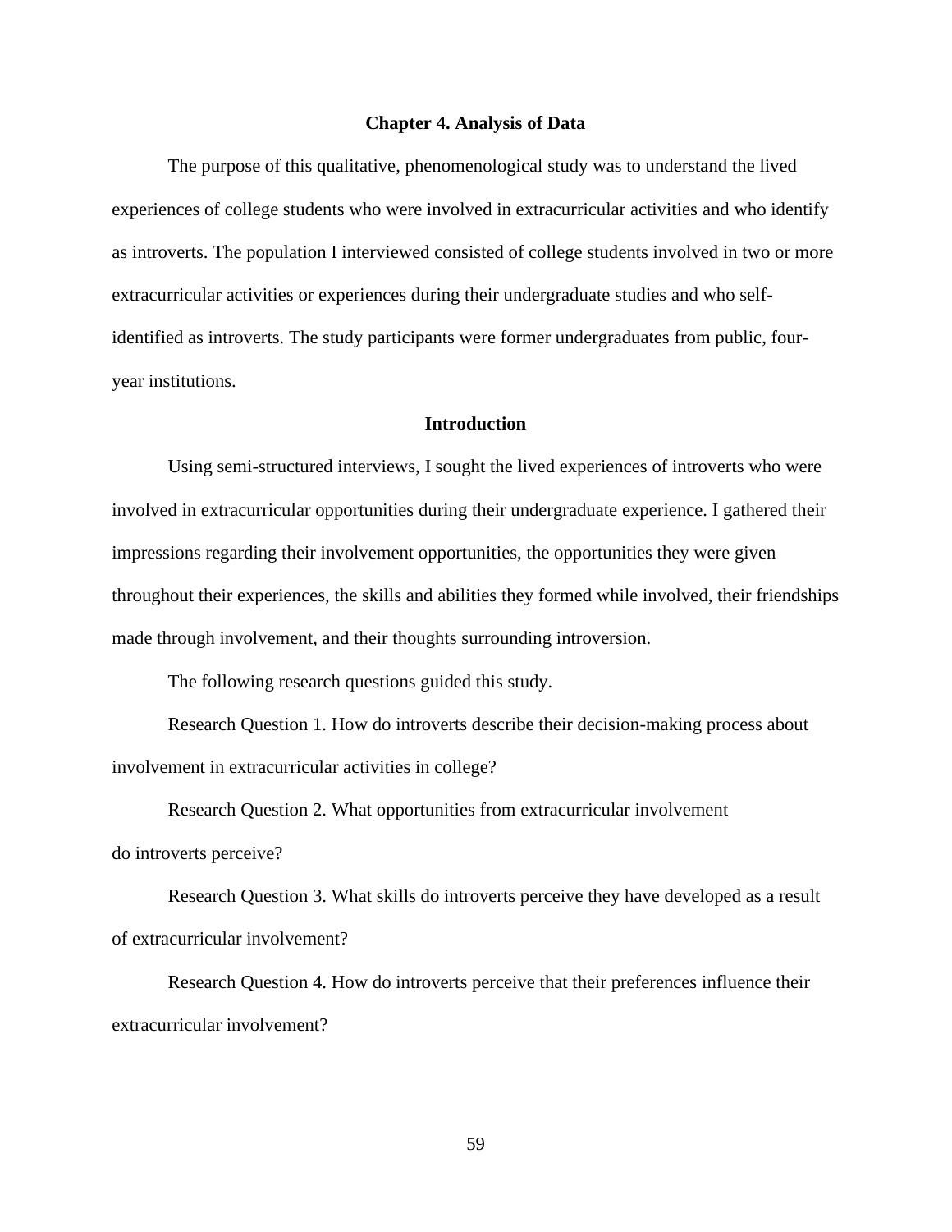# Chapter 4. Analysis of Data

The purpose of this qualitative, phenomenological study was to understand the lived experiences of college students who were involved in extracurricular activities and who identify as introverts. The population I interviewed consisted of college students involved in two or more extracurricular activities or experiences during their undergraduate studies and who self-identified as introverts. The study participants were former undergraduates from public, four-year institutions.

## Introduction

Using semi-structured interviews, I sought the lived experiences of introverts who were involved in extracurricular opportunities during their undergraduate experience. I gathered their impressions regarding their involvement opportunities, the opportunities they were given throughout their experiences, the skills and abilities they formed while involved, their friendships made through involvement, and their thoughts surrounding introversion.

The following research questions guided this study.

Research Question 1. How do introverts describe their decision-making process about involvement in extracurricular activities in college?

Research Question 2. What opportunities from extracurricular involvement do introverts perceive?

Research Question 3. What skills do introverts perceive they have developed as a result of extracurricular involvement?

Research Question 4. How do introverts perceive that their preferences influence their extracurricular involvement?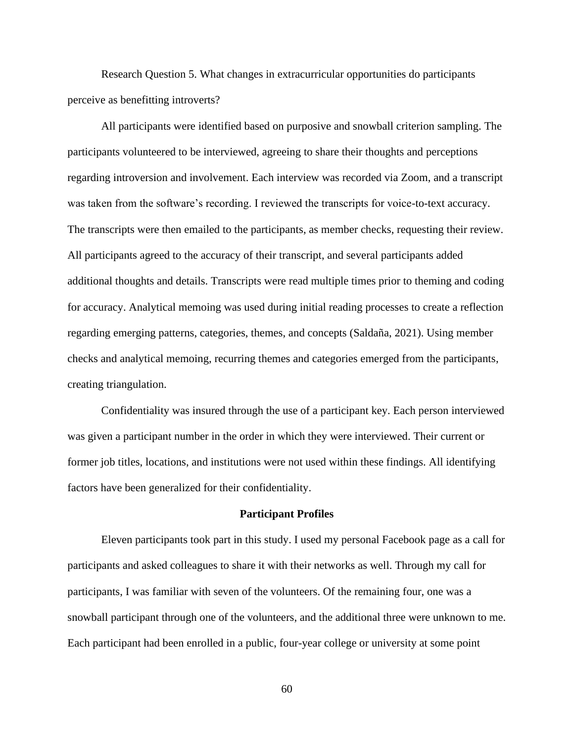Research Question 5. What changes in extracurricular opportunities do participants perceive as benefitting introverts?

All participants were identified based on purposive and snowball criterion sampling. The participants volunteered to be interviewed, agreeing to share their thoughts and perceptions regarding introversion and involvement. Each interview was recorded via Zoom, and a transcript was taken from the software's recording. I reviewed the transcripts for voice-to-text accuracy. The transcripts were then emailed to the participants, as member checks, requesting their review. All participants agreed to the accuracy of their transcript, and several participants added additional thoughts and details. Transcripts were read multiple times prior to theming and coding for accuracy. Analytical memoing was used during initial reading processes to create a reflection regarding emerging patterns, categories, themes, and concepts (Saldaña, 2021). Using member checks and analytical memoing, recurring themes and categories emerged from the participants, creating triangulation.

Confidentiality was insured through the use of a participant key. Each person interviewed was given a participant number in the order in which they were interviewed. Their current or former job titles, locations, and institutions were not used within these findings. All identifying factors have been generalized for their confidentiality.

## Participant Profiles

Eleven participants took part in this study. I used my personal Facebook page as a call for participants and asked colleagues to share it with their networks as well. Through my call for participants, I was familiar with seven of the volunteers. Of the remaining four, one was a snowball participant through one of the volunteers, and the additional three were unknown to me. Each participant had been enrolled in a public, four-year college or university at some point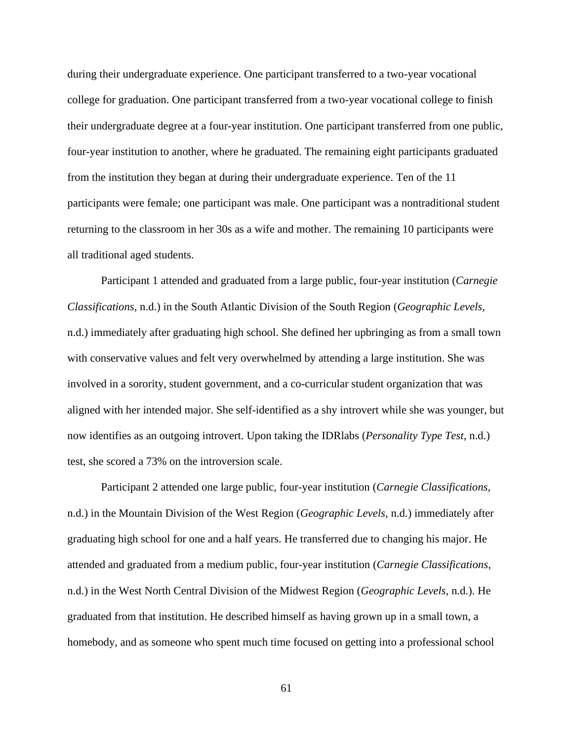during their undergraduate experience. One participant transferred to a two-year vocational college for graduation. One participant transferred from a two-year vocational college to finish their undergraduate degree at a four-year institution. One participant transferred from one public, four-year institution to another, where he graduated. The remaining eight participants graduated from the institution they began at during their undergraduate experience. Ten of the 11 participants were female; one participant was male. One participant was a nontraditional student returning to the classroom in her 30s as a wife and mother. The remaining 10 participants were all traditional aged students.

Participant 1 attended and graduated from a large public, four-year institution (*Carnegie Classifications*, n.d.) in the South Atlantic Division of the South Region (*Geographic Levels*, n.d.) immediately after graduating high school. She defined her upbringing as from a small town with conservative values and felt very overwhelmed by attending a large institution. She was involved in a sorority, student government, and a co-curricular student organization that was aligned with her intended major. She self-identified as a shy introvert while she was younger, but now identifies as an outgoing introvert. Upon taking the IDRlabs (*Personality Type Test*, n.d.) test, she scored a 73% on the introversion scale.

Participant 2 attended one large public, four-year institution (*Carnegie Classifications*, n.d.) in the Mountain Division of the West Region (*Geographic Levels*, n.d.) immediately after graduating high school for one and a half years. He transferred due to changing his major. He attended and graduated from a medium public, four-year institution (*Carnegie Classifications*, n.d.) in the West North Central Division of the Midwest Region (*Geographic Levels*, n.d.). He graduated from that institution. He described himself as having grown up in a small town, a homebody, and as someone who spent much time focused on getting into a professional school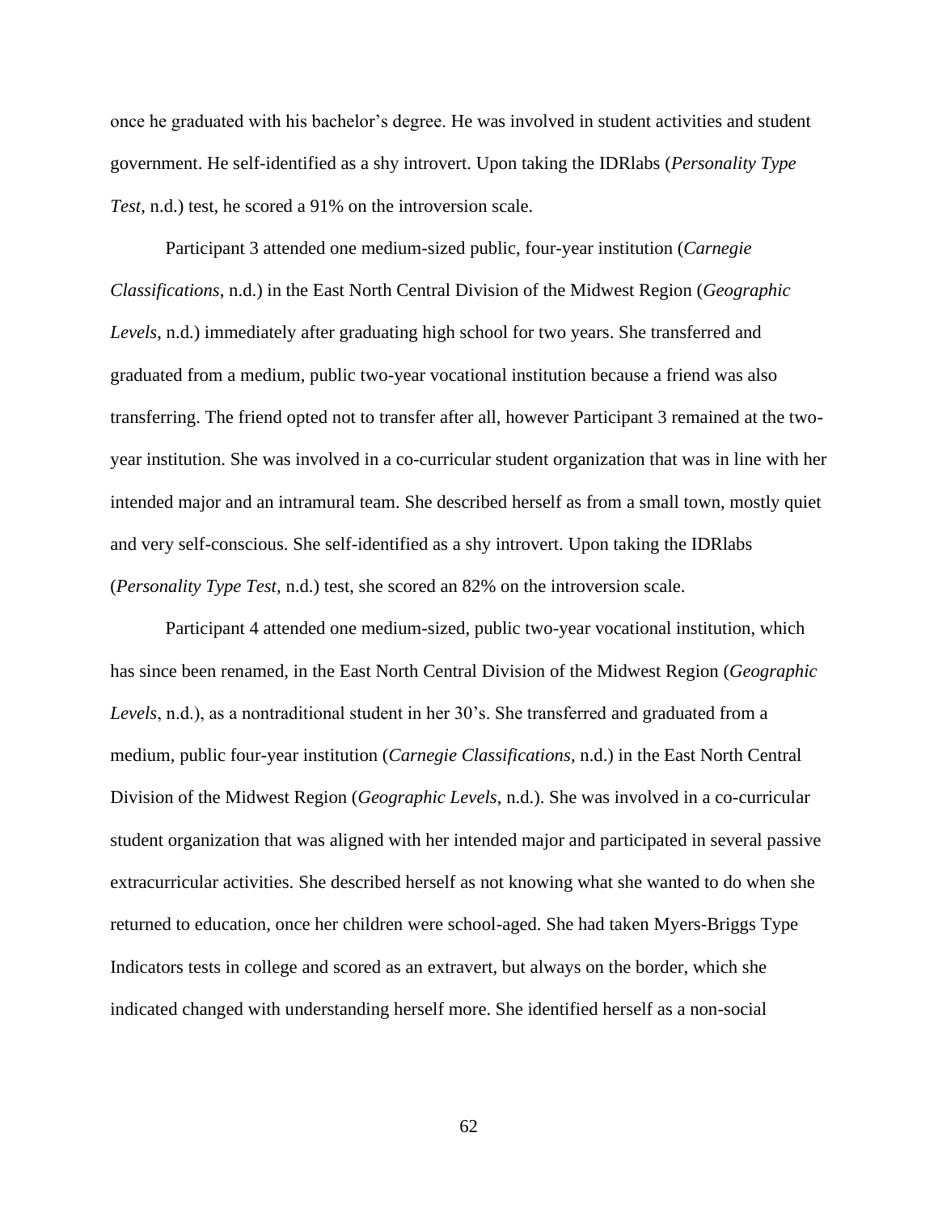once he graduated with his bachelor's degree. He was involved in student activities and student government. He self-identified as a shy introvert. Upon taking the IDRlabs (*Personality Type Test*, n.d.) test, he scored a 91% on the introversion scale.

Participant 3 attended one medium-sized public, four-year institution (*Carnegie Classifications*, n.d.) in the East North Central Division of the Midwest Region (*Geographic Levels*, n.d.) immediately after graduating high school for two years. She transferred and graduated from a medium, public two-year vocational institution because a friend was also transferring. The friend opted not to transfer after all, however Participant 3 remained at the two-year institution. She was involved in a co-curricular student organization that was in line with her intended major and an intramural team. She described herself as from a small town, mostly quiet and very self-conscious. She self-identified as a shy introvert. Upon taking the IDRlabs (*Personality Type Test*, n.d.) test, she scored an 82% on the introversion scale.

Participant 4 attended one medium-sized, public two-year vocational institution, which has since been renamed, in the East North Central Division of the Midwest Region (*Geographic Levels*, n.d.), as a nontraditional student in her 30's. She transferred and graduated from a medium, public four-year institution (*Carnegie Classifications*, n.d.) in the East North Central Division of the Midwest Region (*Geographic Levels*, n.d.). She was involved in a co-curricular student organization that was aligned with her intended major and participated in several passive extracurricular activities. She described herself as not knowing what she wanted to do when she returned to education, once her children were school-aged. She had taken Myers-Briggs Type Indicators tests in college and scored as an extravert, but always on the border, which she indicated changed with understanding herself more. She identified herself as a non-social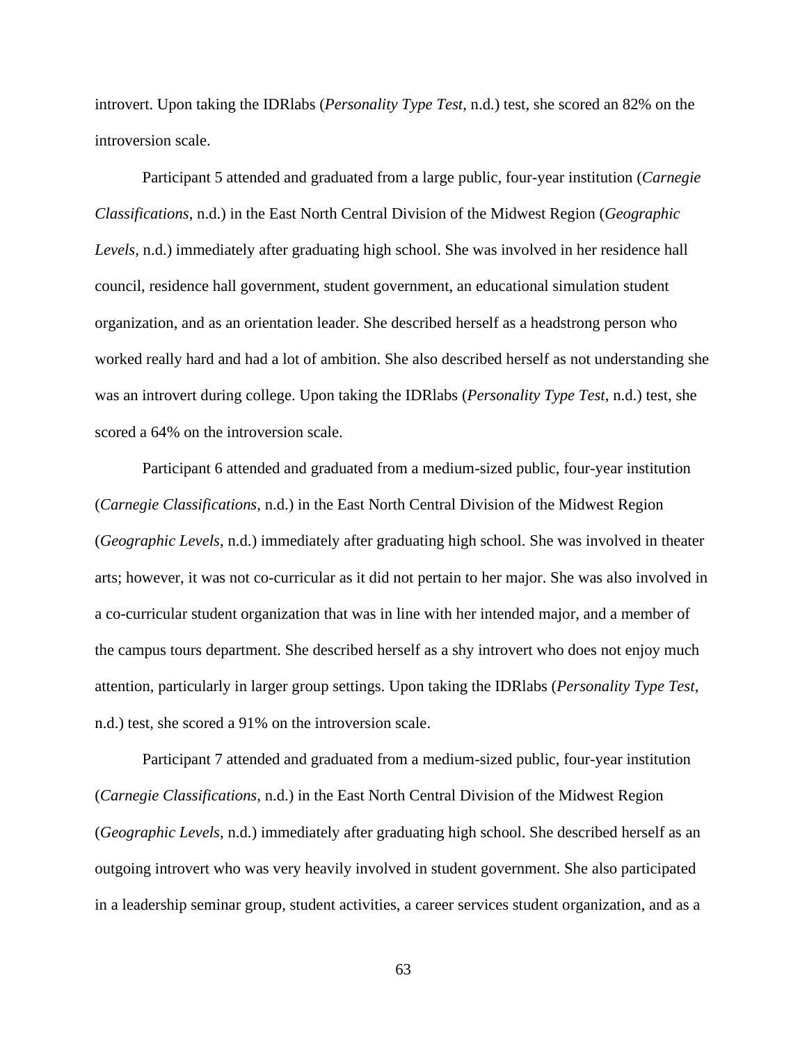introvert. Upon taking the IDRlabs (*Personality Type Test*, n.d.) test, she scored an 82% on the introversion scale.

Participant 5 attended and graduated from a large public, four-year institution (*Carnegie Classifications*, n.d.) in the East North Central Division of the Midwest Region (*Geographic Levels*, n.d.) immediately after graduating high school. She was involved in her residence hall council, residence hall government, student government, an educational simulation student organization, and as an orientation leader. She described herself as a headstrong person who worked really hard and had a lot of ambition. She also described herself as not understanding she was an introvert during college. Upon taking the IDRlabs (*Personality Type Test*, n.d.) test, she scored a 64% on the introversion scale.

Participant 6 attended and graduated from a medium-sized public, four-year institution (*Carnegie Classifications*, n.d.) in the East North Central Division of the Midwest Region (*Geographic Levels*, n.d.) immediately after graduating high school. She was involved in theater arts; however, it was not co-curricular as it did not pertain to her major. She was also involved in a co-curricular student organization that was in line with her intended major, and a member of the campus tours department. She described herself as a shy introvert who does not enjoy much attention, particularly in larger group settings. Upon taking the IDRlabs (*Personality Type Test*, n.d.) test, she scored a 91% on the introversion scale.

Participant 7 attended and graduated from a medium-sized public, four-year institution (*Carnegie Classifications*, n.d.) in the East North Central Division of the Midwest Region (*Geographic Levels*, n.d.) immediately after graduating high school. She described herself as an outgoing introvert who was very heavily involved in student government. She also participated in a leadership seminar group, student activities, a career services student organization, and as a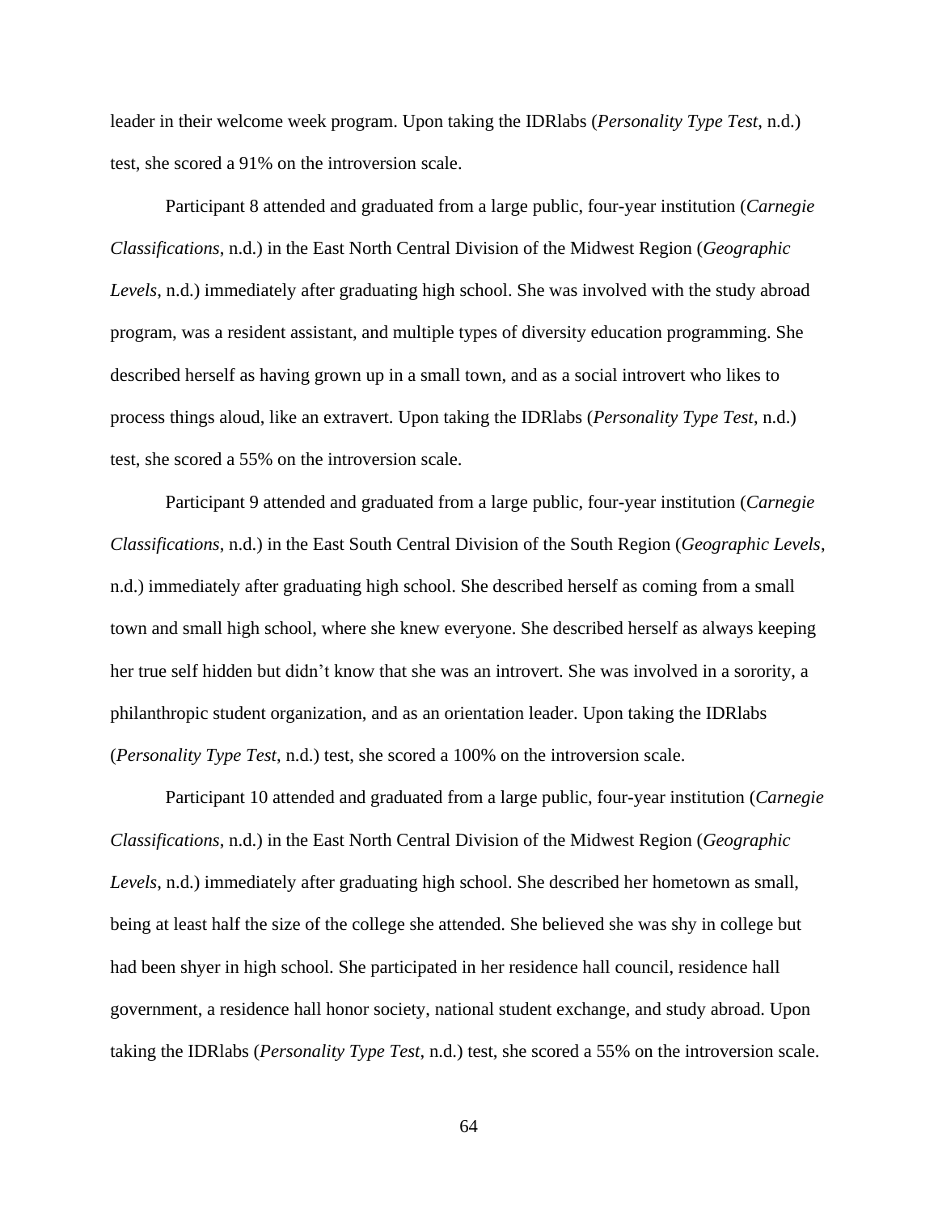leader in their welcome week program. Upon taking the IDRlabs (*Personality Type Test*, n.d.) test, she scored a 91% on the introversion scale.

Participant 8 attended and graduated from a large public, four-year institution (*Carnegie Classifications*, n.d.) in the East North Central Division of the Midwest Region (*Geographic Levels*, n.d.) immediately after graduating high school. She was involved with the study abroad program, was a resident assistant, and multiple types of diversity education programming. She described herself as having grown up in a small town, and as a social introvert who likes to process things aloud, like an extravert. Upon taking the IDRlabs (*Personality Type Test*, n.d.) test, she scored a 55% on the introversion scale.

Participant 9 attended and graduated from a large public, four-year institution (*Carnegie Classifications*, n.d.) in the East South Central Division of the South Region (*Geographic Levels*, n.d.) immediately after graduating high school. She described herself as coming from a small town and small high school, where she knew everyone. She described herself as always keeping her true self hidden but didn't know that she was an introvert. She was involved in a sorority, a philanthropic student organization, and as an orientation leader. Upon taking the IDRlabs (*Personality Type Test*, n.d.) test, she scored a 100% on the introversion scale.

Participant 10 attended and graduated from a large public, four-year institution (*Carnegie Classifications*, n.d.) in the East North Central Division of the Midwest Region (*Geographic Levels*, n.d.) immediately after graduating high school. She described her hometown as small, being at least half the size of the college she attended. She believed she was shy in college but had been shyer in high school. She participated in her residence hall council, residence hall government, a residence hall honor society, national student exchange, and study abroad. Upon taking the IDRlabs (*Personality Type Test*, n.d.) test, she scored a 55% on the introversion scale.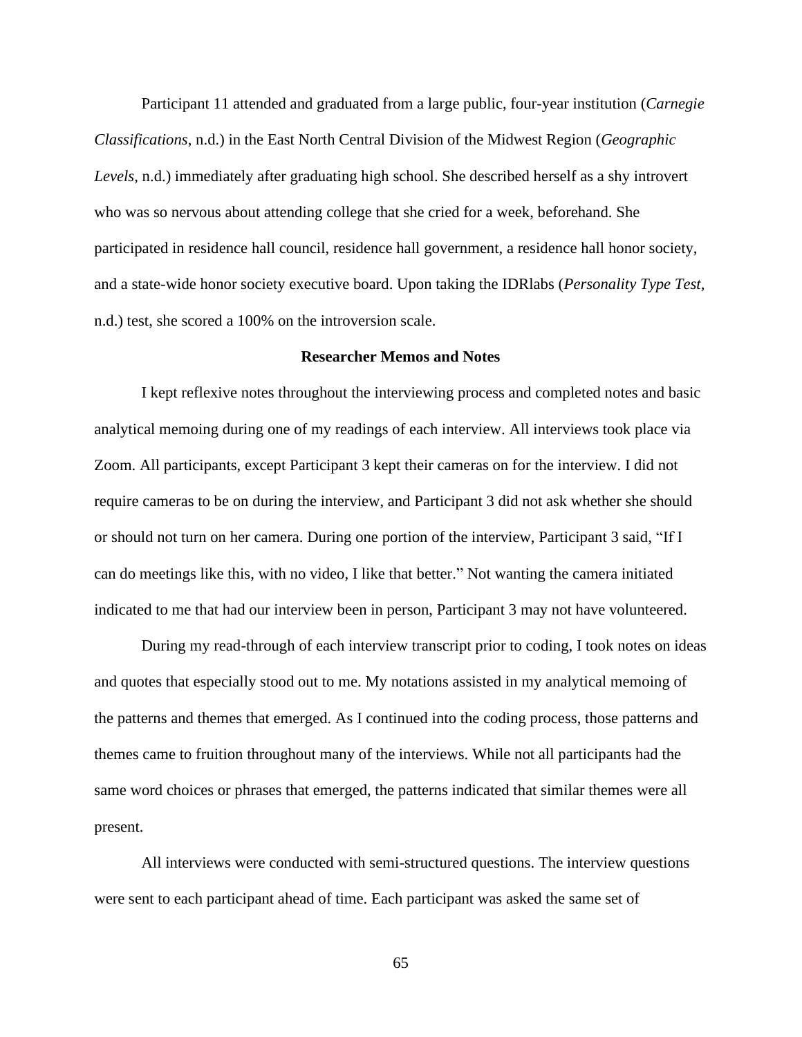Participant 11 attended and graduated from a large public, four-year institution (*Carnegie Classifications*, n.d.) in the East North Central Division of the Midwest Region (*Geographic Levels*, n.d.) immediately after graduating high school. She described herself as a shy introvert who was so nervous about attending college that she cried for a week, beforehand. She participated in residence hall council, residence hall government, a residence hall honor society, and a state-wide honor society executive board. Upon taking the IDRlabs (*Personality Type Test*, n.d.) test, she scored a 100% on the introversion scale.

## Researcher Memos and Notes

I kept reflexive notes throughout the interviewing process and completed notes and basic analytical memoing during one of my readings of each interview. All interviews took place via Zoom. All participants, except Participant 3 kept their cameras on for the interview. I did not require cameras to be on during the interview, and Participant 3 did not ask whether she should or should not turn on her camera. During one portion of the interview, Participant 3 said, "If I can do meetings like this, with no video, I like that better." Not wanting the camera initiated indicated to me that had our interview been in person, Participant 3 may not have volunteered.

During my read-through of each interview transcript prior to coding, I took notes on ideas and quotes that especially stood out to me. My notations assisted in my analytical memoing of the patterns and themes that emerged. As I continued into the coding process, those patterns and themes came to fruition throughout many of the interviews. While not all participants had the same word choices or phrases that emerged, the patterns indicated that similar themes were all present.

All interviews were conducted with semi-structured questions. The interview questions were sent to each participant ahead of time. Each participant was asked the same set of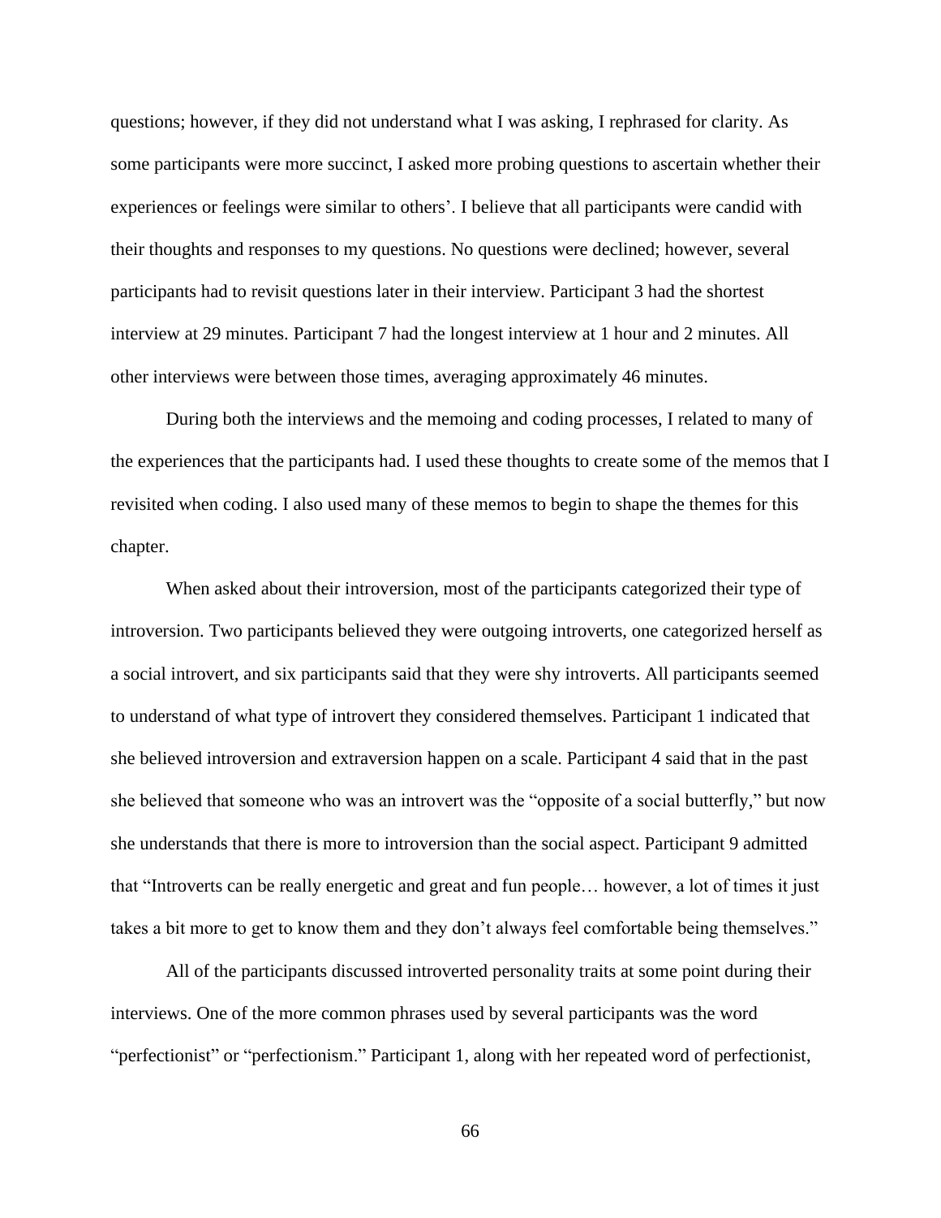questions; however, if they did not understand what I was asking, I rephrased for clarity. As some participants were more succinct, I asked more probing questions to ascertain whether their experiences or feelings were similar to others'. I believe that all participants were candid with their thoughts and responses to my questions. No questions were declined; however, several participants had to revisit questions later in their interview. Participant 3 had the shortest interview at 29 minutes. Participant 7 had the longest interview at 1 hour and 2 minutes. All other interviews were between those times, averaging approximately 46 minutes.

During both the interviews and the memoing and coding processes, I related to many of the experiences that the participants had. I used these thoughts to create some of the memos that I revisited when coding. I also used many of these memos to begin to shape the themes for this chapter.

When asked about their introversion, most of the participants categorized their type of introversion. Two participants believed they were outgoing introverts, one categorized herself as a social introvert, and six participants said that they were shy introverts. All participants seemed to understand of what type of introvert they considered themselves. Participant 1 indicated that she believed introversion and extraversion happen on a scale. Participant 4 said that in the past she believed that someone who was an introvert was the "opposite of a social butterfly," but now she understands that there is more to introversion than the social aspect. Participant 9 admitted that "Introverts can be really energetic and great and fun people… however, a lot of times it just takes a bit more to get to know them and they don't always feel comfortable being themselves."

All of the participants discussed introverted personality traits at some point during their interviews. One of the more common phrases used by several participants was the word "perfectionist" or "perfectionism." Participant 1, along with her repeated word of perfectionist,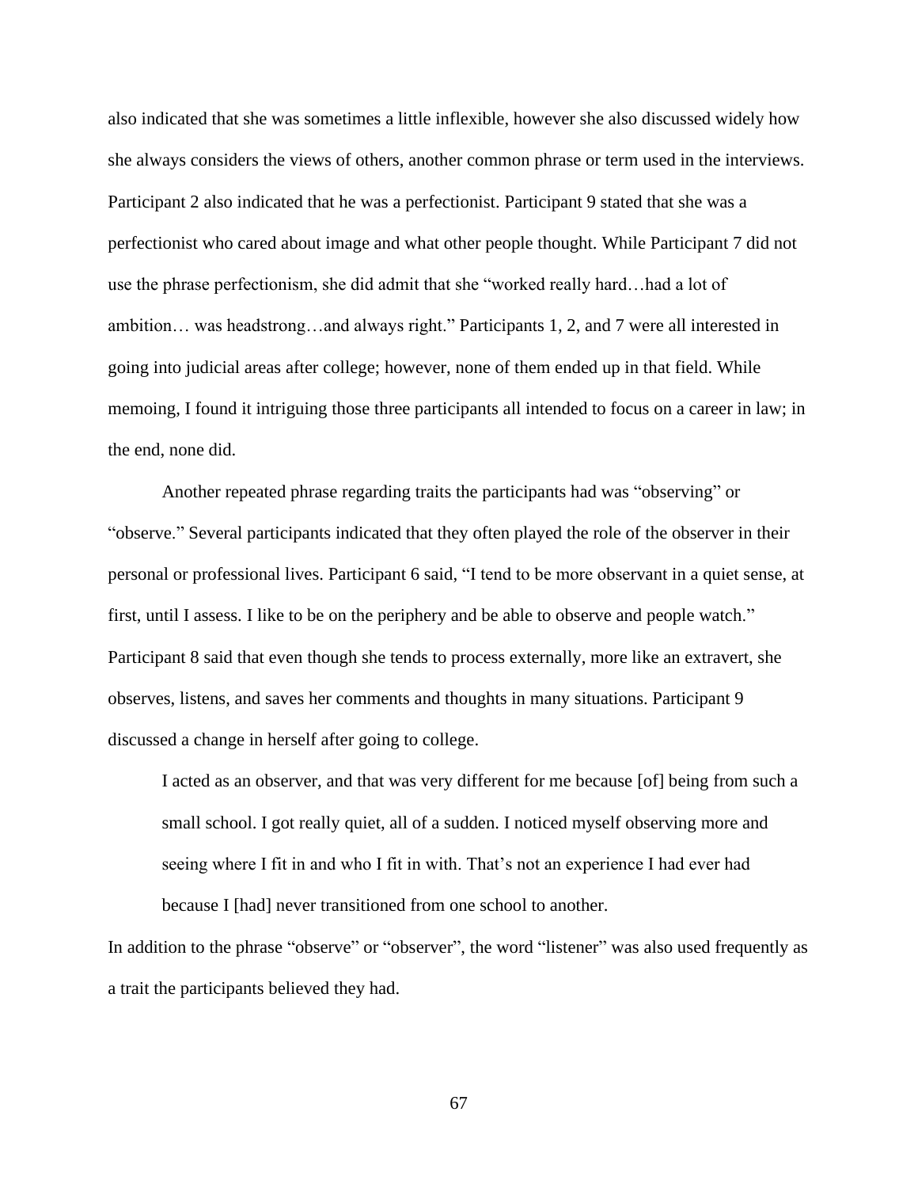also indicated that she was sometimes a little inflexible, however she also discussed widely how she always considers the views of others, another common phrase or term used in the interviews. Participant 2 also indicated that he was a perfectionist. Participant 9 stated that she was a perfectionist who cared about image and what other people thought. While Participant 7 did not use the phrase perfectionism, she did admit that she "worked really hard…had a lot of ambition… was headstrong…and always right." Participants 1, 2, and 7 were all interested in going into judicial areas after college; however, none of them ended up in that field. While memoing, I found it intriguing those three participants all intended to focus on a career in law; in the end, none did.

Another repeated phrase regarding traits the participants had was "observing" or "observe." Several participants indicated that they often played the role of the observer in their personal or professional lives. Participant 6 said, "I tend to be more observant in a quiet sense, at first, until I assess. I like to be on the periphery and be able to observe and people watch." Participant 8 said that even though she tends to process externally, more like an extravert, she observes, listens, and saves her comments and thoughts in many situations. Participant 9 discussed a change in herself after going to college.

> I acted as an observer, and that was very different for me because [of] being from such a small school. I got really quiet, all of a sudden. I noticed myself observing more and seeing where I fit in and who I fit in with. That's not an experience I had ever had because I [had] never transitioned from one school to another.

In addition to the phrase "observe" or "observer", the word "listener" was also used frequently as a trait the participants believed they had.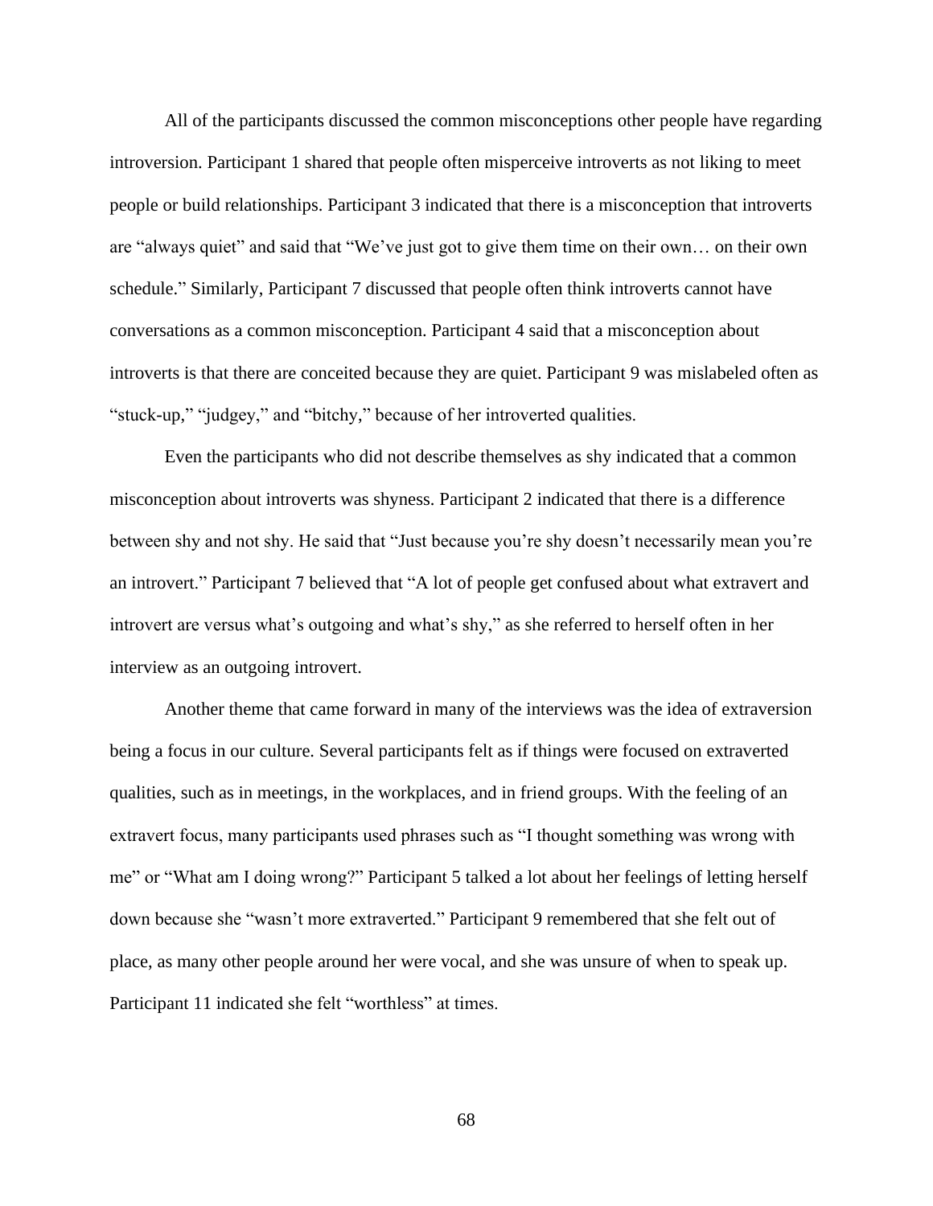All of the participants discussed the common misconceptions other people have regarding introversion. Participant 1 shared that people often misperceive introverts as not liking to meet people or build relationships. Participant 3 indicated that there is a misconception that introverts are "always quiet" and said that "We've just got to give them time on their own… on their own schedule." Similarly, Participant 7 discussed that people often think introverts cannot have conversations as a common misconception. Participant 4 said that a misconception about introverts is that there are conceited because they are quiet. Participant 9 was mislabeled often as "stuck-up," "judgey," and "bitchy," because of her introverted qualities.

Even the participants who did not describe themselves as shy indicated that a common misconception about introverts was shyness. Participant 2 indicated that there is a difference between shy and not shy. He said that "Just because you're shy doesn't necessarily mean you're an introvert." Participant 7 believed that "A lot of people get confused about what extravert and introvert are versus what's outgoing and what's shy," as she referred to herself often in her interview as an outgoing introvert.

Another theme that came forward in many of the interviews was the idea of extraversion being a focus in our culture. Several participants felt as if things were focused on extraverted qualities, such as in meetings, in the workplaces, and in friend groups. With the feeling of an extravert focus, many participants used phrases such as "I thought something was wrong with me" or "What am I doing wrong?" Participant 5 talked a lot about her feelings of letting herself down because she "wasn't more extraverted." Participant 9 remembered that she felt out of place, as many other people around her were vocal, and she was unsure of when to speak up. Participant 11 indicated she felt "worthless" at times.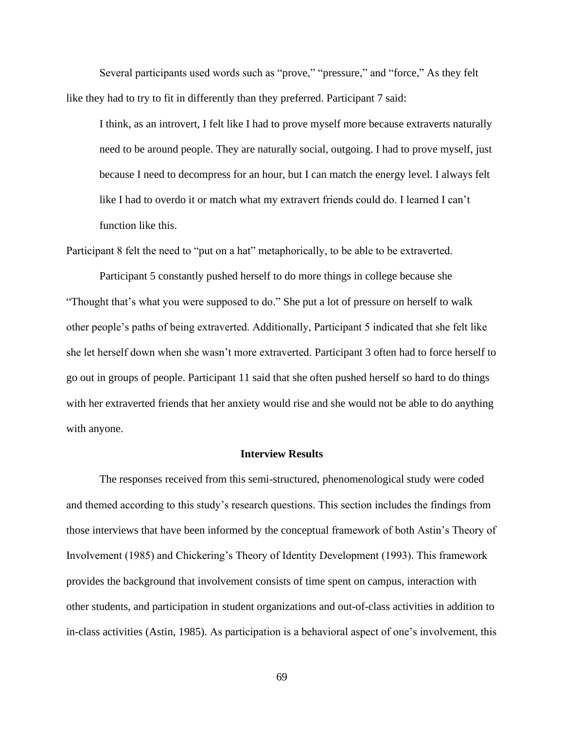Several participants used words such as “prove,” “pressure,” and “force,” As they felt like they had to try to fit in differently than they preferred. Participant 7 said:

> I think, as an introvert, I felt like I had to prove myself more because extraverts naturally need to be around people. They are naturally social, outgoing. I had to prove myself, just because I need to decompress for an hour, but I can match the energy level. I always felt like I had to overdo it or match what my extravert friends could do. I learned I can’t function like this.

Participant 8 felt the need to “put on a hat” metaphorically, to be able to be extraverted.

Participant 5 constantly pushed herself to do more things in college because she “Thought that’s what you were supposed to do.” She put a lot of pressure on herself to walk other people’s paths of being extraverted. Additionally, Participant 5 indicated that she felt like she let herself down when she wasn’t more extraverted. Participant 3 often had to force herself to go out in groups of people. Participant 11 said that she often pushed herself so hard to do things with her extraverted friends that her anxiety would rise and she would not be able to do anything with anyone.

## Interview Results

The responses received from this semi-structured, phenomenological study were coded and themed according to this study’s research questions. This section includes the findings from those interviews that have been informed by the conceptual framework of both Astin’s Theory of Involvement (1985) and Chickering’s Theory of Identity Development (1993). This framework provides the background that involvement consists of time spent on campus, interaction with other students, and participation in student organizations and out-of-class activities in addition to in-class activities (Astin, 1985). As participation is a behavioral aspect of one’s involvement, this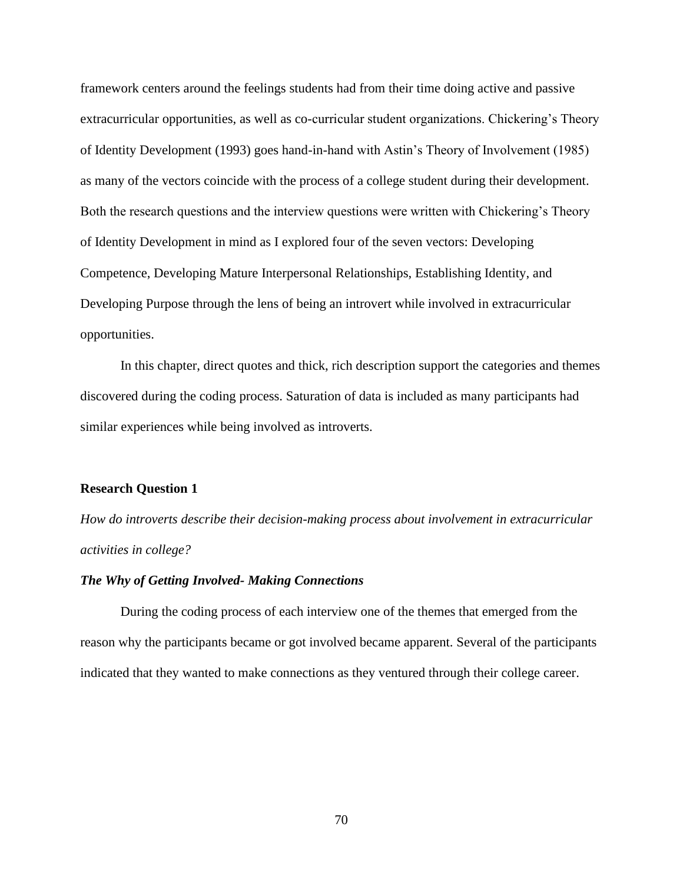framework centers around the feelings students had from their time doing active and passive extracurricular opportunities, as well as co-curricular student organizations. Chickering's Theory of Identity Development (1993) goes hand-in-hand with Astin's Theory of Involvement (1985) as many of the vectors coincide with the process of a college student during their development. Both the research questions and the interview questions were written with Chickering's Theory of Identity Development in mind as I explored four of the seven vectors: Developing Competence, Developing Mature Interpersonal Relationships, Establishing Identity, and Developing Purpose through the lens of being an introvert while involved in extracurricular opportunities.

In this chapter, direct quotes and thick, rich description support the categories and themes discovered during the coding process. Saturation of data is included as many participants had similar experiences while being involved as introverts.

### Research Question 1

*How do introverts describe their decision-making process about involvement in extracurricular activities in college?*

#### ***The Why of Getting Involved- Making Connections***

During the coding process of each interview one of the themes that emerged from the reason why the participants became or got involved became apparent. Several of the participants indicated that they wanted to make connections as they ventured through their college career.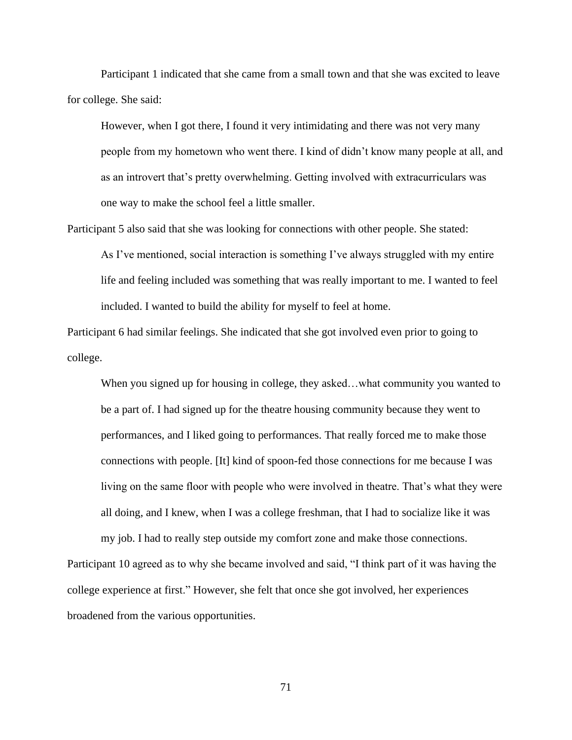Participant 1 indicated that she came from a small town and that she was excited to leave for college. She said:

> However, when I got there, I found it very intimidating and there was not very many people from my hometown who went there. I kind of didn't know many people at all, and as an introvert that's pretty overwhelming. Getting involved with extracurriculars was one way to make the school feel a little smaller.

Participant 5 also said that she was looking for connections with other people. She stated:

> As I've mentioned, social interaction is something I've always struggled with my entire life and feeling included was something that was really important to me. I wanted to feel included. I wanted to build the ability for myself to feel at home.

Participant 6 had similar feelings. She indicated that she got involved even prior to going to college.

> When you signed up for housing in college, they asked…what community you wanted to be a part of. I had signed up for the theatre housing community because they went to performances, and I liked going to performances. That really forced me to make those connections with people. [It] kind of spoon-fed those connections for me because I was living on the same floor with people who were involved in theatre. That's what they were all doing, and I knew, when I was a college freshman, that I had to socialize like it was my job. I had to really step outside my comfort zone and make those connections.

Participant 10 agreed as to why she became involved and said, "I think part of it was having the college experience at first." However, she felt that once she got involved, her experiences broadened from the various opportunities.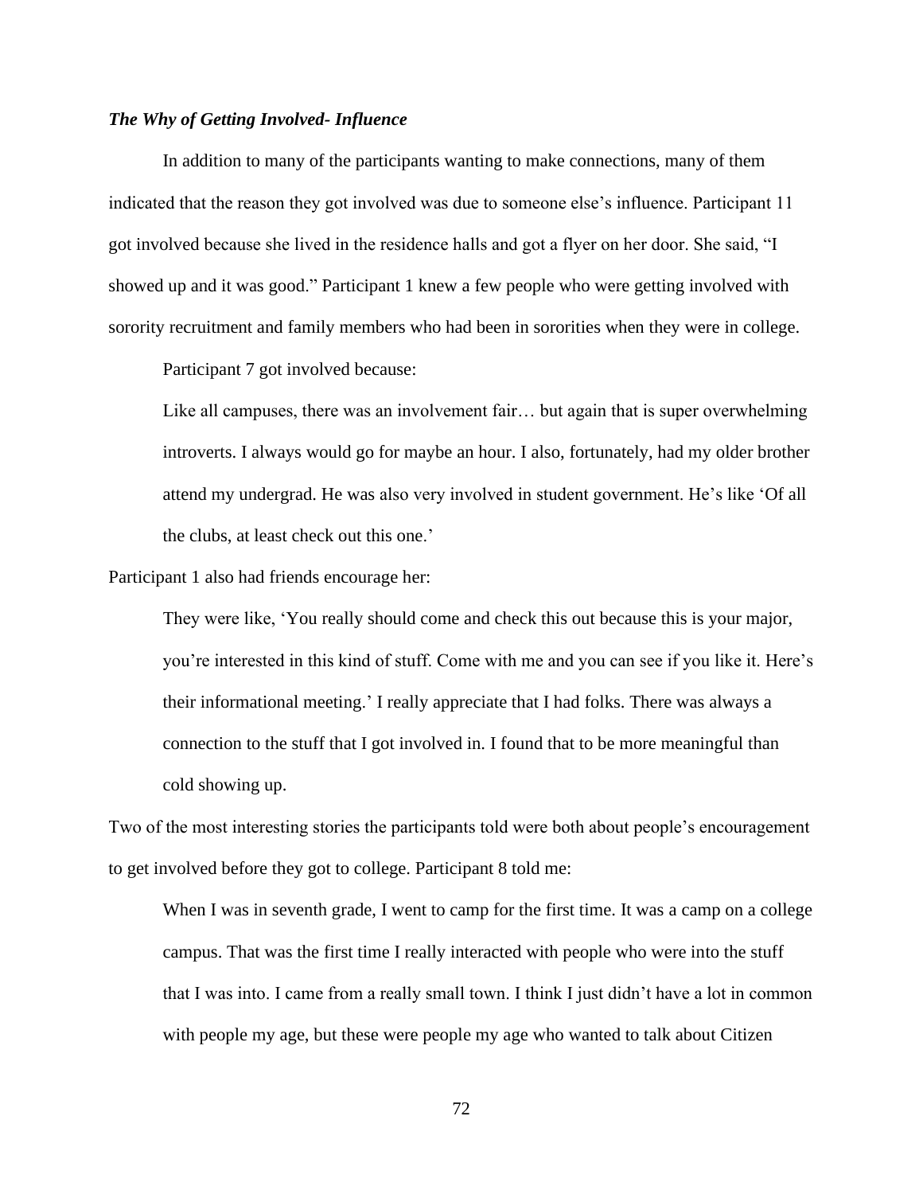### *The Why of Getting Involved- Influence*

In addition to many of the participants wanting to make connections, many of them indicated that the reason they got involved was due to someone else's influence. Participant 11 got involved because she lived in the residence halls and got a flyer on her door. She said, "I showed up and it was good." Participant 1 knew a few people who were getting involved with sorority recruitment and family members who had been in sororities when they were in college.

Participant 7 got involved because:

> Like all campuses, there was an involvement fair… but again that is super overwhelming introverts. I always would go for maybe an hour. I also, fortunately, had my older brother attend my undergrad. He was also very involved in student government. He's like 'Of all the clubs, at least check out this one.'

Participant 1 also had friends encourage her:

> They were like, 'You really should come and check this out because this is your major, you're interested in this kind of stuff. Come with me and you can see if you like it. Here's their informational meeting.' I really appreciate that I had folks. There was always a connection to the stuff that I got involved in. I found that to be more meaningful than cold showing up.

Two of the most interesting stories the participants told were both about people's encouragement to get involved before they got to college. Participant 8 told me:

> When I was in seventh grade, I went to camp for the first time. It was a camp on a college campus. That was the first time I really interacted with people who were into the stuff that I was into. I came from a really small town. I think I just didn't have a lot in common with people my age, but these were people my age who wanted to talk about Citizen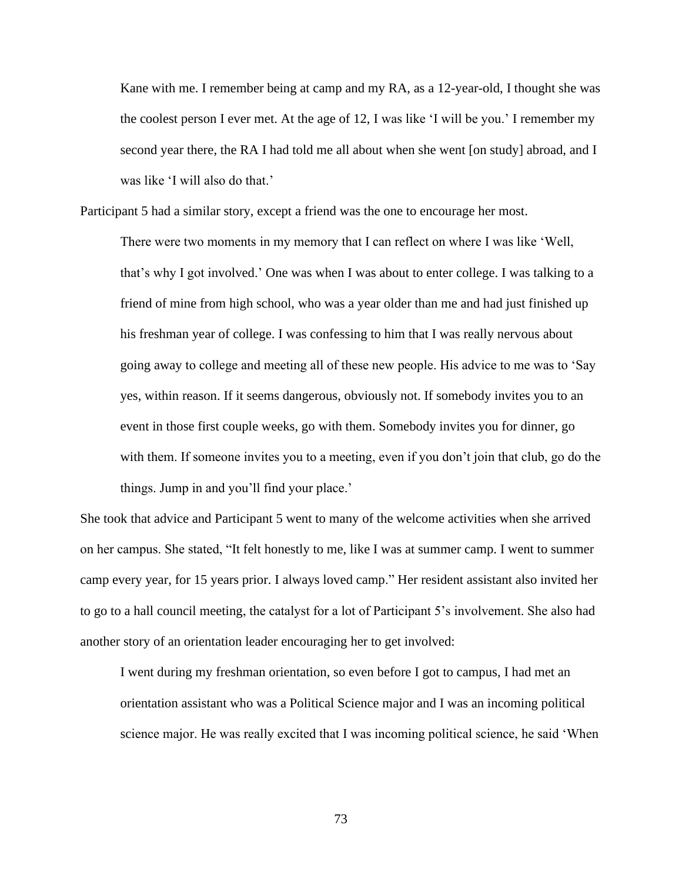> Kane with me. I remember being at camp and my RA, as a 12-year-old, I thought she was the coolest person I ever met. At the age of 12, I was like 'I will be you.' I remember my second year there, the RA I had told me all about when she went [on study] abroad, and I was like 'I will also do that.'

Participant 5 had a similar story, except a friend was the one to encourage her most.

> There were two moments in my memory that I can reflect on where I was like 'Well, that's why I got involved.' One was when I was about to enter college. I was talking to a friend of mine from high school, who was a year older than me and had just finished up his freshman year of college. I was confessing to him that I was really nervous about going away to college and meeting all of these new people. His advice to me was to 'Say yes, within reason. If it seems dangerous, obviously not. If somebody invites you to an event in those first couple weeks, go with them. Somebody invites you for dinner, go with them. If someone invites you to a meeting, even if you don't join that club, go do the things. Jump in and you'll find your place.'

She took that advice and Participant 5 went to many of the welcome activities when she arrived on her campus. She stated, "It felt honestly to me, like I was at summer camp. I went to summer camp every year, for 15 years prior. I always loved camp." Her resident assistant also invited her to go to a hall council meeting, the catalyst for a lot of Participant 5's involvement. She also had another story of an orientation leader encouraging her to get involved:

> I went during my freshman orientation, so even before I got to campus, I had met an orientation assistant who was a Political Science major and I was an incoming political science major. He was really excited that I was incoming political science, he said 'When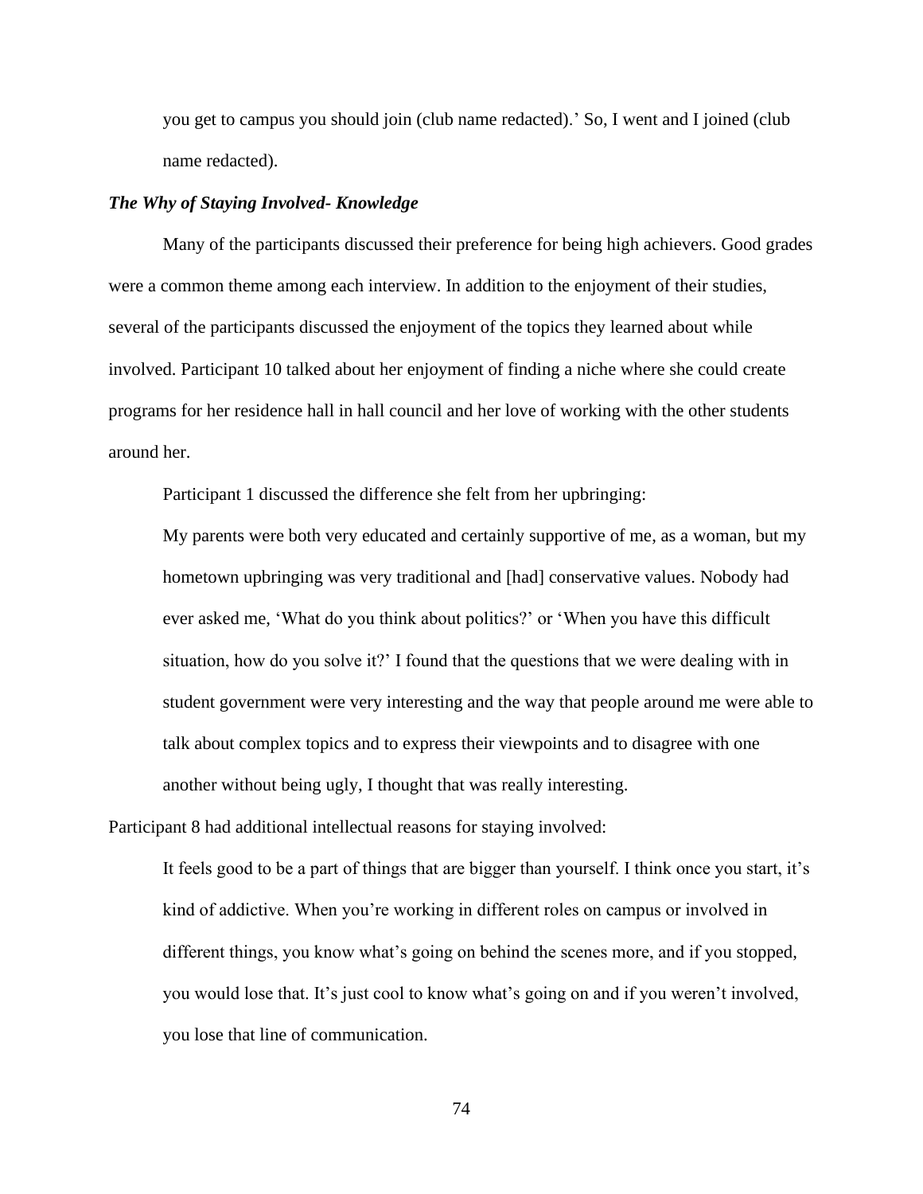you get to campus you should join (club name redacted).' So, I went and I joined (club name redacted).

### ***The Why of Staying Involved- Knowledge***

Many of the participants discussed their preference for being high achievers. Good grades were a common theme among each interview. In addition to the enjoyment of their studies, several of the participants discussed the enjoyment of the topics they learned about while involved. Participant 10 talked about her enjoyment of finding a niche where she could create programs for her residence hall in hall council and her love of working with the other students around her.

Participant 1 discussed the difference she felt from her upbringing:

> My parents were both very educated and certainly supportive of me, as a woman, but my hometown upbringing was very traditional and [had] conservative values. Nobody had ever asked me, 'What do you think about politics?' or 'When you have this difficult situation, how do you solve it?' I found that the questions that we were dealing with in student government were very interesting and the way that people around me were able to talk about complex topics and to express their viewpoints and to disagree with one another without being ugly, I thought that was really interesting.

Participant 8 had additional intellectual reasons for staying involved:

> It feels good to be a part of things that are bigger than yourself. I think once you start, it's kind of addictive. When you're working in different roles on campus or involved in different things, you know what's going on behind the scenes more, and if you stopped, you would lose that. It's just cool to know what's going on and if you weren't involved, you lose that line of communication.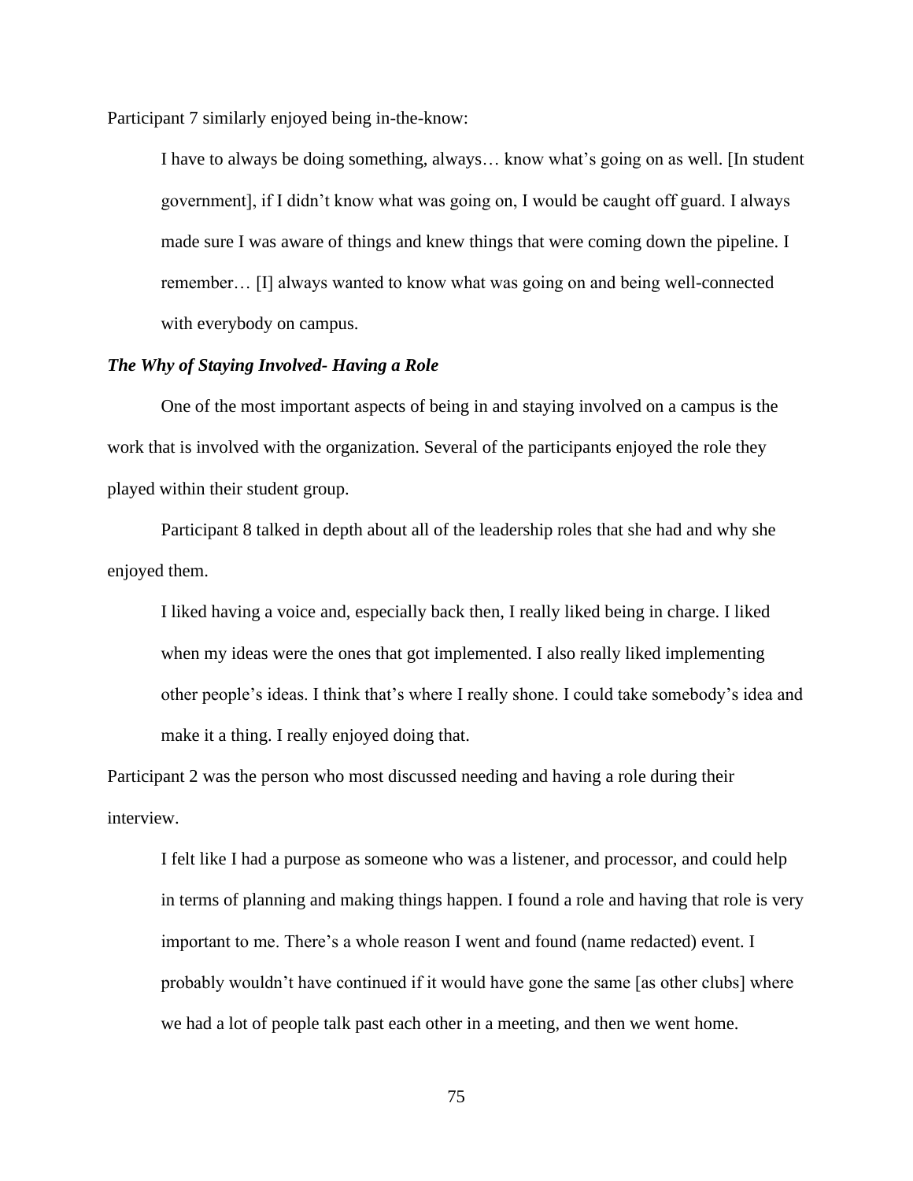Participant 7 similarly enjoyed being in-the-know:

> I have to always be doing something, always… know what's going on as well. [In student government], if I didn't know what was going on, I would be caught off guard. I always made sure I was aware of things and knew things that were coming down the pipeline. I remember… [I] always wanted to know what was going on and being well-connected with everybody on campus.

### *The Why of Staying Involved- Having a Role*

One of the most important aspects of being in and staying involved on a campus is the work that is involved with the organization. Several of the participants enjoyed the role they played within their student group.

Participant 8 talked in depth about all of the leadership roles that she had and why she enjoyed them.

> I liked having a voice and, especially back then, I really liked being in charge. I liked when my ideas were the ones that got implemented. I also really liked implementing other people's ideas. I think that's where I really shone. I could take somebody's idea and make it a thing. I really enjoyed doing that.

Participant 2 was the person who most discussed needing and having a role during their interview.

> I felt like I had a purpose as someone who was a listener, and processor, and could help in terms of planning and making things happen. I found a role and having that role is very important to me. There's a whole reason I went and found (name redacted) event. I probably wouldn't have continued if it would have gone the same [as other clubs] where we had a lot of people talk past each other in a meeting, and then we went home.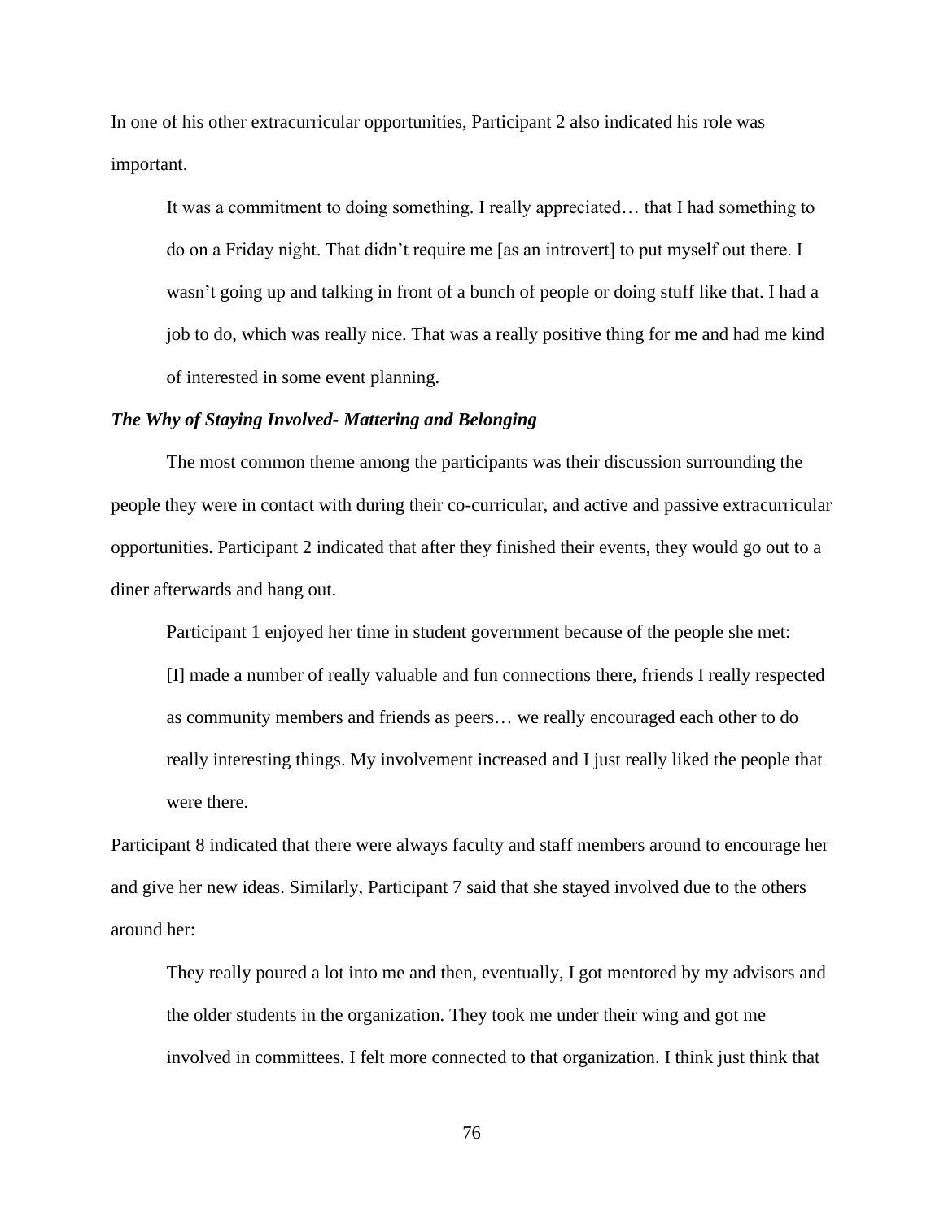In one of his other extracurricular opportunities, Participant 2 also indicated his role was important.

> It was a commitment to doing something. I really appreciated… that I had something to do on a Friday night. That didn't require me [as an introvert] to put myself out there. I wasn't going up and talking in front of a bunch of people or doing stuff like that. I had a job to do, which was really nice. That was a really positive thing for me and had me kind of interested in some event planning.

### ***The Why of Staying Involved- Mattering and Belonging***

The most common theme among the participants was their discussion surrounding the people they were in contact with during their co-curricular, and active and passive extracurricular opportunities. Participant 2 indicated that after they finished their events, they would go out to a diner afterwards and hang out.

Participant 1 enjoyed her time in student government because of the people she met:

> [I] made a number of really valuable and fun connections there, friends I really respected as community members and friends as peers… we really encouraged each other to do really interesting things. My involvement increased and I just really liked the people that were there.

Participant 8 indicated that there were always faculty and staff members around to encourage her and give her new ideas. Similarly, Participant 7 said that she stayed involved due to the others around her:

> They really poured a lot into me and then, eventually, I got mentored by my advisors and the older students in the organization. They took me under their wing and got me involved in committees. I felt more connected to that organization. I think just think that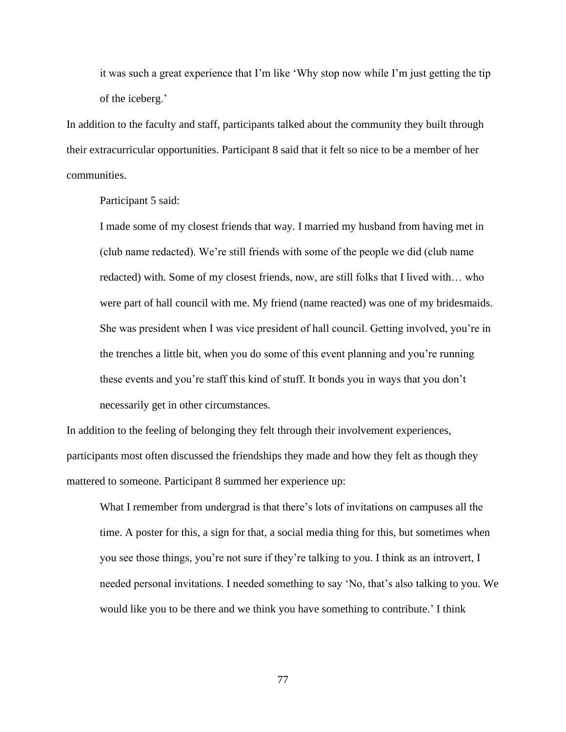> it was such a great experience that I'm like 'Why stop now while I'm just getting the tip of the iceberg.'

In addition to the faculty and staff, participants talked about the community they built through their extracurricular opportunities. Participant 8 said that it felt so nice to be a member of her communities.

Participant 5 said:

> I made some of my closest friends that way. I married my husband from having met in (club name redacted). We're still friends with some of the people we did (club name redacted) with. Some of my closest friends, now, are still folks that I lived with… who were part of hall council with me. My friend (name reacted) was one of my bridesmaids. She was president when I was vice president of hall council. Getting involved, you're in the trenches a little bit, when you do some of this event planning and you're running these events and you're staff this kind of stuff. It bonds you in ways that you don't necessarily get in other circumstances.

In addition to the feeling of belonging they felt through their involvement experiences, participants most often discussed the friendships they made and how they felt as though they mattered to someone. Participant 8 summed her experience up:

> What I remember from undergrad is that there's lots of invitations on campuses all the time. A poster for this, a sign for that, a social media thing for this, but sometimes when you see those things, you're not sure if they're talking to you. I think as an introvert, I needed personal invitations. I needed something to say 'No, that's also talking to you. We would like you to be there and we think you have something to contribute.' I think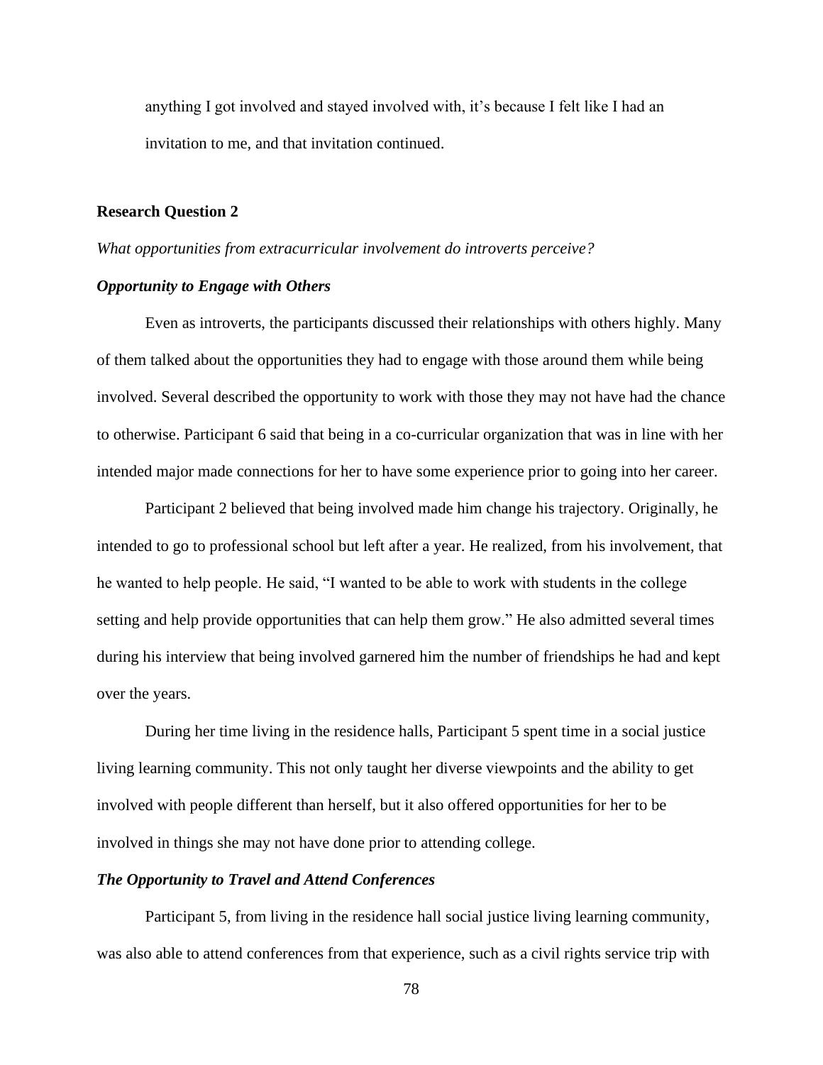anything I got involved and stayed involved with, it's because I felt like I had an invitation to me, and that invitation continued.

### Research Question 2

*What opportunities from extracurricular involvement do introverts perceive?*

#### ***Opportunity to Engage with Others***

Even as introverts, the participants discussed their relationships with others highly. Many of them talked about the opportunities they had to engage with those around them while being involved. Several described the opportunity to work with those they may not have had the chance to otherwise. Participant 6 said that being in a co-curricular organization that was in line with her intended major made connections for her to have some experience prior to going into her career.

Participant 2 believed that being involved made him change his trajectory. Originally, he intended to go to professional school but left after a year. He realized, from his involvement, that he wanted to help people. He said, "I wanted to be able to work with students in the college setting and help provide opportunities that can help them grow." He also admitted several times during his interview that being involved garnered him the number of friendships he had and kept over the years.

During her time living in the residence halls, Participant 5 spent time in a social justice living learning community. This not only taught her diverse viewpoints and the ability to get involved with people different than herself, but it also offered opportunities for her to be involved in things she may not have done prior to attending college.

#### ***The Opportunity to Travel and Attend Conferences***

Participant 5, from living in the residence hall social justice living learning community, was also able to attend conferences from that experience, such as a civil rights service trip with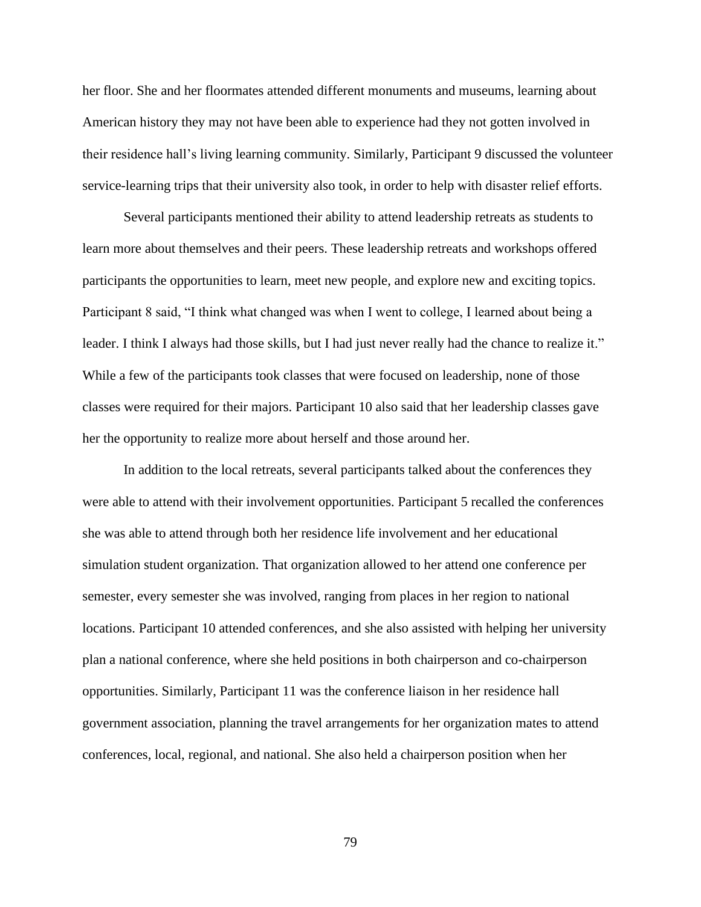her floor. She and her floormates attended different monuments and museums, learning about American history they may not have been able to experience had they not gotten involved in their residence hall's living learning community. Similarly, Participant 9 discussed the volunteer service-learning trips that their university also took, in order to help with disaster relief efforts.

Several participants mentioned their ability to attend leadership retreats as students to learn more about themselves and their peers. These leadership retreats and workshops offered participants the opportunities to learn, meet new people, and explore new and exciting topics. Participant 8 said, "I think what changed was when I went to college, I learned about being a leader. I think I always had those skills, but I had just never really had the chance to realize it." While a few of the participants took classes that were focused on leadership, none of those classes were required for their majors. Participant 10 also said that her leadership classes gave her the opportunity to realize more about herself and those around her.

In addition to the local retreats, several participants talked about the conferences they were able to attend with their involvement opportunities. Participant 5 recalled the conferences she was able to attend through both her residence life involvement and her educational simulation student organization. That organization allowed to her attend one conference per semester, every semester she was involved, ranging from places in her region to national locations. Participant 10 attended conferences, and she also assisted with helping her university plan a national conference, where she held positions in both chairperson and co-chairperson opportunities. Similarly, Participant 11 was the conference liaison in her residence hall government association, planning the travel arrangements for her organization mates to attend conferences, local, regional, and national. She also held a chairperson position when her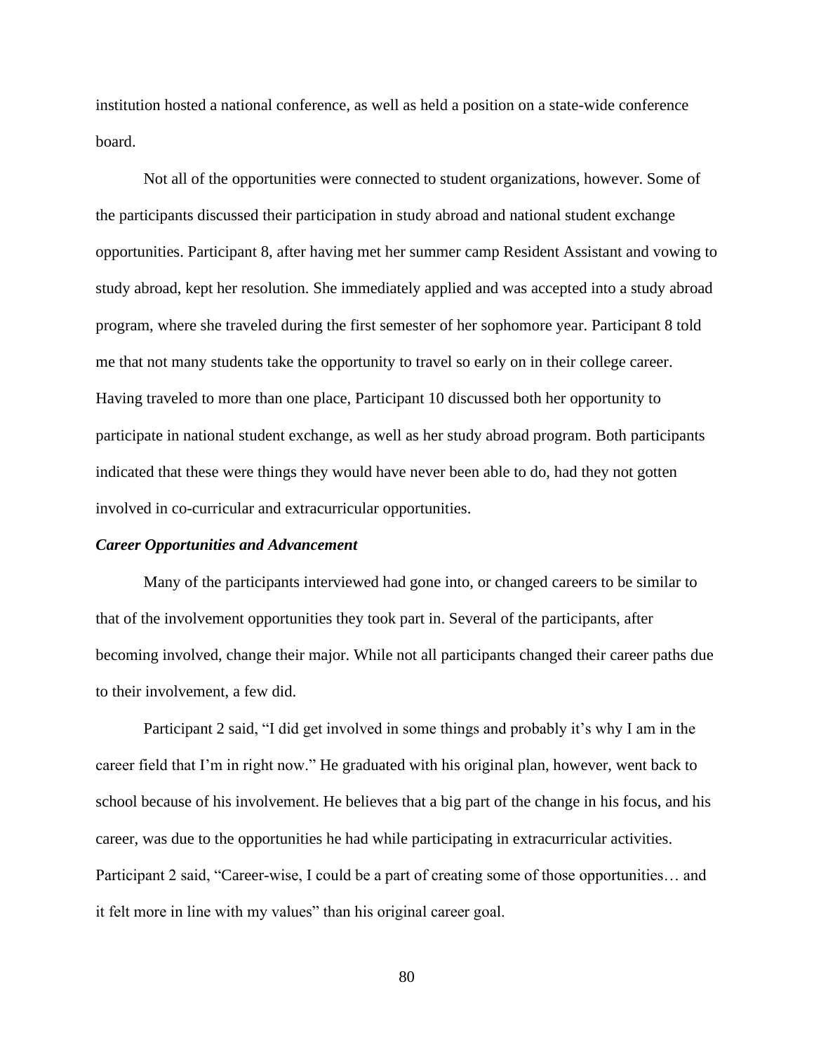institution hosted a national conference, as well as held a position on a state-wide conference board.

Not all of the opportunities were connected to student organizations, however. Some of the participants discussed their participation in study abroad and national student exchange opportunities. Participant 8, after having met her summer camp Resident Assistant and vowing to study abroad, kept her resolution. She immediately applied and was accepted into a study abroad program, where she traveled during the first semester of her sophomore year. Participant 8 told me that not many students take the opportunity to travel so early on in their college career. Having traveled to more than one place, Participant 10 discussed both her opportunity to participate in national student exchange, as well as her study abroad program. Both participants indicated that these were things they would have never been able to do, had they not gotten involved in co-curricular and extracurricular opportunities.

### ***Career Opportunities and Advancement***

Many of the participants interviewed had gone into, or changed careers to be similar to that of the involvement opportunities they took part in. Several of the participants, after becoming involved, change their major. While not all participants changed their career paths due to their involvement, a few did.

Participant 2 said, "I did get involved in some things and probably it's why I am in the career field that I'm in right now." He graduated with his original plan, however, went back to school because of his involvement. He believes that a big part of the change in his focus, and his career, was due to the opportunities he had while participating in extracurricular activities. Participant 2 said, "Career-wise, I could be a part of creating some of those opportunities… and it felt more in line with my values" than his original career goal.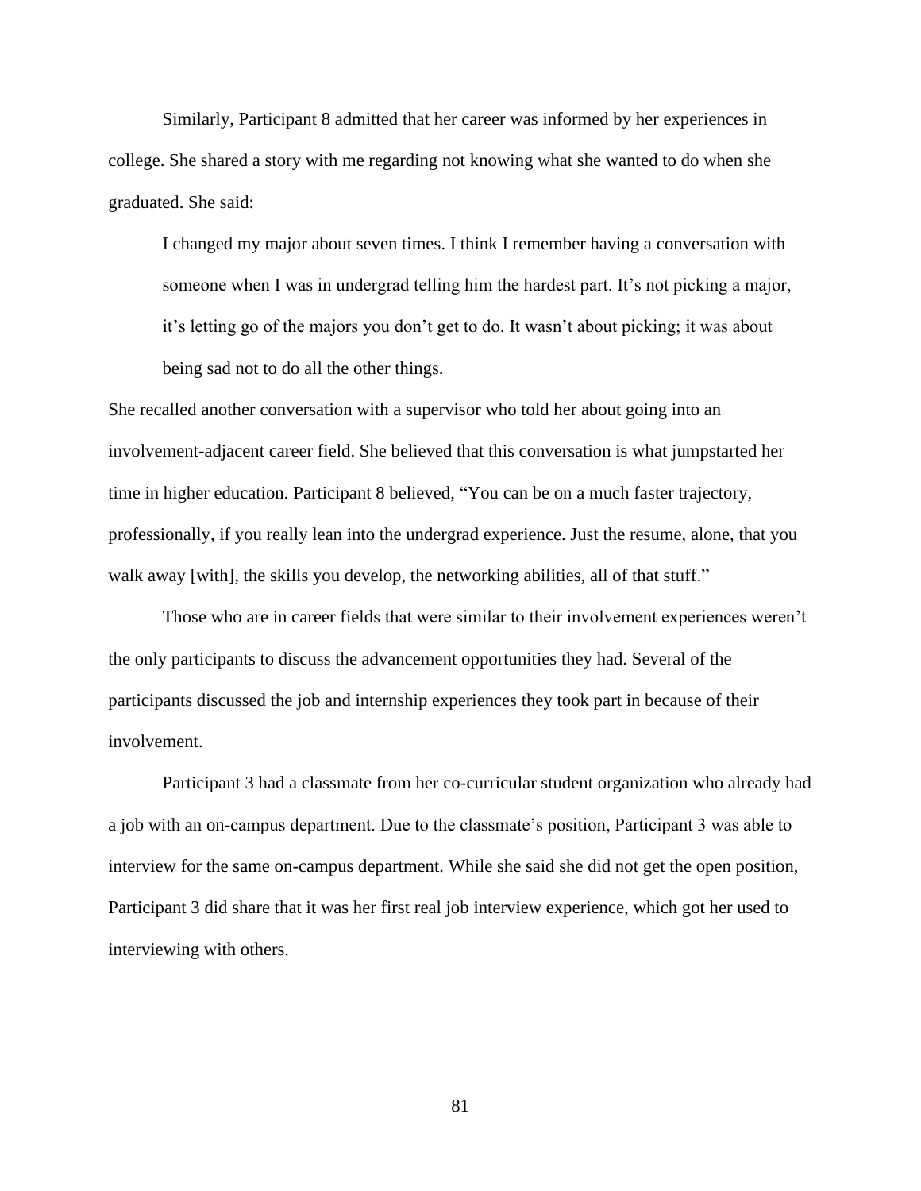Similarly, Participant 8 admitted that her career was informed by her experiences in college. She shared a story with me regarding not knowing what she wanted to do when she graduated. She said:

> I changed my major about seven times. I think I remember having a conversation with someone when I was in undergrad telling him the hardest part. It's not picking a major, it's letting go of the majors you don't get to do. It wasn't about picking; it was about being sad not to do all the other things.

She recalled another conversation with a supervisor who told her about going into an involvement-adjacent career field. She believed that this conversation is what jumpstarted her time in higher education. Participant 8 believed, "You can be on a much faster trajectory, professionally, if you really lean into the undergrad experience. Just the resume, alone, that you walk away [with], the skills you develop, the networking abilities, all of that stuff."

Those who are in career fields that were similar to their involvement experiences weren't the only participants to discuss the advancement opportunities they had. Several of the participants discussed the job and internship experiences they took part in because of their involvement.

Participant 3 had a classmate from her co-curricular student organization who already had a job with an on-campus department. Due to the classmate's position, Participant 3 was able to interview for the same on-campus department. While she said she did not get the open position, Participant 3 did share that it was her first real job interview experience, which got her used to interviewing with others.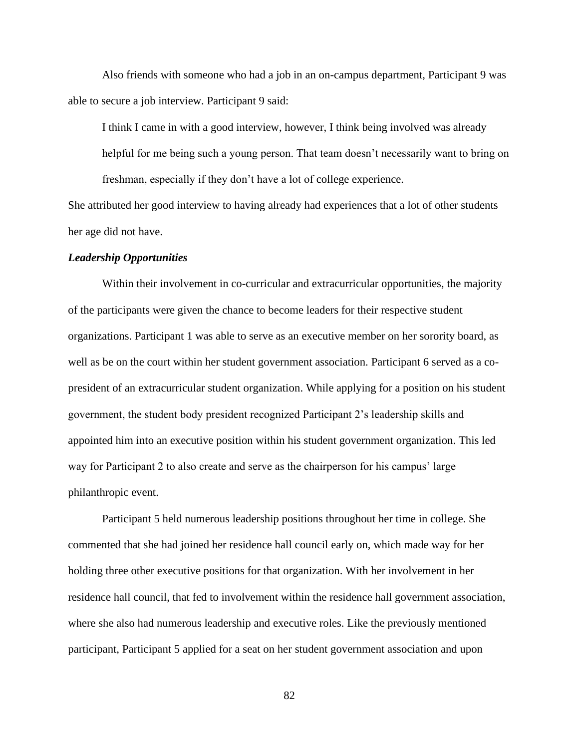Also friends with someone who had a job in an on-campus department, Participant 9 was able to secure a job interview. Participant 9 said:

> I think I came in with a good interview, however, I think being involved was already helpful for me being such a young person. That team doesn't necessarily want to bring on freshman, especially if they don't have a lot of college experience.

She attributed her good interview to having already had experiences that a lot of other students her age did not have.

***Leadership Opportunities***

Within their involvement in co-curricular and extracurricular opportunities, the majority of the participants were given the chance to become leaders for their respective student organizations. Participant 1 was able to serve as an executive member on her sorority board, as well as be on the court within her student government association. Participant 6 served as a co-president of an extracurricular student organization. While applying for a position on his student government, the student body president recognized Participant 2's leadership skills and appointed him into an executive position within his student government organization. This led way for Participant 2 to also create and serve as the chairperson for his campus' large philanthropic event.

Participant 5 held numerous leadership positions throughout her time in college. She commented that she had joined her residence hall council early on, which made way for her holding three other executive positions for that organization. With her involvement in her residence hall council, that fed to involvement within the residence hall government association, where she also had numerous leadership and executive roles. Like the previously mentioned participant, Participant 5 applied for a seat on her student government association and upon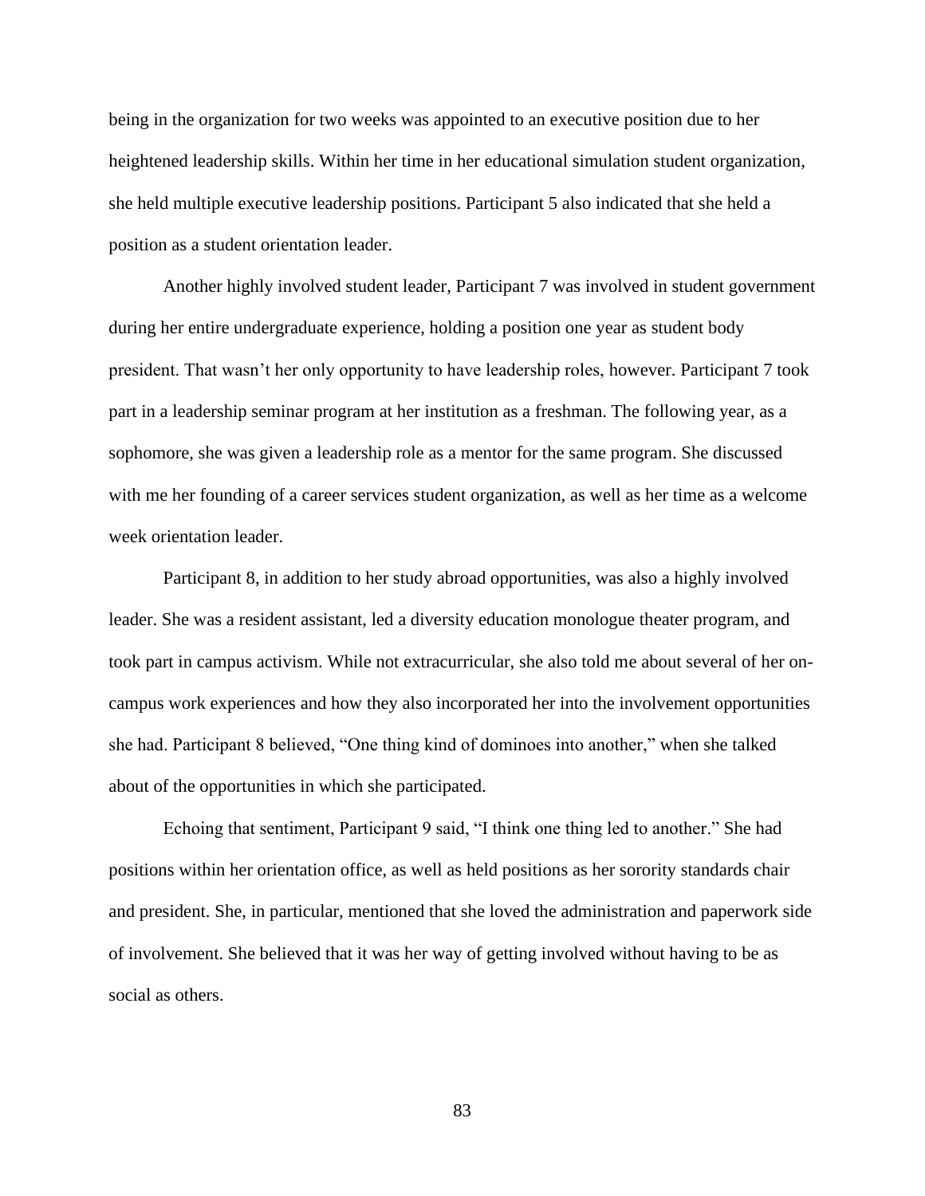being in the organization for two weeks was appointed to an executive position due to her heightened leadership skills. Within her time in her educational simulation student organization, she held multiple executive leadership positions. Participant 5 also indicated that she held a position as a student orientation leader.

Another highly involved student leader, Participant 7 was involved in student government during her entire undergraduate experience, holding a position one year as student body president. That wasn't her only opportunity to have leadership roles, however. Participant 7 took part in a leadership seminar program at her institution as a freshman. The following year, as a sophomore, she was given a leadership role as a mentor for the same program. She discussed with me her founding of a career services student organization, as well as her time as a welcome week orientation leader.

Participant 8, in addition to her study abroad opportunities, was also a highly involved leader. She was a resident assistant, led a diversity education monologue theater program, and took part in campus activism. While not extracurricular, she also told me about several of her on-campus work experiences and how they also incorporated her into the involvement opportunities she had. Participant 8 believed, "One thing kind of dominoes into another," when she talked about of the opportunities in which she participated.

Echoing that sentiment, Participant 9 said, "I think one thing led to another." She had positions within her orientation office, as well as held positions as her sorority standards chair and president. She, in particular, mentioned that she loved the administration and paperwork side of involvement. She believed that it was her way of getting involved without having to be as social as others.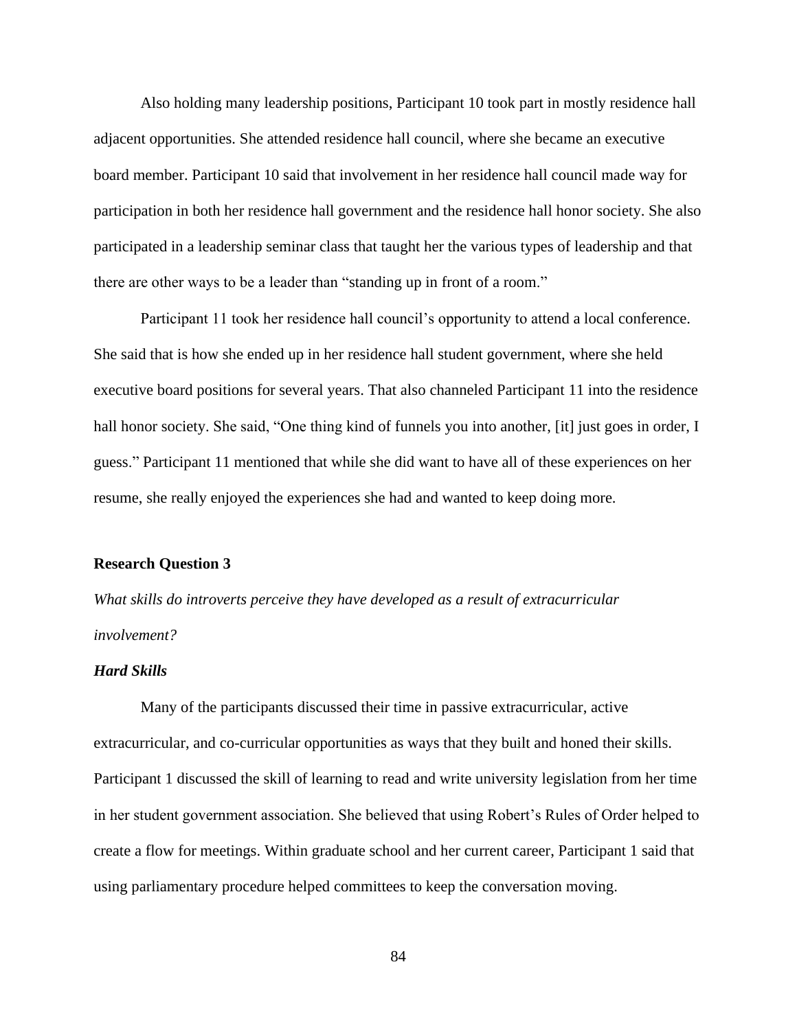Also holding many leadership positions, Participant 10 took part in mostly residence hall adjacent opportunities. She attended residence hall council, where she became an executive board member. Participant 10 said that involvement in her residence hall council made way for participation in both her residence hall government and the residence hall honor society. She also participated in a leadership seminar class that taught her the various types of leadership and that there are other ways to be a leader than "standing up in front of a room."

Participant 11 took her residence hall council's opportunity to attend a local conference. She said that is how she ended up in her residence hall student government, where she held executive board positions for several years. That also channeled Participant 11 into the residence hall honor society. She said, "One thing kind of funnels you into another, [it] just goes in order, I guess." Participant 11 mentioned that while she did want to have all of these experiences on her resume, she really enjoyed the experiences she had and wanted to keep doing more.

## Research Question 3

*What skills do introverts perceive they have developed as a result of extracurricular involvement?*

### ***Hard Skills***

Many of the participants discussed their time in passive extracurricular, active extracurricular, and co-curricular opportunities as ways that they built and honed their skills. Participant 1 discussed the skill of learning to read and write university legislation from her time in her student government association. She believed that using Robert's Rules of Order helped to create a flow for meetings. Within graduate school and her current career, Participant 1 said that using parliamentary procedure helped committees to keep the conversation moving.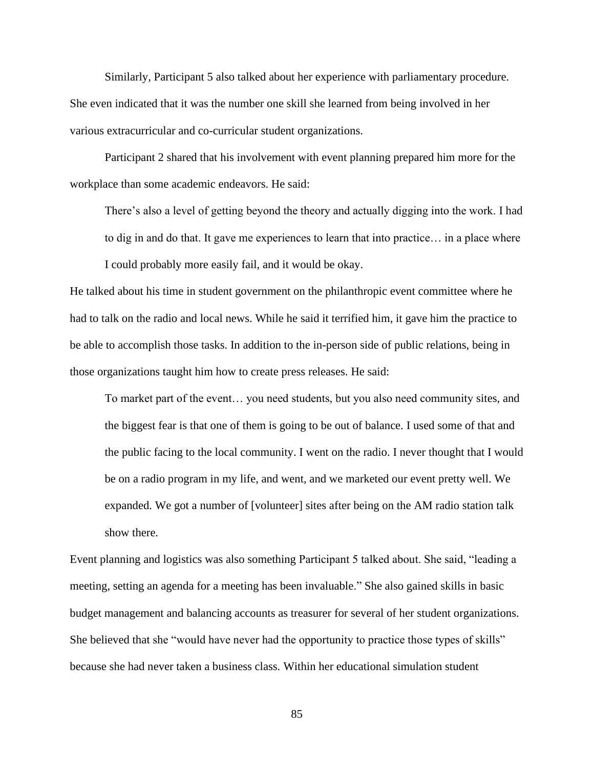Similarly, Participant 5 also talked about her experience with parliamentary procedure. She even indicated that it was the number one skill she learned from being involved in her various extracurricular and co-curricular student organizations.

Participant 2 shared that his involvement with event planning prepared him more for the workplace than some academic endeavors. He said:

> There's also a level of getting beyond the theory and actually digging into the work. I had to dig in and do that. It gave me experiences to learn that into practice… in a place where I could probably more easily fail, and it would be okay.

He talked about his time in student government on the philanthropic event committee where he had to talk on the radio and local news. While he said it terrified him, it gave him the practice to be able to accomplish those tasks. In addition to the in-person side of public relations, being in those organizations taught him how to create press releases. He said:

> To market part of the event… you need students, but you also need community sites, and the biggest fear is that one of them is going to be out of balance. I used some of that and the public facing to the local community. I went on the radio. I never thought that I would be on a radio program in my life, and went, and we marketed our event pretty well. We expanded. We got a number of [volunteer] sites after being on the AM radio station talk show there.

Event planning and logistics was also something Participant 5 talked about. She said, "leading a meeting, setting an agenda for a meeting has been invaluable." She also gained skills in basic budget management and balancing accounts as treasurer for several of her student organizations. She believed that she "would have never had the opportunity to practice those types of skills" because she had never taken a business class. Within her educational simulation student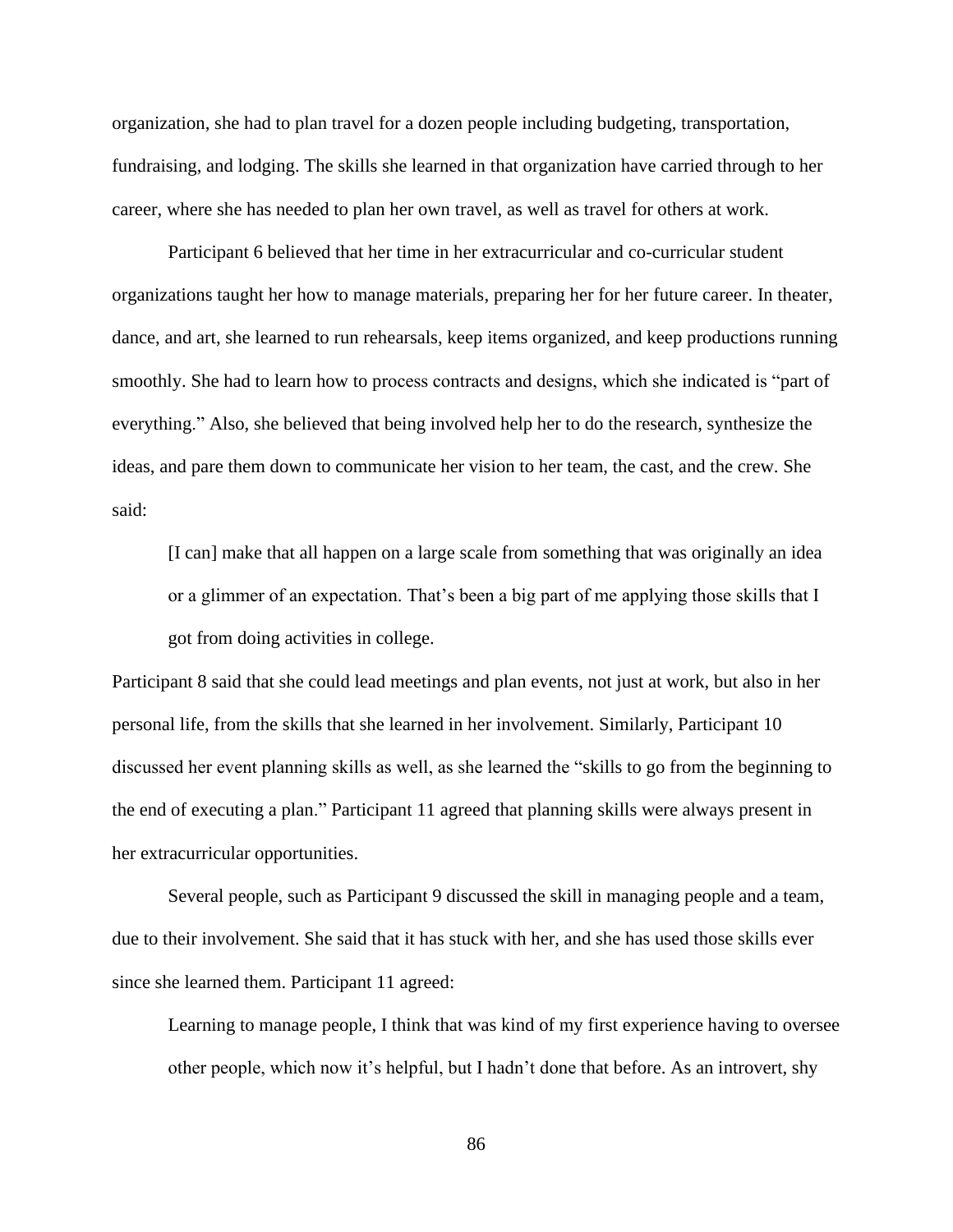organization, she had to plan travel for a dozen people including budgeting, transportation, fundraising, and lodging. The skills she learned in that organization have carried through to her career, where she has needed to plan her own travel, as well as travel for others at work.

Participant 6 believed that her time in her extracurricular and co-curricular student organizations taught her how to manage materials, preparing her for her future career. In theater, dance, and art, she learned to run rehearsals, keep items organized, and keep productions running smoothly. She had to learn how to process contracts and designs, which she indicated is "part of everything." Also, she believed that being involved help her to do the research, synthesize the ideas, and pare them down to communicate her vision to her team, the cast, and the crew. She said:

> [I can] make that all happen on a large scale from something that was originally an idea or a glimmer of an expectation. That's been a big part of me applying those skills that I got from doing activities in college.

Participant 8 said that she could lead meetings and plan events, not just at work, but also in her personal life, from the skills that she learned in her involvement. Similarly, Participant 10 discussed her event planning skills as well, as she learned the "skills to go from the beginning to the end of executing a plan." Participant 11 agreed that planning skills were always present in her extracurricular opportunities.

Several people, such as Participant 9 discussed the skill in managing people and a team, due to their involvement. She said that it has stuck with her, and she has used those skills ever since she learned them. Participant 11 agreed:

> Learning to manage people, I think that was kind of my first experience having to oversee other people, which now it's helpful, but I hadn't done that before. As an introvert, shy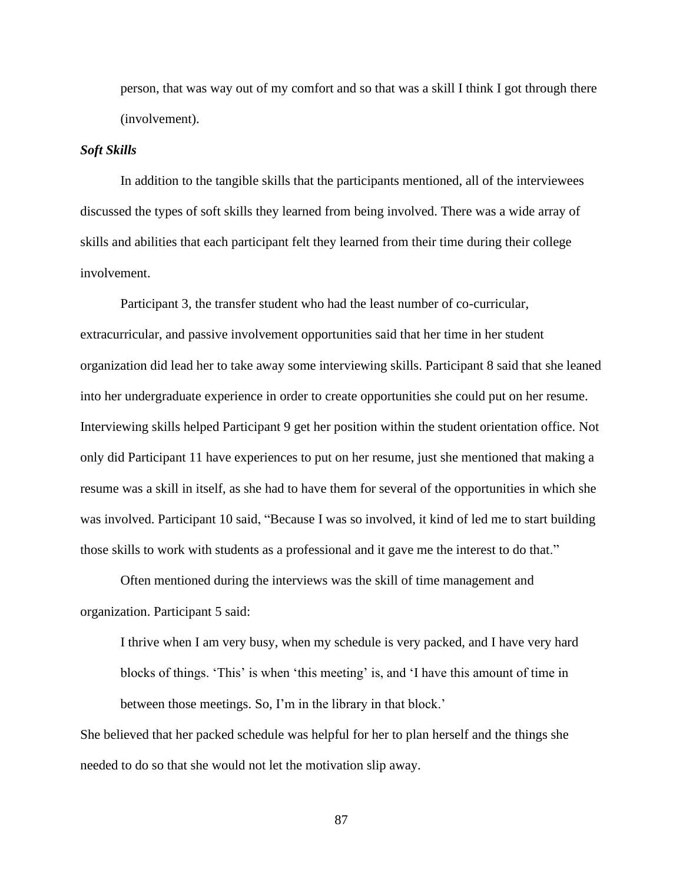> person, that was way out of my comfort and so that was a skill I think I got through there (involvement).

***Soft Skills***

In addition to the tangible skills that the participants mentioned, all of the interviewees discussed the types of soft skills they learned from being involved. There was a wide array of skills and abilities that each participant felt they learned from their time during their college involvement.

Participant 3, the transfer student who had the least number of co-curricular, extracurricular, and passive involvement opportunities said that her time in her student organization did lead her to take away some interviewing skills. Participant 8 said that she leaned into her undergraduate experience in order to create opportunities she could put on her resume. Interviewing skills helped Participant 9 get her position within the student orientation office. Not only did Participant 11 have experiences to put on her resume, just she mentioned that making a resume was a skill in itself, as she had to have them for several of the opportunities in which she was involved. Participant 10 said, "Because I was so involved, it kind of led me to start building those skills to work with students as a professional and it gave me the interest to do that."

Often mentioned during the interviews was the skill of time management and organization. Participant 5 said:

> I thrive when I am very busy, when my schedule is very packed, and I have very hard blocks of things. 'This' is when 'this meeting' is, and 'I have this amount of time in between those meetings. So, I'm in the library in that block.'

She believed that her packed schedule was helpful for her to plan herself and the things she needed to do so that she would not let the motivation slip away.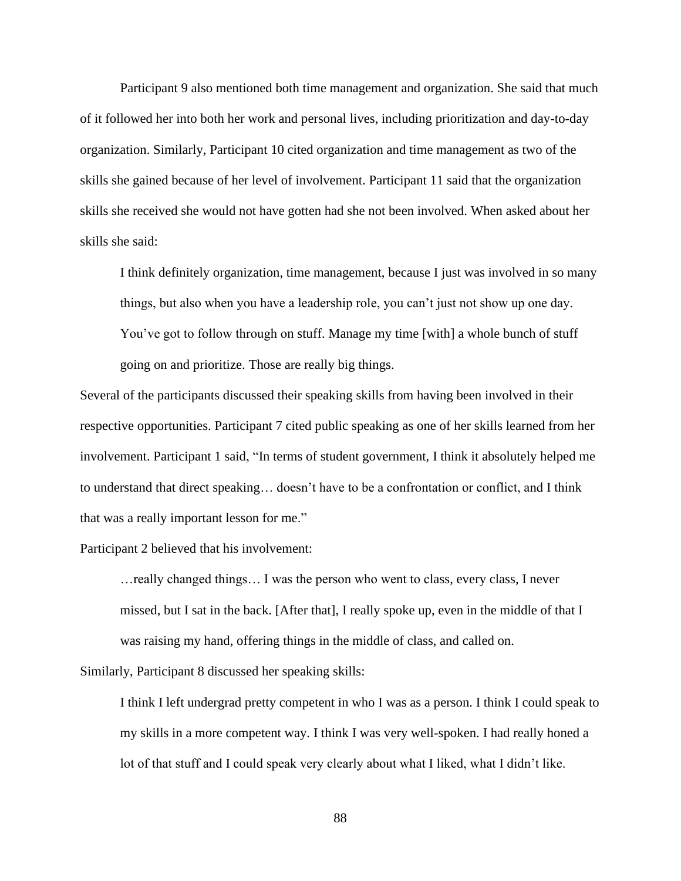Participant 9 also mentioned both time management and organization. She said that much of it followed her into both her work and personal lives, including prioritization and day-to-day organization. Similarly, Participant 10 cited organization and time management as two of the skills she gained because of her level of involvement. Participant 11 said that the organization skills she received she would not have gotten had she not been involved. When asked about her skills she said:

> I think definitely organization, time management, because I just was involved in so many things, but also when you have a leadership role, you can't just not show up one day. You've got to follow through on stuff. Manage my time [with] a whole bunch of stuff going on and prioritize. Those are really big things.

Several of the participants discussed their speaking skills from having been involved in their respective opportunities. Participant 7 cited public speaking as one of her skills learned from her involvement. Participant 1 said, "In terms of student government, I think it absolutely helped me to understand that direct speaking… doesn't have to be a confrontation or conflict, and I think that was a really important lesson for me."

Participant 2 believed that his involvement:

> …really changed things… I was the person who went to class, every class, I never missed, but I sat in the back. [After that], I really spoke up, even in the middle of that I was raising my hand, offering things in the middle of class, and called on.

Similarly, Participant 8 discussed her speaking skills:

> I think I left undergrad pretty competent in who I was as a person. I think I could speak to my skills in a more competent way. I think I was very well-spoken. I had really honed a lot of that stuff and I could speak very clearly about what I liked, what I didn't like.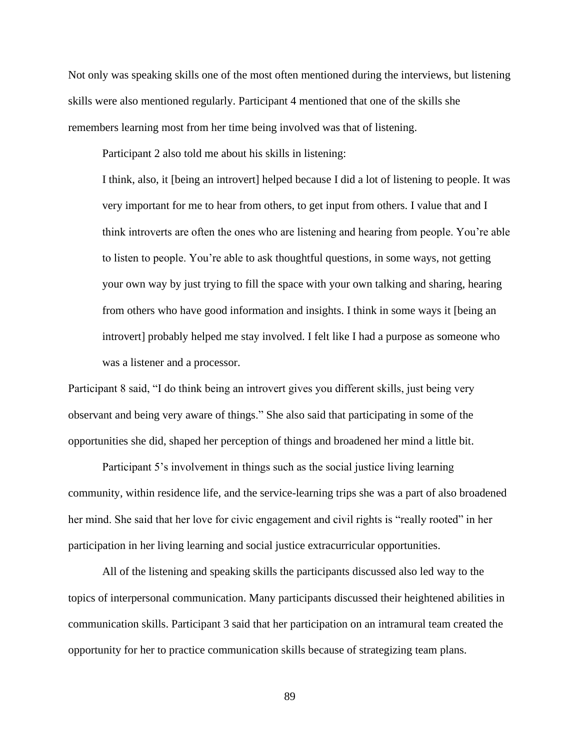Not only was speaking skills one of the most often mentioned during the interviews, but listening skills were also mentioned regularly. Participant 4 mentioned that one of the skills she remembers learning most from her time being involved was that of listening.

Participant 2 also told me about his skills in listening:

> I think, also, it [being an introvert] helped because I did a lot of listening to people. It was very important for me to hear from others, to get input from others. I value that and I think introverts are often the ones who are listening and hearing from people. You're able to listen to people. You're able to ask thoughtful questions, in some ways, not getting your own way by just trying to fill the space with your own talking and sharing, hearing from others who have good information and insights. I think in some ways it [being an introvert] probably helped me stay involved. I felt like I had a purpose as someone who was a listener and a processor.

Participant 8 said, "I do think being an introvert gives you different skills, just being very observant and being very aware of things." She also said that participating in some of the opportunities she did, shaped her perception of things and broadened her mind a little bit.

Participant 5's involvement in things such as the social justice living learning community, within residence life, and the service-learning trips she was a part of also broadened her mind. She said that her love for civic engagement and civil rights is "really rooted" in her participation in her living learning and social justice extracurricular opportunities.

All of the listening and speaking skills the participants discussed also led way to the topics of interpersonal communication. Many participants discussed their heightened abilities in communication skills. Participant 3 said that her participation on an intramural team created the opportunity for her to practice communication skills because of strategizing team plans.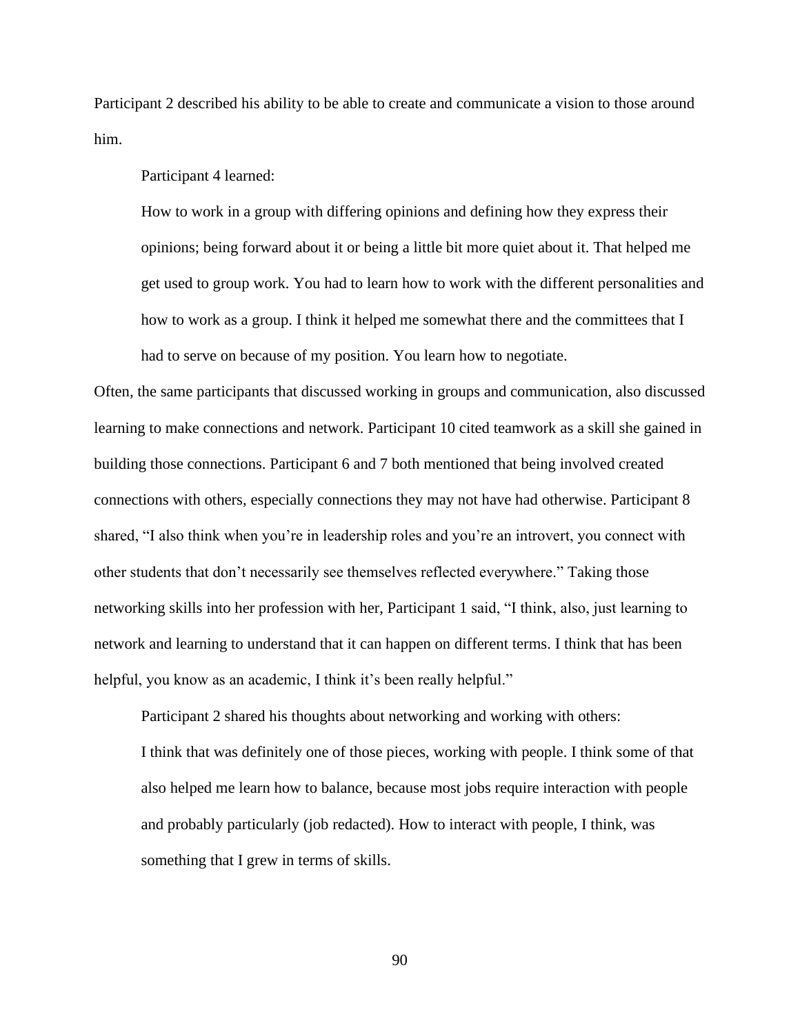Participant 2 described his ability to be able to create and communicate a vision to those around him.

Participant 4 learned:

> How to work in a group with differing opinions and defining how they express their opinions; being forward about it or being a little bit more quiet about it. That helped me get used to group work. You had to learn how to work with the different personalities and how to work as a group. I think it helped me somewhat there and the committees that I had to serve on because of my position. You learn how to negotiate.

Often, the same participants that discussed working in groups and communication, also discussed learning to make connections and network. Participant 10 cited teamwork as a skill she gained in building those connections. Participant 6 and 7 both mentioned that being involved created connections with others, especially connections they may not have had otherwise. Participant 8 shared, "I also think when you're in leadership roles and you're an introvert, you connect with other students that don't necessarily see themselves reflected everywhere." Taking those networking skills into her profession with her, Participant 1 said, "I think, also, just learning to network and learning to understand that it can happen on different terms. I think that has been helpful, you know as an academic, I think it's been really helpful."

Participant 2 shared his thoughts about networking and working with others:

> I think that was definitely one of those pieces, working with people. I think some of that also helped me learn how to balance, because most jobs require interaction with people and probably particularly (job redacted). How to interact with people, I think, was something that I grew in terms of skills.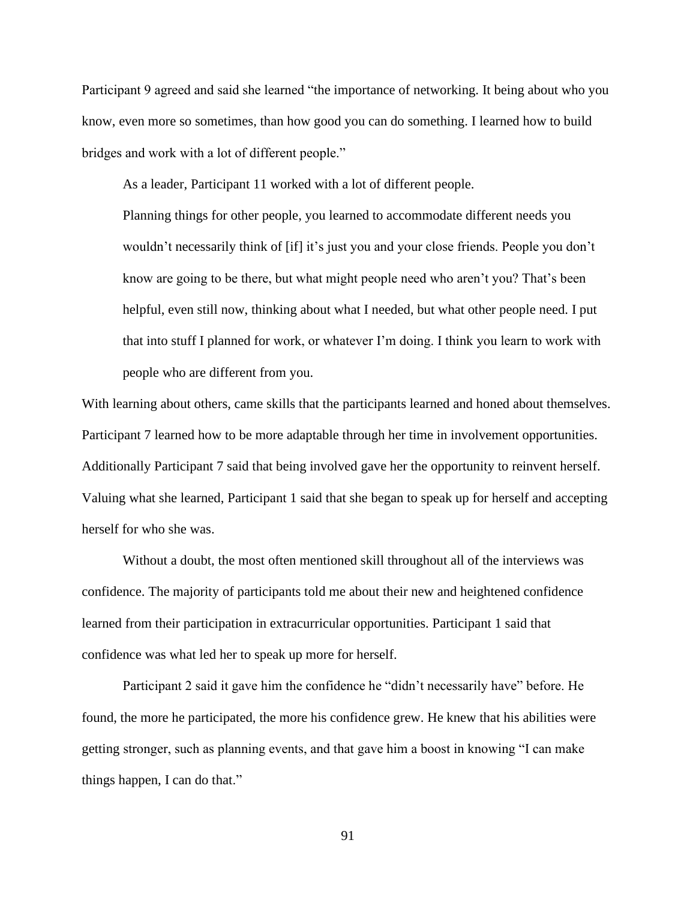Participant 9 agreed and said she learned "the importance of networking. It being about who you know, even more so sometimes, than how good you can do something. I learned how to build bridges and work with a lot of different people."

As a leader, Participant 11 worked with a lot of different people.

> Planning things for other people, you learned to accommodate different needs you wouldn't necessarily think of [if] it's just you and your close friends. People you don't know are going to be there, but what might people need who aren't you? That's been helpful, even still now, thinking about what I needed, but what other people need. I put that into stuff I planned for work, or whatever I'm doing. I think you learn to work with people who are different from you.

With learning about others, came skills that the participants learned and honed about themselves. Participant 7 learned how to be more adaptable through her time in involvement opportunities. Additionally Participant 7 said that being involved gave her the opportunity to reinvent herself. Valuing what she learned, Participant 1 said that she began to speak up for herself and accepting herself for who she was.

Without a doubt, the most often mentioned skill throughout all of the interviews was confidence. The majority of participants told me about their new and heightened confidence learned from their participation in extracurricular opportunities. Participant 1 said that confidence was what led her to speak up more for herself.

Participant 2 said it gave him the confidence he "didn't necessarily have" before. He found, the more he participated, the more his confidence grew. He knew that his abilities were getting stronger, such as planning events, and that gave him a boost in knowing "I can make things happen, I can do that."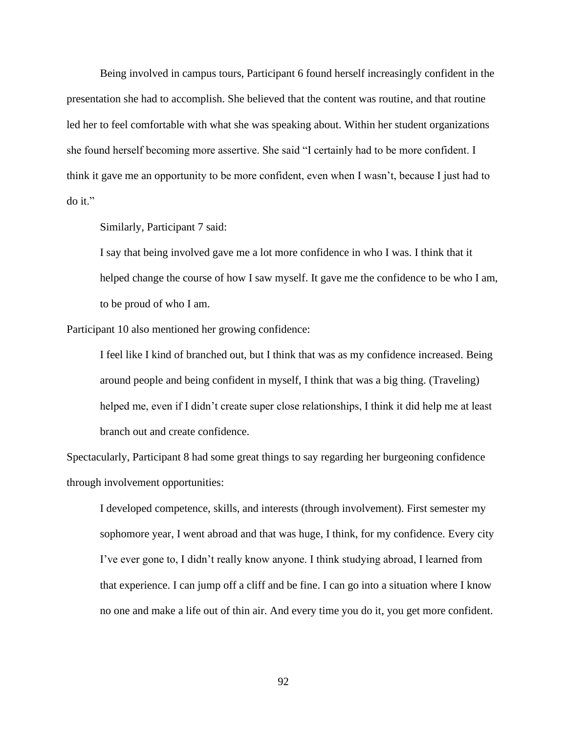Being involved in campus tours, Participant 6 found herself increasingly confident in the presentation she had to accomplish. She believed that the content was routine, and that routine led her to feel comfortable with what she was speaking about. Within her student organizations she found herself becoming more assertive. She said "I certainly had to be more confident. I think it gave me an opportunity to be more confident, even when I wasn't, because I just had to do it."

Similarly, Participant 7 said:

> I say that being involved gave me a lot more confidence in who I was. I think that it helped change the course of how I saw myself. It gave me the confidence to be who I am, to be proud of who I am.

Participant 10 also mentioned her growing confidence:

> I feel like I kind of branched out, but I think that was as my confidence increased. Being around people and being confident in myself, I think that was a big thing. (Traveling) helped me, even if I didn't create super close relationships, I think it did help me at least branch out and create confidence.

Spectacularly, Participant 8 had some great things to say regarding her burgeoning confidence through involvement opportunities:

> I developed competence, skills, and interests (through involvement). First semester my sophomore year, I went abroad and that was huge, I think, for my confidence. Every city I've ever gone to, I didn't really know anyone. I think studying abroad, I learned from that experience. I can jump off a cliff and be fine. I can go into a situation where I know no one and make a life out of thin air. And every time you do it, you get more confident.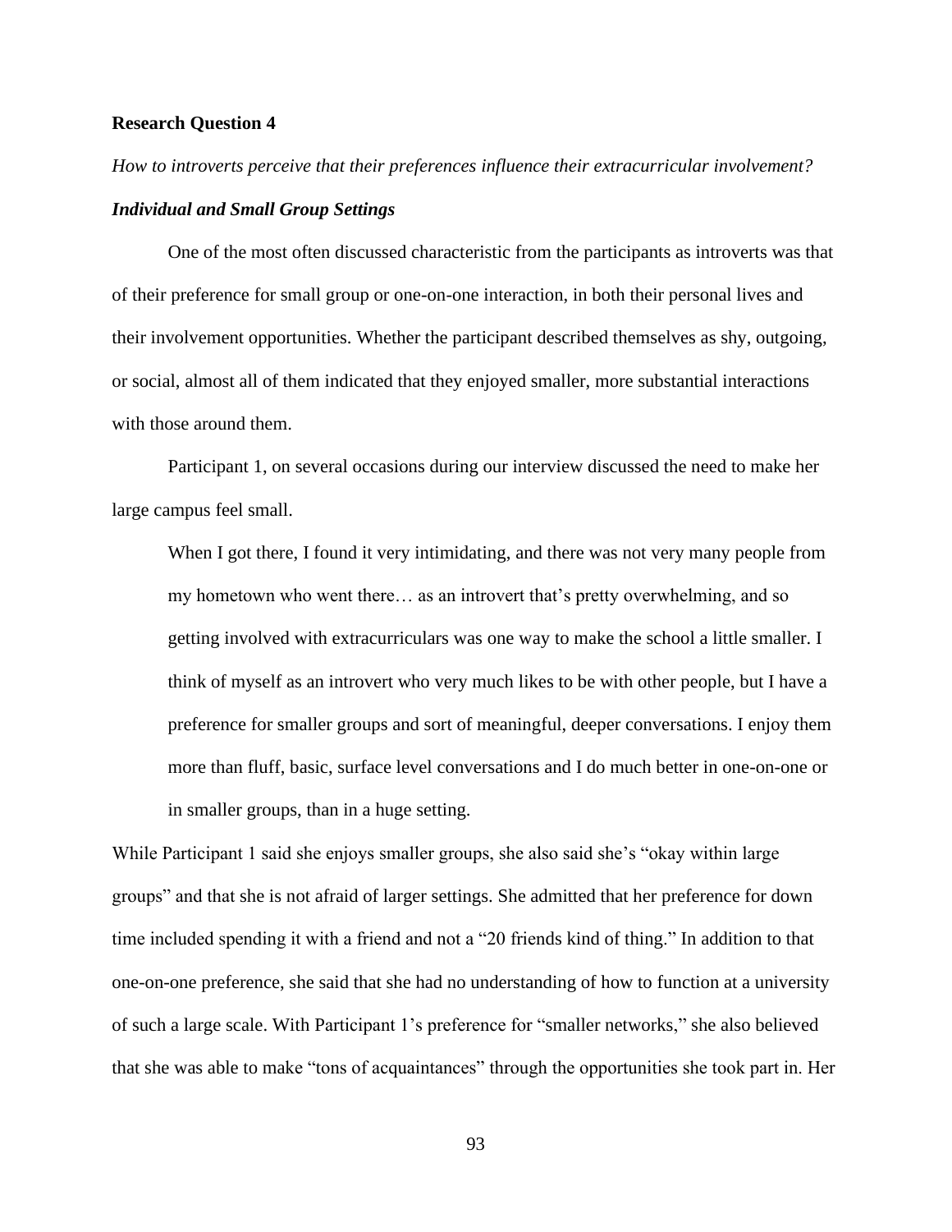**Research Question 4**

*How to introverts perceive that their preferences influence their extracurricular involvement?*

***Individual and Small Group Settings***

One of the most often discussed characteristic from the participants as introverts was that of their preference for small group or one-on-one interaction, in both their personal lives and their involvement opportunities. Whether the participant described themselves as shy, outgoing, or social, almost all of them indicated that they enjoyed smaller, more substantial interactions with those around them.

Participant 1, on several occasions during our interview discussed the need to make her large campus feel small.

> When I got there, I found it very intimidating, and there was not very many people from my hometown who went there… as an introvert that's pretty overwhelming, and so getting involved with extracurriculars was one way to make the school a little smaller. I think of myself as an introvert who very much likes to be with other people, but I have a preference for smaller groups and sort of meaningful, deeper conversations. I enjoy them more than fluff, basic, surface level conversations and I do much better in one-on-one or in smaller groups, than in a huge setting.

While Participant 1 said she enjoys smaller groups, she also said she's "okay within large groups" and that she is not afraid of larger settings. She admitted that her preference for down time included spending it with a friend and not a "20 friends kind of thing." In addition to that one-on-one preference, she said that she had no understanding of how to function at a university of such a large scale. With Participant 1's preference for "smaller networks," she also believed that she was able to make "tons of acquaintances" through the opportunities she took part in. Her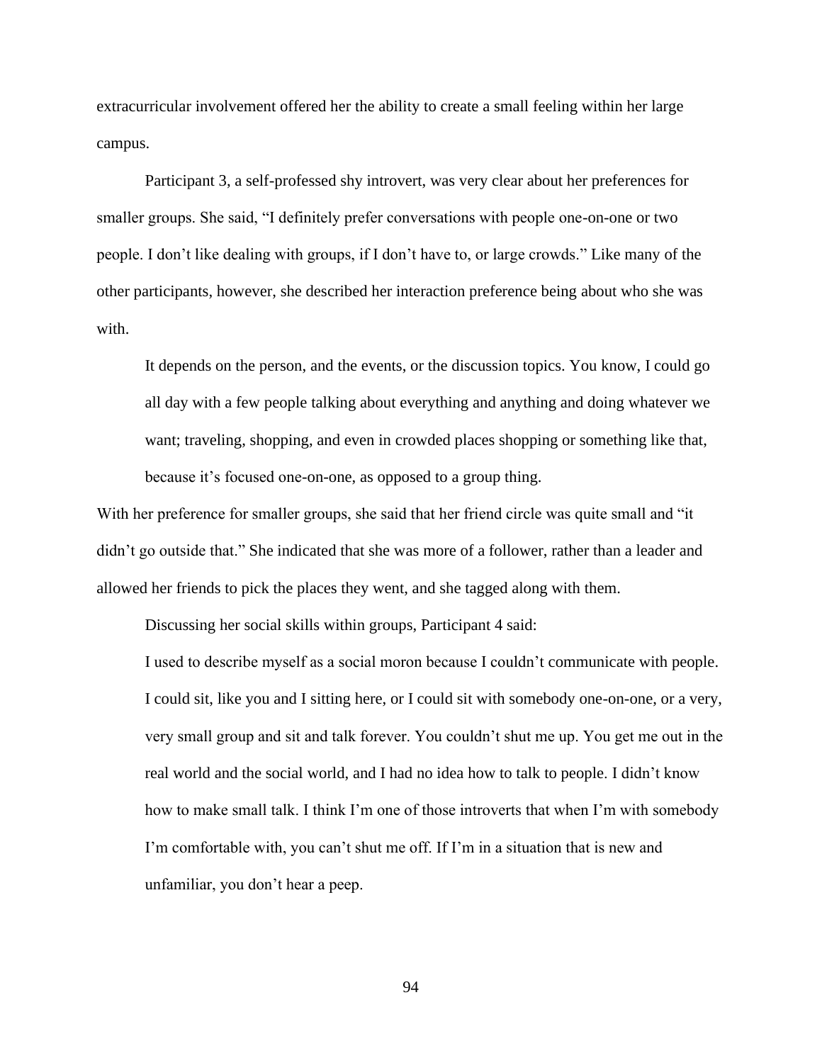extracurricular involvement offered her the ability to create a small feeling within her large campus.

Participant 3, a self-professed shy introvert, was very clear about her preferences for smaller groups. She said, “I definitely prefer conversations with people one-on-one or two people. I don’t like dealing with groups, if I don’t have to, or large crowds.” Like many of the other participants, however, she described her interaction preference being about who she was with.

> It depends on the person, and the events, or the discussion topics. You know, I could go all day with a few people talking about everything and anything and doing whatever we want; traveling, shopping, and even in crowded places shopping or something like that, because it’s focused one-on-one, as opposed to a group thing.

With her preference for smaller groups, she said that her friend circle was quite small and “it didn’t go outside that.” She indicated that she was more of a follower, rather than a leader and allowed her friends to pick the places they went, and she tagged along with them.

Discussing her social skills within groups, Participant 4 said:

> I used to describe myself as a social moron because I couldn’t communicate with people. I could sit, like you and I sitting here, or I could sit with somebody one-on-one, or a very, very small group and sit and talk forever. You couldn’t shut me up. You get me out in the real world and the social world, and I had no idea how to talk to people. I didn’t know how to make small talk. I think I’m one of those introverts that when I’m with somebody I’m comfortable with, you can’t shut me off. If I’m in a situation that is new and unfamiliar, you don’t hear a peep.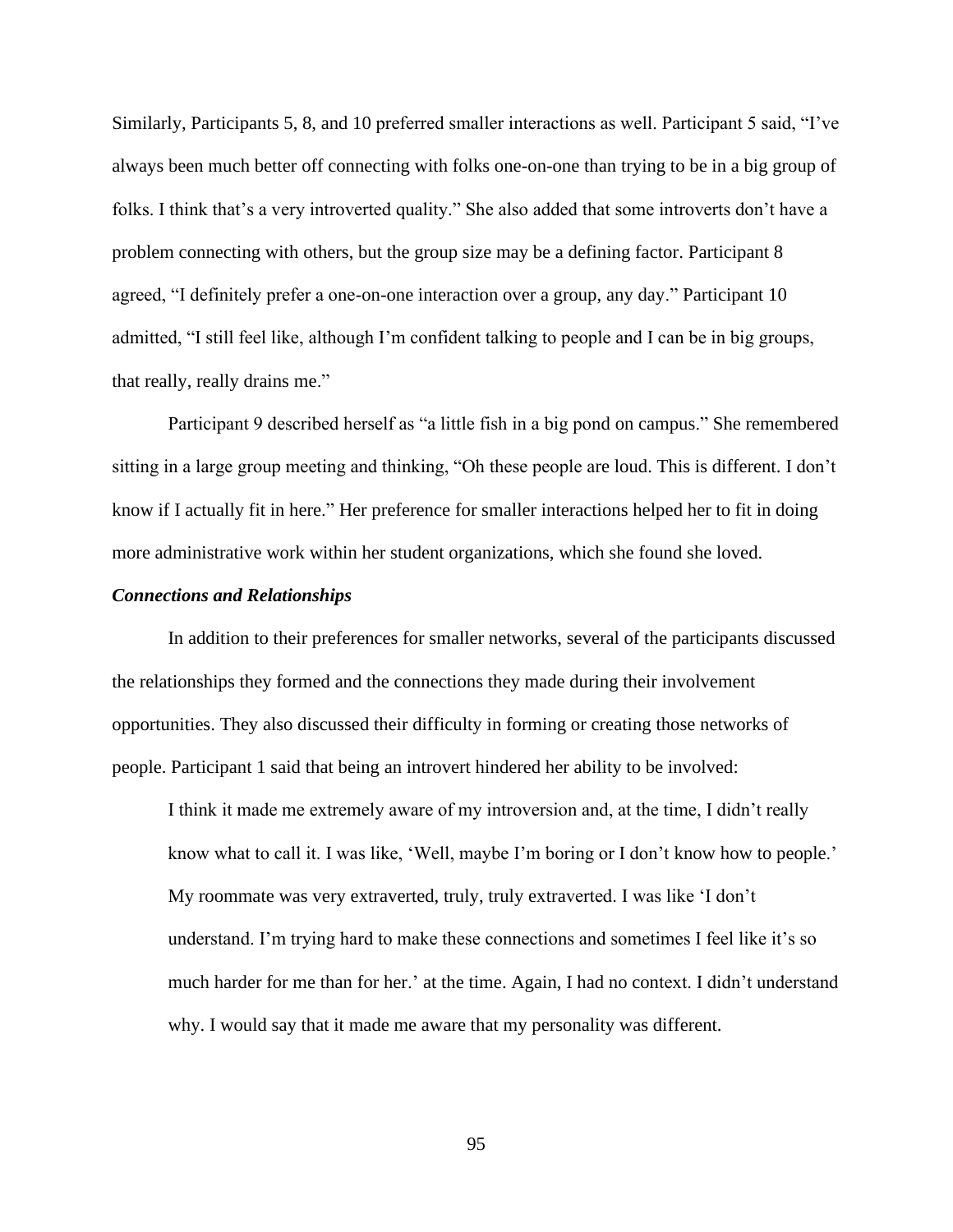Similarly, Participants 5, 8, and 10 preferred smaller interactions as well. Participant 5 said, "I've always been much better off connecting with folks one-on-one than trying to be in a big group of folks. I think that's a very introverted quality." She also added that some introverts don't have a problem connecting with others, but the group size may be a defining factor. Participant 8 agreed, "I definitely prefer a one-on-one interaction over a group, any day." Participant 10 admitted, "I still feel like, although I'm confident talking to people and I can be in big groups, that really, really drains me."

Participant 9 described herself as "a little fish in a big pond on campus." She remembered sitting in a large group meeting and thinking, "Oh these people are loud. This is different. I don't know if I actually fit in here." Her preference for smaller interactions helped her to fit in doing more administrative work within her student organizations, which she found she loved.

### *Connections and Relationships*

In addition to their preferences for smaller networks, several of the participants discussed the relationships they formed and the connections they made during their involvement opportunities. They also discussed their difficulty in forming or creating those networks of people. Participant 1 said that being an introvert hindered her ability to be involved:

> I think it made me extremely aware of my introversion and, at the time, I didn't really know what to call it. I was like, 'Well, maybe I'm boring or I don't know how to people.' My roommate was very extraverted, truly, truly extraverted. I was like 'I don't understand. I'm trying hard to make these connections and sometimes I feel like it's so much harder for me than for her.' at the time. Again, I had no context. I didn't understand why. I would say that it made me aware that my personality was different.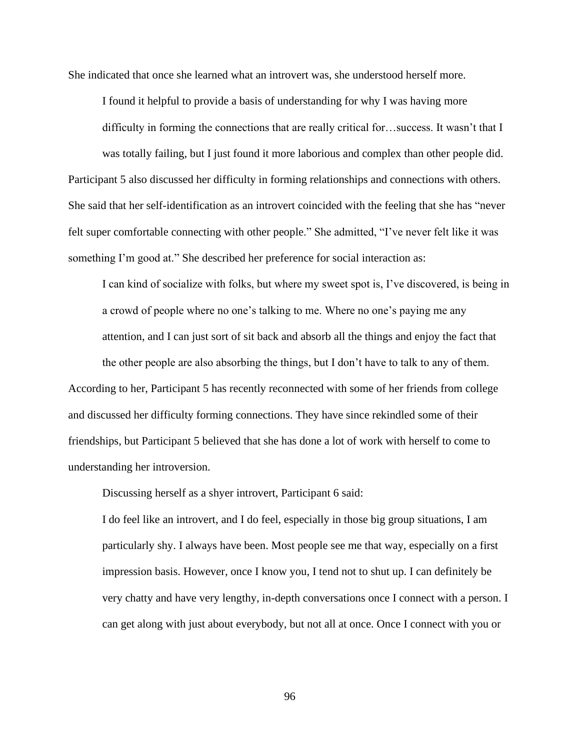She indicated that once she learned what an introvert was, she understood herself more.

> I found it helpful to provide a basis of understanding for why I was having more difficulty in forming the connections that are really critical for…success. It wasn't that I was totally failing, but I just found it more laborious and complex than other people did.

Participant 5 also discussed her difficulty in forming relationships and connections with others. She said that her self-identification as an introvert coincided with the feeling that she has "never felt super comfortable connecting with other people." She admitted, "I've never felt like it was something I'm good at." She described her preference for social interaction as:

> I can kind of socialize with folks, but where my sweet spot is, I've discovered, is being in a crowd of people where no one's talking to me. Where no one's paying me any attention, and I can just sort of sit back and absorb all the things and enjoy the fact that the other people are also absorbing the things, but I don't have to talk to any of them.

According to her, Participant 5 has recently reconnected with some of her friends from college and discussed her difficulty forming connections. They have since rekindled some of their friendships, but Participant 5 believed that she has done a lot of work with herself to come to understanding her introversion.

Discussing herself as a shyer introvert, Participant 6 said:

> I do feel like an introvert, and I do feel, especially in those big group situations, I am particularly shy. I always have been. Most people see me that way, especially on a first impression basis. However, once I know you, I tend not to shut up. I can definitely be very chatty and have very lengthy, in-depth conversations once I connect with a person. I can get along with just about everybody, but not all at once. Once I connect with you or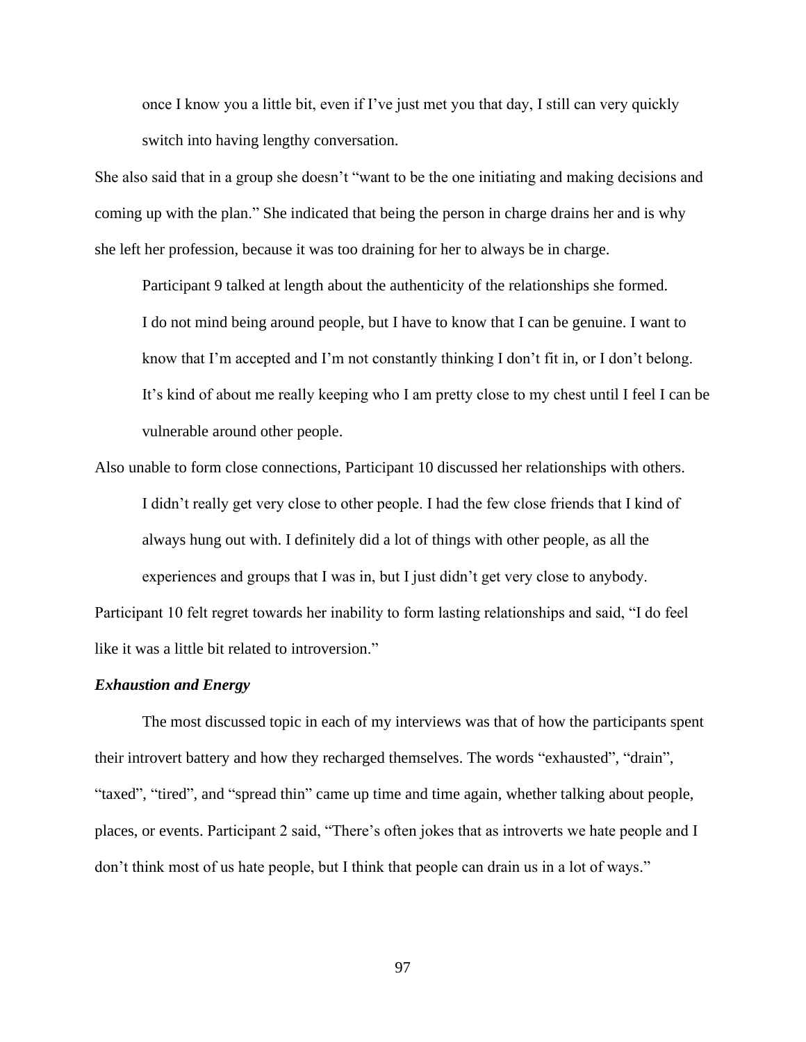> once I know you a little bit, even if I've just met you that day, I still can very quickly switch into having lengthy conversation.

She also said that in a group she doesn't "want to be the one initiating and making decisions and coming up with the plan." She indicated that being the person in charge drains her and is why she left her profession, because it was too draining for her to always be in charge.

Participant 9 talked at length about the authenticity of the relationships she formed.

> I do not mind being around people, but I have to know that I can be genuine. I want to know that I'm accepted and I'm not constantly thinking I don't fit in, or I don't belong. It's kind of about me really keeping who I am pretty close to my chest until I feel I can be vulnerable around other people.

Also unable to form close connections, Participant 10 discussed her relationships with others.

> I didn't really get very close to other people. I had the few close friends that I kind of always hung out with. I definitely did a lot of things with other people, as all the experiences and groups that I was in, but I just didn't get very close to anybody.

Participant 10 felt regret towards her inability to form lasting relationships and said, "I do feel like it was a little bit related to introversion."

### *Exhaustion and Energy*

The most discussed topic in each of my interviews was that of how the participants spent their introvert battery and how they recharged themselves. The words "exhausted", "drain", "taxed", "tired", and "spread thin" came up time and time again, whether talking about people, places, or events. Participant 2 said, "There's often jokes that as introverts we hate people and I don't think most of us hate people, but I think that people can drain us in a lot of ways."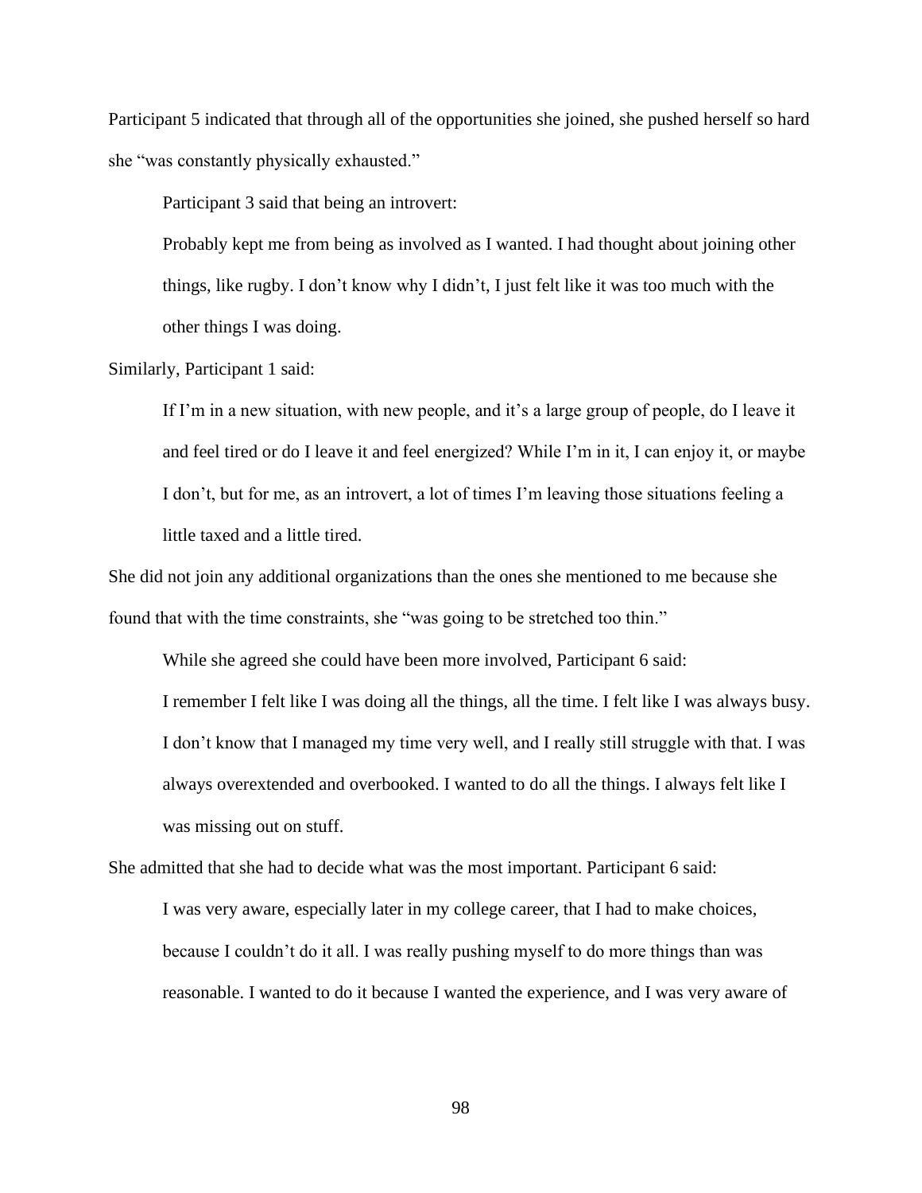Participant 5 indicated that through all of the opportunities she joined, she pushed herself so hard she "was constantly physically exhausted."

Participant 3 said that being an introvert:

> Probably kept me from being as involved as I wanted. I had thought about joining other things, like rugby. I don't know why I didn't, I just felt like it was too much with the other things I was doing.

Similarly, Participant 1 said:

> If I'm in a new situation, with new people, and it's a large group of people, do I leave it and feel tired or do I leave it and feel energized? While I'm in it, I can enjoy it, or maybe I don't, but for me, as an introvert, a lot of times I'm leaving those situations feeling a little taxed and a little tired.

She did not join any additional organizations than the ones she mentioned to me because she found that with the time constraints, she "was going to be stretched too thin."

While she agreed she could have been more involved, Participant 6 said:

> I remember I felt like I was doing all the things, all the time. I felt like I was always busy. I don't know that I managed my time very well, and I really still struggle with that. I was always overextended and overbooked. I wanted to do all the things. I always felt like I was missing out on stuff.

She admitted that she had to decide what was the most important. Participant 6 said:

> I was very aware, especially later in my college career, that I had to make choices, because I couldn't do it all. I was really pushing myself to do more things than was reasonable. I wanted to do it because I wanted the experience, and I was very aware of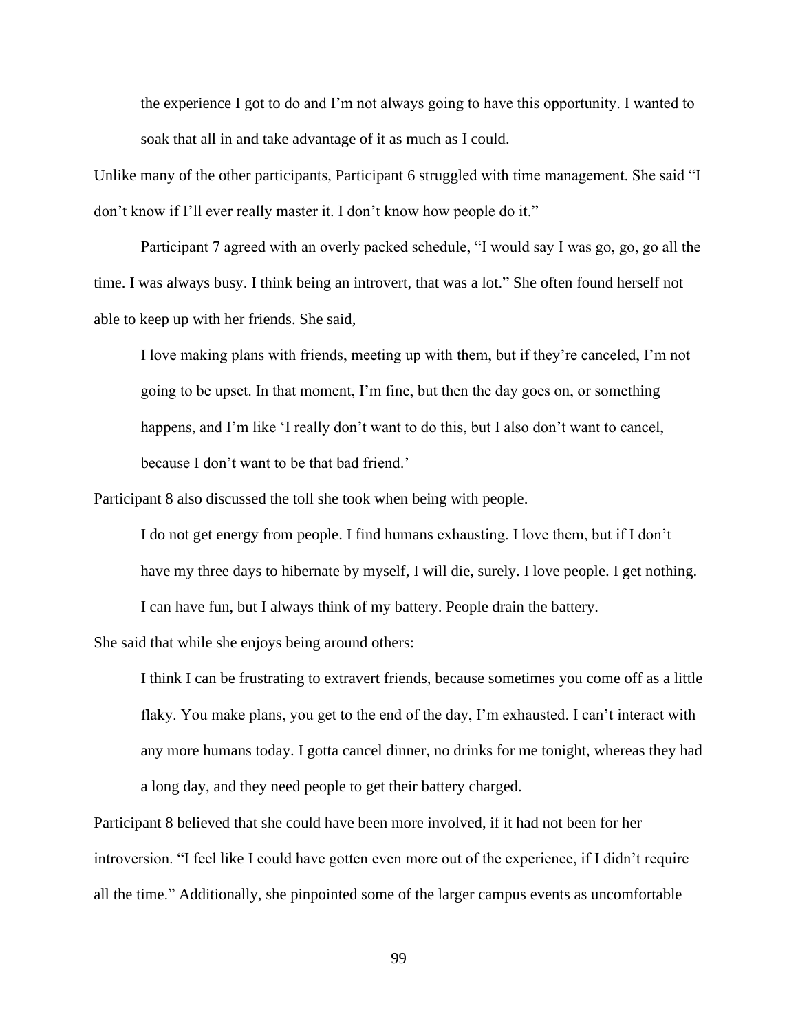> the experience I got to do and I'm not always going to have this opportunity. I wanted to soak that all in and take advantage of it as much as I could.

Unlike many of the other participants, Participant 6 struggled with time management. She said "I don't know if I'll ever really master it. I don't know how people do it."

Participant 7 agreed with an overly packed schedule, "I would say I was go, go, go all the time. I was always busy. I think being an introvert, that was a lot." She often found herself not able to keep up with her friends. She said,

> I love making plans with friends, meeting up with them, but if they're canceled, I'm not going to be upset. In that moment, I'm fine, but then the day goes on, or something happens, and I'm like 'I really don't want to do this, but I also don't want to cancel, because I don't want to be that bad friend.'

Participant 8 also discussed the toll she took when being with people.

> I do not get energy from people. I find humans exhausting. I love them, but if I don't have my three days to hibernate by myself, I will die, surely. I love people. I get nothing. I can have fun, but I always think of my battery. People drain the battery.

She said that while she enjoys being around others:

> I think I can be frustrating to extravert friends, because sometimes you come off as a little flaky. You make plans, you get to the end of the day, I'm exhausted. I can't interact with any more humans today. I gotta cancel dinner, no drinks for me tonight, whereas they had a long day, and they need people to get their battery charged.

Participant 8 believed that she could have been more involved, if it had not been for her introversion. "I feel like I could have gotten even more out of the experience, if I didn't require all the time." Additionally, she pinpointed some of the larger campus events as uncomfortable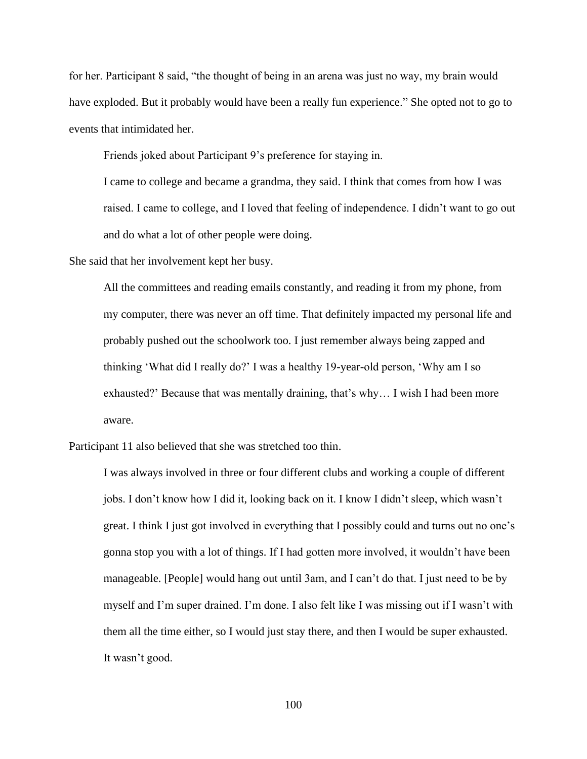for her. Participant 8 said, "the thought of being in an arena was just no way, my brain would have exploded. But it probably would have been a really fun experience." She opted not to go to events that intimidated her.

Friends joked about Participant 9's preference for staying in.

> I came to college and became a grandma, they said. I think that comes from how I was raised. I came to college, and I loved that feeling of independence. I didn't want to go out and do what a lot of other people were doing.

She said that her involvement kept her busy.

> All the committees and reading emails constantly, and reading it from my phone, from my computer, there was never an off time. That definitely impacted my personal life and probably pushed out the schoolwork too. I just remember always being zapped and thinking 'What did I really do?' I was a healthy 19-year-old person, 'Why am I so exhausted?' Because that was mentally draining, that's why… I wish I had been more aware.

Participant 11 also believed that she was stretched too thin.

> I was always involved in three or four different clubs and working a couple of different jobs. I don't know how I did it, looking back on it. I know I didn't sleep, which wasn't great. I think I just got involved in everything that I possibly could and turns out no one's gonna stop you with a lot of things. If I had gotten more involved, it wouldn't have been manageable. [People] would hang out until 3am, and I can't do that. I just need to be by myself and I'm super drained. I'm done. I also felt like I was missing out if I wasn't with them all the time either, so I would just stay there, and then I would be super exhausted. It wasn't good.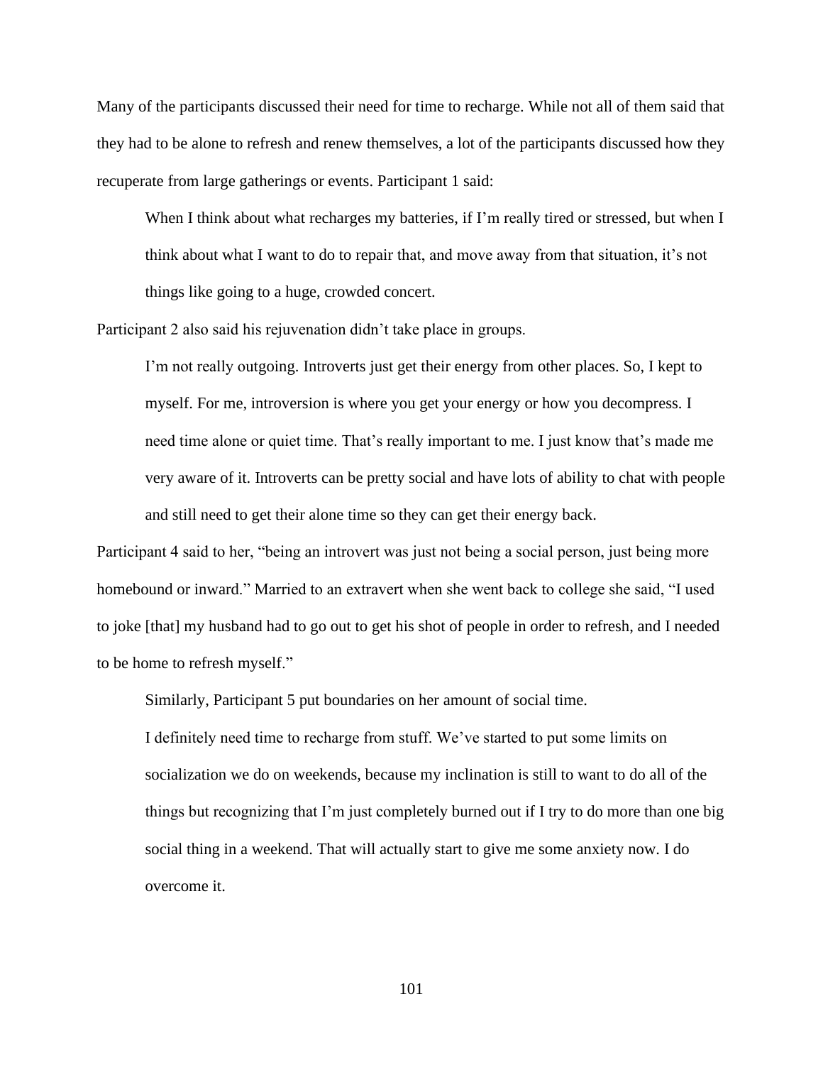Many of the participants discussed their need for time to recharge. While not all of them said that they had to be alone to refresh and renew themselves, a lot of the participants discussed how they recuperate from large gatherings or events. Participant 1 said:

> When I think about what recharges my batteries, if I'm really tired or stressed, but when I think about what I want to do to repair that, and move away from that situation, it's not things like going to a huge, crowded concert.

Participant 2 also said his rejuvenation didn't take place in groups.

> I'm not really outgoing. Introverts just get their energy from other places. So, I kept to myself. For me, introversion is where you get your energy or how you decompress. I need time alone or quiet time. That's really important to me. I just know that's made me very aware of it. Introverts can be pretty social and have lots of ability to chat with people and still need to get their alone time so they can get their energy back.

Participant 4 said to her, "being an introvert was just not being a social person, just being more homebound or inward." Married to an extravert when she went back to college she said, "I used to joke [that] my husband had to go out to get his shot of people in order to refresh, and I needed to be home to refresh myself."

Similarly, Participant 5 put boundaries on her amount of social time.

> I definitely need time to recharge from stuff. We've started to put some limits on socialization we do on weekends, because my inclination is still to want to do all of the things but recognizing that I'm just completely burned out if I try to do more than one big social thing in a weekend. That will actually start to give me some anxiety now. I do overcome it.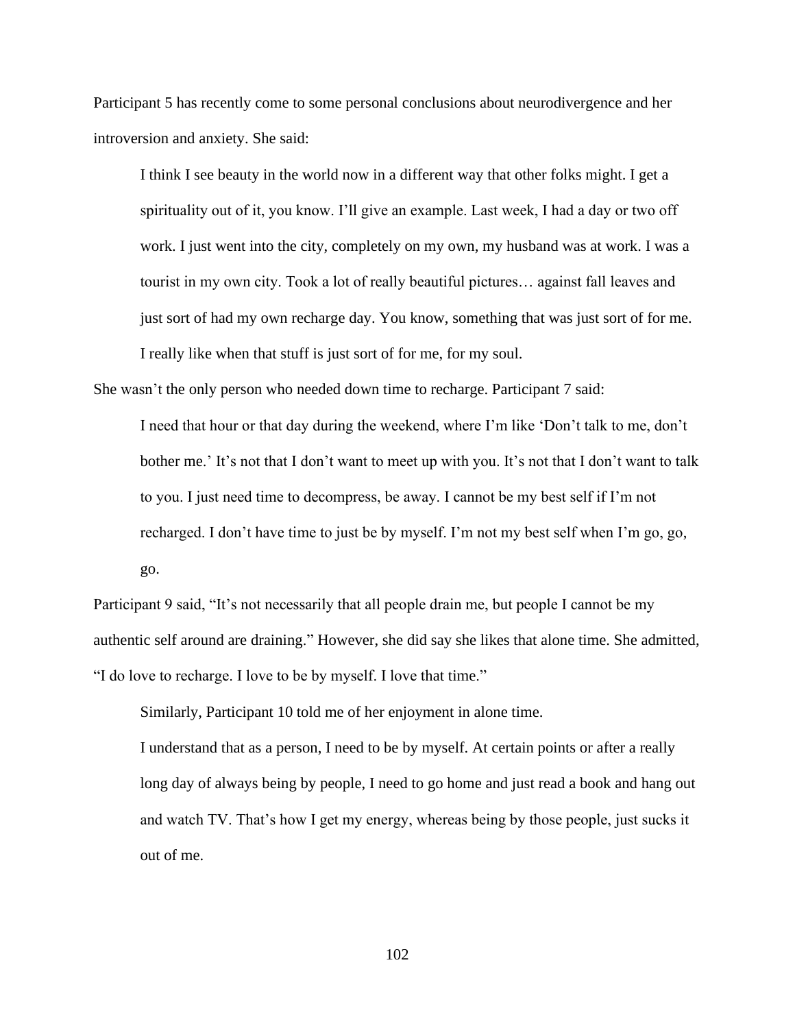Participant 5 has recently come to some personal conclusions about neurodivergence and her introversion and anxiety. She said:

> I think I see beauty in the world now in a different way that other folks might. I get a spirituality out of it, you know. I'll give an example. Last week, I had a day or two off work. I just went into the city, completely on my own, my husband was at work. I was a tourist in my own city. Took a lot of really beautiful pictures… against fall leaves and just sort of had my own recharge day. You know, something that was just sort of for me. I really like when that stuff is just sort of for me, for my soul.

She wasn't the only person who needed down time to recharge. Participant 7 said:

> I need that hour or that day during the weekend, where I'm like 'Don't talk to me, don't bother me.' It's not that I don't want to meet up with you. It's not that I don't want to talk to you. I just need time to decompress, be away. I cannot be my best self if I'm not recharged. I don't have time to just be by myself. I'm not my best self when I'm go, go, go.

Participant 9 said, "It's not necessarily that all people drain me, but people I cannot be my authentic self around are draining." However, she did say she likes that alone time. She admitted, "I do love to recharge. I love to be by myself. I love that time."

Similarly, Participant 10 told me of her enjoyment in alone time.

> I understand that as a person, I need to be by myself. At certain points or after a really long day of always being by people, I need to go home and just read a book and hang out and watch TV. That's how I get my energy, whereas being by those people, just sucks it out of me.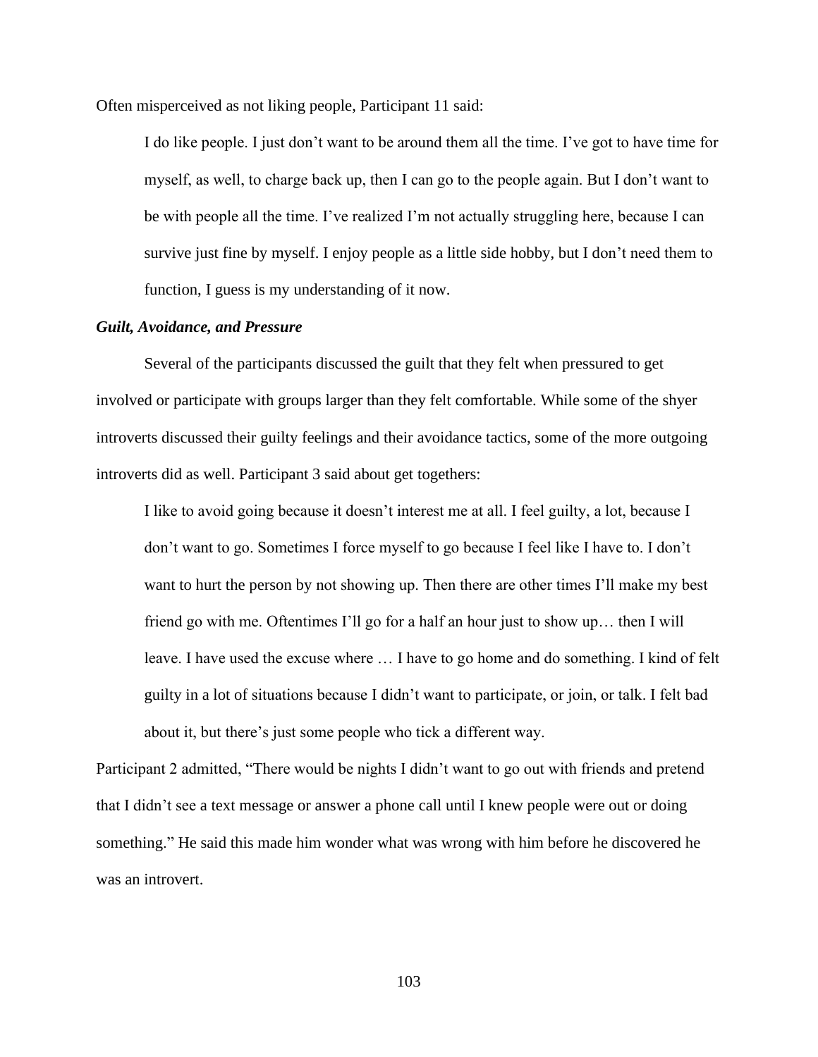Often misperceived as not liking people, Participant 11 said:

> I do like people. I just don't want to be around them all the time. I've got to have time for myself, as well, to charge back up, then I can go to the people again. But I don't want to be with people all the time. I've realized I'm not actually struggling here, because I can survive just fine by myself. I enjoy people as a little side hobby, but I don't need them to function, I guess is my understanding of it now.

### *Guilt, Avoidance, and Pressure*

Several of the participants discussed the guilt that they felt when pressured to get involved or participate with groups larger than they felt comfortable. While some of the shyer introverts discussed their guilty feelings and their avoidance tactics, some of the more outgoing introverts did as well. Participant 3 said about get togethers:

> I like to avoid going because it doesn't interest me at all. I feel guilty, a lot, because I don't want to go. Sometimes I force myself to go because I feel like I have to. I don't want to hurt the person by not showing up. Then there are other times I'll make my best friend go with me. Oftentimes I'll go for a half an hour just to show up… then I will leave. I have used the excuse where … I have to go home and do something. I kind of felt guilty in a lot of situations because I didn't want to participate, or join, or talk. I felt bad about it, but there's just some people who tick a different way.

Participant 2 admitted, "There would be nights I didn't want to go out with friends and pretend that I didn't see a text message or answer a phone call until I knew people were out or doing something." He said this made him wonder what was wrong with him before he discovered he was an introvert.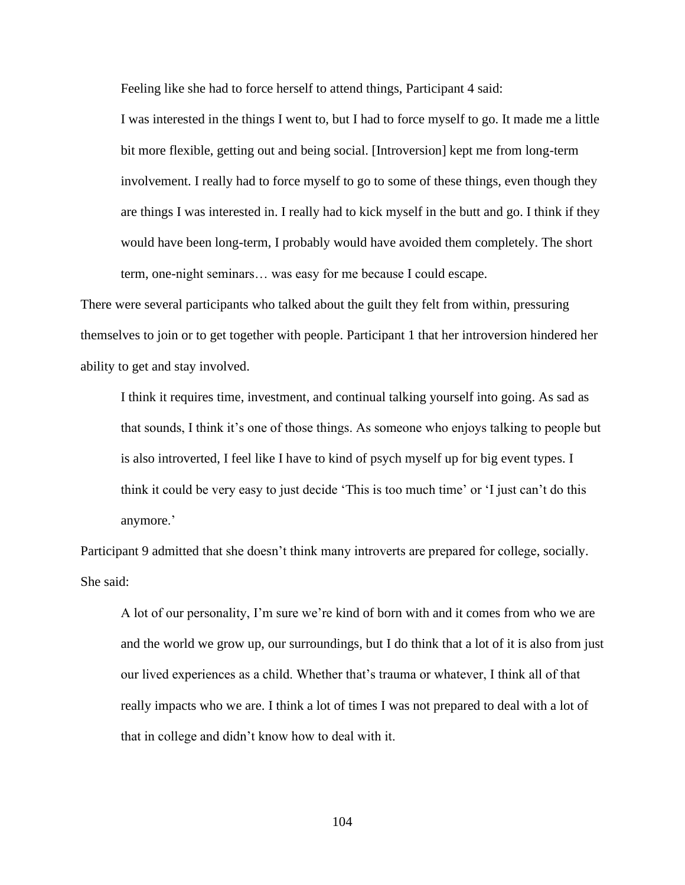Feeling like she had to force herself to attend things, Participant 4 said:

> I was interested in the things I went to, but I had to force myself to go. It made me a little bit more flexible, getting out and being social. [Introversion] kept me from long-term involvement. I really had to force myself to go to some of these things, even though they are things I was interested in. I really had to kick myself in the butt and go. I think if they would have been long-term, I probably would have avoided them completely. The short term, one-night seminars… was easy for me because I could escape.

There were several participants who talked about the guilt they felt from within, pressuring themselves to join or to get together with people. Participant 1 that her introversion hindered her ability to get and stay involved.

> I think it requires time, investment, and continual talking yourself into going. As sad as that sounds, I think it's one of those things. As someone who enjoys talking to people but is also introverted, I feel like I have to kind of psych myself up for big event types. I think it could be very easy to just decide 'This is too much time' or 'I just can't do this anymore.'

Participant 9 admitted that she doesn't think many introverts are prepared for college, socially. She said:

> A lot of our personality, I'm sure we're kind of born with and it comes from who we are and the world we grow up, our surroundings, but I do think that a lot of it is also from just our lived experiences as a child. Whether that's trauma or whatever, I think all of that really impacts who we are. I think a lot of times I was not prepared to deal with a lot of that in college and didn't know how to deal with it.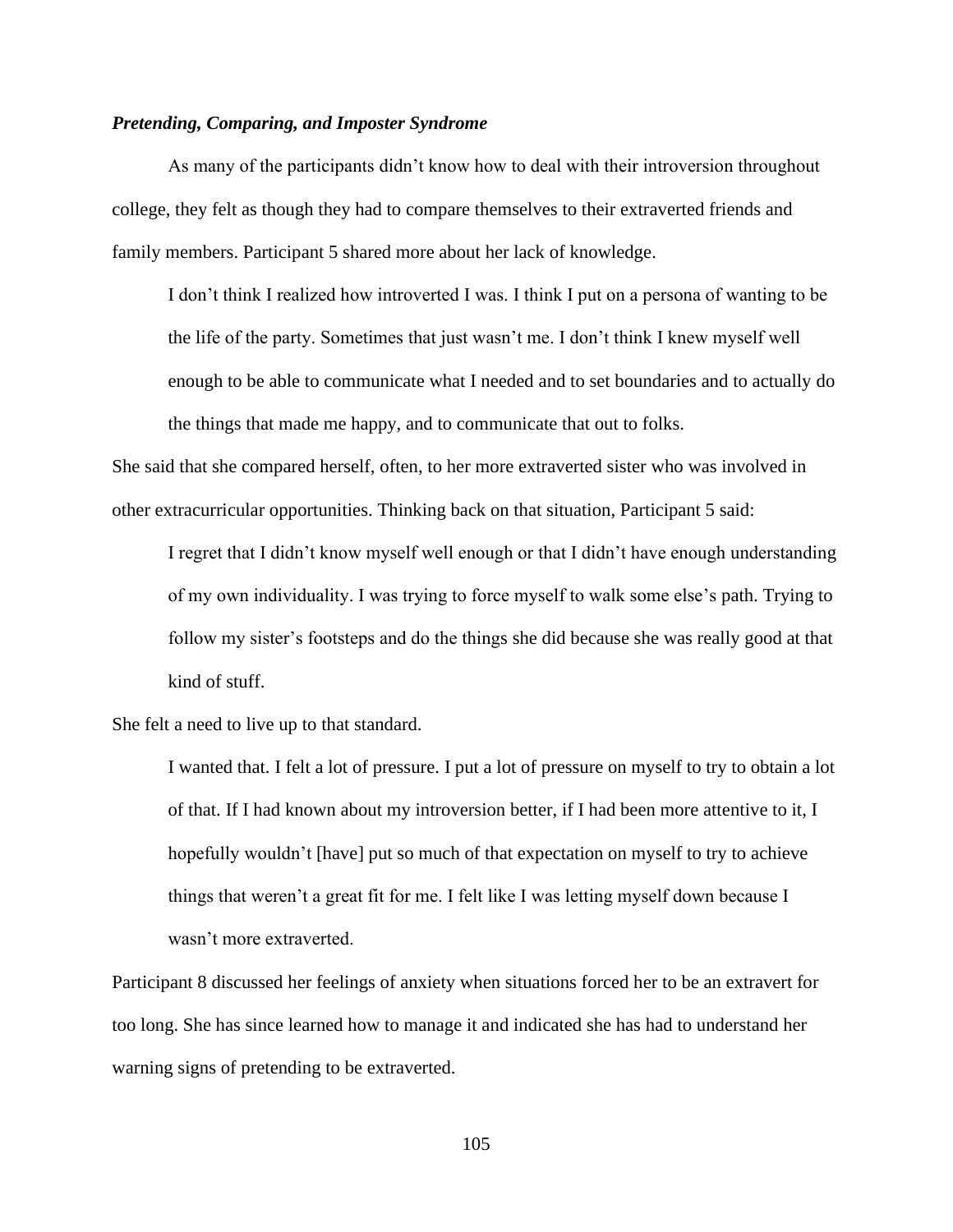### *Pretending, Comparing, and Imposter Syndrome*

As many of the participants didn't know how to deal with their introversion throughout college, they felt as though they had to compare themselves to their extraverted friends and family members. Participant 5 shared more about her lack of knowledge.

> I don't think I realized how introverted I was. I think I put on a persona of wanting to be the life of the party. Sometimes that just wasn't me. I don't think I knew myself well enough to be able to communicate what I needed and to set boundaries and to actually do the things that made me happy, and to communicate that out to folks.

She said that she compared herself, often, to her more extraverted sister who was involved in other extracurricular opportunities. Thinking back on that situation, Participant 5 said:

> I regret that I didn't know myself well enough or that I didn't have enough understanding of my own individuality. I was trying to force myself to walk some else's path. Trying to follow my sister's footsteps and do the things she did because she was really good at that kind of stuff.

She felt a need to live up to that standard.

> I wanted that. I felt a lot of pressure. I put a lot of pressure on myself to try to obtain a lot of that. If I had known about my introversion better, if I had been more attentive to it, I hopefully wouldn't [have] put so much of that expectation on myself to try to achieve things that weren't a great fit for me. I felt like I was letting myself down because I wasn't more extraverted.

Participant 8 discussed her feelings of anxiety when situations forced her to be an extravert for too long. She has since learned how to manage it and indicated she has had to understand her warning signs of pretending to be extraverted.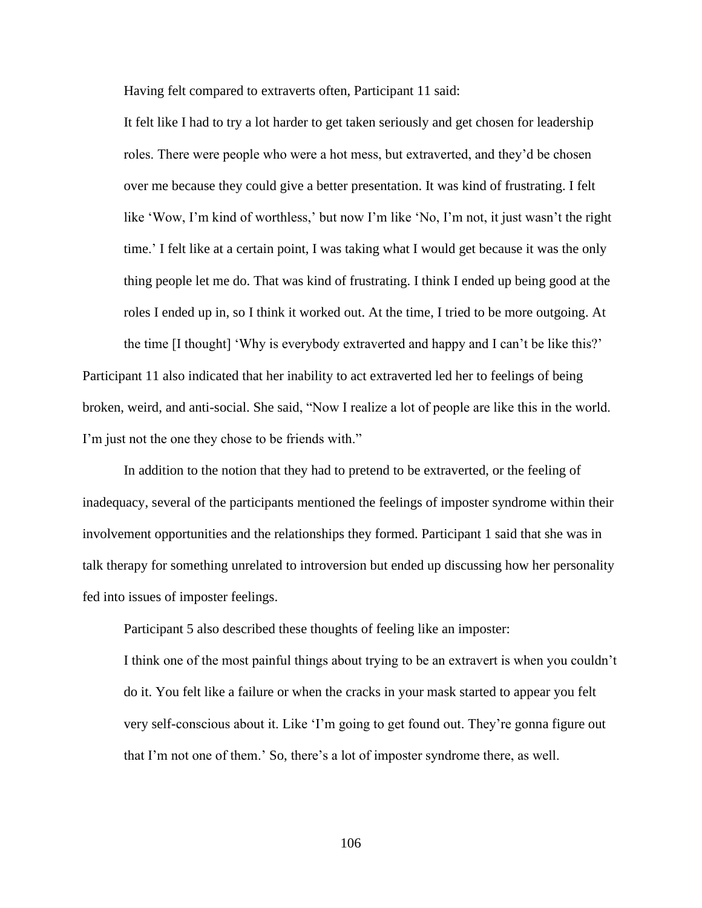Having felt compared to extraverts often, Participant 11 said:

> It felt like I had to try a lot harder to get taken seriously and get chosen for leadership roles. There were people who were a hot mess, but extraverted, and they'd be chosen over me because they could give a better presentation. It was kind of frustrating. I felt like 'Wow, I'm kind of worthless,' but now I'm like 'No, I'm not, it just wasn't the right time.' I felt like at a certain point, I was taking what I would get because it was the only thing people let me do. That was kind of frustrating. I think I ended up being good at the roles I ended up in, so I think it worked out. At the time, I tried to be more outgoing. At the time [I thought] 'Why is everybody extraverted and happy and I can't be like this?'

Participant 11 also indicated that her inability to act extraverted led her to feelings of being broken, weird, and anti-social. She said, "Now I realize a lot of people are like this in the world. I'm just not the one they chose to be friends with."

In addition to the notion that they had to pretend to be extraverted, or the feeling of inadequacy, several of the participants mentioned the feelings of imposter syndrome within their involvement opportunities and the relationships they formed. Participant 1 said that she was in talk therapy for something unrelated to introversion but ended up discussing how her personality fed into issues of imposter feelings.

Participant 5 also described these thoughts of feeling like an imposter:

> I think one of the most painful things about trying to be an extravert is when you couldn't do it. You felt like a failure or when the cracks in your mask started to appear you felt very self-conscious about it. Like 'I'm going to get found out. They're gonna figure out that I'm not one of them.' So, there's a lot of imposter syndrome there, as well.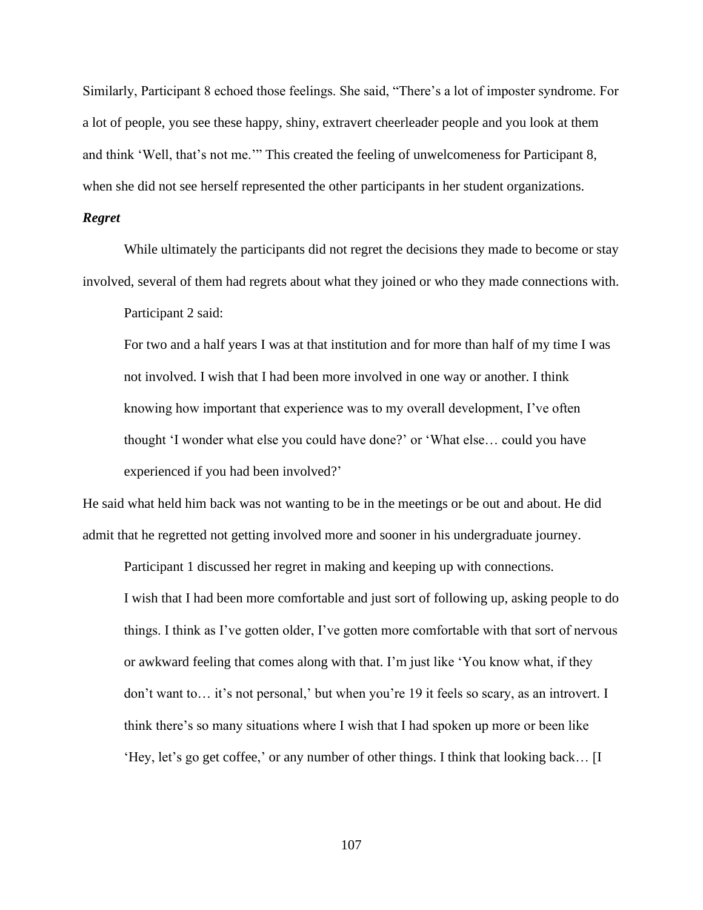Similarly, Participant 8 echoed those feelings. She said, “There’s a lot of imposter syndrome. For a lot of people, you see these happy, shiny, extravert cheerleader people and you look at them and think ‘Well, that’s not me.’” This created the feeling of unwelcomeness for Participant 8, when she did not see herself represented the other participants in her student organizations.

***Regret***

While ultimately the participants did not regret the decisions they made to become or stay involved, several of them had regrets about what they joined or who they made connections with.

Participant 2 said:

> For two and a half years I was at that institution and for more than half of my time I was not involved. I wish that I had been more involved in one way or another. I think knowing how important that experience was to my overall development, I’ve often thought ‘I wonder what else you could have done?’ or ‘What else… could you have experienced if you had been involved?’

He said what held him back was not wanting to be in the meetings or be out and about. He did admit that he regretted not getting involved more and sooner in his undergraduate journey.

Participant 1 discussed her regret in making and keeping up with connections.

> I wish that I had been more comfortable and just sort of following up, asking people to do things. I think as I’ve gotten older, I’ve gotten more comfortable with that sort of nervous or awkward feeling that comes along with that. I’m just like ‘You know what, if they don’t want to… it’s not personal,’ but when you’re 19 it feels so scary, as an introvert. I think there’s so many situations where I wish that I had spoken up more or been like ‘Hey, let’s go get coffee,’ or any number of other things. I think that looking back… [I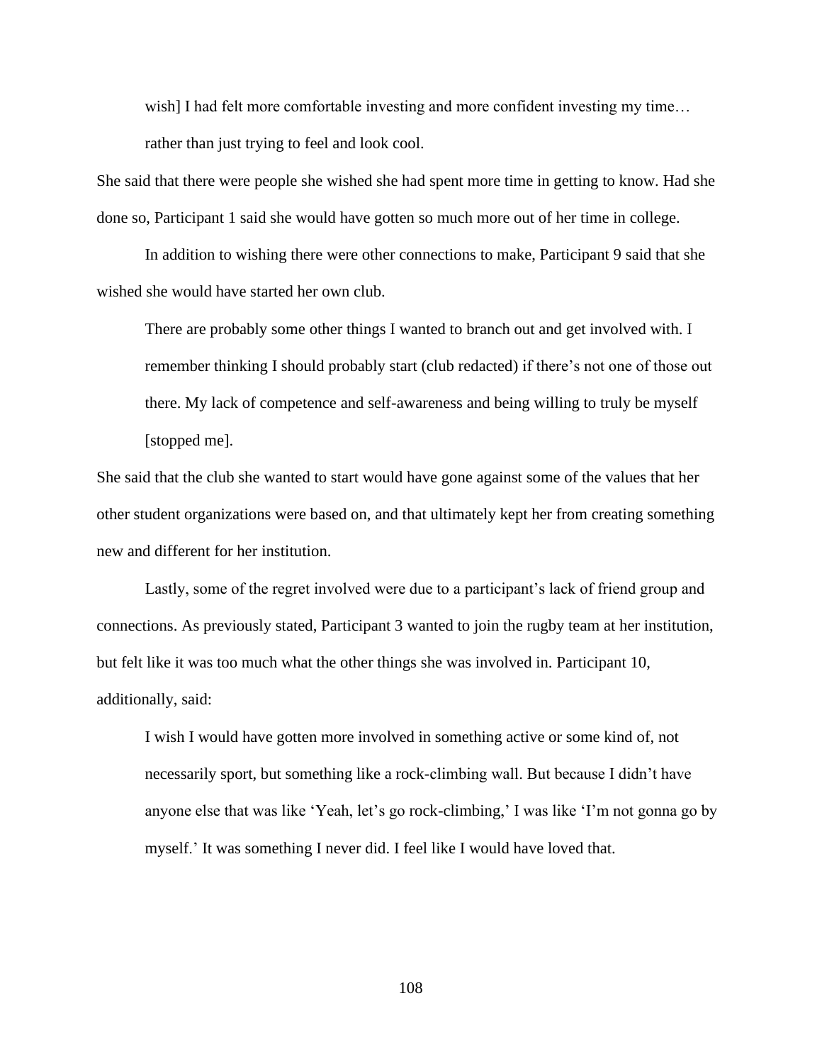wish] I had felt more comfortable investing and more confident investing my time… rather than just trying to feel and look cool.

She said that there were people she wished she had spent more time in getting to know. Had she done so, Participant 1 said she would have gotten so much more out of her time in college.

In addition to wishing there were other connections to make, Participant 9 said that she wished she would have started her own club.

> There are probably some other things I wanted to branch out and get involved with. I remember thinking I should probably start (club redacted) if there's not one of those out there. My lack of competence and self-awareness and being willing to truly be myself [stopped me].

She said that the club she wanted to start would have gone against some of the values that her other student organizations were based on, and that ultimately kept her from creating something new and different for her institution.

Lastly, some of the regret involved were due to a participant's lack of friend group and connections. As previously stated, Participant 3 wanted to join the rugby team at her institution, but felt like it was too much what the other things she was involved in. Participant 10, additionally, said:

> I wish I would have gotten more involved in something active or some kind of, not necessarily sport, but something like a rock-climbing wall. But because I didn't have anyone else that was like 'Yeah, let's go rock-climbing,' I was like 'I'm not gonna go by myself.' It was something I never did. I feel like I would have loved that.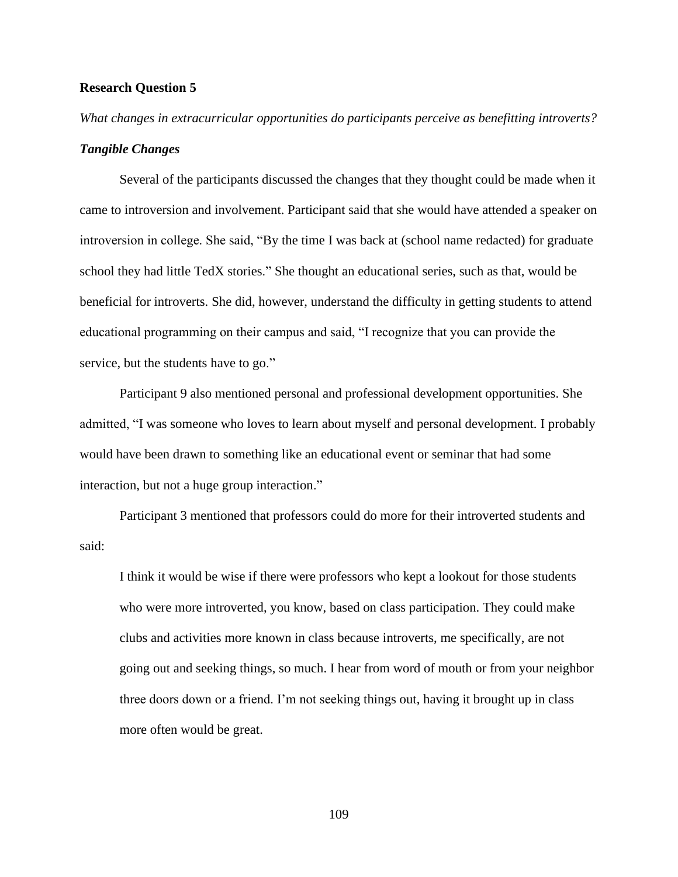**Research Question 5**

*What changes in extracurricular opportunities do participants perceive as benefitting introverts?*

***Tangible Changes***

Several of the participants discussed the changes that they thought could be made when it came to introversion and involvement. Participant said that she would have attended a speaker on introversion in college. She said, "By the time I was back at (school name redacted) for graduate school they had little TedX stories." She thought an educational series, such as that, would be beneficial for introverts. She did, however, understand the difficulty in getting students to attend educational programming on their campus and said, "I recognize that you can provide the service, but the students have to go."

Participant 9 also mentioned personal and professional development opportunities. She admitted, "I was someone who loves to learn about myself and personal development. I probably would have been drawn to something like an educational event or seminar that had some interaction, but not a huge group interaction."

Participant 3 mentioned that professors could do more for their introverted students and said:

> I think it would be wise if there were professors who kept a lookout for those students who were more introverted, you know, based on class participation. They could make clubs and activities more known in class because introverts, me specifically, are not going out and seeking things, so much. I hear from word of mouth or from your neighbor three doors down or a friend. I'm not seeking things out, having it brought up in class more often would be great.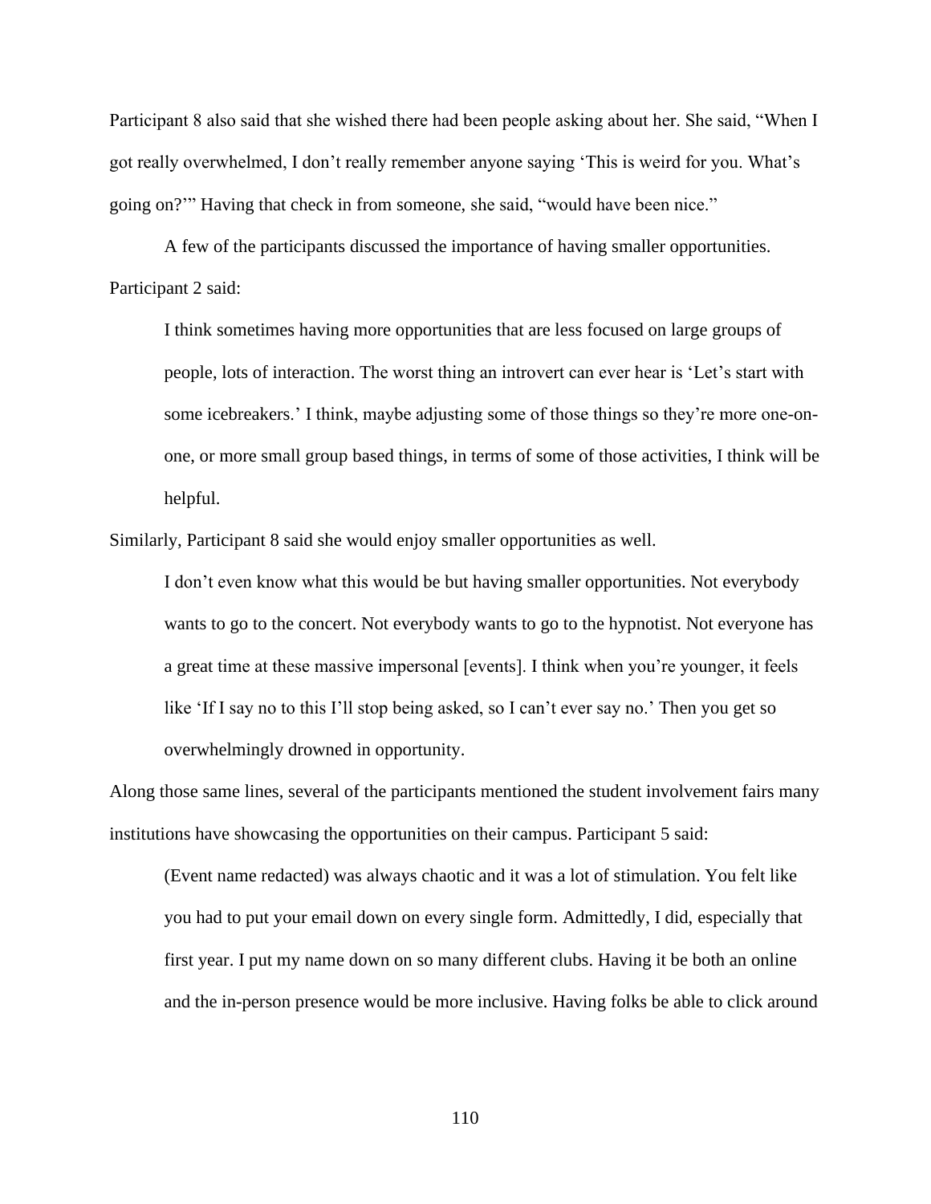Participant 8 also said that she wished there had been people asking about her. She said, "When I got really overwhelmed, I don't really remember anyone saying 'This is weird for you. What's going on?'" Having that check in from someone, she said, "would have been nice."

A few of the participants discussed the importance of having smaller opportunities. Participant 2 said:

> I think sometimes having more opportunities that are less focused on large groups of people, lots of interaction. The worst thing an introvert can ever hear is 'Let's start with some icebreakers.' I think, maybe adjusting some of those things so they're more one-on-one, or more small group based things, in terms of some of those activities, I think will be helpful.

Similarly, Participant 8 said she would enjoy smaller opportunities as well.

> I don't even know what this would be but having smaller opportunities. Not everybody wants to go to the concert. Not everybody wants to go to the hypnotist. Not everyone has a great time at these massive impersonal [events]. I think when you're younger, it feels like 'If I say no to this I'll stop being asked, so I can't ever say no.' Then you get so overwhelmingly drowned in opportunity.

Along those same lines, several of the participants mentioned the student involvement fairs many institutions have showcasing the opportunities on their campus. Participant 5 said:

> (Event name redacted) was always chaotic and it was a lot of stimulation. You felt like you had to put your email down on every single form. Admittedly, I did, especially that first year. I put my name down on so many different clubs. Having it be both an online and the in-person presence would be more inclusive. Having folks be able to click around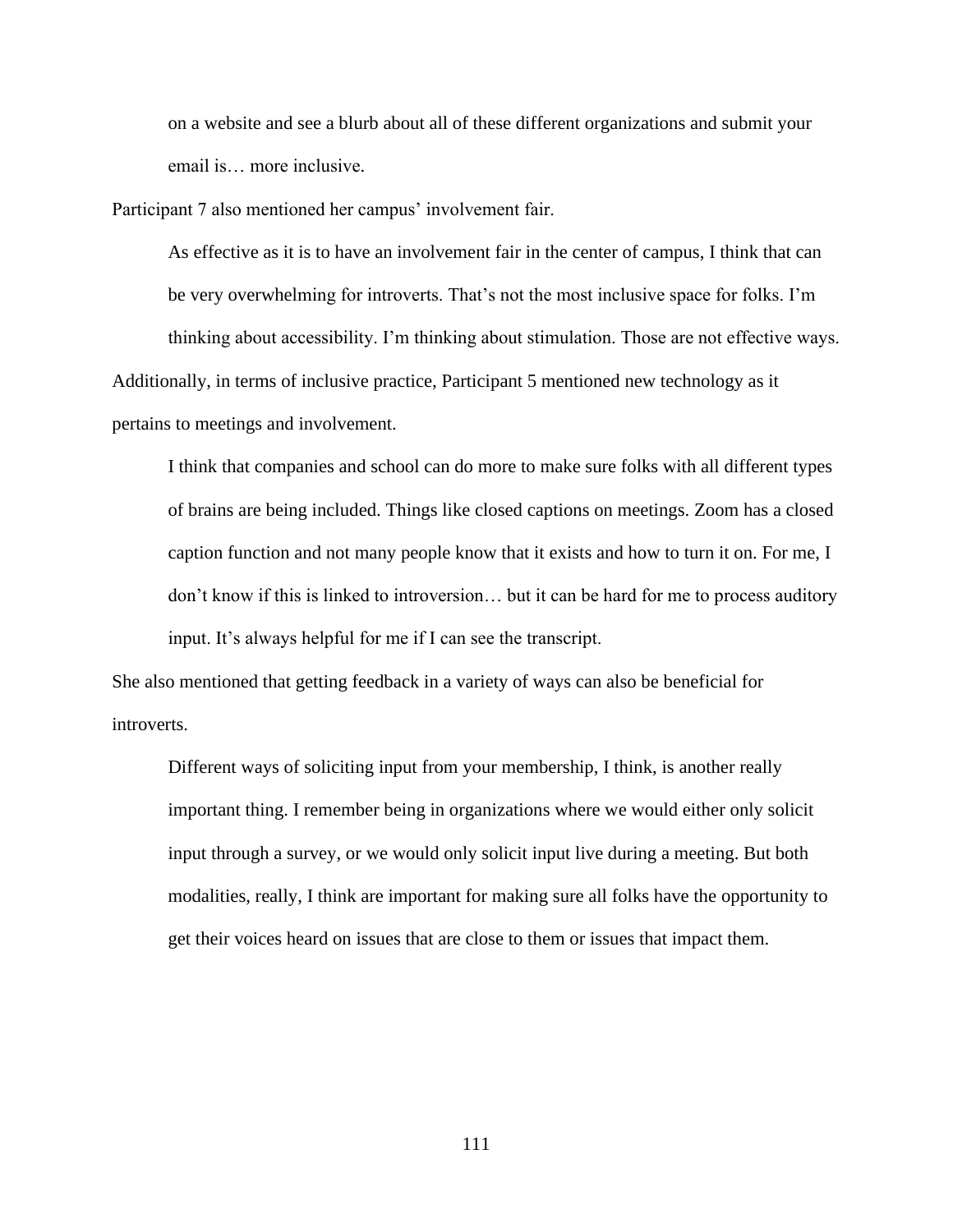> on a website and see a blurb about all of these different organizations and submit your email is… more inclusive.

Participant 7 also mentioned her campus' involvement fair.

> As effective as it is to have an involvement fair in the center of campus, I think that can be very overwhelming for introverts. That's not the most inclusive space for folks. I'm thinking about accessibility. I'm thinking about stimulation. Those are not effective ways.

Additionally, in terms of inclusive practice, Participant 5 mentioned new technology as it pertains to meetings and involvement.

> I think that companies and school can do more to make sure folks with all different types of brains are being included. Things like closed captions on meetings. Zoom has a closed caption function and not many people know that it exists and how to turn it on. For me, I don't know if this is linked to introversion… but it can be hard for me to process auditory input. It's always helpful for me if I can see the transcript.

She also mentioned that getting feedback in a variety of ways can also be beneficial for introverts.

> Different ways of soliciting input from your membership, I think, is another really important thing. I remember being in organizations where we would either only solicit input through a survey, or we would only solicit input live during a meeting. But both modalities, really, I think are important for making sure all folks have the opportunity to get their voices heard on issues that are close to them or issues that impact them.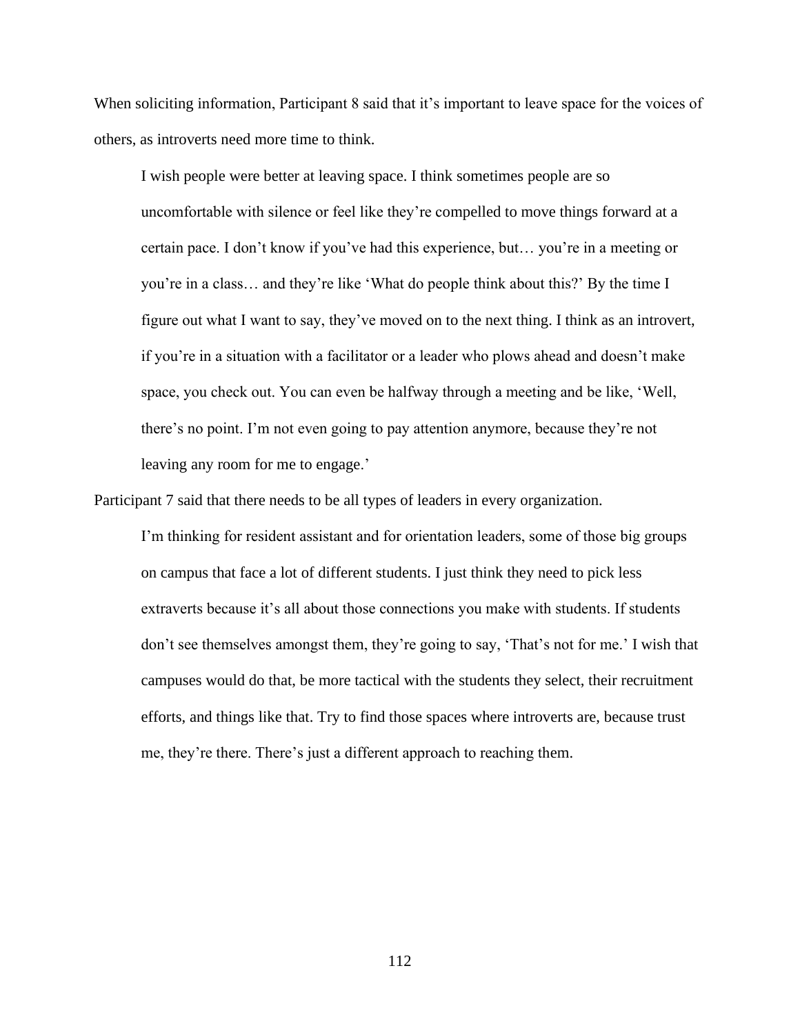When soliciting information, Participant 8 said that it's important to leave space for the voices of others, as introverts need more time to think.

> I wish people were better at leaving space. I think sometimes people are so uncomfortable with silence or feel like they're compelled to move things forward at a certain pace. I don't know if you've had this experience, but… you're in a meeting or you're in a class… and they're like 'What do people think about this?' By the time I figure out what I want to say, they've moved on to the next thing. I think as an introvert, if you're in a situation with a facilitator or a leader who plows ahead and doesn't make space, you check out. You can even be halfway through a meeting and be like, 'Well, there's no point. I'm not even going to pay attention anymore, because they're not leaving any room for me to engage.'

Participant 7 said that there needs to be all types of leaders in every organization.

> I'm thinking for resident assistant and for orientation leaders, some of those big groups on campus that face a lot of different students. I just think they need to pick less extraverts because it's all about those connections you make with students. If students don't see themselves amongst them, they're going to say, 'That's not for me.' I wish that campuses would do that, be more tactical with the students they select, their recruitment efforts, and things like that. Try to find those spaces where introverts are, because trust me, they're there. There's just a different approach to reaching them.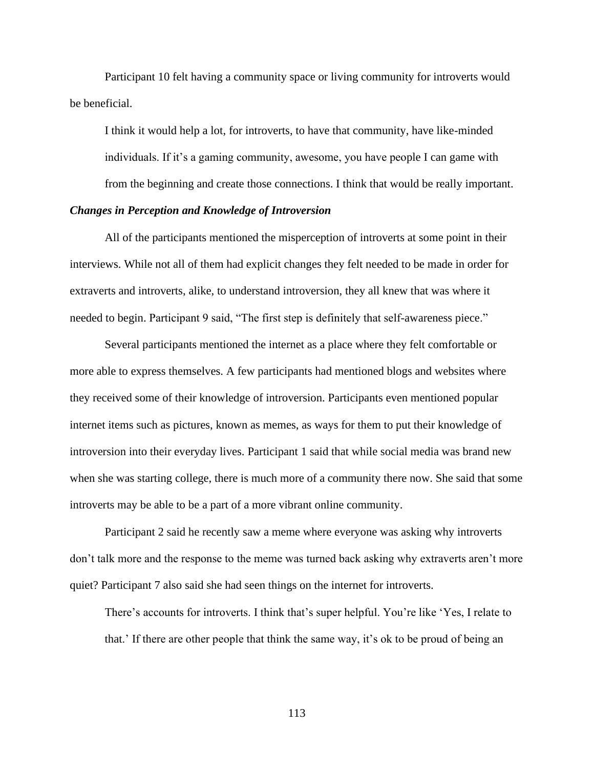Participant 10 felt having a community space or living community for introverts would be beneficial.

> I think it would help a lot, for introverts, to have that community, have like-minded individuals. If it's a gaming community, awesome, you have people I can game with from the beginning and create those connections. I think that would be really important.

### *Changes in Perception and Knowledge of Introversion*

All of the participants mentioned the misperception of introverts at some point in their interviews. While not all of them had explicit changes they felt needed to be made in order for extraverts and introverts, alike, to understand introversion, they all knew that was where it needed to begin. Participant 9 said, "The first step is definitely that self-awareness piece."

Several participants mentioned the internet as a place where they felt comfortable or more able to express themselves. A few participants had mentioned blogs and websites where they received some of their knowledge of introversion. Participants even mentioned popular internet items such as pictures, known as memes, as ways for them to put their knowledge of introversion into their everyday lives. Participant 1 said that while social media was brand new when she was starting college, there is much more of a community there now. She said that some introverts may be able to be a part of a more vibrant online community.

Participant 2 said he recently saw a meme where everyone was asking why introverts don't talk more and the response to the meme was turned back asking why extraverts aren't more quiet? Participant 7 also said she had seen things on the internet for introverts.

> There's accounts for introverts. I think that's super helpful. You're like 'Yes, I relate to that.' If there are other people that think the same way, it's ok to be proud of being an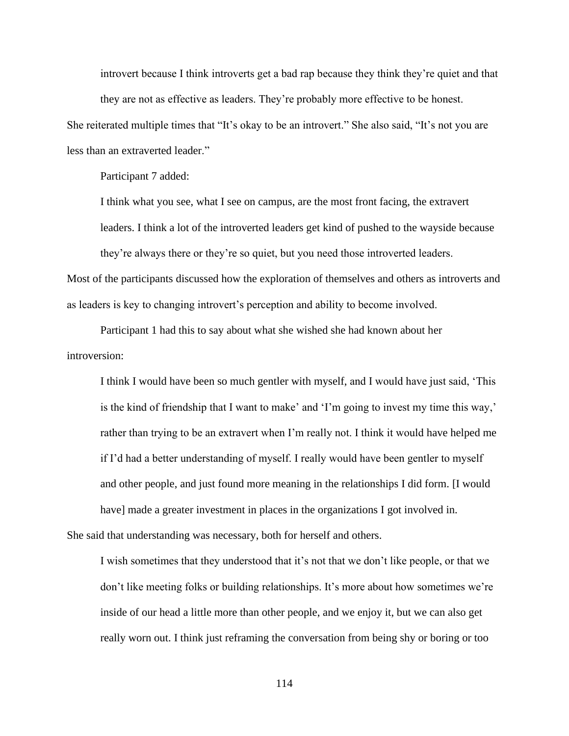> introvert because I think introverts get a bad rap because they think they're quiet and that they are not as effective as leaders. They're probably more effective to be honest.

She reiterated multiple times that "It's okay to be an introvert." She also said, "It's not you are less than an extraverted leader."

Participant 7 added:

> I think what you see, what I see on campus, are the most front facing, the extravert leaders. I think a lot of the introverted leaders get kind of pushed to the wayside because they're always there or they're so quiet, but you need those introverted leaders.

Most of the participants discussed how the exploration of themselves and others as introverts and as leaders is key to changing introvert's perception and ability to become involved.

Participant 1 had this to say about what she wished she had known about her introversion:

> I think I would have been so much gentler with myself, and I would have just said, 'This is the kind of friendship that I want to make' and 'I'm going to invest my time this way,' rather than trying to be an extravert when I'm really not. I think it would have helped me if I'd had a better understanding of myself. I really would have been gentler to myself and other people, and just found more meaning in the relationships I did form. [I would have] made a greater investment in places in the organizations I got involved in.

She said that understanding was necessary, both for herself and others.

> I wish sometimes that they understood that it's not that we don't like people, or that we don't like meeting folks or building relationships. It's more about how sometimes we're inside of our head a little more than other people, and we enjoy it, but we can also get really worn out. I think just reframing the conversation from being shy or boring or too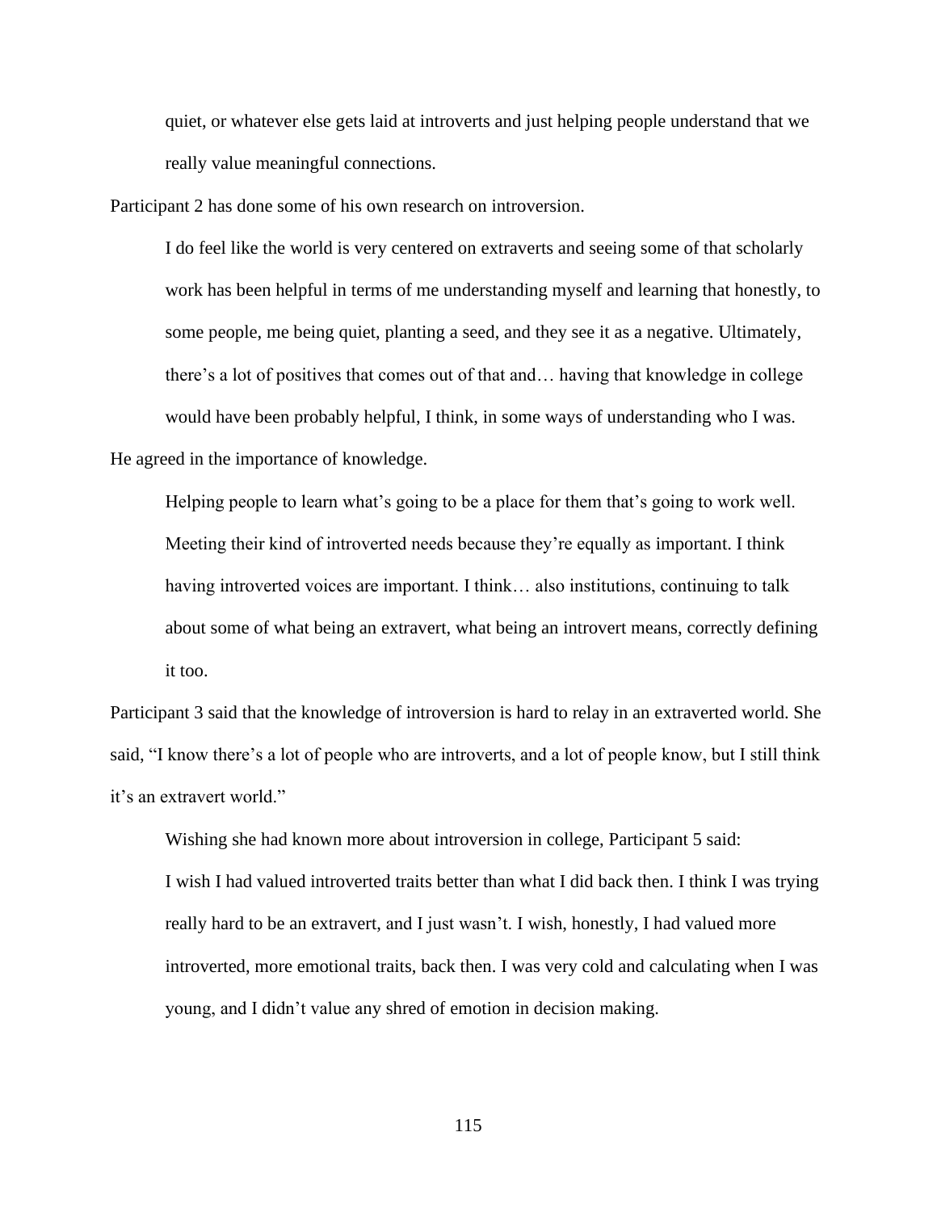> quiet, or whatever else gets laid at introverts and just helping people understand that we really value meaningful connections.

Participant 2 has done some of his own research on introversion.

> I do feel like the world is very centered on extraverts and seeing some of that scholarly work has been helpful in terms of me understanding myself and learning that honestly, to some people, me being quiet, planting a seed, and they see it as a negative. Ultimately, there's a lot of positives that comes out of that and… having that knowledge in college would have been probably helpful, I think, in some ways of understanding who I was.

He agreed in the importance of knowledge.

> Helping people to learn what's going to be a place for them that's going to work well. Meeting their kind of introverted needs because they're equally as important. I think having introverted voices are important. I think… also institutions, continuing to talk about some of what being an extravert, what being an introvert means, correctly defining it too.

Participant 3 said that the knowledge of introversion is hard to relay in an extraverted world. She said, "I know there's a lot of people who are introverts, and a lot of people know, but I still think it's an extravert world."

Wishing she had known more about introversion in college, Participant 5 said:

> I wish I had valued introverted traits better than what I did back then. I think I was trying really hard to be an extravert, and I just wasn't. I wish, honestly, I had valued more introverted, more emotional traits, back then. I was very cold and calculating when I was young, and I didn't value any shred of emotion in decision making.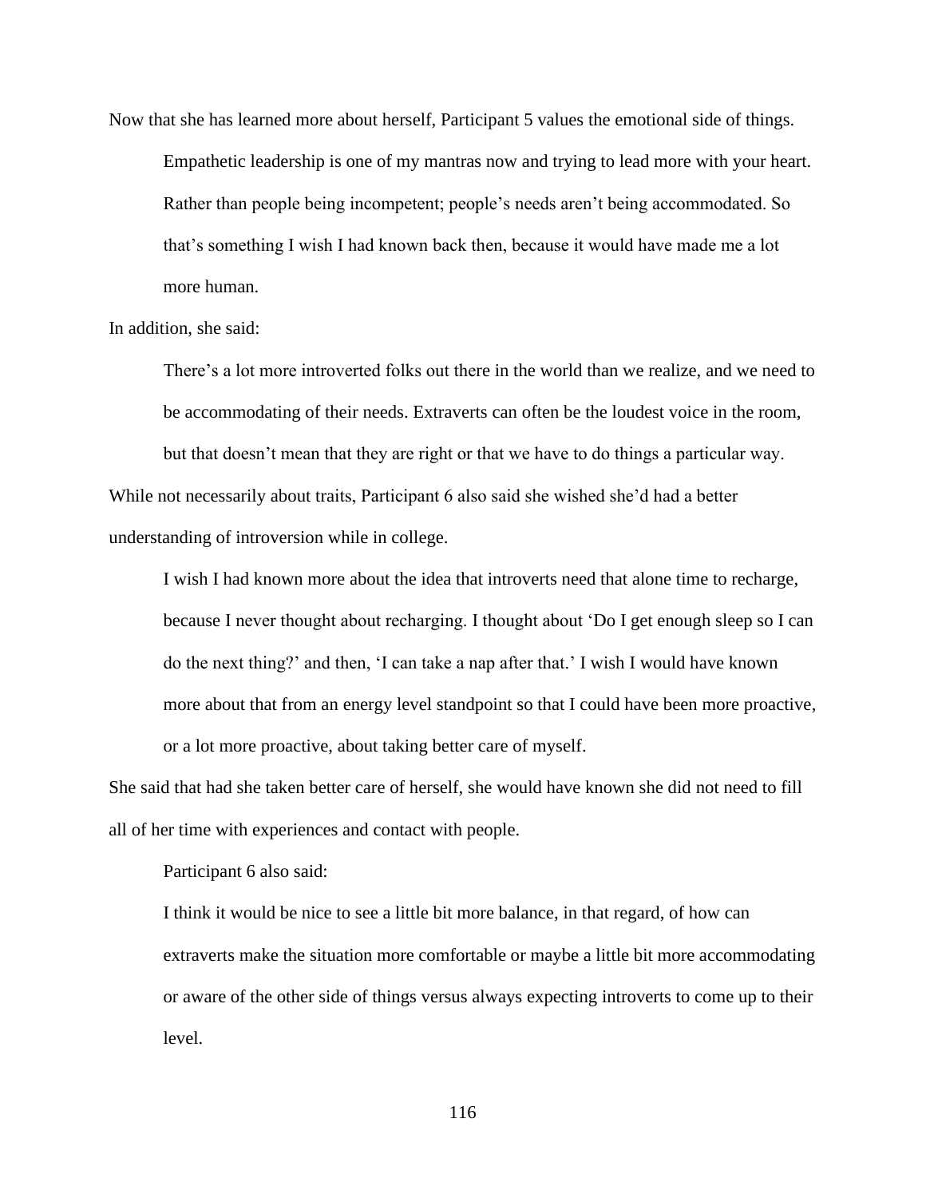Now that she has learned more about herself, Participant 5 values the emotional side of things.

> Empathetic leadership is one of my mantras now and trying to lead more with your heart. Rather than people being incompetent; people's needs aren't being accommodated. So that's something I wish I had known back then, because it would have made me a lot more human.

In addition, she said:

> There's a lot more introverted folks out there in the world than we realize, and we need to be accommodating of their needs. Extraverts can often be the loudest voice in the room, but that doesn't mean that they are right or that we have to do things a particular way.

While not necessarily about traits, Participant 6 also said she wished she'd had a better understanding of introversion while in college.

> I wish I had known more about the idea that introverts need that alone time to recharge, because I never thought about recharging. I thought about 'Do I get enough sleep so I can do the next thing?' and then, 'I can take a nap after that.' I wish I would have known more about that from an energy level standpoint so that I could have been more proactive, or a lot more proactive, about taking better care of myself.

She said that had she taken better care of herself, she would have known she did not need to fill all of her time with experiences and contact with people.

Participant 6 also said:

> I think it would be nice to see a little bit more balance, in that regard, of how can extraverts make the situation more comfortable or maybe a little bit more accommodating or aware of the other side of things versus always expecting introverts to come up to their level.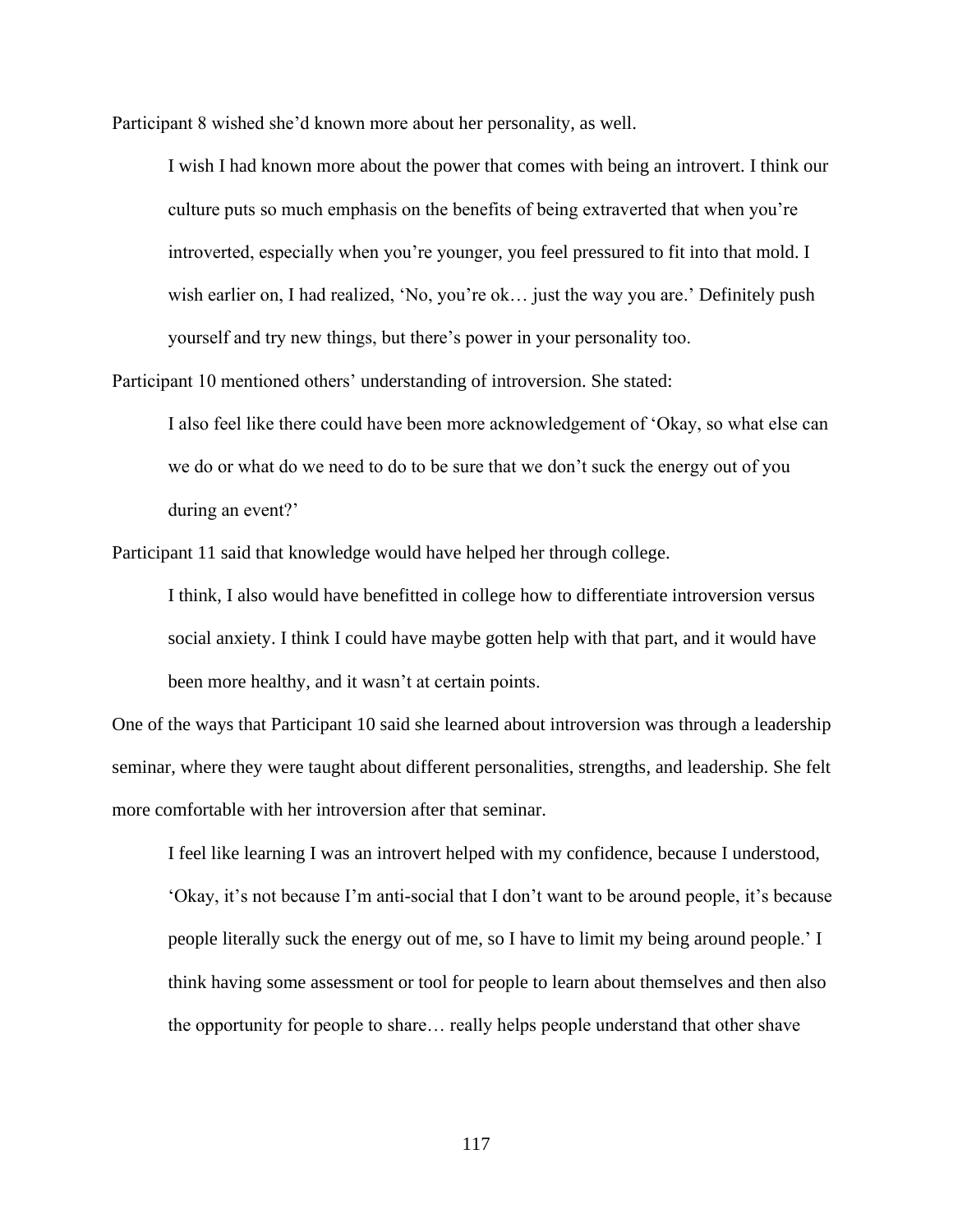Participant 8 wished she'd known more about her personality, as well.

> I wish I had known more about the power that comes with being an introvert. I think our culture puts so much emphasis on the benefits of being extraverted that when you're introverted, especially when you're younger, you feel pressured to fit into that mold. I wish earlier on, I had realized, 'No, you're ok… just the way you are.' Definitely push yourself and try new things, but there's power in your personality too.

Participant 10 mentioned others' understanding of introversion. She stated:

> I also feel like there could have been more acknowledgement of 'Okay, so what else can we do or what do we need to do to be sure that we don't suck the energy out of you during an event?'

Participant 11 said that knowledge would have helped her through college.

> I think, I also would have benefitted in college how to differentiate introversion versus social anxiety. I think I could have maybe gotten help with that part, and it would have been more healthy, and it wasn't at certain points.

One of the ways that Participant 10 said she learned about introversion was through a leadership seminar, where they were taught about different personalities, strengths, and leadership. She felt more comfortable with her introversion after that seminar.

> I feel like learning I was an introvert helped with my confidence, because I understood, 'Okay, it's not because I'm anti-social that I don't want to be around people, it's because people literally suck the energy out of me, so I have to limit my being around people.' I think having some assessment or tool for people to learn about themselves and then also the opportunity for people to share… really helps people understand that other shave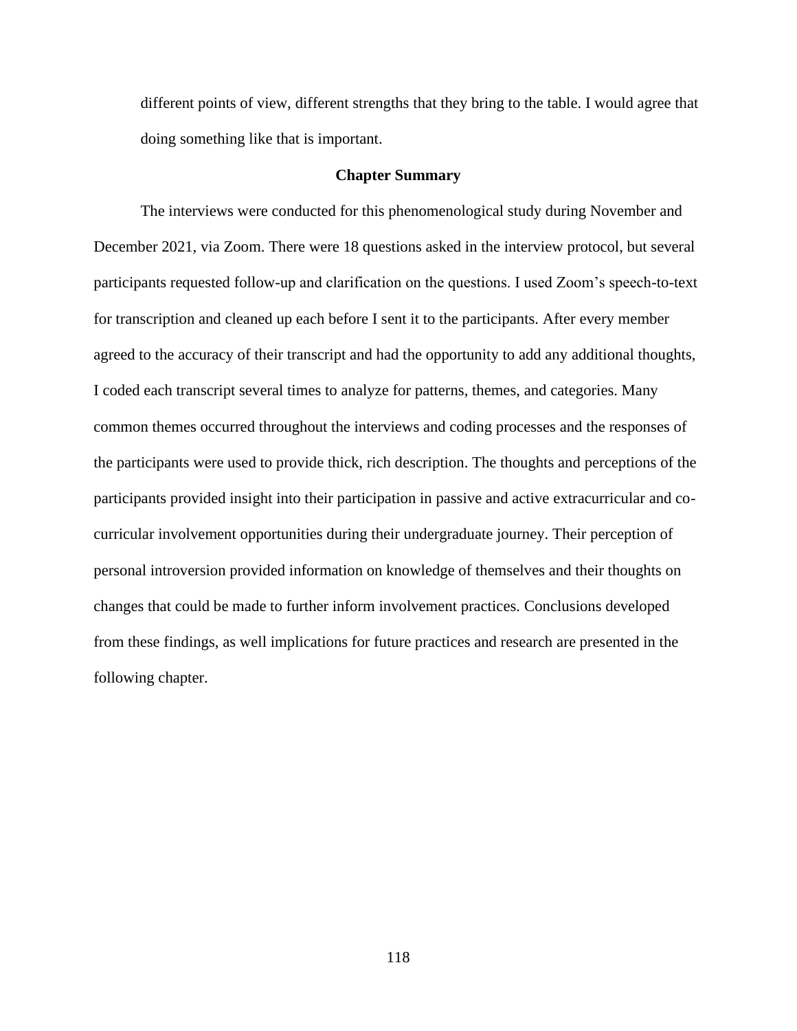different points of view, different strengths that they bring to the table. I would agree that doing something like that is important.

## Chapter Summary

The interviews were conducted for this phenomenological study during November and December 2021, via Zoom. There were 18 questions asked in the interview protocol, but several participants requested follow-up and clarification on the questions. I used Zoom's speech-to-text for transcription and cleaned up each before I sent it to the participants. After every member agreed to the accuracy of their transcript and had the opportunity to add any additional thoughts, I coded each transcript several times to analyze for patterns, themes, and categories. Many common themes occurred throughout the interviews and coding processes and the responses of the participants were used to provide thick, rich description. The thoughts and perceptions of the participants provided insight into their participation in passive and active extracurricular and co-curricular involvement opportunities during their undergraduate journey. Their perception of personal introversion provided information on knowledge of themselves and their thoughts on changes that could be made to further inform involvement practices. Conclusions developed from these findings, as well implications for future practices and research are presented in the following chapter.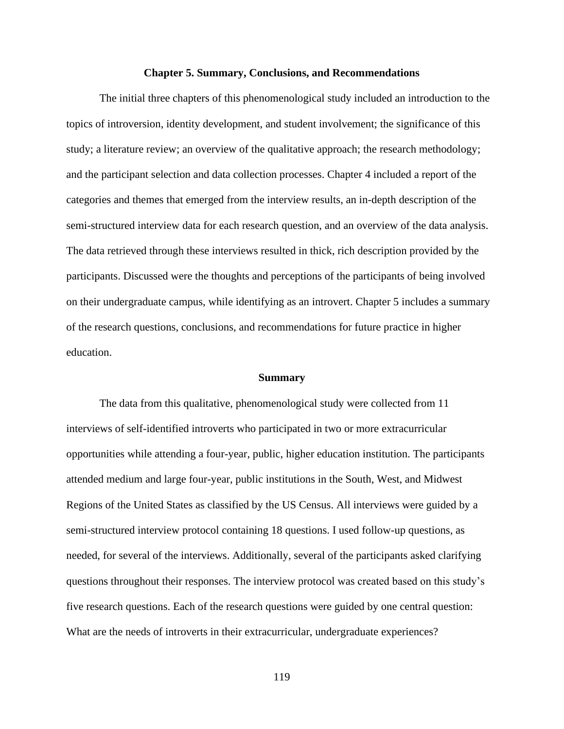## Chapter 5. Summary, Conclusions, and Recommendations

The initial three chapters of this phenomenological study included an introduction to the topics of introversion, identity development, and student involvement; the significance of this study; a literature review; an overview of the qualitative approach; the research methodology; and the participant selection and data collection processes. Chapter 4 included a report of the categories and themes that emerged from the interview results, an in-depth description of the semi-structured interview data for each research question, and an overview of the data analysis. The data retrieved through these interviews resulted in thick, rich description provided by the participants. Discussed were the thoughts and perceptions of the participants of being involved on their undergraduate campus, while identifying as an introvert. Chapter 5 includes a summary of the research questions, conclusions, and recommendations for future practice in higher education.

### Summary

The data from this qualitative, phenomenological study were collected from 11 interviews of self-identified introverts who participated in two or more extracurricular opportunities while attending a four-year, public, higher education institution. The participants attended medium and large four-year, public institutions in the South, West, and Midwest Regions of the United States as classified by the US Census. All interviews were guided by a semi-structured interview protocol containing 18 questions. I used follow-up questions, as needed, for several of the interviews. Additionally, several of the participants asked clarifying questions throughout their responses. The interview protocol was created based on this study's five research questions. Each of the research questions were guided by one central question: What are the needs of introverts in their extracurricular, undergraduate experiences?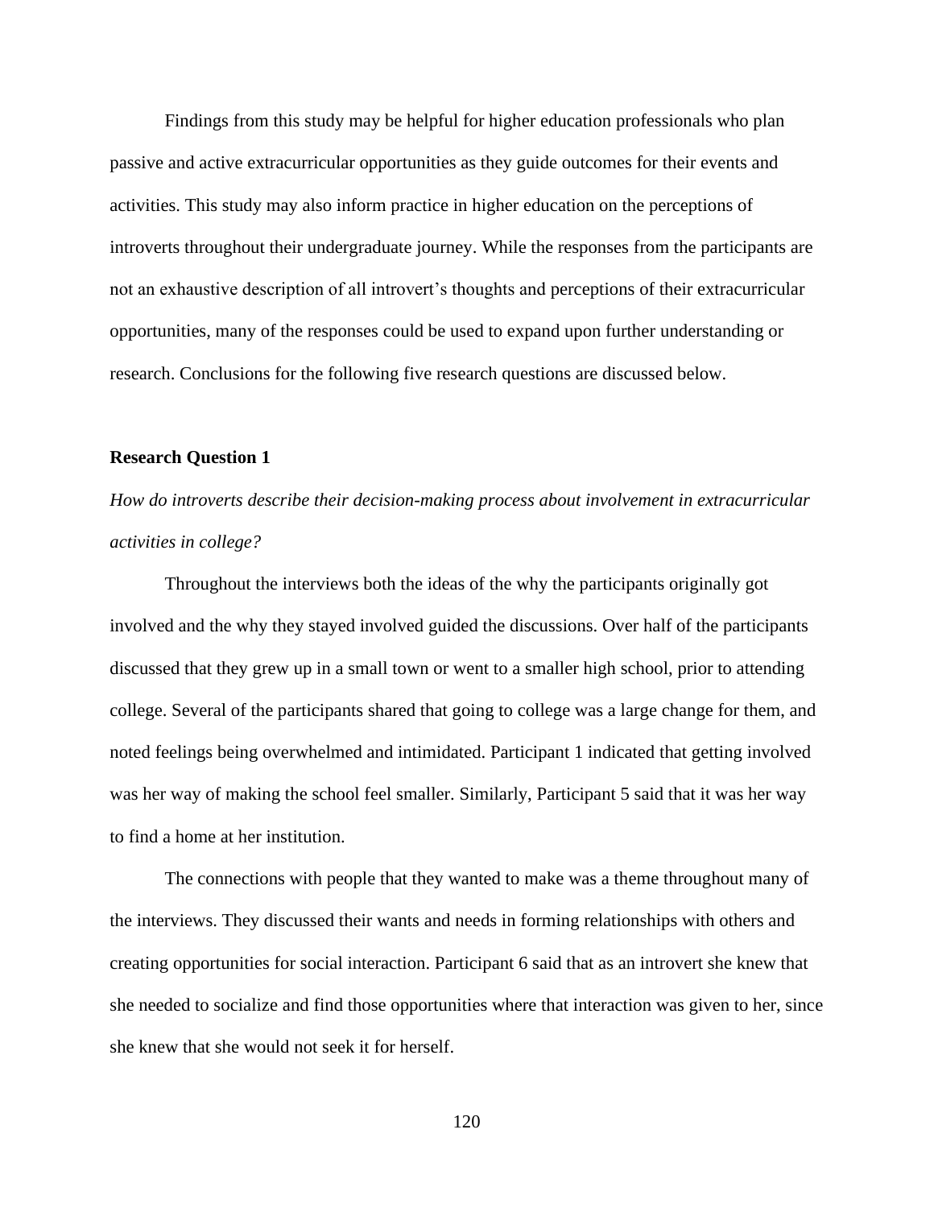Findings from this study may be helpful for higher education professionals who plan passive and active extracurricular opportunities as they guide outcomes for their events and activities. This study may also inform practice in higher education on the perceptions of introverts throughout their undergraduate journey. While the responses from the participants are not an exhaustive description of all introvert's thoughts and perceptions of their extracurricular opportunities, many of the responses could be used to expand upon further understanding or research. Conclusions for the following five research questions are discussed below.

### Research Question 1

*How do introverts describe their decision-making process about involvement in extracurricular activities in college?*

Throughout the interviews both the ideas of the why the participants originally got involved and the why they stayed involved guided the discussions. Over half of the participants discussed that they grew up in a small town or went to a smaller high school, prior to attending college. Several of the participants shared that going to college was a large change for them, and noted feelings being overwhelmed and intimidated. Participant 1 indicated that getting involved was her way of making the school feel smaller. Similarly, Participant 5 said that it was her way to find a home at her institution.

The connections with people that they wanted to make was a theme throughout many of the interviews. They discussed their wants and needs in forming relationships with others and creating opportunities for social interaction. Participant 6 said that as an introvert she knew that she needed to socialize and find those opportunities where that interaction was given to her, since she knew that she would not seek it for herself.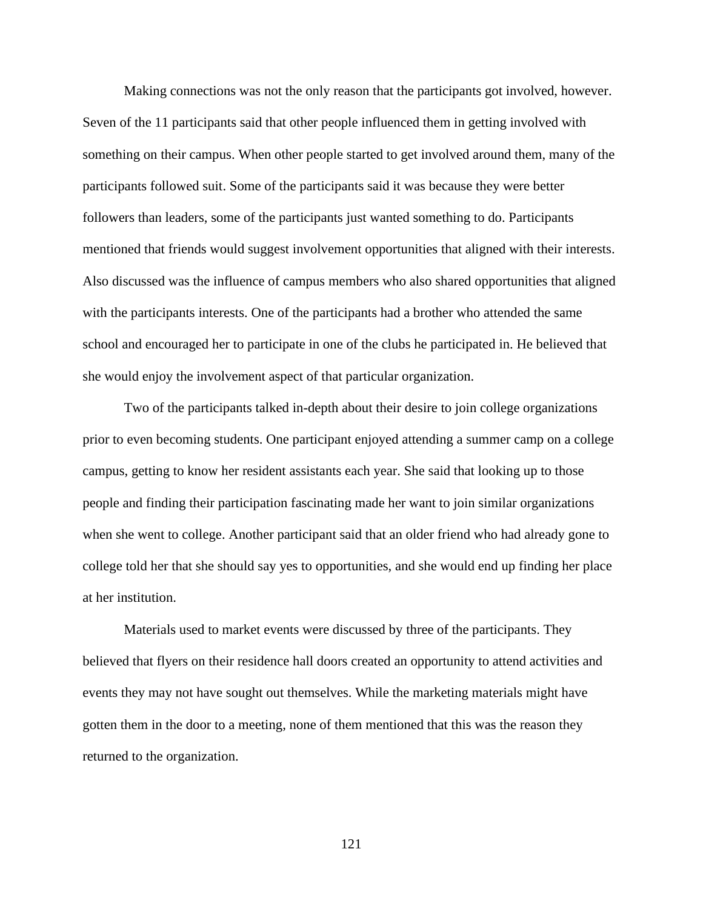Making connections was not the only reason that the participants got involved, however. Seven of the 11 participants said that other people influenced them in getting involved with something on their campus. When other people started to get involved around them, many of the participants followed suit. Some of the participants said it was because they were better followers than leaders, some of the participants just wanted something to do. Participants mentioned that friends would suggest involvement opportunities that aligned with their interests. Also discussed was the influence of campus members who also shared opportunities that aligned with the participants interests. One of the participants had a brother who attended the same school and encouraged her to participate in one of the clubs he participated in. He believed that she would enjoy the involvement aspect of that particular organization.

Two of the participants talked in-depth about their desire to join college organizations prior to even becoming students. One participant enjoyed attending a summer camp on a college campus, getting to know her resident assistants each year. She said that looking up to those people and finding their participation fascinating made her want to join similar organizations when she went to college. Another participant said that an older friend who had already gone to college told her that she should say yes to opportunities, and she would end up finding her place at her institution.

Materials used to market events were discussed by three of the participants. They believed that flyers on their residence hall doors created an opportunity to attend activities and events they may not have sought out themselves. While the marketing materials might have gotten them in the door to a meeting, none of them mentioned that this was the reason they returned to the organization.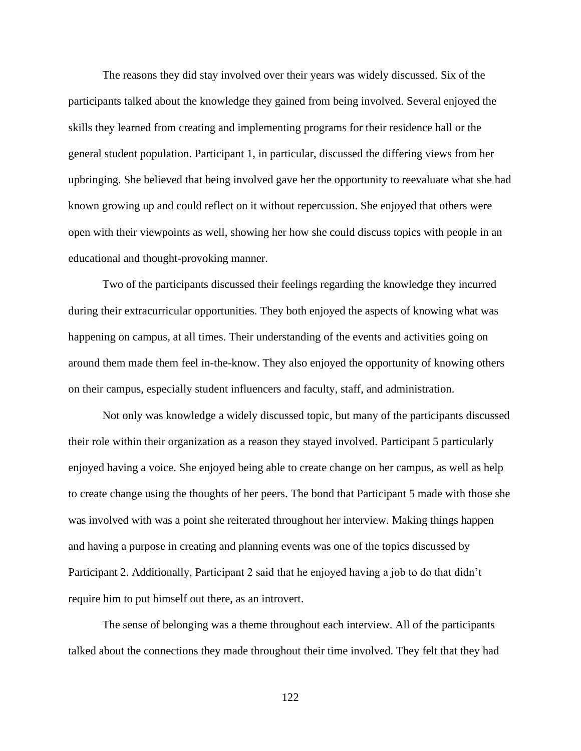The reasons they did stay involved over their years was widely discussed. Six of the participants talked about the knowledge they gained from being involved. Several enjoyed the skills they learned from creating and implementing programs for their residence hall or the general student population. Participant 1, in particular, discussed the differing views from her upbringing. She believed that being involved gave her the opportunity to reevaluate what she had known growing up and could reflect on it without repercussion. She enjoyed that others were open with their viewpoints as well, showing her how she could discuss topics with people in an educational and thought-provoking manner.

Two of the participants discussed their feelings regarding the knowledge they incurred during their extracurricular opportunities. They both enjoyed the aspects of knowing what was happening on campus, at all times. Their understanding of the events and activities going on around them made them feel in-the-know. They also enjoyed the opportunity of knowing others on their campus, especially student influencers and faculty, staff, and administration.

Not only was knowledge a widely discussed topic, but many of the participants discussed their role within their organization as a reason they stayed involved. Participant 5 particularly enjoyed having a voice. She enjoyed being able to create change on her campus, as well as help to create change using the thoughts of her peers. The bond that Participant 5 made with those she was involved with was a point she reiterated throughout her interview. Making things happen and having a purpose in creating and planning events was one of the topics discussed by Participant 2. Additionally, Participant 2 said that he enjoyed having a job to do that didn't require him to put himself out there, as an introvert.

The sense of belonging was a theme throughout each interview. All of the participants talked about the connections they made throughout their time involved. They felt that they had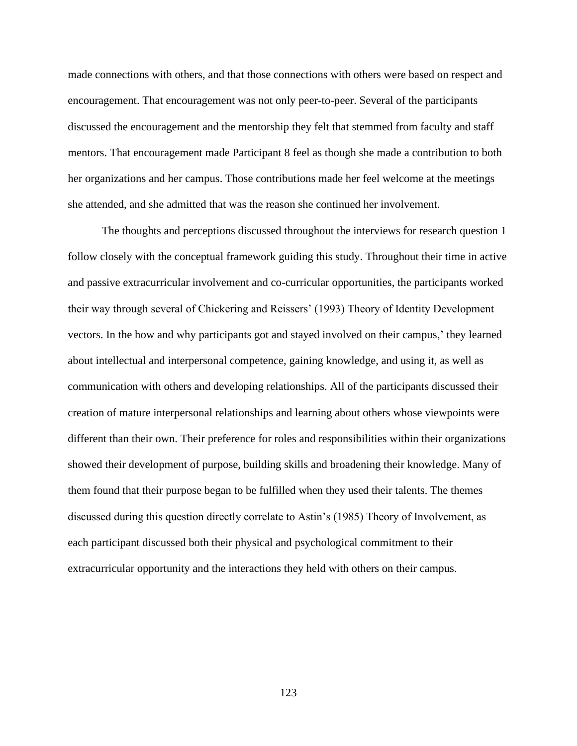made connections with others, and that those connections with others were based on respect and encouragement. That encouragement was not only peer-to-peer. Several of the participants discussed the encouragement and the mentorship they felt that stemmed from faculty and staff mentors. That encouragement made Participant 8 feel as though she made a contribution to both her organizations and her campus. Those contributions made her feel welcome at the meetings she attended, and she admitted that was the reason she continued her involvement.

The thoughts and perceptions discussed throughout the interviews for research question 1 follow closely with the conceptual framework guiding this study. Throughout their time in active and passive extracurricular involvement and co-curricular opportunities, the participants worked their way through several of Chickering and Reissers' (1993) Theory of Identity Development vectors. In the how and why participants got and stayed involved on their campus,' they learned about intellectual and interpersonal competence, gaining knowledge, and using it, as well as communication with others and developing relationships. All of the participants discussed their creation of mature interpersonal relationships and learning about others whose viewpoints were different than their own. Their preference for roles and responsibilities within their organizations showed their development of purpose, building skills and broadening their knowledge. Many of them found that their purpose began to be fulfilled when they used their talents. The themes discussed during this question directly correlate to Astin's (1985) Theory of Involvement, as each participant discussed both their physical and psychological commitment to their extracurricular opportunity and the interactions they held with others on their campus.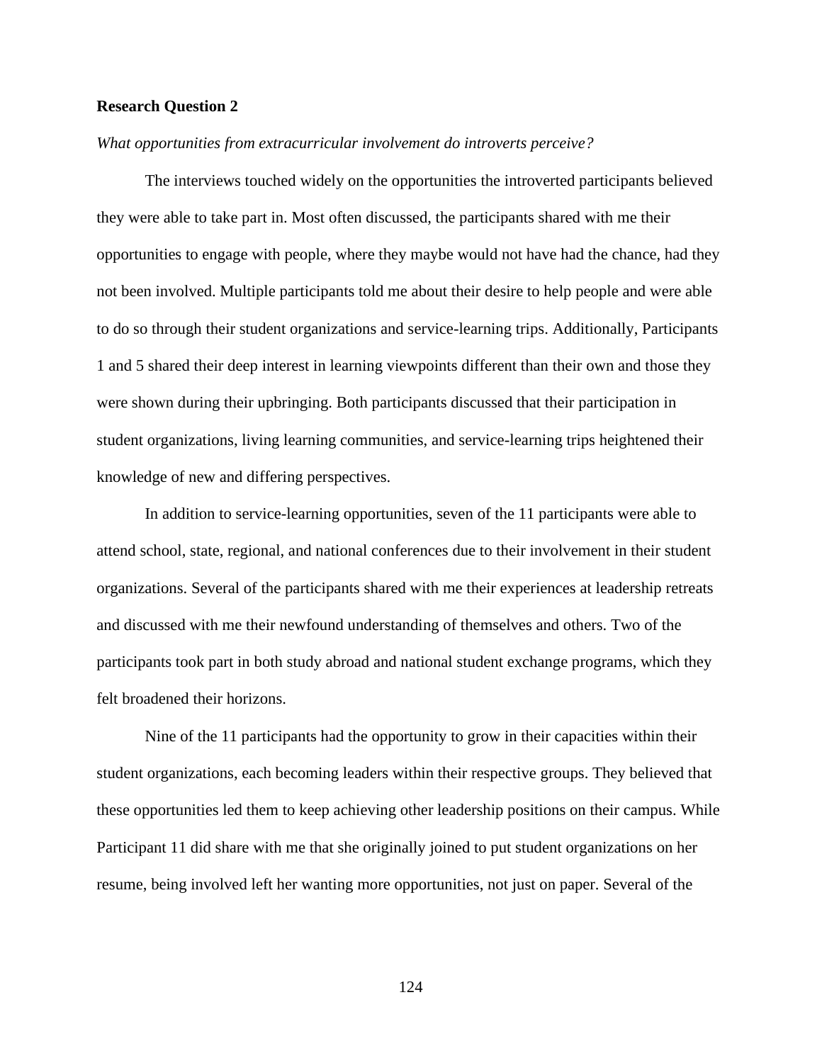**Research Question 2**

*What opportunities from extracurricular involvement do introverts perceive?*

The interviews touched widely on the opportunities the introverted participants believed they were able to take part in. Most often discussed, the participants shared with me their opportunities to engage with people, where they maybe would not have had the chance, had they not been involved. Multiple participants told me about their desire to help people and were able to do so through their student organizations and service-learning trips. Additionally, Participants 1 and 5 shared their deep interest in learning viewpoints different than their own and those they were shown during their upbringing. Both participants discussed that their participation in student organizations, living learning communities, and service-learning trips heightened their knowledge of new and differing perspectives.

In addition to service-learning opportunities, seven of the 11 participants were able to attend school, state, regional, and national conferences due to their involvement in their student organizations. Several of the participants shared with me their experiences at leadership retreats and discussed with me their newfound understanding of themselves and others. Two of the participants took part in both study abroad and national student exchange programs, which they felt broadened their horizons.

Nine of the 11 participants had the opportunity to grow in their capacities within their student organizations, each becoming leaders within their respective groups. They believed that these opportunities led them to keep achieving other leadership positions on their campus. While Participant 11 did share with me that she originally joined to put student organizations on her resume, being involved left her wanting more opportunities, not just on paper. Several of the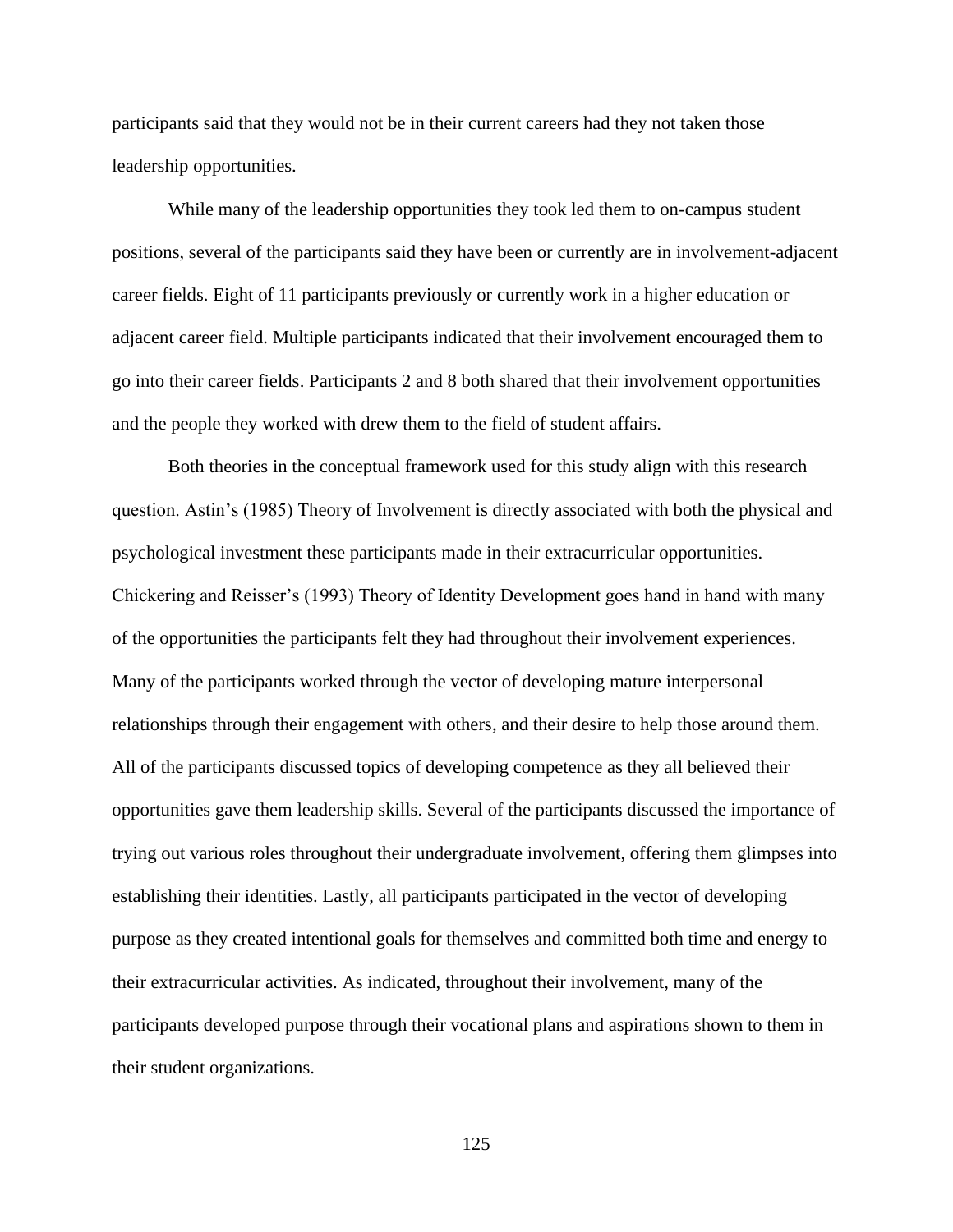participants said that they would not be in their current careers had they not taken those leadership opportunities.

While many of the leadership opportunities they took led them to on-campus student positions, several of the participants said they have been or currently are in involvement-adjacent career fields. Eight of 11 participants previously or currently work in a higher education or adjacent career field. Multiple participants indicated that their involvement encouraged them to go into their career fields. Participants 2 and 8 both shared that their involvement opportunities and the people they worked with drew them to the field of student affairs.

Both theories in the conceptual framework used for this study align with this research question. Astin's (1985) Theory of Involvement is directly associated with both the physical and psychological investment these participants made in their extracurricular opportunities. Chickering and Reisser's (1993) Theory of Identity Development goes hand in hand with many of the opportunities the participants felt they had throughout their involvement experiences. Many of the participants worked through the vector of developing mature interpersonal relationships through their engagement with others, and their desire to help those around them. All of the participants discussed topics of developing competence as they all believed their opportunities gave them leadership skills. Several of the participants discussed the importance of trying out various roles throughout their undergraduate involvement, offering them glimpses into establishing their identities. Lastly, all participants participated in the vector of developing purpose as they created intentional goals for themselves and committed both time and energy to their extracurricular activities. As indicated, throughout their involvement, many of the participants developed purpose through their vocational plans and aspirations shown to them in their student organizations.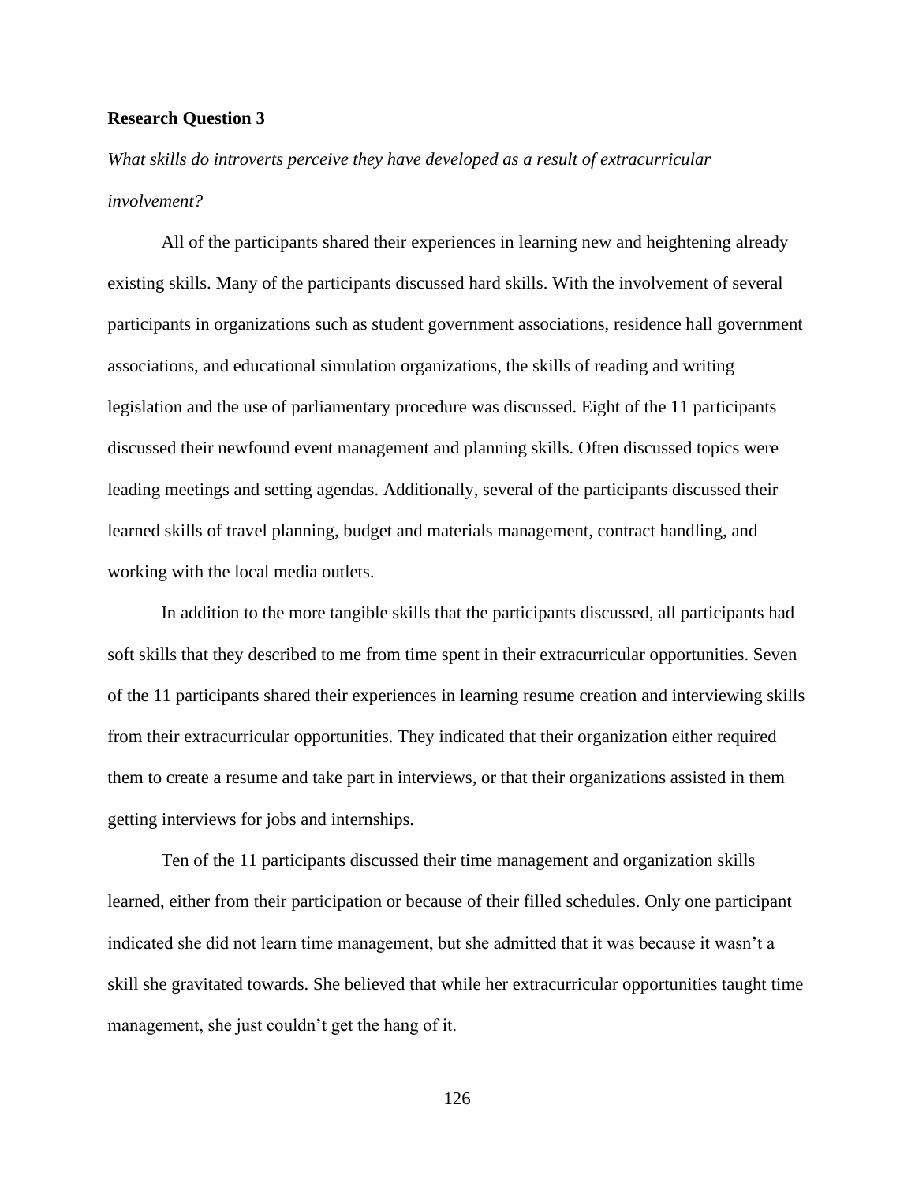**Research Question 3**

*What skills do introverts perceive they have developed as a result of extracurricular involvement?*

All of the participants shared their experiences in learning new and heightening already existing skills. Many of the participants discussed hard skills. With the involvement of several participants in organizations such as student government associations, residence hall government associations, and educational simulation organizations, the skills of reading and writing legislation and the use of parliamentary procedure was discussed. Eight of the 11 participants discussed their newfound event management and planning skills. Often discussed topics were leading meetings and setting agendas. Additionally, several of the participants discussed their learned skills of travel planning, budget and materials management, contract handling, and working with the local media outlets.

In addition to the more tangible skills that the participants discussed, all participants had soft skills that they described to me from time spent in their extracurricular opportunities. Seven of the 11 participants shared their experiences in learning resume creation and interviewing skills from their extracurricular opportunities. They indicated that their organization either required them to create a resume and take part in interviews, or that their organizations assisted in them getting interviews for jobs and internships.

Ten of the 11 participants discussed their time management and organization skills learned, either from their participation or because of their filled schedules. Only one participant indicated she did not learn time management, but she admitted that it was because it wasn't a skill she gravitated towards. She believed that while her extracurricular opportunities taught time management, she just couldn't get the hang of it.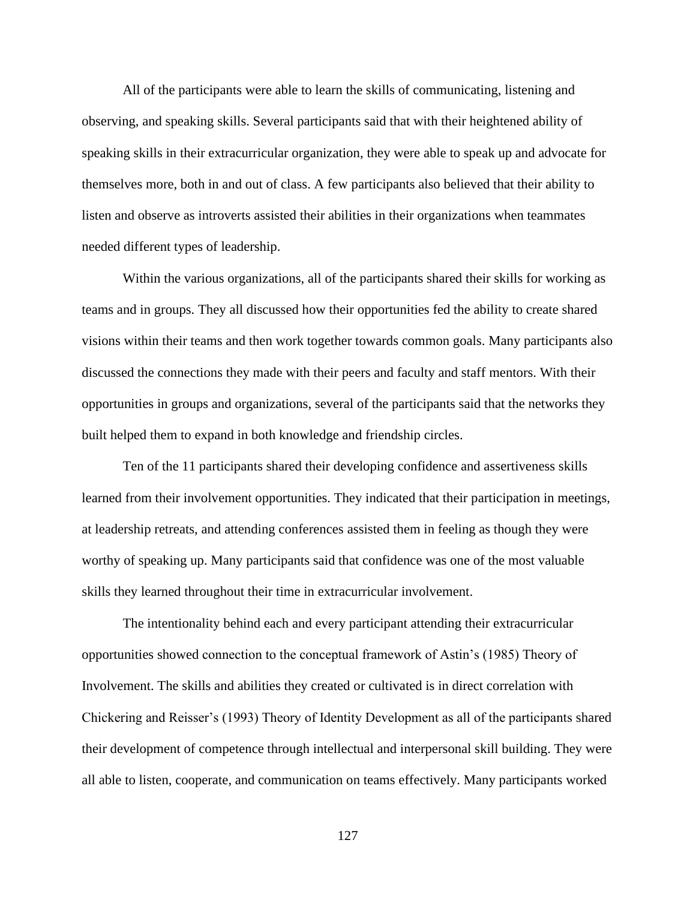All of the participants were able to learn the skills of communicating, listening and observing, and speaking skills. Several participants said that with their heightened ability of speaking skills in their extracurricular organization, they were able to speak up and advocate for themselves more, both in and out of class. A few participants also believed that their ability to listen and observe as introverts assisted their abilities in their organizations when teammates needed different types of leadership.

Within the various organizations, all of the participants shared their skills for working as teams and in groups. They all discussed how their opportunities fed the ability to create shared visions within their teams and then work together towards common goals. Many participants also discussed the connections they made with their peers and faculty and staff mentors. With their opportunities in groups and organizations, several of the participants said that the networks they built helped them to expand in both knowledge and friendship circles.

Ten of the 11 participants shared their developing confidence and assertiveness skills learned from their involvement opportunities. They indicated that their participation in meetings, at leadership retreats, and attending conferences assisted them in feeling as though they were worthy of speaking up. Many participants said that confidence was one of the most valuable skills they learned throughout their time in extracurricular involvement.

The intentionality behind each and every participant attending their extracurricular opportunities showed connection to the conceptual framework of Astin's (1985) Theory of Involvement. The skills and abilities they created or cultivated is in direct correlation with Chickering and Reisser's (1993) Theory of Identity Development as all of the participants shared their development of competence through intellectual and interpersonal skill building. They were all able to listen, cooperate, and communication on teams effectively. Many participants worked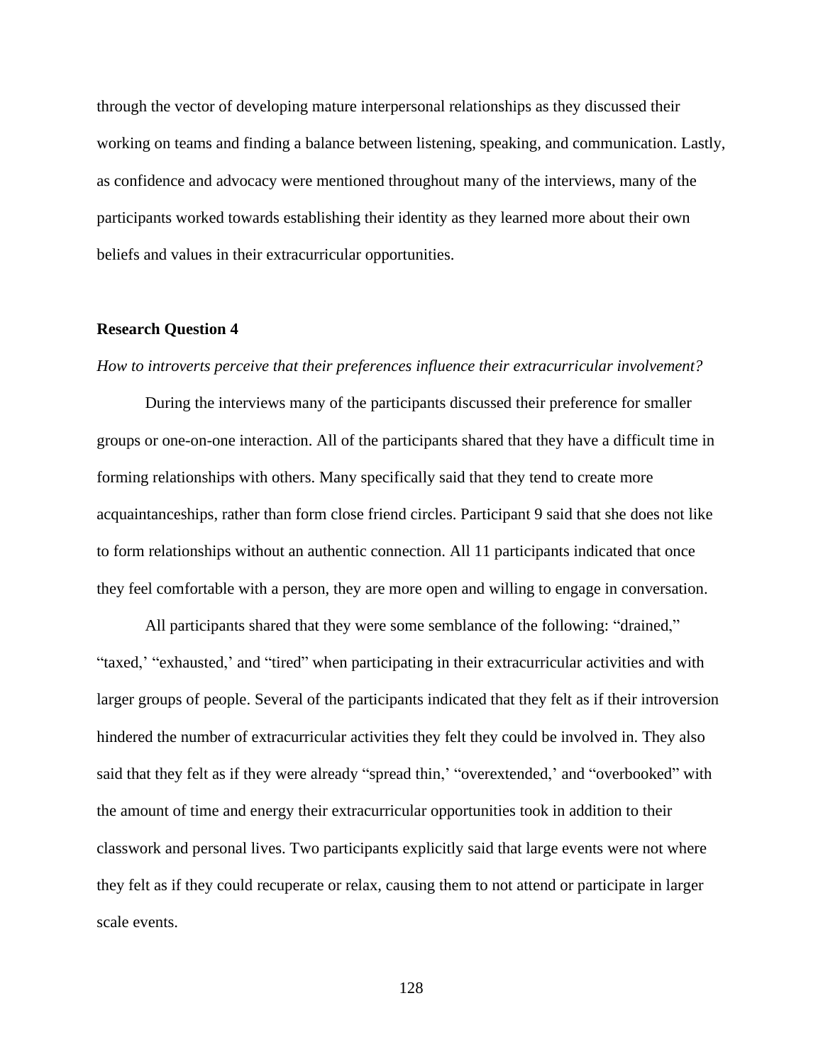through the vector of developing mature interpersonal relationships as they discussed their working on teams and finding a balance between listening, speaking, and communication. Lastly, as confidence and advocacy were mentioned throughout many of the interviews, many of the participants worked towards establishing their identity as they learned more about their own beliefs and values in their extracurricular opportunities.

**Research Question 4**

*How to introverts perceive that their preferences influence their extracurricular involvement?*

During the interviews many of the participants discussed their preference for smaller groups or one-on-one interaction. All of the participants shared that they have a difficult time in forming relationships with others. Many specifically said that they tend to create more acquaintanceships, rather than form close friend circles. Participant 9 said that she does not like to form relationships without an authentic connection. All 11 participants indicated that once they feel comfortable with a person, they are more open and willing to engage in conversation.

All participants shared that they were some semblance of the following: "drained," "taxed,' "exhausted,' and "tired" when participating in their extracurricular activities and with larger groups of people. Several of the participants indicated that they felt as if their introversion hindered the number of extracurricular activities they felt they could be involved in. They also said that they felt as if they were already "spread thin,' "overextended,' and "overbooked" with the amount of time and energy their extracurricular opportunities took in addition to their classwork and personal lives. Two participants explicitly said that large events were not where they felt as if they could recuperate or relax, causing them to not attend or participate in larger scale events.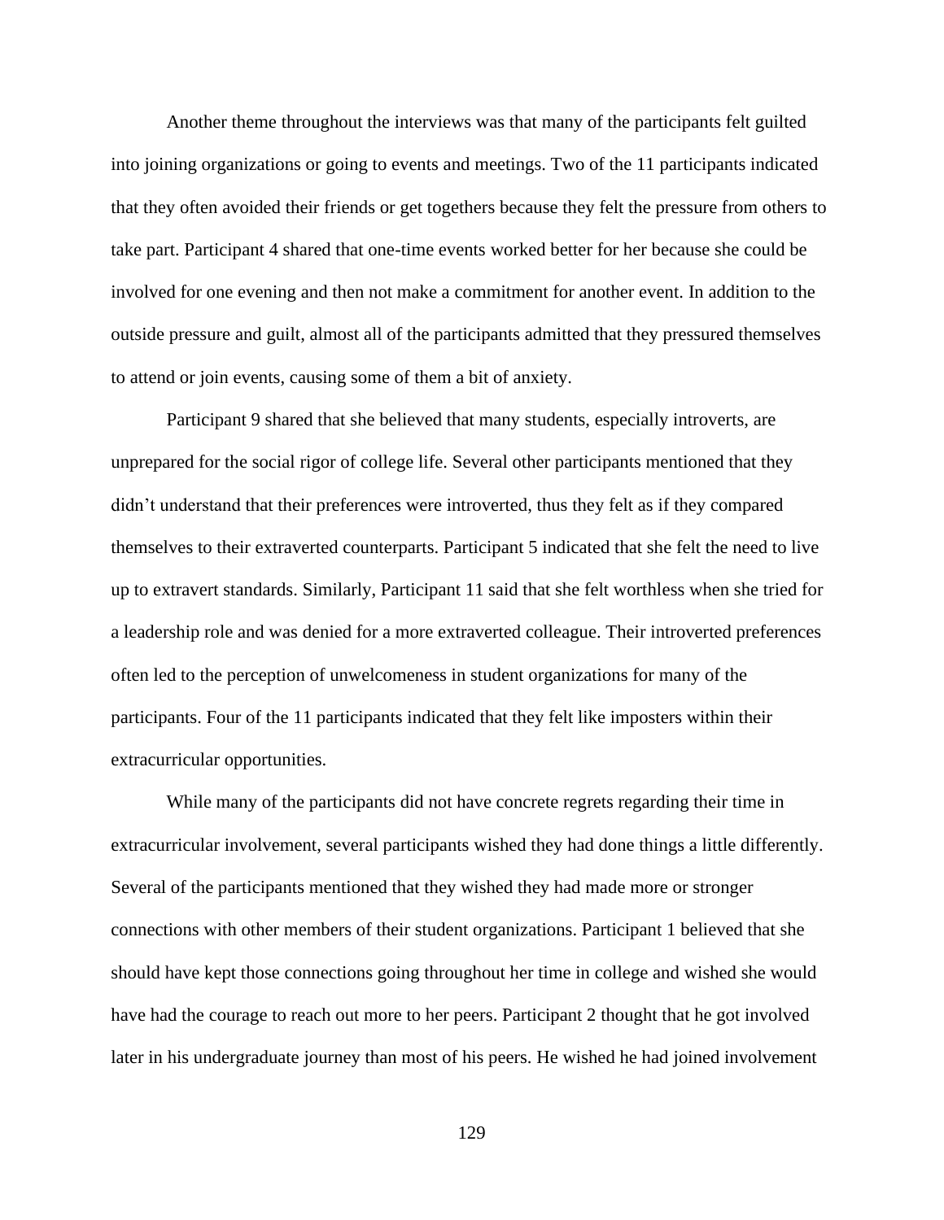Another theme throughout the interviews was that many of the participants felt guilted into joining organizations or going to events and meetings. Two of the 11 participants indicated that they often avoided their friends or get togethers because they felt the pressure from others to take part. Participant 4 shared that one-time events worked better for her because she could be involved for one evening and then not make a commitment for another event. In addition to the outside pressure and guilt, almost all of the participants admitted that they pressured themselves to attend or join events, causing some of them a bit of anxiety.

Participant 9 shared that she believed that many students, especially introverts, are unprepared for the social rigor of college life. Several other participants mentioned that they didn't understand that their preferences were introverted, thus they felt as if they compared themselves to their extraverted counterparts. Participant 5 indicated that she felt the need to live up to extravert standards. Similarly, Participant 11 said that she felt worthless when she tried for a leadership role and was denied for a more extraverted colleague. Their introverted preferences often led to the perception of unwelcomeness in student organizations for many of the participants. Four of the 11 participants indicated that they felt like imposters within their extracurricular opportunities.

While many of the participants did not have concrete regrets regarding their time in extracurricular involvement, several participants wished they had done things a little differently. Several of the participants mentioned that they wished they had made more or stronger connections with other members of their student organizations. Participant 1 believed that she should have kept those connections going throughout her time in college and wished she would have had the courage to reach out more to her peers. Participant 2 thought that he got involved later in his undergraduate journey than most of his peers. He wished he had joined involvement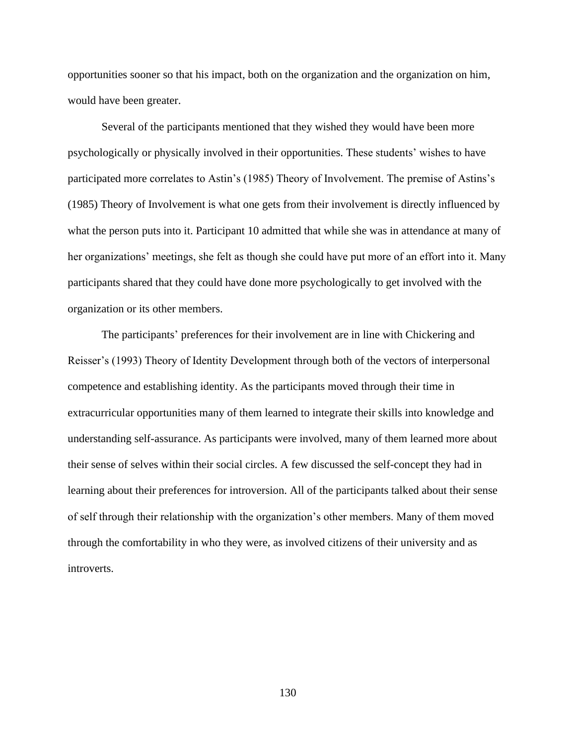opportunities sooner so that his impact, both on the organization and the organization on him, would have been greater.

Several of the participants mentioned that they wished they would have been more psychologically or physically involved in their opportunities. These students' wishes to have participated more correlates to Astin's (1985) Theory of Involvement. The premise of Astins's (1985) Theory of Involvement is what one gets from their involvement is directly influenced by what the person puts into it. Participant 10 admitted that while she was in attendance at many of her organizations' meetings, she felt as though she could have put more of an effort into it. Many participants shared that they could have done more psychologically to get involved with the organization or its other members.

The participants' preferences for their involvement are in line with Chickering and Reisser's (1993) Theory of Identity Development through both of the vectors of interpersonal competence and establishing identity. As the participants moved through their time in extracurricular opportunities many of them learned to integrate their skills into knowledge and understanding self-assurance. As participants were involved, many of them learned more about their sense of selves within their social circles. A few discussed the self-concept they had in learning about their preferences for introversion. All of the participants talked about their sense of self through their relationship with the organization's other members. Many of them moved through the comfortability in who they were, as involved citizens of their university and as introverts.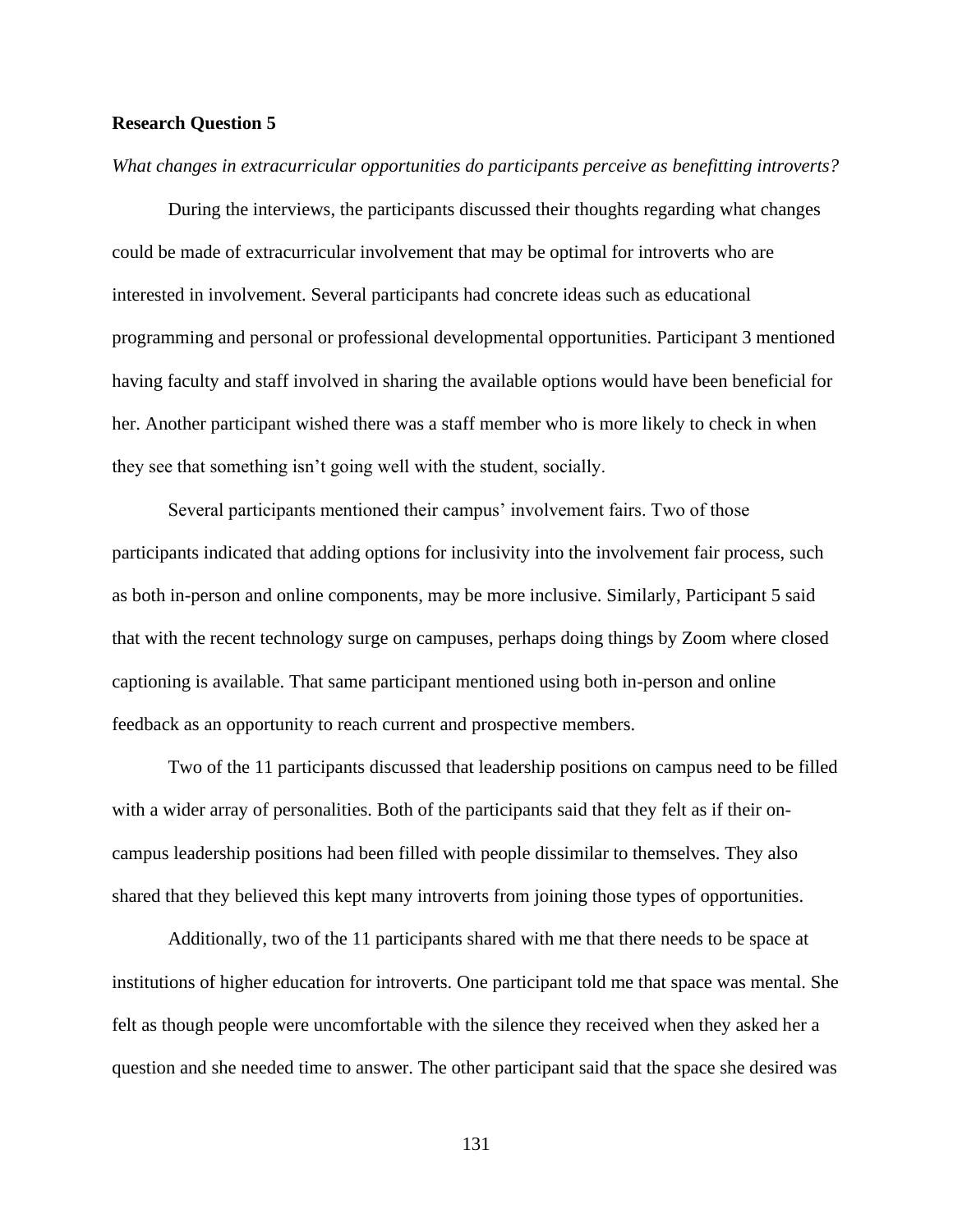**Research Question 5**

*What changes in extracurricular opportunities do participants perceive as benefitting introverts?*

During the interviews, the participants discussed their thoughts regarding what changes could be made of extracurricular involvement that may be optimal for introverts who are interested in involvement. Several participants had concrete ideas such as educational programming and personal or professional developmental opportunities. Participant 3 mentioned having faculty and staff involved in sharing the available options would have been beneficial for her. Another participant wished there was a staff member who is more likely to check in when they see that something isn't going well with the student, socially.

Several participants mentioned their campus' involvement fairs. Two of those participants indicated that adding options for inclusivity into the involvement fair process, such as both in-person and online components, may be more inclusive. Similarly, Participant 5 said that with the recent technology surge on campuses, perhaps doing things by Zoom where closed captioning is available. That same participant mentioned using both in-person and online feedback as an opportunity to reach current and prospective members.

Two of the 11 participants discussed that leadership positions on campus need to be filled with a wider array of personalities. Both of the participants said that they felt as if their on-campus leadership positions had been filled with people dissimilar to themselves. They also shared that they believed this kept many introverts from joining those types of opportunities.

Additionally, two of the 11 participants shared with me that there needs to be space at institutions of higher education for introverts. One participant told me that space was mental. She felt as though people were uncomfortable with the silence they received when they asked her a question and she needed time to answer. The other participant said that the space she desired was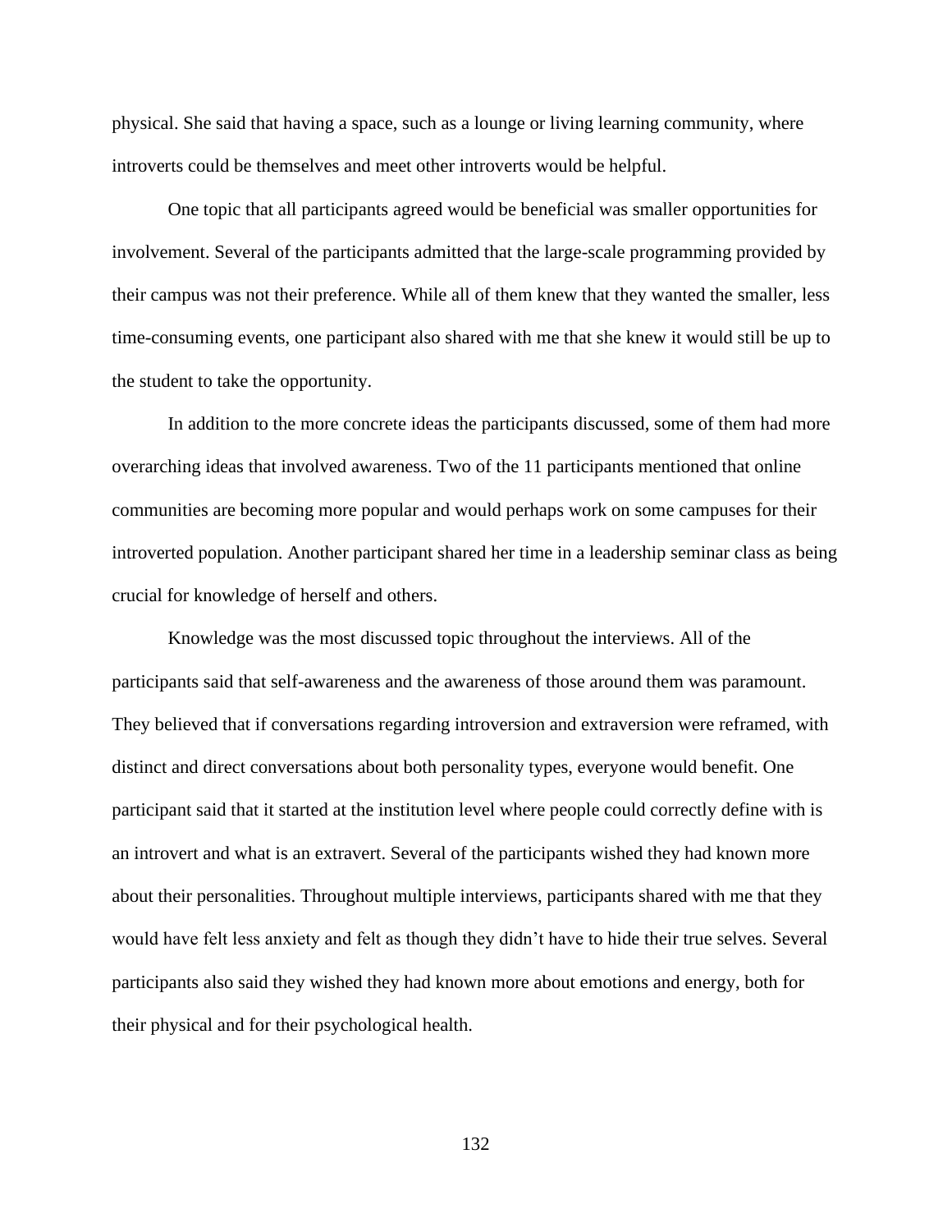physical. She said that having a space, such as a lounge or living learning community, where introverts could be themselves and meet other introverts would be helpful.

One topic that all participants agreed would be beneficial was smaller opportunities for involvement. Several of the participants admitted that the large-scale programming provided by their campus was not their preference. While all of them knew that they wanted the smaller, less time-consuming events, one participant also shared with me that she knew it would still be up to the student to take the opportunity.

In addition to the more concrete ideas the participants discussed, some of them had more overarching ideas that involved awareness. Two of the 11 participants mentioned that online communities are becoming more popular and would perhaps work on some campuses for their introverted population. Another participant shared her time in a leadership seminar class as being crucial for knowledge of herself and others.

Knowledge was the most discussed topic throughout the interviews. All of the participants said that self-awareness and the awareness of those around them was paramount. They believed that if conversations regarding introversion and extraversion were reframed, with distinct and direct conversations about both personality types, everyone would benefit. One participant said that it started at the institution level where people could correctly define with is an introvert and what is an extravert. Several of the participants wished they had known more about their personalities. Throughout multiple interviews, participants shared with me that they would have felt less anxiety and felt as though they didn't have to hide their true selves. Several participants also said they wished they had known more about emotions and energy, both for their physical and for their psychological health.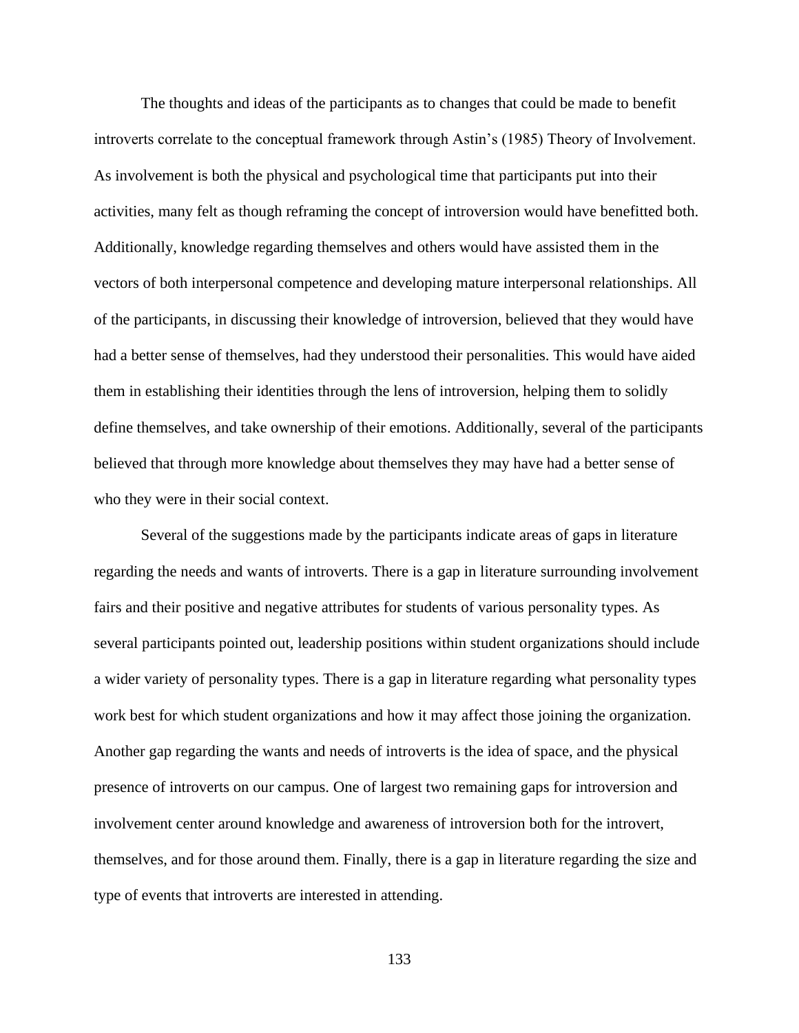The thoughts and ideas of the participants as to changes that could be made to benefit introverts correlate to the conceptual framework through Astin's (1985) Theory of Involvement. As involvement is both the physical and psychological time that participants put into their activities, many felt as though reframing the concept of introversion would have benefitted both. Additionally, knowledge regarding themselves and others would have assisted them in the vectors of both interpersonal competence and developing mature interpersonal relationships. All of the participants, in discussing their knowledge of introversion, believed that they would have had a better sense of themselves, had they understood their personalities. This would have aided them in establishing their identities through the lens of introversion, helping them to solidly define themselves, and take ownership of their emotions. Additionally, several of the participants believed that through more knowledge about themselves they may have had a better sense of who they were in their social context.

Several of the suggestions made by the participants indicate areas of gaps in literature regarding the needs and wants of introverts. There is a gap in literature surrounding involvement fairs and their positive and negative attributes for students of various personality types. As several participants pointed out, leadership positions within student organizations should include a wider variety of personality types. There is a gap in literature regarding what personality types work best for which student organizations and how it may affect those joining the organization. Another gap regarding the wants and needs of introverts is the idea of space, and the physical presence of introverts on our campus. One of largest two remaining gaps for introversion and involvement center around knowledge and awareness of introversion both for the introvert, themselves, and for those around them. Finally, there is a gap in literature regarding the size and type of events that introverts are interested in attending.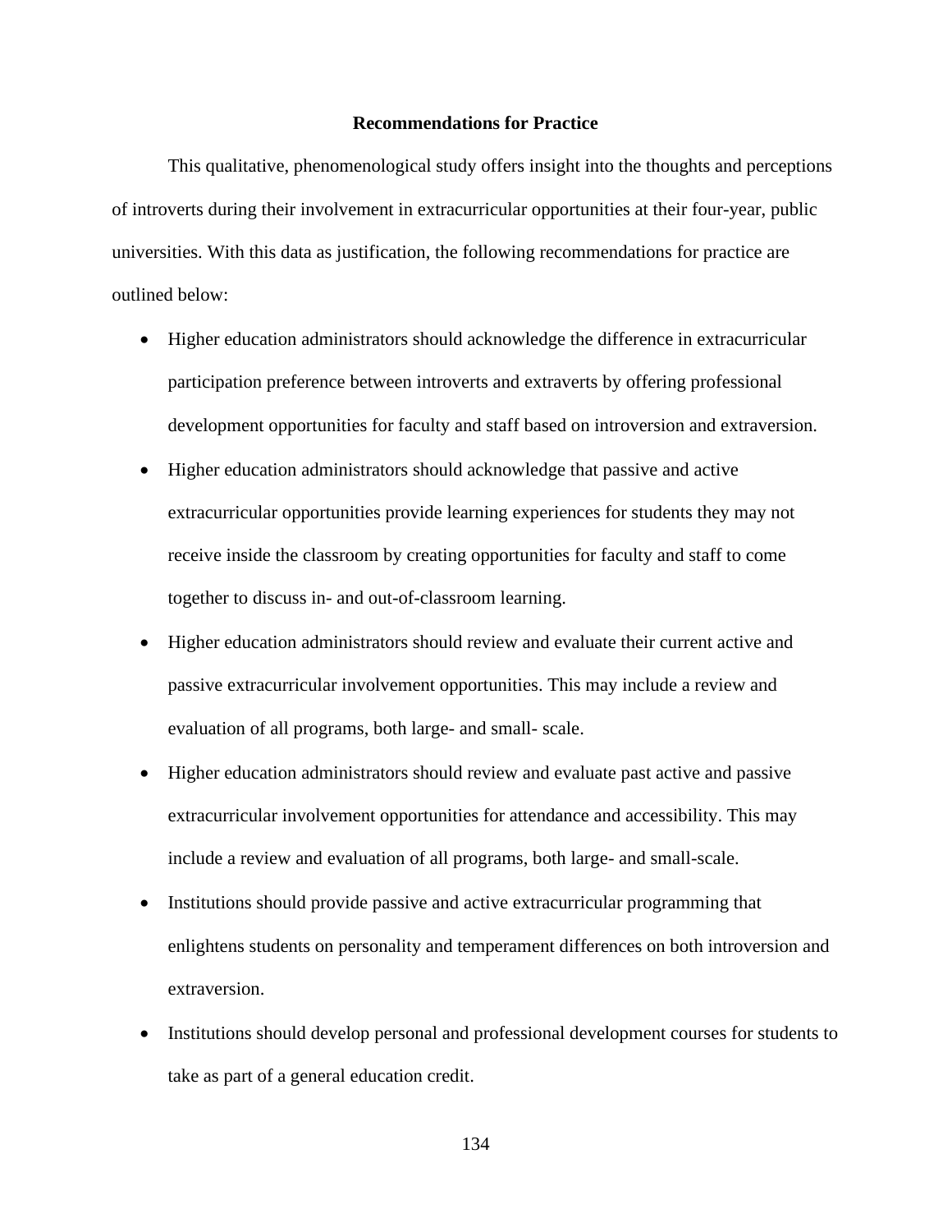## Recommendations for Practice

This qualitative, phenomenological study offers insight into the thoughts and perceptions of introverts during their involvement in extracurricular opportunities at their four-year, public universities. With this data as justification, the following recommendations for practice are outlined below:

- Higher education administrators should acknowledge the difference in extracurricular participation preference between introverts and extraverts by offering professional development opportunities for faculty and staff based on introversion and extraversion.
- Higher education administrators should acknowledge that passive and active extracurricular opportunities provide learning experiences for students they may not receive inside the classroom by creating opportunities for faculty and staff to come together to discuss in- and out-of-classroom learning.
- Higher education administrators should review and evaluate their current active and passive extracurricular involvement opportunities. This may include a review and evaluation of all programs, both large- and small- scale.
- Higher education administrators should review and evaluate past active and passive extracurricular involvement opportunities for attendance and accessibility. This may include a review and evaluation of all programs, both large- and small-scale.
- Institutions should provide passive and active extracurricular programming that enlightens students on personality and temperament differences on both introversion and extraversion.
- Institutions should develop personal and professional development courses for students to take as part of a general education credit.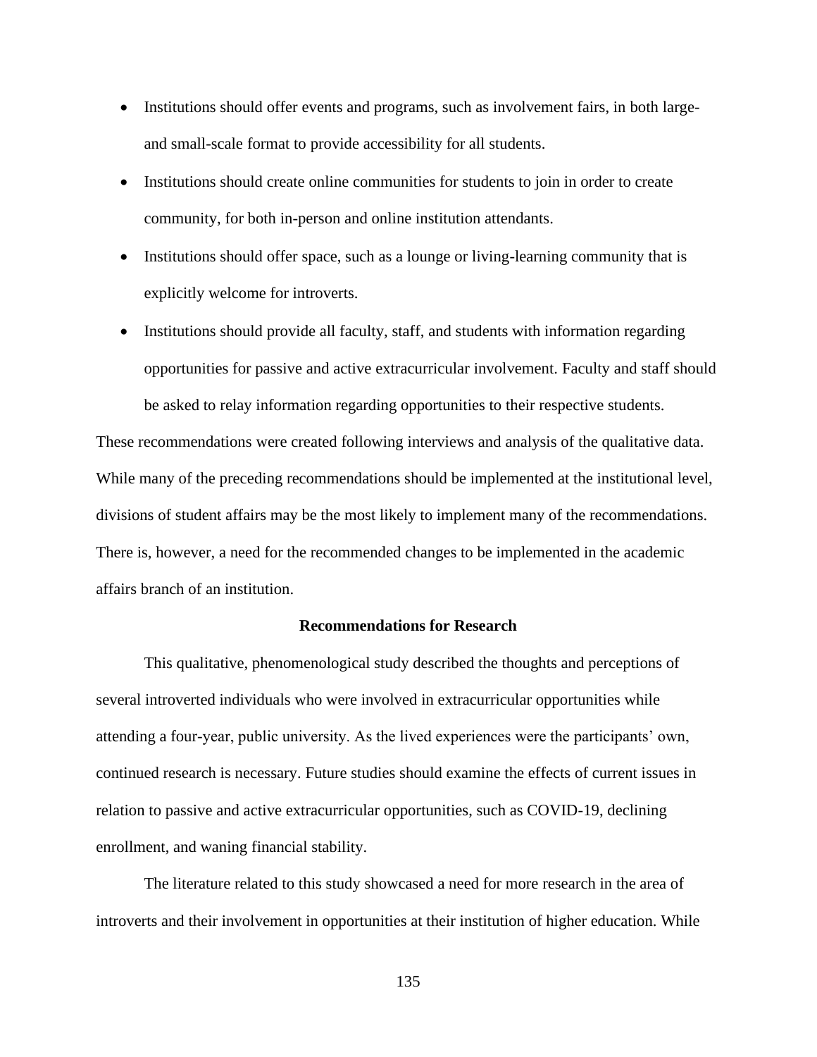- Institutions should offer events and programs, such as involvement fairs, in both large- and small-scale format to provide accessibility for all students.
- Institutions should create online communities for students to join in order to create community, for both in-person and online institution attendants.
- Institutions should offer space, such as a lounge or living-learning community that is explicitly welcome for introverts.
- Institutions should provide all faculty, staff, and students with information regarding opportunities for passive and active extracurricular involvement. Faculty and staff should be asked to relay information regarding opportunities to their respective students.

These recommendations were created following interviews and analysis of the qualitative data. While many of the preceding recommendations should be implemented at the institutional level, divisions of student affairs may be the most likely to implement many of the recommendations. There is, however, a need for the recommended changes to be implemented in the academic affairs branch of an institution.

## Recommendations for Research

This qualitative, phenomenological study described the thoughts and perceptions of several introverted individuals who were involved in extracurricular opportunities while attending a four-year, public university. As the lived experiences were the participants' own, continued research is necessary. Future studies should examine the effects of current issues in relation to passive and active extracurricular opportunities, such as COVID-19, declining enrollment, and waning financial stability.

The literature related to this study showcased a need for more research in the area of introverts and their involvement in opportunities at their institution of higher education. While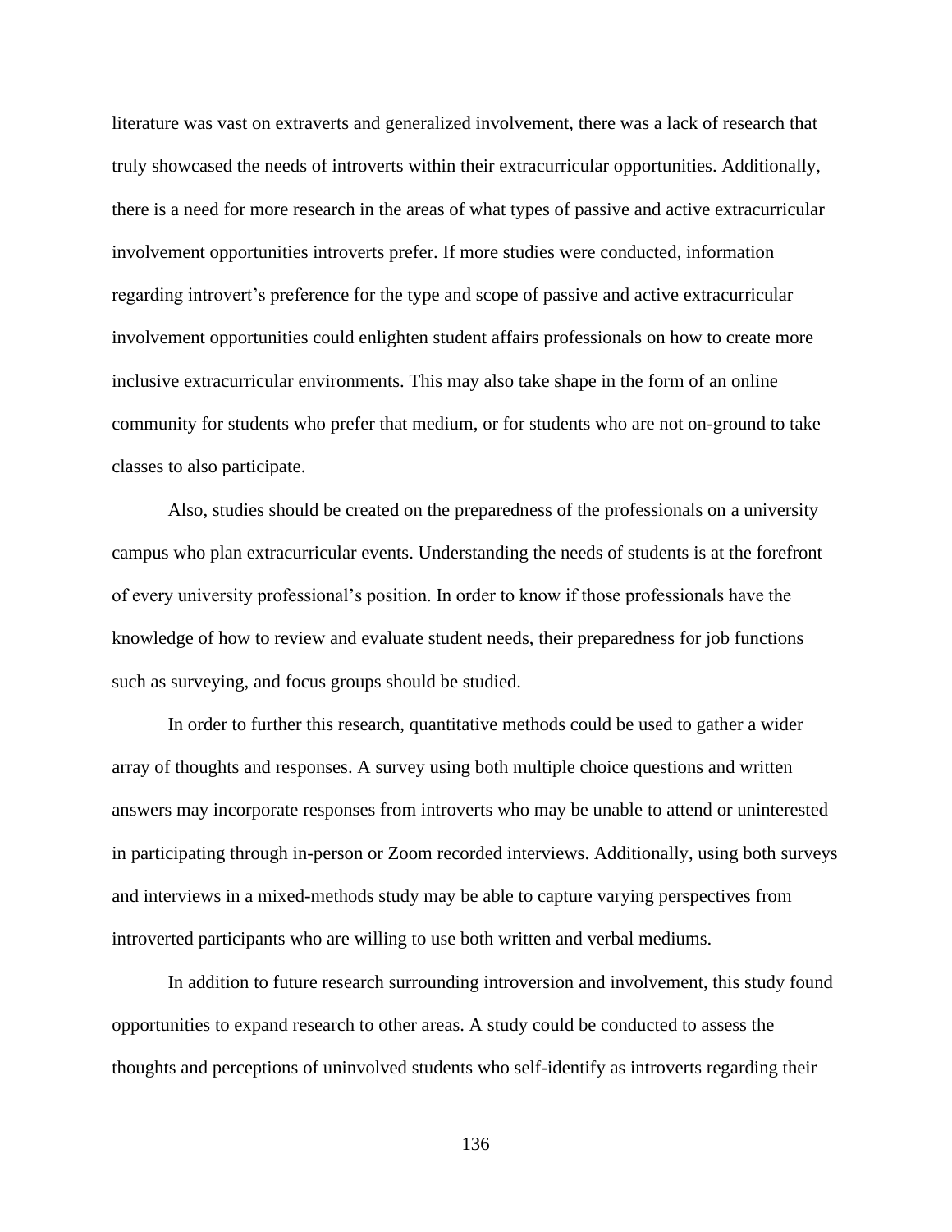literature was vast on extraverts and generalized involvement, there was a lack of research that truly showcased the needs of introverts within their extracurricular opportunities. Additionally, there is a need for more research in the areas of what types of passive and active extracurricular involvement opportunities introverts prefer. If more studies were conducted, information regarding introvert's preference for the type and scope of passive and active extracurricular involvement opportunities could enlighten student affairs professionals on how to create more inclusive extracurricular environments. This may also take shape in the form of an online community for students who prefer that medium, or for students who are not on-ground to take classes to also participate.

Also, studies should be created on the preparedness of the professionals on a university campus who plan extracurricular events. Understanding the needs of students is at the forefront of every university professional's position. In order to know if those professionals have the knowledge of how to review and evaluate student needs, their preparedness for job functions such as surveying, and focus groups should be studied.

In order to further this research, quantitative methods could be used to gather a wider array of thoughts and responses. A survey using both multiple choice questions and written answers may incorporate responses from introverts who may be unable to attend or uninterested in participating through in-person or Zoom recorded interviews. Additionally, using both surveys and interviews in a mixed-methods study may be able to capture varying perspectives from introverted participants who are willing to use both written and verbal mediums.

In addition to future research surrounding introversion and involvement, this study found opportunities to expand research to other areas. A study could be conducted to assess the thoughts and perceptions of uninvolved students who self-identify as introverts regarding their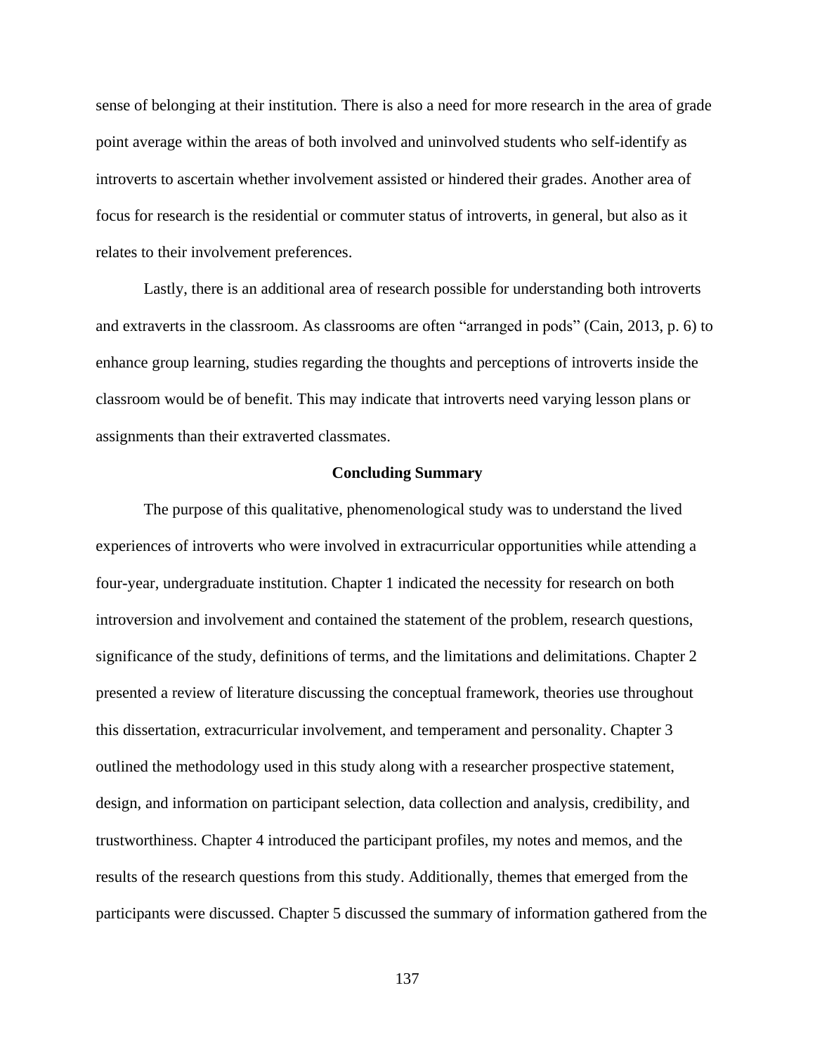sense of belonging at their institution. There is also a need for more research in the area of grade point average within the areas of both involved and uninvolved students who self-identify as introverts to ascertain whether involvement assisted or hindered their grades. Another area of focus for research is the residential or commuter status of introverts, in general, but also as it relates to their involvement preferences.

Lastly, there is an additional area of research possible for understanding both introverts and extraverts in the classroom. As classrooms are often "arranged in pods" (Cain, 2013, p. 6) to enhance group learning, studies regarding the thoughts and perceptions of introverts inside the classroom would be of benefit. This may indicate that introverts need varying lesson plans or assignments than their extraverted classmates.

## Concluding Summary

The purpose of this qualitative, phenomenological study was to understand the lived experiences of introverts who were involved in extracurricular opportunities while attending a four-year, undergraduate institution. Chapter 1 indicated the necessity for research on both introversion and involvement and contained the statement of the problem, research questions, significance of the study, definitions of terms, and the limitations and delimitations. Chapter 2 presented a review of literature discussing the conceptual framework, theories use throughout this dissertation, extracurricular involvement, and temperament and personality. Chapter 3 outlined the methodology used in this study along with a researcher prospective statement, design, and information on participant selection, data collection and analysis, credibility, and trustworthiness. Chapter 4 introduced the participant profiles, my notes and memos, and the results of the research questions from this study. Additionally, themes that emerged from the participants were discussed. Chapter 5 discussed the summary of information gathered from the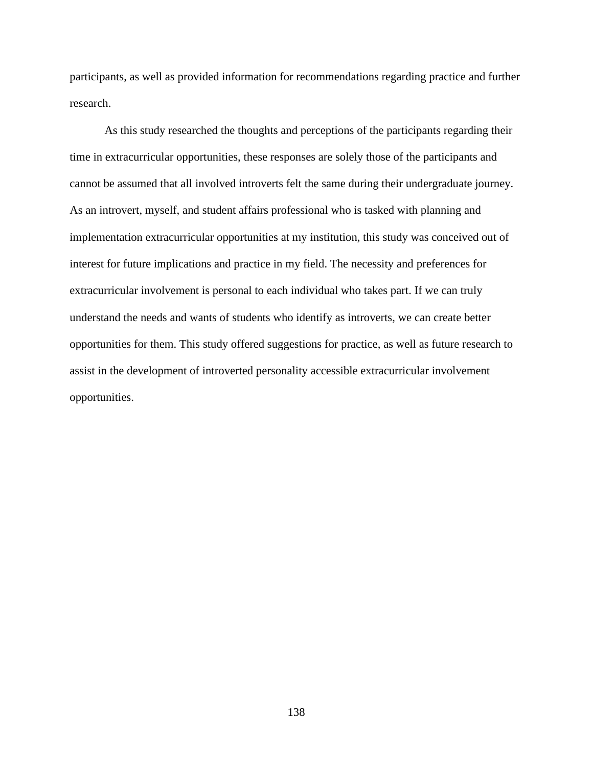participants, as well as provided information for recommendations regarding practice and further research.

As this study researched the thoughts and perceptions of the participants regarding their time in extracurricular opportunities, these responses are solely those of the participants and cannot be assumed that all involved introverts felt the same during their undergraduate journey. As an introvert, myself, and student affairs professional who is tasked with planning and implementation extracurricular opportunities at my institution, this study was conceived out of interest for future implications and practice in my field. The necessity and preferences for extracurricular involvement is personal to each individual who takes part. If we can truly understand the needs and wants of students who identify as introverts, we can create better opportunities for them. This study offered suggestions for practice, as well as future research to assist in the development of introverted personality accessible extracurricular involvement opportunities.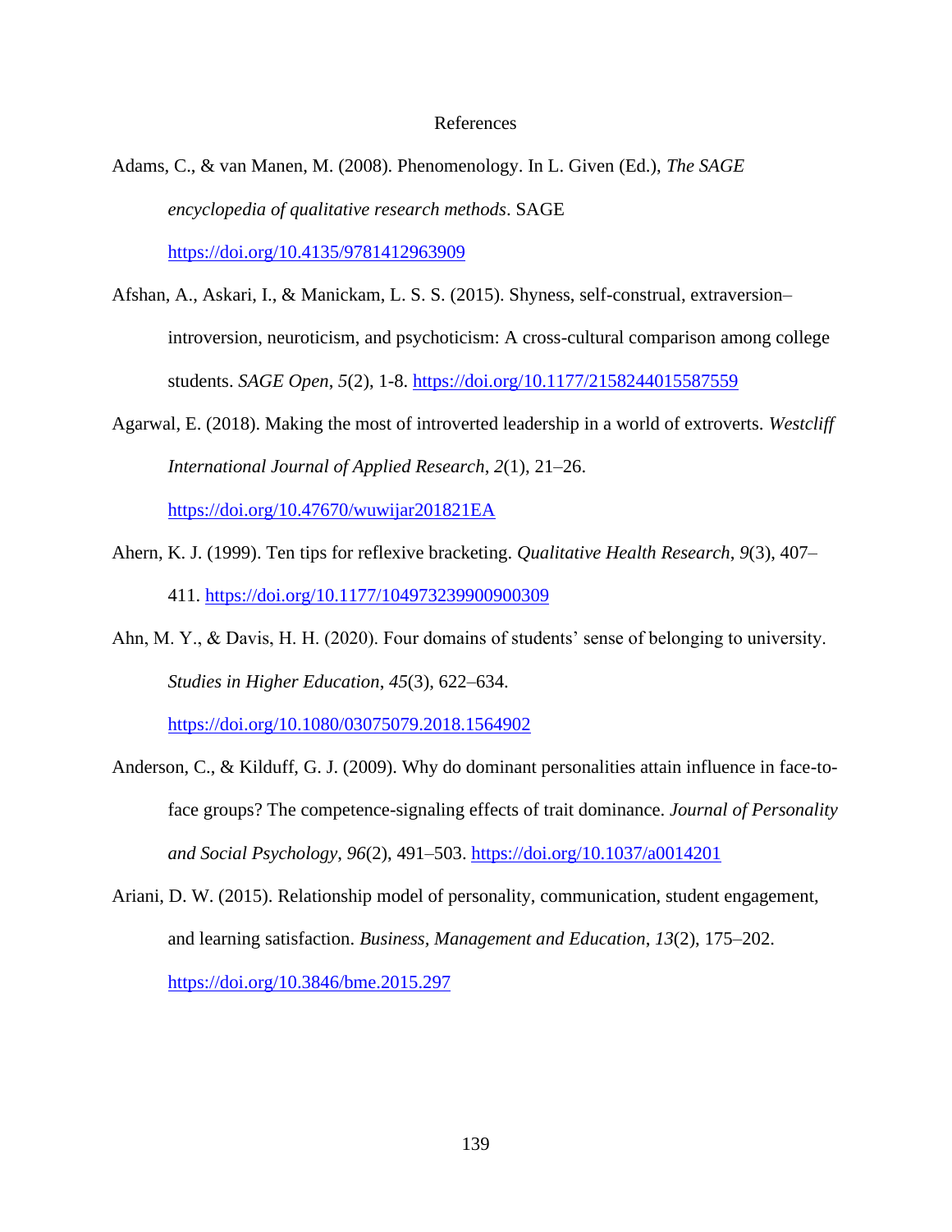# References

Adams, C., & van Manen, M. (2008). Phenomenology. In L. Given (Ed.), *The SAGE encyclopedia of qualitative research methods*. SAGE https://doi.org/10.4135/9781412963909

Afshan, A., Askari, I., & Manickam, L. S. S. (2015). Shyness, self-construal, extraversion–introversion, neuroticism, and psychoticism: A cross-cultural comparison among college students. *SAGE Open*, *5*(2), 1-8. https://doi.org/10.1177/2158244015587559

Agarwal, E. (2018). Making the most of introverted leadership in a world of extroverts. *Westcliff International Journal of Applied Research*, *2*(1), 21–26. https://doi.org/10.47670/wuwijar201821EA

Ahern, K. J. (1999). Ten tips for reflexive bracketing. *Qualitative Health Research*, *9*(3), 407–411. https://doi.org/10.1177/104973239900900309

Ahn, M. Y., & Davis, H. H. (2020). Four domains of students' sense of belonging to university. *Studies in Higher Education*, *45*(3), 622–634. https://doi.org/10.1080/03075079.2018.1564902

Anderson, C., & Kilduff, G. J. (2009). Why do dominant personalities attain influence in face-to-face groups? The competence-signaling effects of trait dominance. *Journal of Personality and Social Psychology*, *96*(2), 491–503. https://doi.org/10.1037/a0014201

Ariani, D. W. (2015). Relationship model of personality, communication, student engagement, and learning satisfaction. *Business, Management and Education*, *13*(2), 175–202. https://doi.org/10.3846/bme.2015.297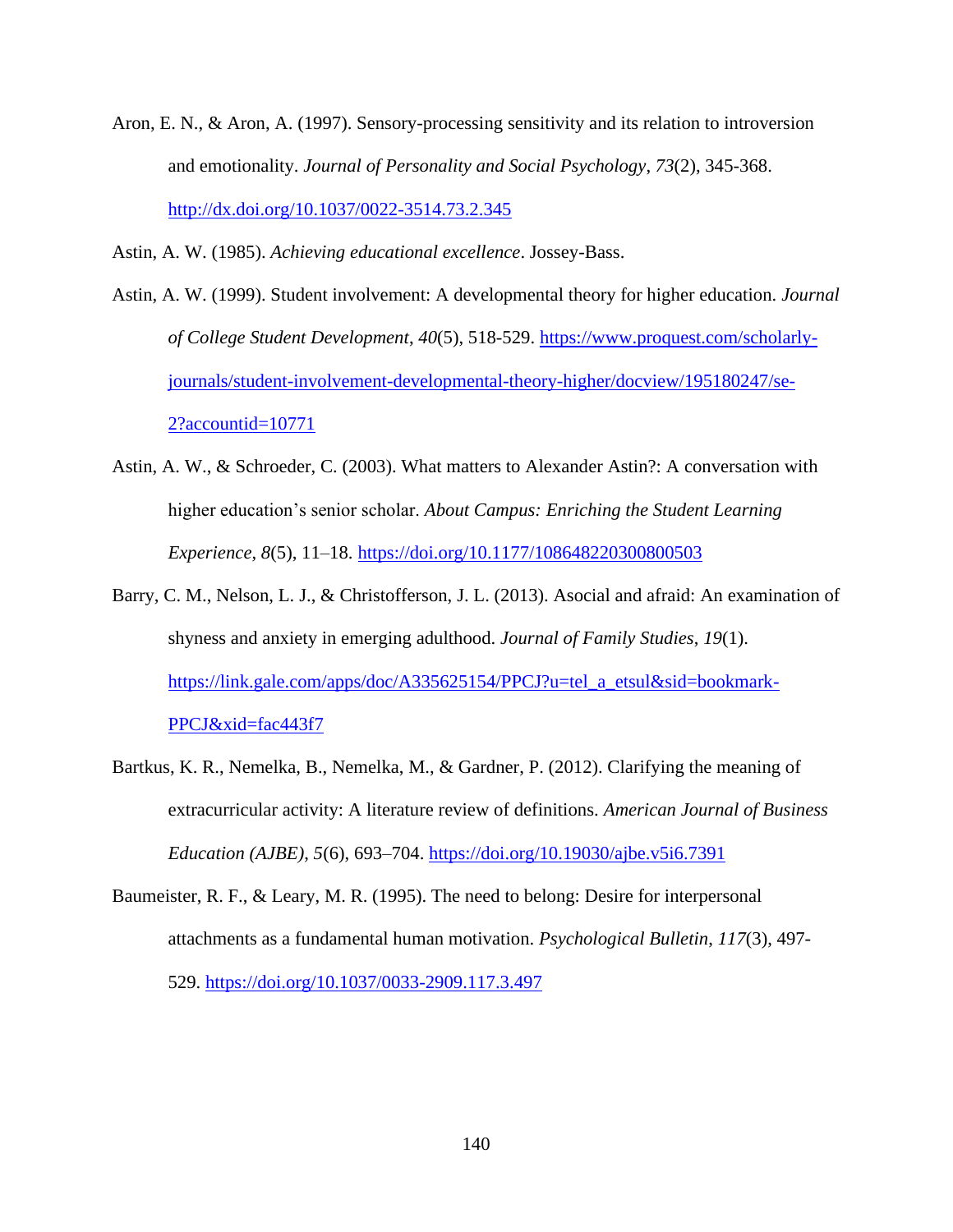Aron, E. N., & Aron, A. (1997). Sensory-processing sensitivity and its relation to introversion and emotionality. *Journal of Personality and Social Psychology*, *73*(2), 345-368. http://dx.doi.org/10.1037/0022-3514.73.2.345

Astin, A. W. (1985). *Achieving educational excellence*. Jossey-Bass.

Astin, A. W. (1999). Student involvement: A developmental theory for higher education. *Journal of College Student Development*, *40*(5), 518-529. https://www.proquest.com/scholarly-journals/student-involvement-developmental-theory-higher/docview/195180247/se-2?accountid=10771

Astin, A. W., & Schroeder, C. (2003). What matters to Alexander Astin?: A conversation with higher education's senior scholar. *About Campus: Enriching the Student Learning Experience*, *8*(5), 11–18. https://doi.org/10.1177/108648220300800503

Barry, C. M., Nelson, L. J., & Christofferson, J. L. (2013). Asocial and afraid: An examination of shyness and anxiety in emerging adulthood. *Journal of Family Studies*, *19*(1). https://link.gale.com/apps/doc/A335625154/PPCJ?u=tel_a_etsul&sid=bookmark-PPCJ&xid=fac443f7

Bartkus, K. R., Nemelka, B., Nemelka, M., & Gardner, P. (2012). Clarifying the meaning of extracurricular activity: A literature review of definitions. *American Journal of Business Education (AJBE)*, *5*(6), 693–704. https://doi.org/10.19030/ajbe.v5i6.7391

Baumeister, R. F., & Leary, M. R. (1995). The need to belong: Desire for interpersonal attachments as a fundamental human motivation. *Psychological Bulletin*, *117*(3), 497-529. https://doi.org/10.1037/0033-2909.117.3.497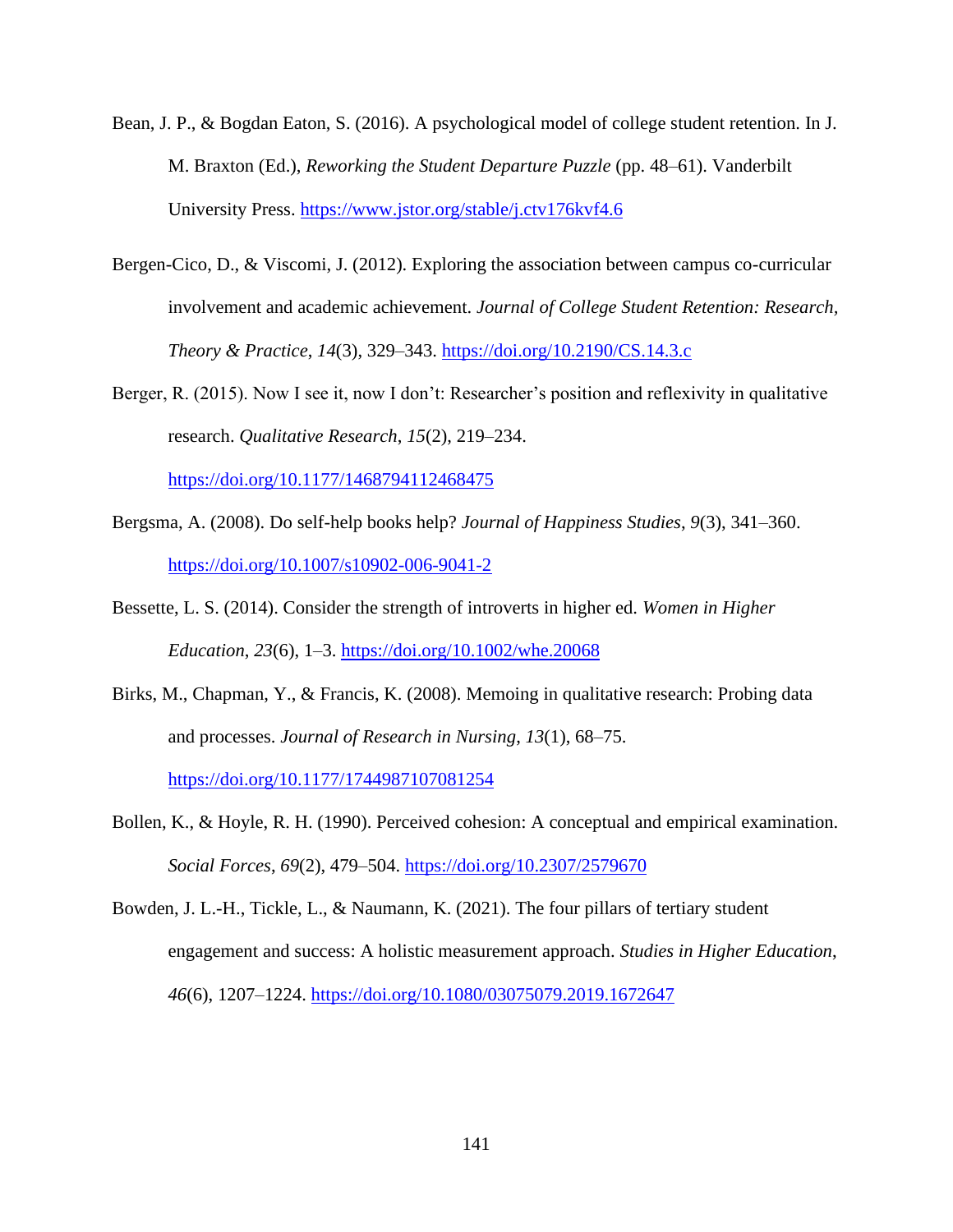Bean, J. P., & Bogdan Eaton, S. (2016). A psychological model of college student retention. In J. M. Braxton (Ed.), *Reworking the Student Departure Puzzle* (pp. 48–61). Vanderbilt University Press. https://www.jstor.org/stable/j.ctv176kvf4.6

Bergen-Cico, D., & Viscomi, J. (2012). Exploring the association between campus co-curricular involvement and academic achievement. *Journal of College Student Retention: Research, Theory & Practice*, *14*(3), 329–343. https://doi.org/10.2190/CS.14.3.c

Berger, R. (2015). Now I see it, now I don't: Researcher's position and reflexivity in qualitative research. *Qualitative Research*, *15*(2), 219–234. https://doi.org/10.1177/1468794112468475

Bergsma, A. (2008). Do self-help books help? *Journal of Happiness Studies*, *9*(3), 341–360. https://doi.org/10.1007/s10902-006-9041-2

Bessette, L. S. (2014). Consider the strength of introverts in higher ed. *Women in Higher Education*, *23*(6), 1–3. https://doi.org/10.1002/whe.20068

Birks, M., Chapman, Y., & Francis, K. (2008). Memoing in qualitative research: Probing data and processes. *Journal of Research in Nursing*, *13*(1), 68–75. https://doi.org/10.1177/1744987107081254

Bollen, K., & Hoyle, R. H. (1990). Perceived cohesion: A conceptual and empirical examination. *Social Forces*, *69*(2), 479–504. https://doi.org/10.2307/2579670

Bowden, J. L.-H., Tickle, L., & Naumann, K. (2021). The four pillars of tertiary student engagement and success: A holistic measurement approach. *Studies in Higher Education*, *46*(6), 1207–1224. https://doi.org/10.1080/03075079.2019.1672647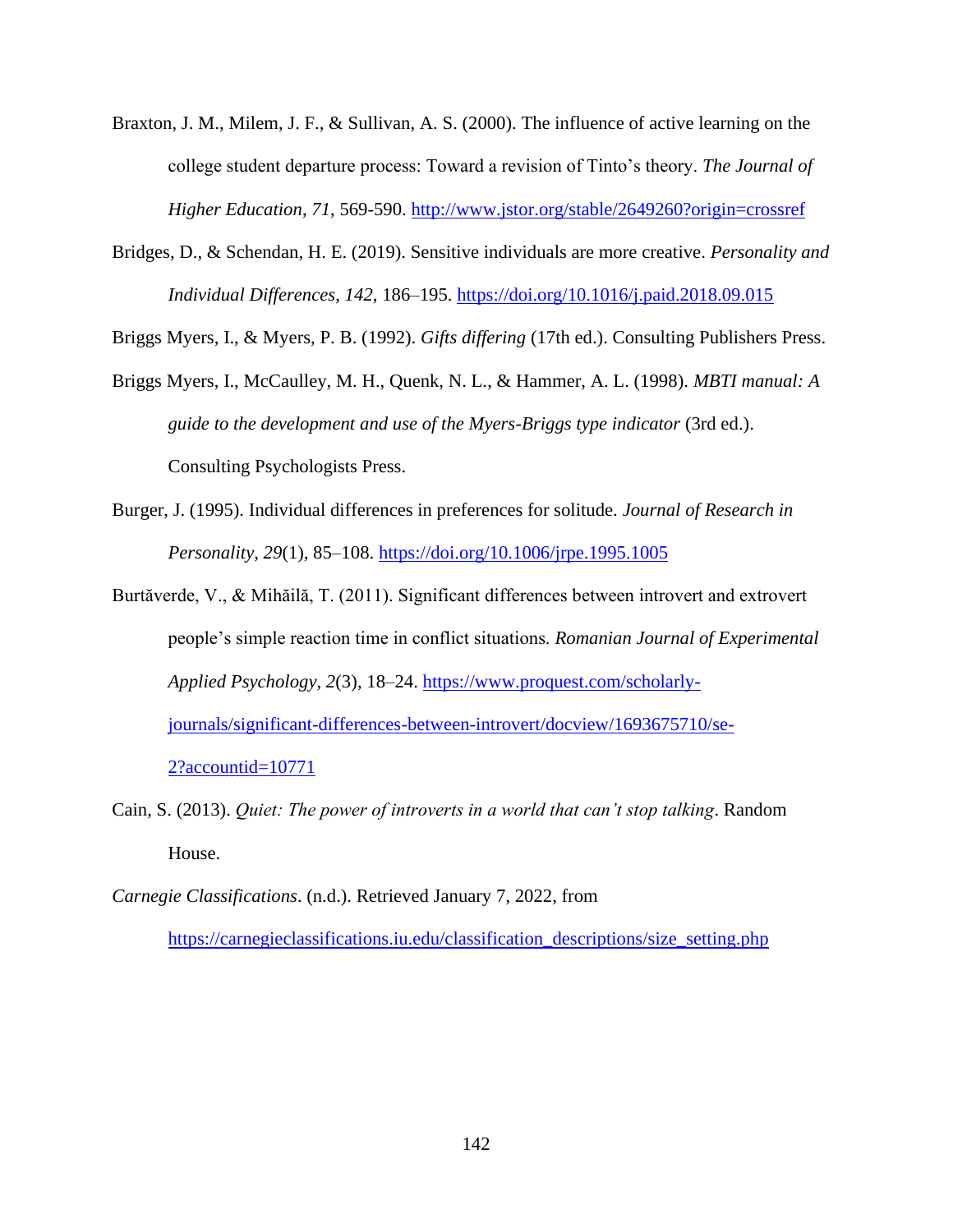Braxton, J. M., Milem, J. F., & Sullivan, A. S. (2000). The influence of active learning on the college student departure process: Toward a revision of Tinto's theory. *The Journal of Higher Education*, *71*, 569-590. http://www.jstor.org/stable/2649260?origin=crossref

Bridges, D., & Schendan, H. E. (2019). Sensitive individuals are more creative. *Personality and Individual Differences*, *142*, 186–195. https://doi.org/10.1016/j.paid.2018.09.015

Briggs Myers, I., & Myers, P. B. (1992). *Gifts differing* (17th ed.). Consulting Publishers Press.

Briggs Myers, I., McCaulley, M. H., Quenk, N. L., & Hammer, A. L. (1998). *MBTI manual: A guide to the development and use of the Myers-Briggs type indicator* (3rd ed.). Consulting Psychologists Press.

Burger, J. (1995). Individual differences in preferences for solitude. *Journal of Research in Personality*, *29*(1), 85–108. https://doi.org/10.1006/jrpe.1995.1005

Burtăverde, V., & Mihăilă, T. (2011). Significant differences between introvert and extrovert people's simple reaction time in conflict situations. *Romanian Journal of Experimental Applied Psychology*, *2*(3), 18–24. https://www.proquest.com/scholarly-journals/significant-differences-between-introvert/docview/1693675710/se-2?accountid=10771

Cain, S. (2013). *Quiet: The power of introverts in a world that can't stop talking*. Random House.

*Carnegie Classifications*. (n.d.). Retrieved January 7, 2022, from https://carnegieclassifications.iu.edu/classification_descriptions/size_setting.php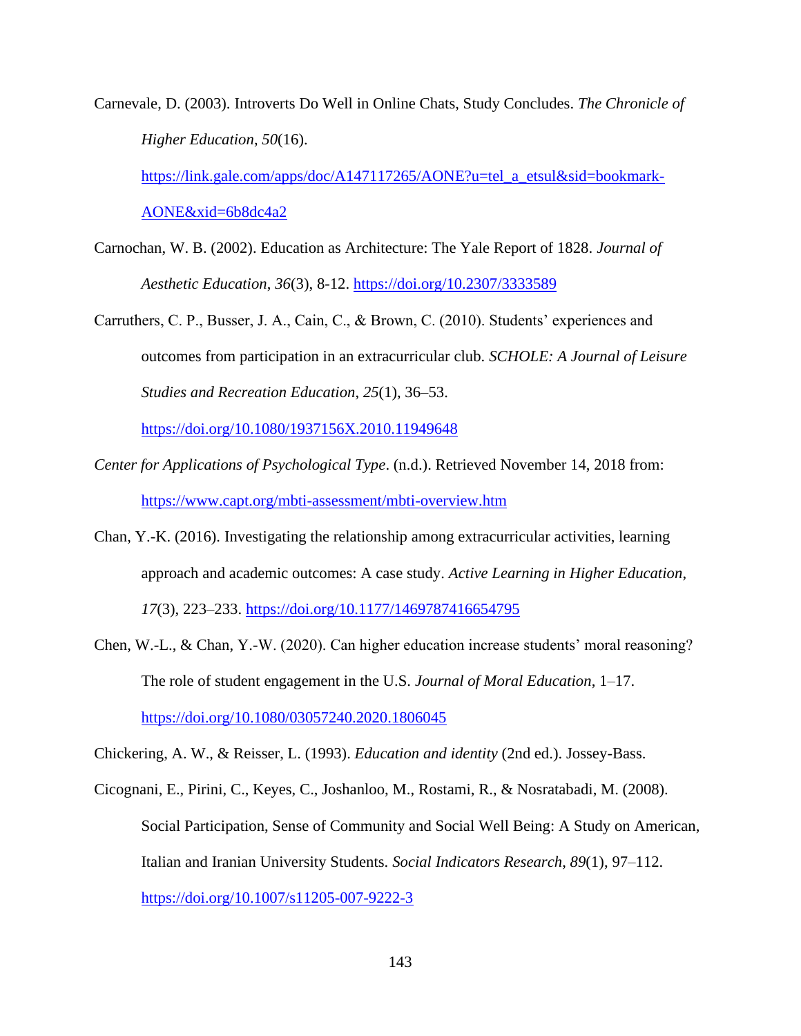Carnevale, D. (2003). Introverts Do Well in Online Chats, Study Concludes. *The Chronicle of Higher Education*, *50*(16). https://link.gale.com/apps/doc/A147117265/AONE?u=tel_a_etsul&sid=bookmark-AONE&xid=6b8dc4a2

Carnochan, W. B. (2002). Education as Architecture: The Yale Report of 1828. *Journal of Aesthetic Education*, *36*(3), 8-12. https://doi.org/10.2307/3333589

Carruthers, C. P., Busser, J. A., Cain, C., & Brown, C. (2010). Students' experiences and outcomes from participation in an extracurricular club. *SCHOLE: A Journal of Leisure Studies and Recreation Education*, *25*(1), 36–53. https://doi.org/10.1080/1937156X.2010.11949648

*Center for Applications of Psychological Type*. (n.d.). Retrieved November 14, 2018 from: https://www.capt.org/mbti-assessment/mbti-overview.htm

Chan, Y.-K. (2016). Investigating the relationship among extracurricular activities, learning approach and academic outcomes: A case study. *Active Learning in Higher Education*, *17*(3), 223–233. https://doi.org/10.1177/1469787416654795

Chen, W.-L., & Chan, Y.-W. (2020). Can higher education increase students' moral reasoning? The role of student engagement in the U.S. *Journal of Moral Education*, 1–17. https://doi.org/10.1080/03057240.2020.1806045

Chickering, A. W., & Reisser, L. (1993). *Education and identity* (2nd ed.). Jossey-Bass.

Cicognani, E., Pirini, C., Keyes, C., Joshanloo, M., Rostami, R., & Nosratabadi, M. (2008). Social Participation, Sense of Community and Social Well Being: A Study on American, Italian and Iranian University Students. *Social Indicators Research*, *89*(1), 97–112. https://doi.org/10.1007/s11205-007-9222-3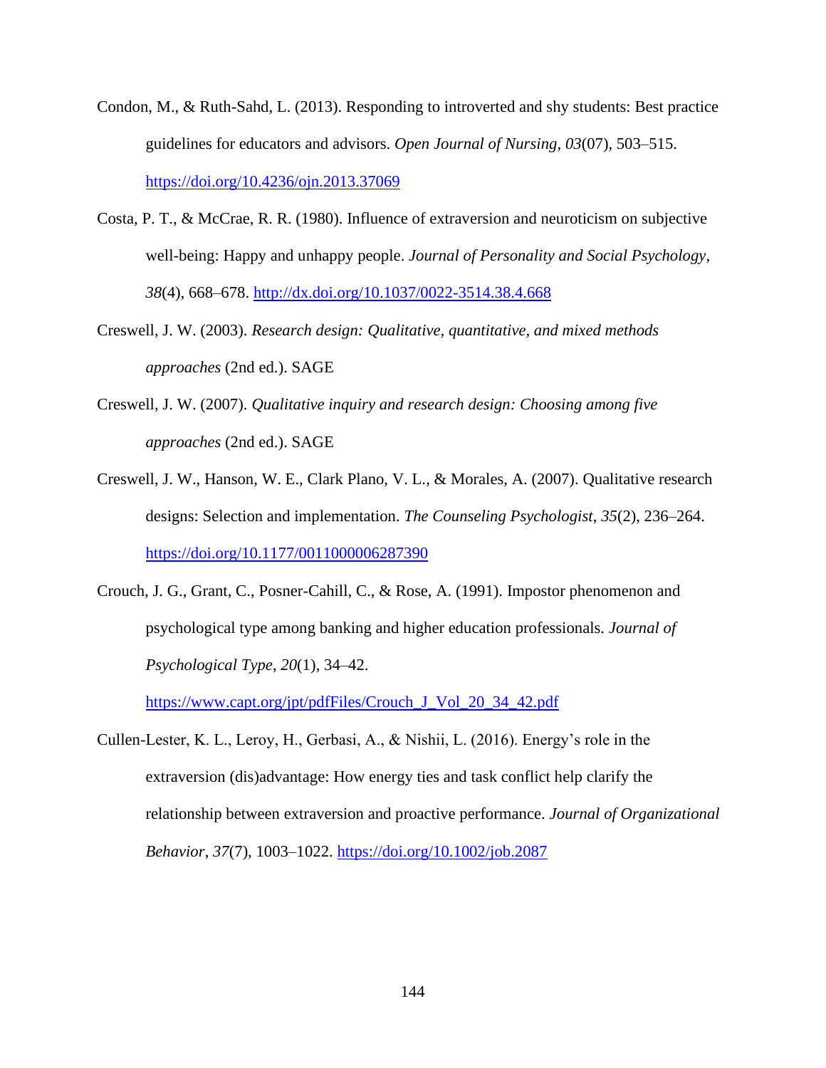Condon, M., & Ruth-Sahd, L. (2013). Responding to introverted and shy students: Best practice guidelines for educators and advisors. *Open Journal of Nursing*, *03*(07), 503–515. https://doi.org/10.4236/ojn.2013.37069

Costa, P. T., & McCrae, R. R. (1980). Influence of extraversion and neuroticism on subjective well-being: Happy and unhappy people. *Journal of Personality and Social Psychology*, *38*(4), 668–678. http://dx.doi.org/10.1037/0022-3514.38.4.668

Creswell, J. W. (2003). *Research design: Qualitative, quantitative, and mixed methods approaches* (2nd ed.). SAGE

Creswell, J. W. (2007). *Qualitative inquiry and research design: Choosing among five approaches* (2nd ed.). SAGE

Creswell, J. W., Hanson, W. E., Clark Plano, V. L., & Morales, A. (2007). Qualitative research designs: Selection and implementation. *The Counseling Psychologist*, *35*(2), 236–264. https://doi.org/10.1177/0011000006287390

Crouch, J. G., Grant, C., Posner-Cahill, C., & Rose, A. (1991). Impostor phenomenon and psychological type among banking and higher education professionals. *Journal of Psychological Type*, *20*(1), 34–42. https://www.capt.org/jpt/pdfFiles/Crouch_J_Vol_20_34_42.pdf

Cullen-Lester, K. L., Leroy, H., Gerbasi, A., & Nishii, L. (2016). Energy's role in the extraversion (dis)advantage: How energy ties and task conflict help clarify the relationship between extraversion and proactive performance. *Journal of Organizational Behavior*, *37*(7), 1003–1022. https://doi.org/10.1002/job.2087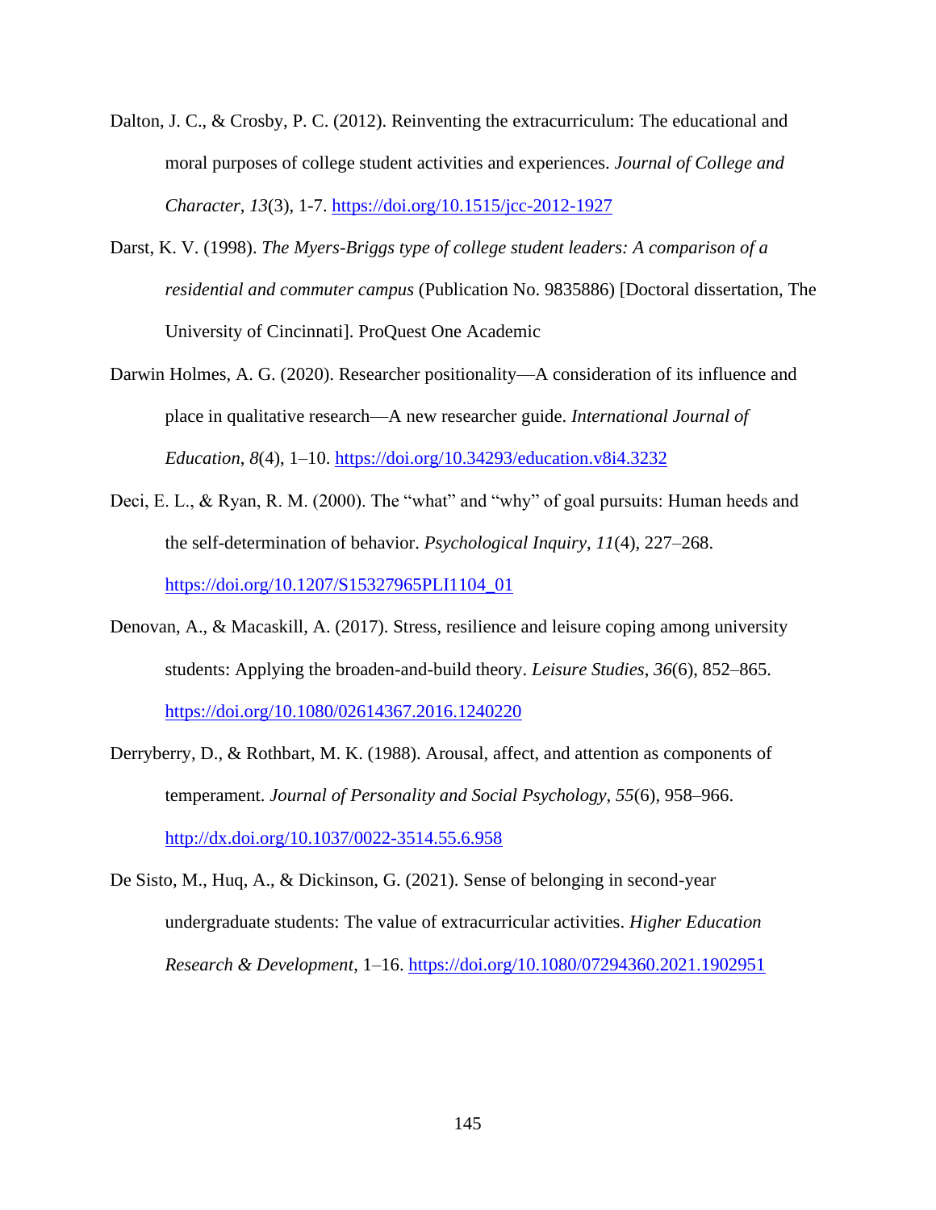Dalton, J. C., & Crosby, P. C. (2012). Reinventing the extracurriculum: The educational and moral purposes of college student activities and experiences. *Journal of College and Character*, *13*(3), 1-7. https://doi.org/10.1515/jcc-2012-1927

Darst, K. V. (1998). *The Myers-Briggs type of college student leaders: A comparison of a residential and commuter campus* (Publication No. 9835886) [Doctoral dissertation, The University of Cincinnati]. ProQuest One Academic

Darwin Holmes, A. G. (2020). Researcher positionality—A consideration of its influence and place in qualitative research—A new researcher guide. *International Journal of Education*, *8*(4), 1–10. https://doi.org/10.34293/education.v8i4.3232

Deci, E. L., & Ryan, R. M. (2000). The "what" and "why" of goal pursuits: Human heeds and the self-determination of behavior. *Psychological Inquiry*, *11*(4), 227–268. https://doi.org/10.1207/S15327965PLI1104_01

Denovan, A., & Macaskill, A. (2017). Stress, resilience and leisure coping among university students: Applying the broaden-and-build theory. *Leisure Studies*, *36*(6), 852–865. https://doi.org/10.1080/02614367.2016.1240220

Derryberry, D., & Rothbart, M. K. (1988). Arousal, affect, and attention as components of temperament. *Journal of Personality and Social Psychology*, *55*(6), 958–966. http://dx.doi.org/10.1037/0022-3514.55.6.958

De Sisto, M., Huq, A., & Dickinson, G. (2021). Sense of belonging in second-year undergraduate students: The value of extracurricular activities. *Higher Education Research & Development*, 1–16. https://doi.org/10.1080/07294360.2021.1902951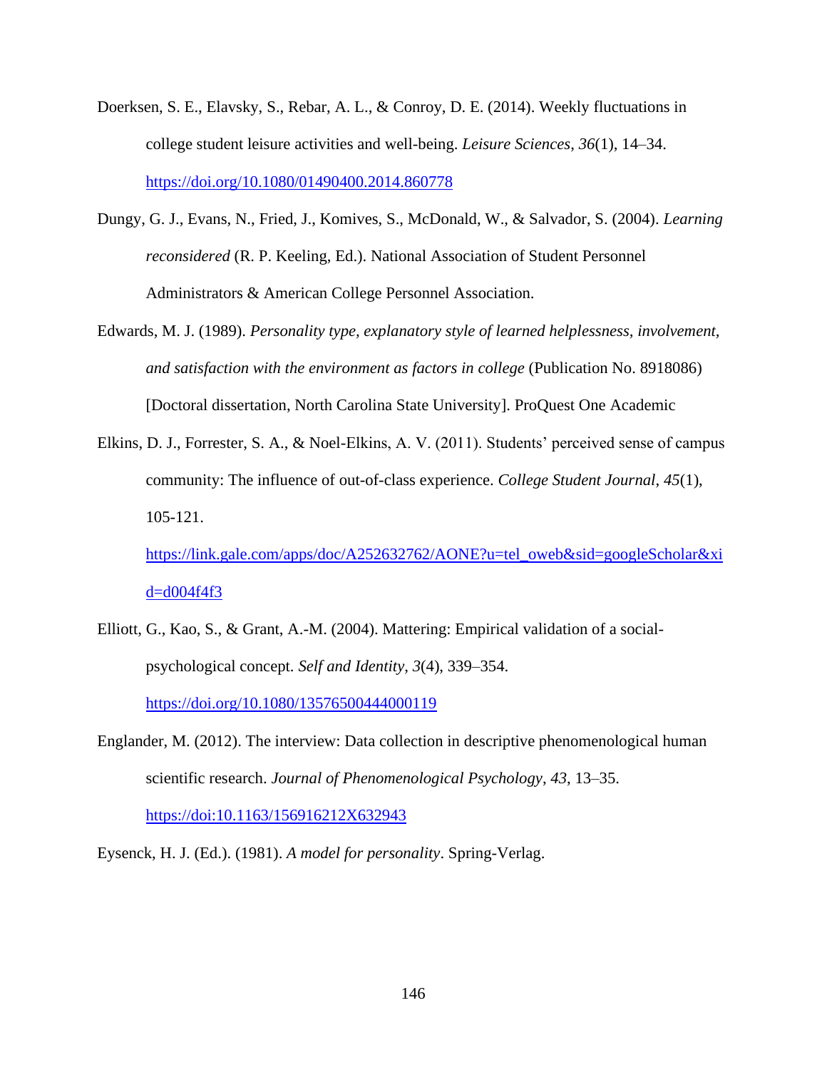Doerksen, S. E., Elavsky, S., Rebar, A. L., & Conroy, D. E. (2014). Weekly fluctuations in college student leisure activities and well-being. *Leisure Sciences*, *36*(1), 14–34. https://doi.org/10.1080/01490400.2014.860778

Dungy, G. J., Evans, N., Fried, J., Komives, S., McDonald, W., & Salvador, S. (2004). *Learning reconsidered* (R. P. Keeling, Ed.). National Association of Student Personnel Administrators & American College Personnel Association.

Edwards, M. J. (1989). *Personality type, explanatory style of learned helplessness, involvement, and satisfaction with the environment as factors in college* (Publication No. 8918086) [Doctoral dissertation, North Carolina State University]. ProQuest One Academic

Elkins, D. J., Forrester, S. A., & Noel-Elkins, A. V. (2011). Students' perceived sense of campus community: The influence of out-of-class experience. *College Student Journal*, *45*(1), 105-121. https://link.gale.com/apps/doc/A252632762/AONE?u=tel_oweb&sid=googleScholar&xid=d004f4f3

Elliott, G., Kao, S., & Grant, A.-M. (2004). Mattering: Empirical validation of a social-psychological concept. *Self and Identity*, *3*(4), 339–354. https://doi.org/10.1080/13576500444000119

Englander, M. (2012). The interview: Data collection in descriptive phenomenological human scientific research. *Journal of Phenomenological Psychology*, *43*, 13–35. https://doi:10.1163/156916212X632943

Eysenck, H. J. (Ed.). (1981). *A model for personality*. Spring-Verlag.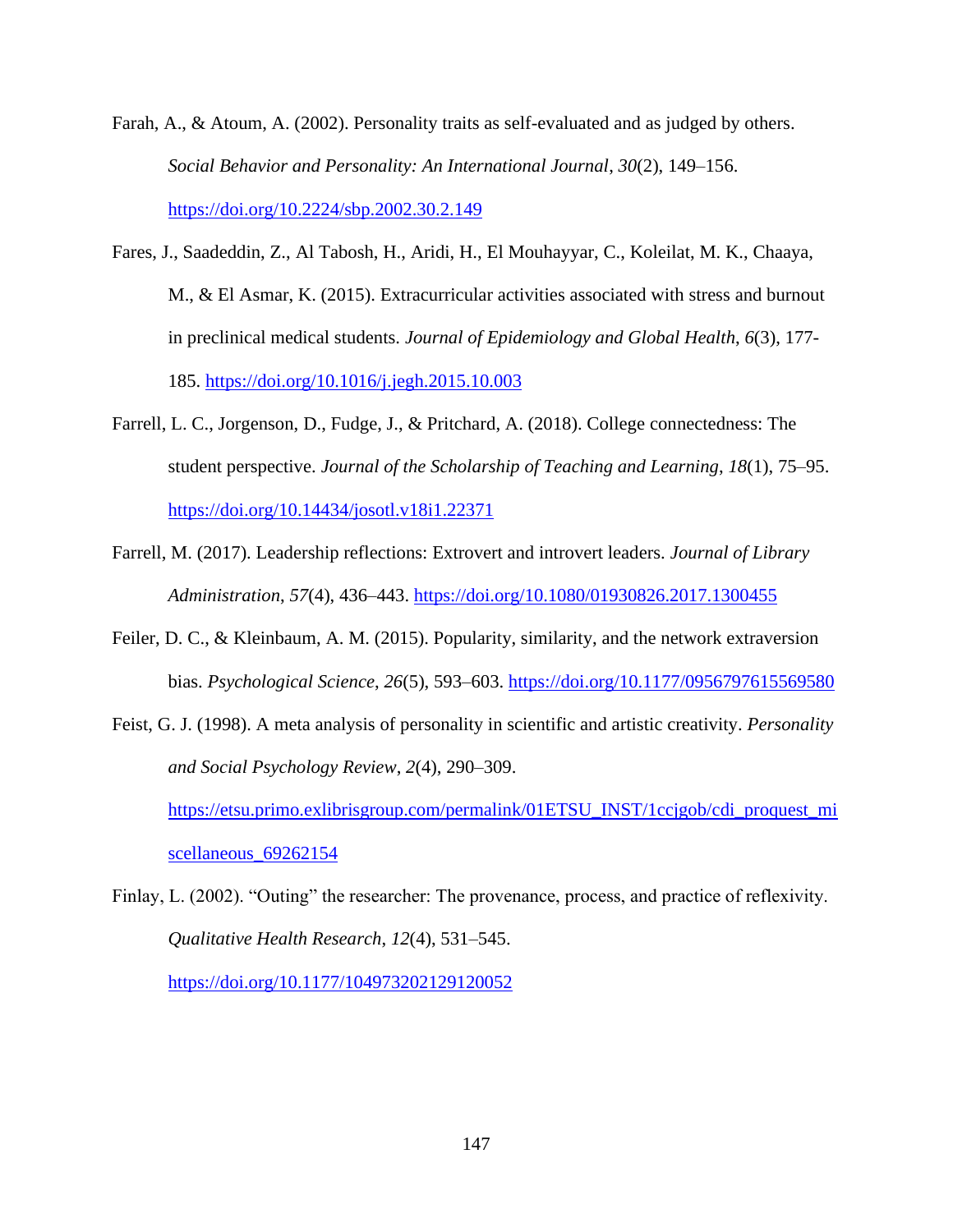Farah, A., & Atoum, A. (2002). Personality traits as self-evaluated and as judged by others. *Social Behavior and Personality: An International Journal*, *30*(2), 149–156. https://doi.org/10.2224/sbp.2002.30.2.149

Fares, J., Saadeddin, Z., Al Tabosh, H., Aridi, H., El Mouhayyar, C., Koleilat, M. K., Chaaya, M., & El Asmar, K. (2015). Extracurricular activities associated with stress and burnout in preclinical medical students. *Journal of Epidemiology and Global Health*, *6*(3), 177-185. https://doi.org/10.1016/j.jegh.2015.10.003

Farrell, L. C., Jorgenson, D., Fudge, J., & Pritchard, A. (2018). College connectedness: The student perspective. *Journal of the Scholarship of Teaching and Learning*, *18*(1), 75–95. https://doi.org/10.14434/josotl.v18i1.22371

Farrell, M. (2017). Leadership reflections: Extrovert and introvert leaders. *Journal of Library Administration*, *57*(4), 436–443. https://doi.org/10.1080/01930826.2017.1300455

Feiler, D. C., & Kleinbaum, A. M. (2015). Popularity, similarity, and the network extraversion bias. *Psychological Science*, *26*(5), 593–603. https://doi.org/10.1177/0956797615569580

Feist, G. J. (1998). A meta analysis of personality in scientific and artistic creativity. *Personality and Social Psychology Review*, *2*(4), 290–309. https://etsu.primo.exlibrisgroup.com/permalink/01ETSU_INST/1ccjgob/cdi_proquest_miscellaneous_69262154

Finlay, L. (2002). "Outing" the researcher: The provenance, process, and practice of reflexivity. *Qualitative Health Research*, *12*(4), 531–545. https://doi.org/10.1177/104973202129120052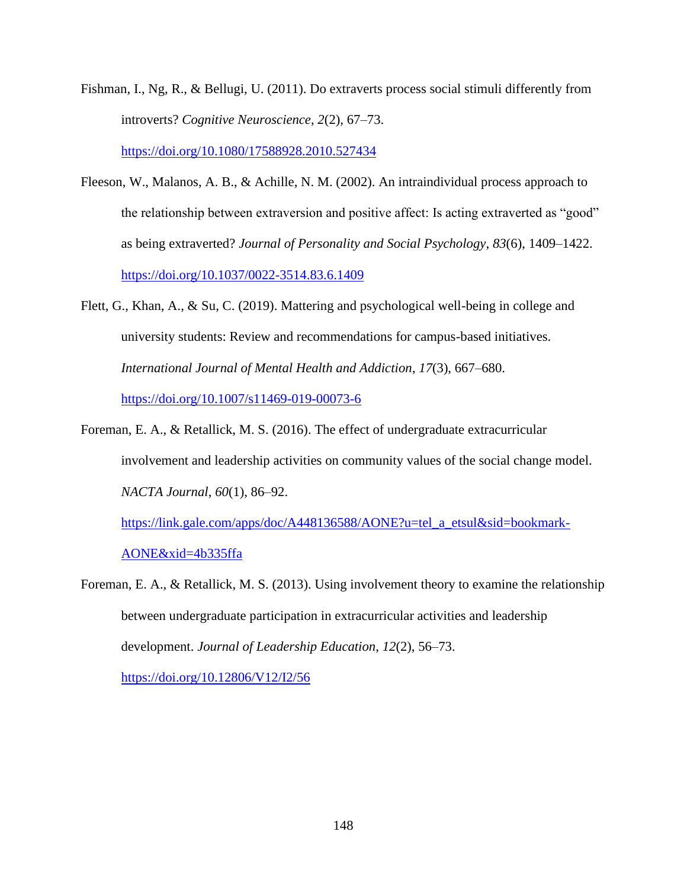Fishman, I., Ng, R., & Bellugi, U. (2011). Do extraverts process social stimuli differently from introverts? *Cognitive Neuroscience*, *2*(2), 67–73. https://doi.org/10.1080/17588928.2010.527434

Fleeson, W., Malanos, A. B., & Achille, N. M. (2002). An intraindividual process approach to the relationship between extraversion and positive affect: Is acting extraverted as "good" as being extraverted? *Journal of Personality and Social Psychology*, *83*(6), 1409–1422. https://doi.org/10.1037/0022-3514.83.6.1409

Flett, G., Khan, A., & Su, C. (2019). Mattering and psychological well-being in college and university students: Review and recommendations for campus-based initiatives. *International Journal of Mental Health and Addiction*, *17*(3), 667–680. https://doi.org/10.1007/s11469-019-00073-6

Foreman, E. A., & Retallick, M. S. (2016). The effect of undergraduate extracurricular involvement and leadership activities on community values of the social change model. *NACTA Journal*, *60*(1), 86–92. https://link.gale.com/apps/doc/A448136588/AONE?u=tel_a_etsul&sid=bookmark-AONE&xid=4b335ffa

Foreman, E. A., & Retallick, M. S. (2013). Using involvement theory to examine the relationship between undergraduate participation in extracurricular activities and leadership development. *Journal of Leadership Education*, *12*(2), 56–73. https://doi.org/10.12806/V12/I2/56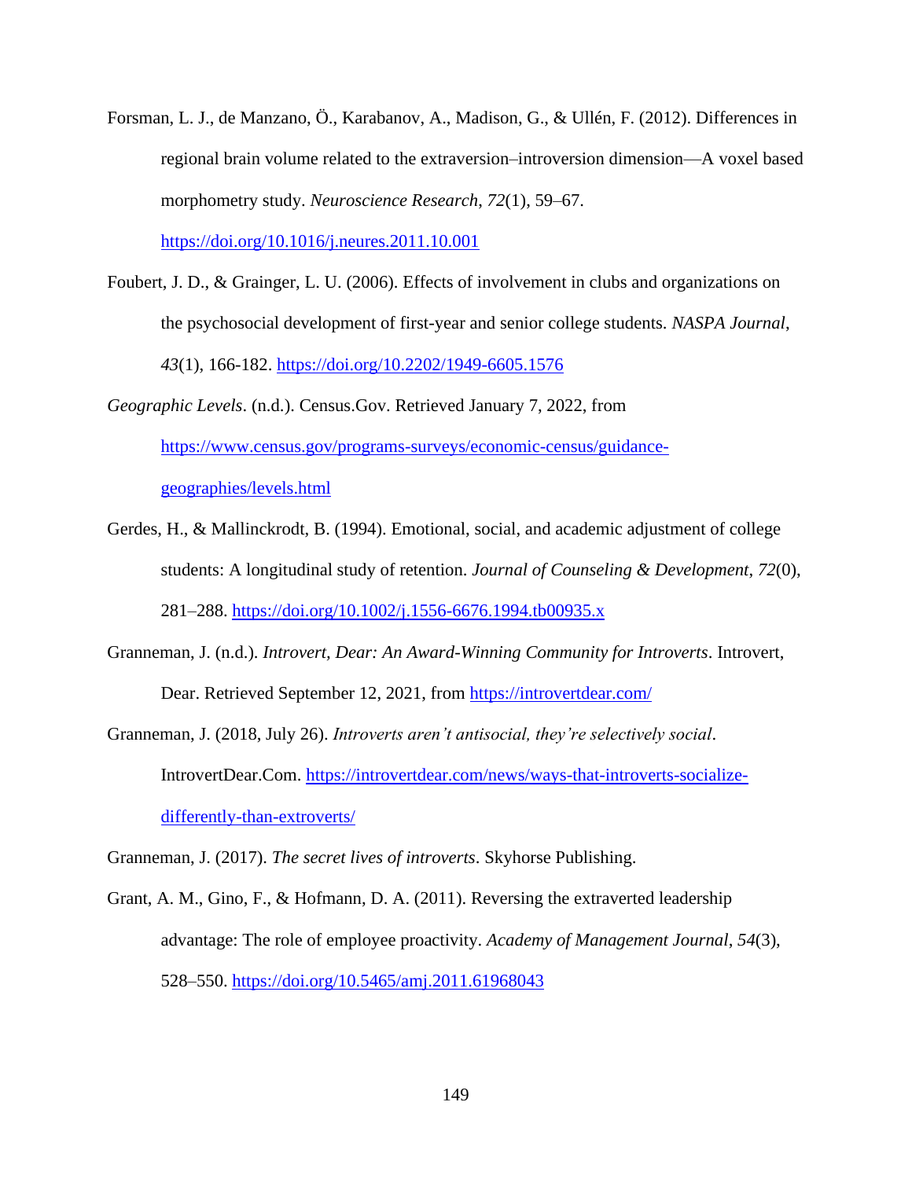Forsman, L. J., de Manzano, Ö., Karabanov, A., Madison, G., & Ullén, F. (2012). Differences in regional brain volume related to the extraversion–introversion dimension—A voxel based morphometry study. *Neuroscience Research*, *72*(1), 59–67. https://doi.org/10.1016/j.neures.2011.10.001

Foubert, J. D., & Grainger, L. U. (2006). Effects of involvement in clubs and organizations on the psychosocial development of first-year and senior college students. *NASPA Journal*, *43*(1), 166-182. https://doi.org/10.2202/1949-6605.1576

*Geographic Levels*. (n.d.). Census.Gov. Retrieved January 7, 2022, from https://www.census.gov/programs-surveys/economic-census/guidance-geographies/levels.html

Gerdes, H., & Mallinckrodt, B. (1994). Emotional, social, and academic adjustment of college students: A longitudinal study of retention. *Journal of Counseling & Development*, *72*(0), 281–288. https://doi.org/10.1002/j.1556-6676.1994.tb00935.x

Granneman, J. (n.d.). *Introvert, Dear: An Award-Winning Community for Introverts*. Introvert, Dear. Retrieved September 12, 2021, from https://introvertdear.com/

Granneman, J. (2018, July 26). *Introverts aren't antisocial, they're selectively social*. IntrovertDear.Com. https://introvertdear.com/news/ways-that-introverts-socialize-differently-than-extroverts/

Granneman, J. (2017). *The secret lives of introverts*. Skyhorse Publishing.

Grant, A. M., Gino, F., & Hofmann, D. A. (2011). Reversing the extraverted leadership advantage: The role of employee proactivity. *Academy of Management Journal*, *54*(3), 528–550. https://doi.org/10.5465/amj.2011.61968043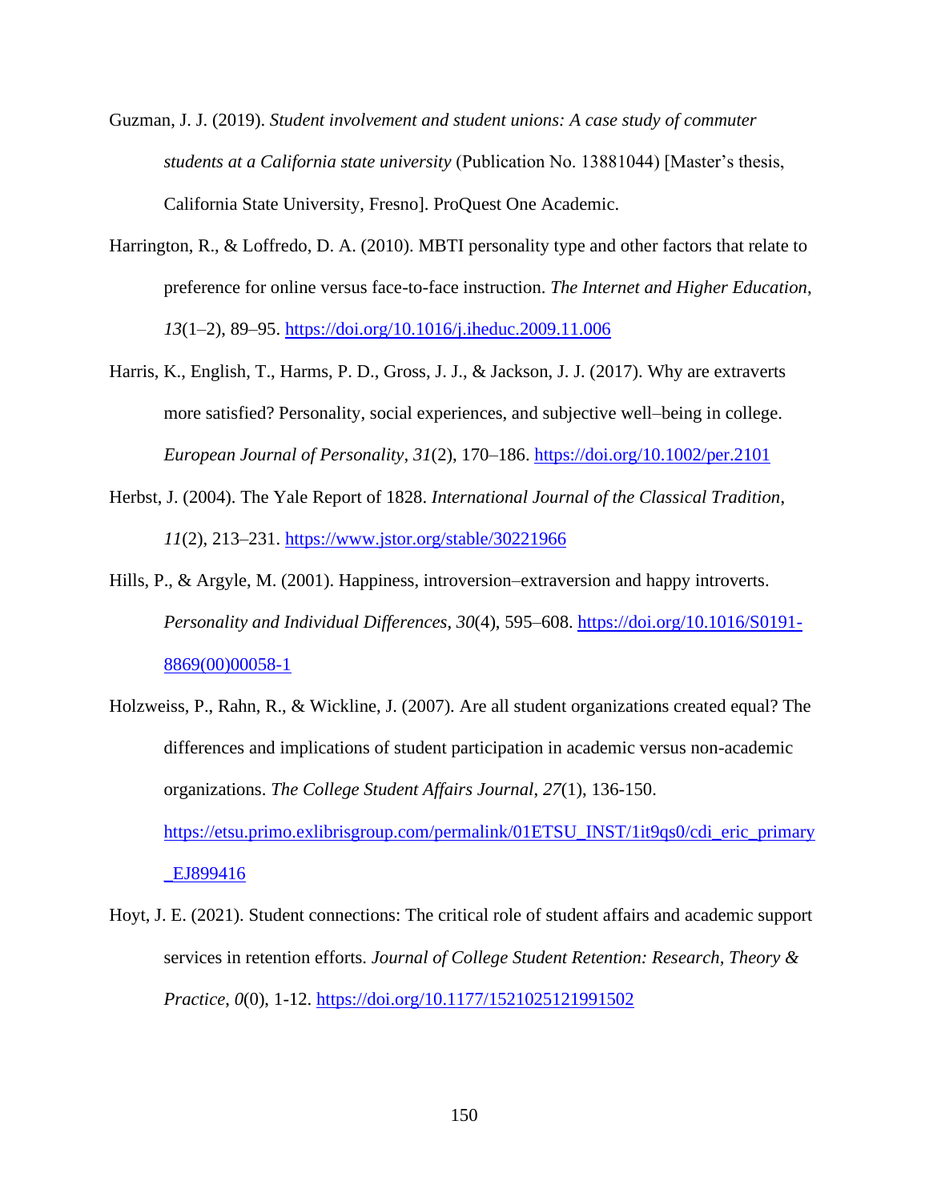Guzman, J. J. (2019). *Student involvement and student unions: A case study of commuter students at a California state university* (Publication No. 13881044) [Master's thesis, California State University, Fresno]. ProQuest One Academic.

Harrington, R., & Loffredo, D. A. (2010). MBTI personality type and other factors that relate to preference for online versus face-to-face instruction. *The Internet and Higher Education*, *13*(1–2), 89–95. https://doi.org/10.1016/j.iheduc.2009.11.006

Harris, K., English, T., Harms, P. D., Gross, J. J., & Jackson, J. J. (2017). Why are extraverts more satisfied? Personality, social experiences, and subjective well–being in college. *European Journal of Personality*, *31*(2), 170–186. https://doi.org/10.1002/per.2101

Herbst, J. (2004). The Yale Report of 1828. *International Journal of the Classical Tradition*, *11*(2), 213–231. https://www.jstor.org/stable/30221966

Hills, P., & Argyle, M. (2001). Happiness, introversion–extraversion and happy introverts. *Personality and Individual Differences*, *30*(4), 595–608. https://doi.org/10.1016/S0191-8869(00)00058-1

Holzweiss, P., Rahn, R., & Wickline, J. (2007). Are all student organizations created equal? The differences and implications of student participation in academic versus non-academic organizations. *The College Student Affairs Journal*, *27*(1), 136-150. https://etsu.primo.exlibrisgroup.com/permalink/01ETSU_INST/1it9qs0/cdi_eric_primary_EJ899416

Hoyt, J. E. (2021). Student connections: The critical role of student affairs and academic support services in retention efforts. *Journal of College Student Retention: Research, Theory & Practice*, *0*(0), 1-12. https://doi.org/10.1177/1521025121991502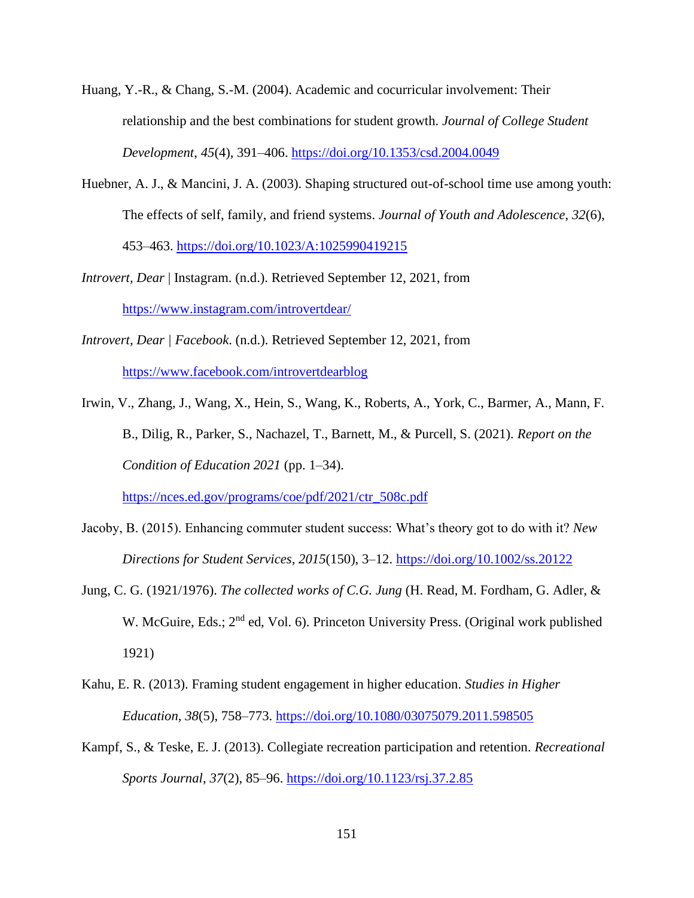Huang, Y.-R., & Chang, S.-M. (2004). Academic and cocurricular involvement: Their relationship and the best combinations for student growth. *Journal of College Student Development*, *45*(4), 391–406. https://doi.org/10.1353/csd.2004.0049

Huebner, A. J., & Mancini, J. A. (2003). Shaping structured out-of-school time use among youth: The effects of self, family, and friend systems. *Journal of Youth and Adolescence*, *32*(6), 453–463. https://doi.org/10.1023/A:1025990419215

*Introvert, Dear* | Instagram. (n.d.). Retrieved September 12, 2021, from https://www.instagram.com/introvertdear/

*Introvert, Dear | Facebook*. (n.d.). Retrieved September 12, 2021, from https://www.facebook.com/introvertdearblog

Irwin, V., Zhang, J., Wang, X., Hein, S., Wang, K., Roberts, A., York, C., Barmer, A., Mann, F. B., Dilig, R., Parker, S., Nachazel, T., Barnett, M., & Purcell, S. (2021). *Report on the Condition of Education 2021* (pp. 1–34). https://nces.ed.gov/programs/coe/pdf/2021/ctr_508c.pdf

Jacoby, B. (2015). Enhancing commuter student success: What's theory got to do with it? *New Directions for Student Services*, *2015*(150), 3–12. https://doi.org/10.1002/ss.20122

Jung, C. G. (1921/1976). *The collected works of C.G. Jung* (H. Read, M. Fordham, G. Adler, & W. McGuire, Eds.; 2nd ed, Vol. 6). Princeton University Press. (Original work published 1921)

Kahu, E. R. (2013). Framing student engagement in higher education. *Studies in Higher Education*, *38*(5), 758–773. https://doi.org/10.1080/03075079.2011.598505

Kampf, S., & Teske, E. J. (2013). Collegiate recreation participation and retention. *Recreational Sports Journal*, *37*(2), 85–96. https://doi.org/10.1123/rsj.37.2.85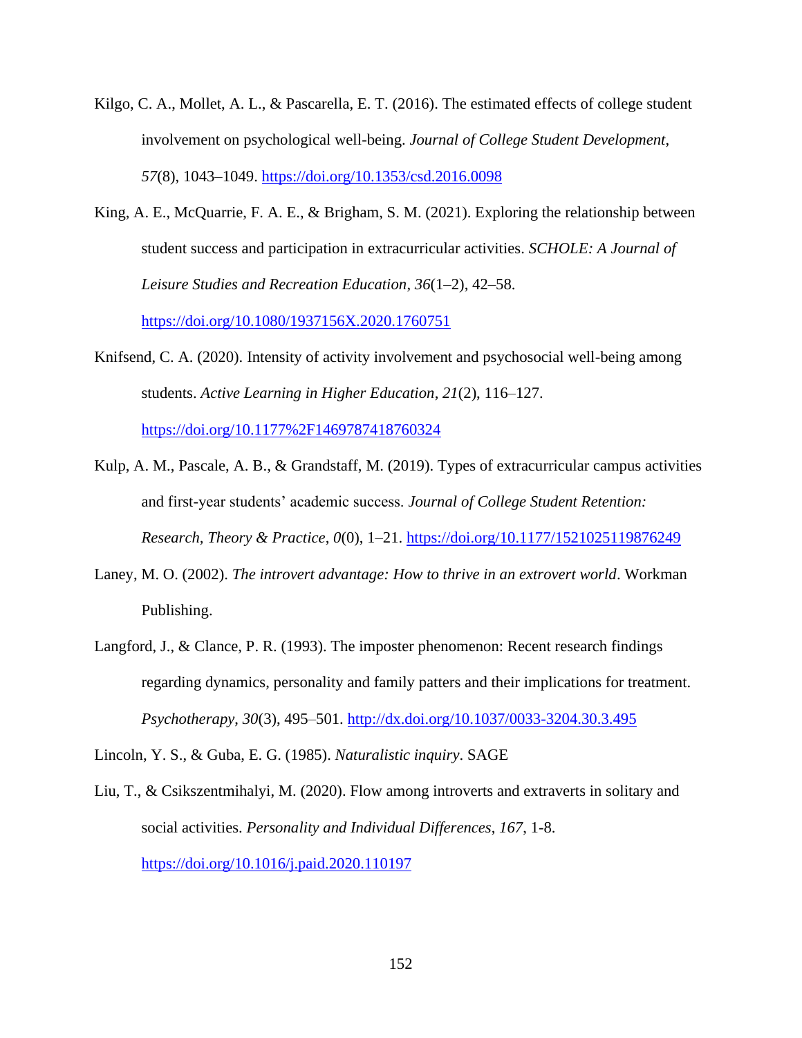Kilgo, C. A., Mollet, A. L., & Pascarella, E. T. (2016). The estimated effects of college student involvement on psychological well-being. *Journal of College Student Development*, *57*(8), 1043–1049. https://doi.org/10.1353/csd.2016.0098

King, A. E., McQuarrie, F. A. E., & Brigham, S. M. (2021). Exploring the relationship between student success and participation in extracurricular activities. *SCHOLE: A Journal of Leisure Studies and Recreation Education*, *36*(1–2), 42–58. https://doi.org/10.1080/1937156X.2020.1760751

Knifsend, C. A. (2020). Intensity of activity involvement and psychosocial well-being among students. *Active Learning in Higher Education*, *21*(2), 116–127. https://doi.org/10.1177%2F1469787418760324

Kulp, A. M., Pascale, A. B., & Grandstaff, M. (2019). Types of extracurricular campus activities and first-year students' academic success. *Journal of College Student Retention: Research, Theory & Practice*, *0*(0), 1–21. https://doi.org/10.1177/1521025119876249

Laney, M. O. (2002). *The introvert advantage: How to thrive in an extrovert world*. Workman Publishing.

Langford, J., & Clance, P. R. (1993). The imposter phenomenon: Recent research findings regarding dynamics, personality and family patters and their implications for treatment. *Psychotherapy*, *30*(3), 495–501. http://dx.doi.org/10.1037/0033-3204.30.3.495

Lincoln, Y. S., & Guba, E. G. (1985). *Naturalistic inquiry*. SAGE

Liu, T., & Csikszentmihalyi, M. (2020). Flow among introverts and extraverts in solitary and social activities. *Personality and Individual Differences*, *167*, 1-8. https://doi.org/10.1016/j.paid.2020.110197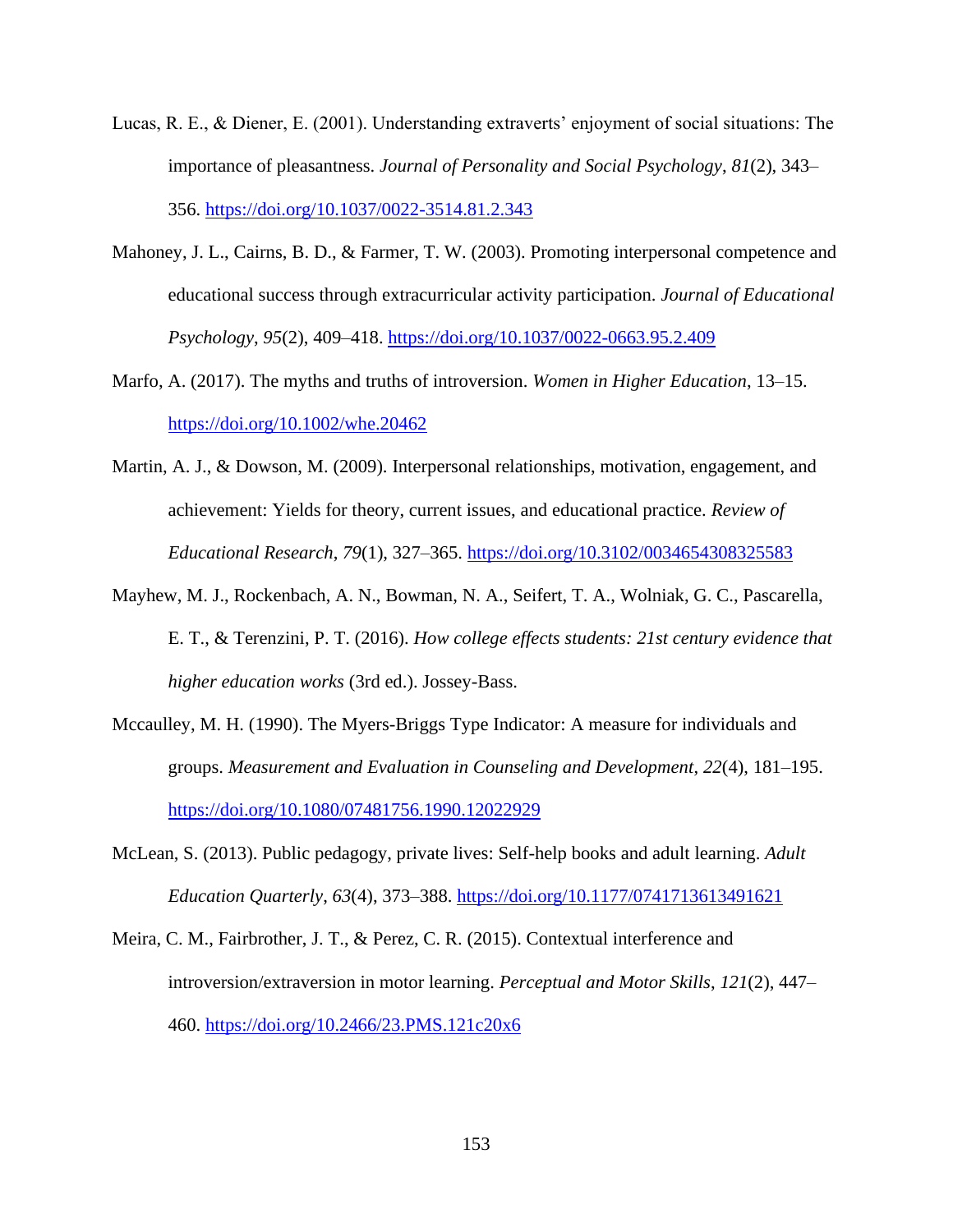Lucas, R. E., & Diener, E. (2001). Understanding extraverts' enjoyment of social situations: The importance of pleasantness. *Journal of Personality and Social Psychology*, *81*(2), 343–356. https://doi.org/10.1037/0022-3514.81.2.343

Mahoney, J. L., Cairns, B. D., & Farmer, T. W. (2003). Promoting interpersonal competence and educational success through extracurricular activity participation. *Journal of Educational Psychology*, *95*(2), 409–418. https://doi.org/10.1037/0022-0663.95.2.409

Marfo, A. (2017). The myths and truths of introversion. *Women in Higher Education*, 13–15. https://doi.org/10.1002/whe.20462

Martin, A. J., & Dowson, M. (2009). Interpersonal relationships, motivation, engagement, and achievement: Yields for theory, current issues, and educational practice. *Review of Educational Research*, *79*(1), 327–365. https://doi.org/10.3102/0034654308325583

Mayhew, M. J., Rockenbach, A. N., Bowman, N. A., Seifert, T. A., Wolniak, G. C., Pascarella, E. T., & Terenzini, P. T. (2016). *How college effects students: 21st century evidence that higher education works* (3rd ed.). Jossey-Bass.

Mccaulley, M. H. (1990). The Myers-Briggs Type Indicator: A measure for individuals and groups. *Measurement and Evaluation in Counseling and Development*, *22*(4), 181–195. https://doi.org/10.1080/07481756.1990.12022929

McLean, S. (2013). Public pedagogy, private lives: Self-help books and adult learning. *Adult Education Quarterly*, *63*(4), 373–388. https://doi.org/10.1177/0741713613491621

Meira, C. M., Fairbrother, J. T., & Perez, C. R. (2015). Contextual interference and introversion/extraversion in motor learning. *Perceptual and Motor Skills*, *121*(2), 447–460. https://doi.org/10.2466/23.PMS.121c20x6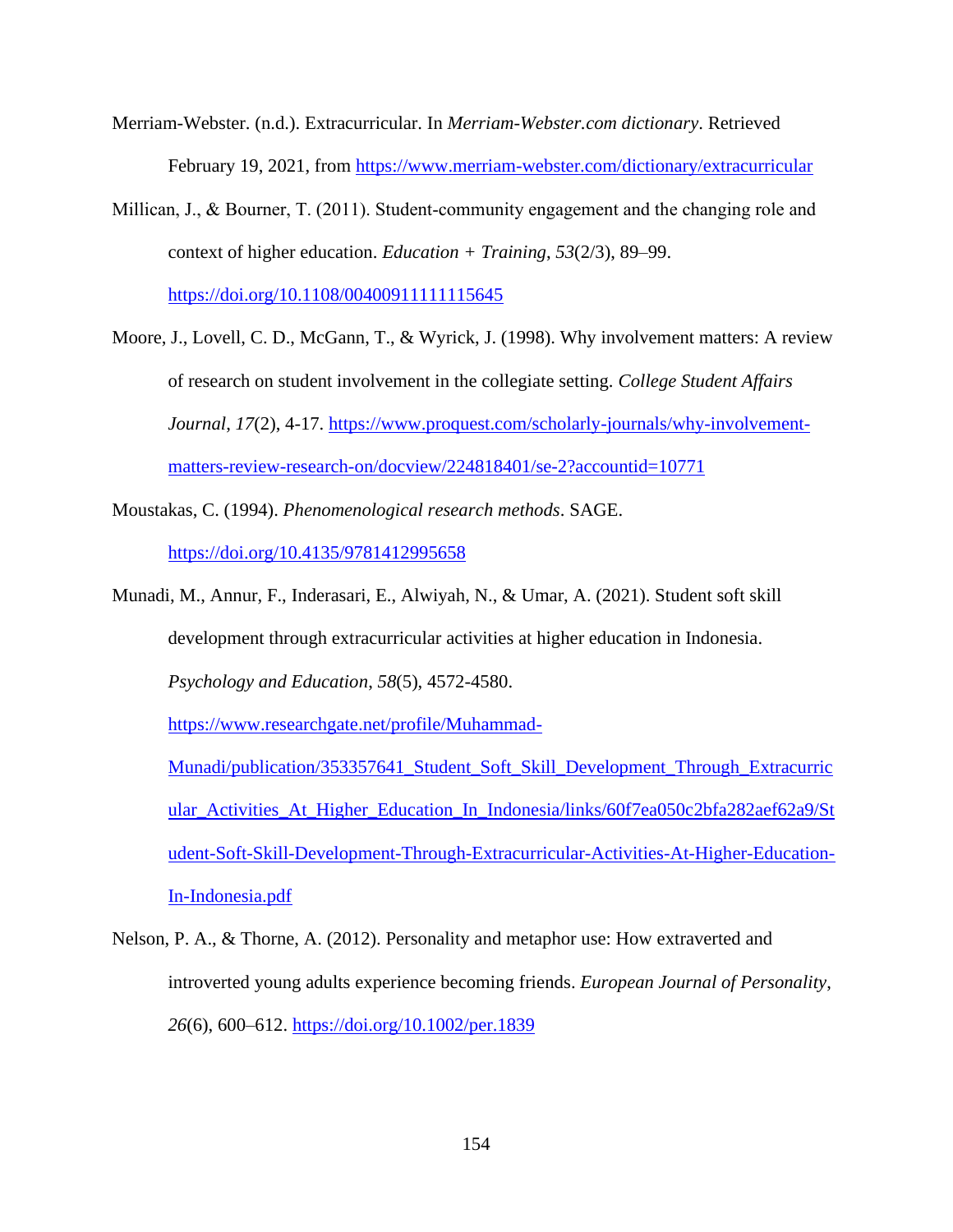Merriam-Webster. (n.d.). Extracurricular. In *Merriam-Webster.com dictionary*. Retrieved February 19, 2021, from https://www.merriam-webster.com/dictionary/extracurricular

Millican, J., & Bourner, T. (2011). Student-community engagement and the changing role and context of higher education. *Education + Training*, *53*(2/3), 89–99. https://doi.org/10.1108/00400911111115645

Moore, J., Lovell, C. D., McGann, T., & Wyrick, J. (1998). Why involvement matters: A review of research on student involvement in the collegiate setting. *College Student Affairs Journal*, *17*(2), 4-17. https://www.proquest.com/scholarly-journals/why-involvement-matters-review-research-on/docview/224818401/se-2?accountid=10771

Moustakas, C. (1994). *Phenomenological research methods*. SAGE. https://doi.org/10.4135/9781412995658

Munadi, M., Annur, F., Inderasari, E., Alwiyah, N., & Umar, A. (2021). Student soft skill development through extracurricular activities at higher education in Indonesia. *Psychology and Education*, *58*(5), 4572-4580. https://www.researchgate.net/profile/Muhammad-Munadi/publication/353357641_Student_Soft_Skill_Development_Through_Extracurricular_Activities_At_Higher_Education_In_Indonesia/links/60f7ea050c2bfa282aef62a9/Student-Soft-Skill-Development-Through-Extracurricular-Activities-At-Higher-Education-In-Indonesia.pdf

Nelson, P. A., & Thorne, A. (2012). Personality and metaphor use: How extraverted and introverted young adults experience becoming friends. *European Journal of Personality*, *26*(6), 600–612. https://doi.org/10.1002/per.1839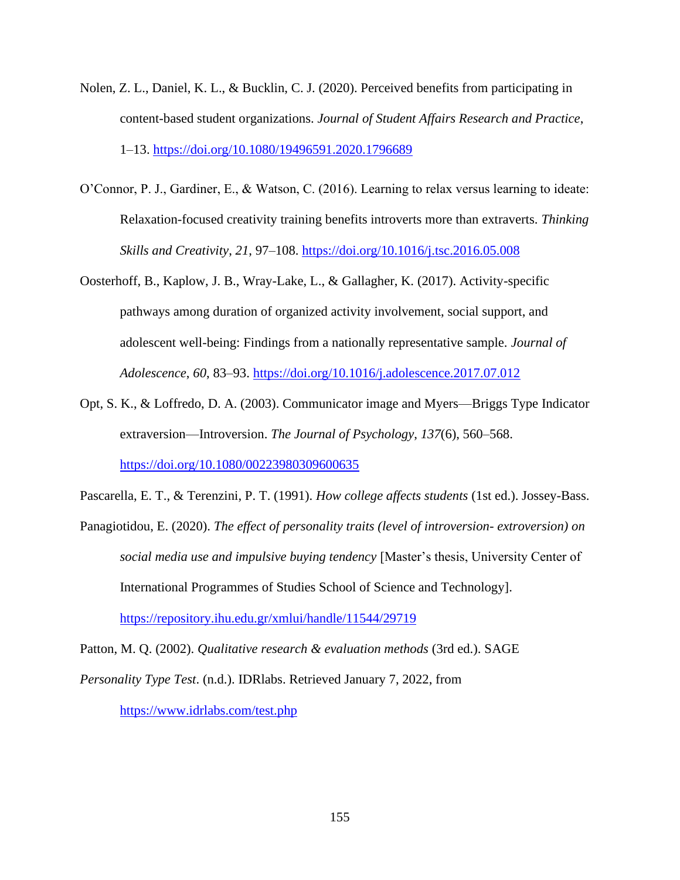Nolen, Z. L., Daniel, K. L., & Bucklin, C. J. (2020). Perceived benefits from participating in content-based student organizations. *Journal of Student Affairs Research and Practice*, 1–13. https://doi.org/10.1080/19496591.2020.1796689

O'Connor, P. J., Gardiner, E., & Watson, C. (2016). Learning to relax versus learning to ideate: Relaxation-focused creativity training benefits introverts more than extraverts. *Thinking Skills and Creativity*, *21*, 97–108. https://doi.org/10.1016/j.tsc.2016.05.008

Oosterhoff, B., Kaplow, J. B., Wray-Lake, L., & Gallagher, K. (2017). Activity-specific pathways among duration of organized activity involvement, social support, and adolescent well-being: Findings from a nationally representative sample. *Journal of Adolescence*, *60*, 83–93. https://doi.org/10.1016/j.adolescence.2017.07.012

Opt, S. K., & Loffredo, D. A. (2003). Communicator image and Myers—Briggs Type Indicator extraversion—Introversion. *The Journal of Psychology*, *137*(6), 560–568. https://doi.org/10.1080/00223980309600635

Pascarella, E. T., & Terenzini, P. T. (1991). *How college affects students* (1st ed.). Jossey-Bass.

Panagiotidou, E. (2020). *The effect of personality traits (level of introversion- extroversion) on social media use and impulsive buying tendency* [Master's thesis, University Center of International Programmes of Studies School of Science and Technology]. https://repository.ihu.edu.gr/xmlui/handle/11544/29719

Patton, M. Q. (2002). *Qualitative research & evaluation methods* (3rd ed.). SAGE

*Personality Type Test*. (n.d.). IDRlabs. Retrieved January 7, 2022, from https://www.idrlabs.com/test.php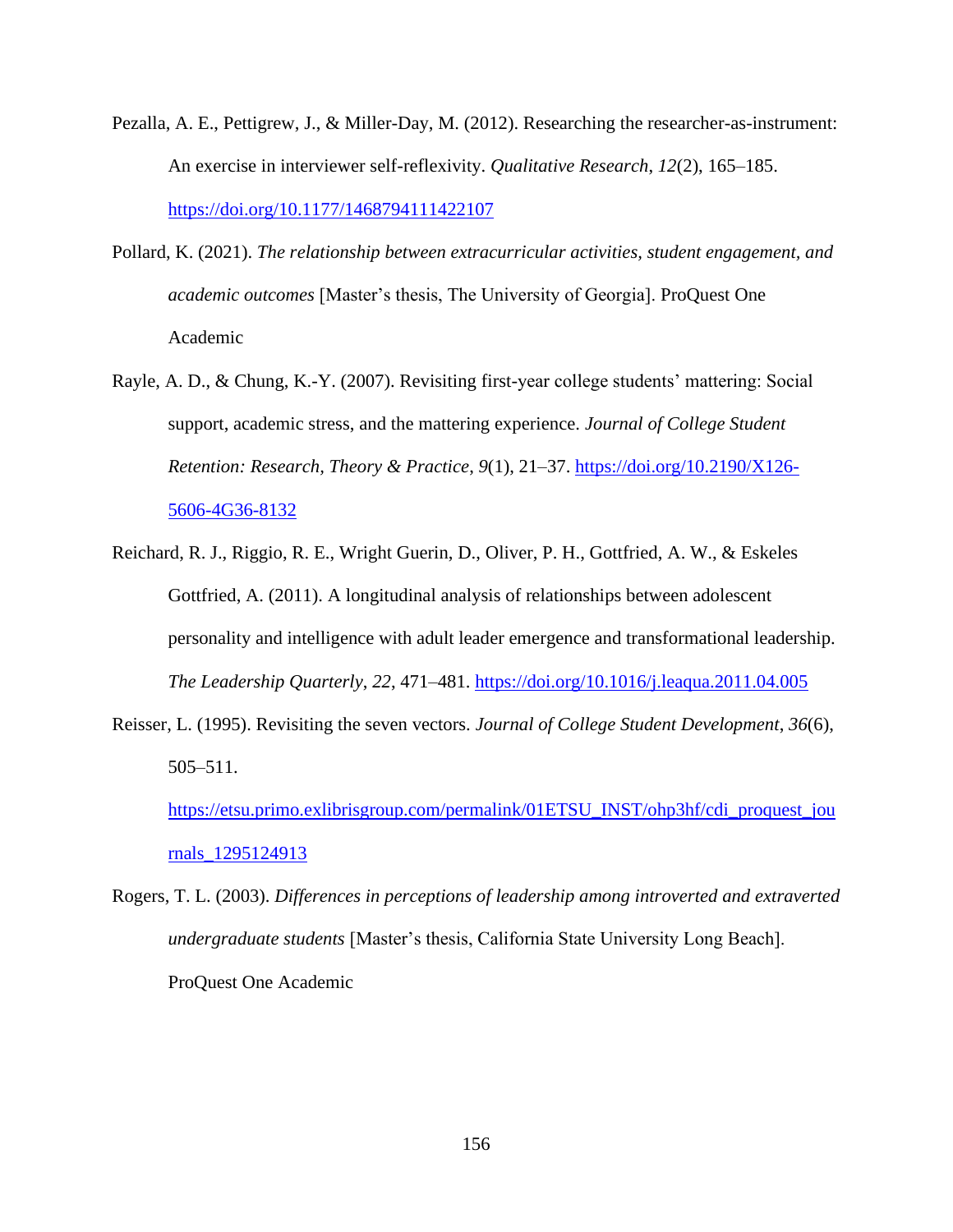Pezalla, A. E., Pettigrew, J., & Miller-Day, M. (2012). Researching the researcher-as-instrument: An exercise in interviewer self-reflexivity. *Qualitative Research*, *12*(2), 165–185. https://doi.org/10.1177/1468794111422107

Pollard, K. (2021). *The relationship between extracurricular activities, student engagement, and academic outcomes* [Master's thesis, The University of Georgia]. ProQuest One Academic

Rayle, A. D., & Chung, K.-Y. (2007). Revisiting first-year college students' mattering: Social support, academic stress, and the mattering experience. *Journal of College Student Retention: Research, Theory & Practice*, *9*(1), 21–37. https://doi.org/10.2190/X126-5606-4G36-8132

Reichard, R. J., Riggio, R. E., Wright Guerin, D., Oliver, P. H., Gottfried, A. W., & Eskeles Gottfried, A. (2011). A longitudinal analysis of relationships between adolescent personality and intelligence with adult leader emergence and transformational leadership. *The Leadership Quarterly*, *22*, 471–481. https://doi.org/10.1016/j.leaqua.2011.04.005

Reisser, L. (1995). Revisiting the seven vectors. *Journal of College Student Development*, *36*(6), 505–511. https://etsu.primo.exlibrisgroup.com/permalink/01ETSU_INST/ohp3hf/cdi_proquest_journals_1295124913

Rogers, T. L. (2003). *Differences in perceptions of leadership among introverted and extraverted undergraduate students* [Master's thesis, California State University Long Beach]. ProQuest One Academic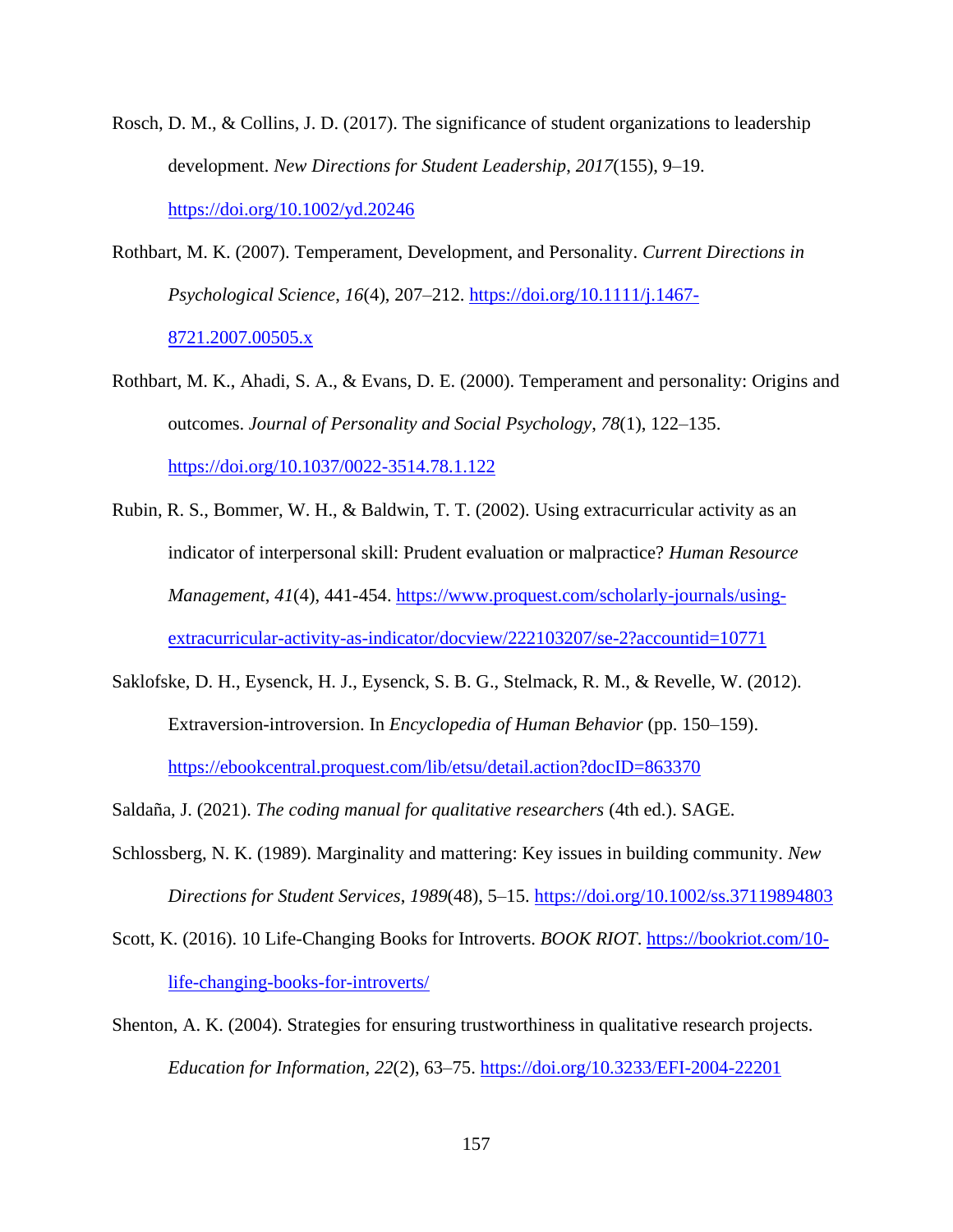Rosch, D. M., & Collins, J. D. (2017). The significance of student organizations to leadership development. *New Directions for Student Leadership*, *2017*(155), 9–19. https://doi.org/10.1002/yd.20246

Rothbart, M. K. (2007). Temperament, Development, and Personality. *Current Directions in Psychological Science*, *16*(4), 207–212. https://doi.org/10.1111/j.1467-8721.2007.00505.x

Rothbart, M. K., Ahadi, S. A., & Evans, D. E. (2000). Temperament and personality: Origins and outcomes. *Journal of Personality and Social Psychology*, *78*(1), 122–135. https://doi.org/10.1037/0022-3514.78.1.122

Rubin, R. S., Bommer, W. H., & Baldwin, T. T. (2002). Using extracurricular activity as an indicator of interpersonal skill: Prudent evaluation or malpractice? *Human Resource Management*, *41*(4), 441-454. https://www.proquest.com/scholarly-journals/using-extracurricular-activity-as-indicator/docview/222103207/se-2?accountid=10771

Saklofske, D. H., Eysenck, H. J., Eysenck, S. B. G., Stelmack, R. M., & Revelle, W. (2012). Extraversion-introversion. In *Encyclopedia of Human Behavior* (pp. 150–159). https://ebookcentral.proquest.com/lib/etsu/detail.action?docID=863370

Saldaña, J. (2021). *The coding manual for qualitative researchers* (4th ed.). SAGE.

Schlossberg, N. K. (1989). Marginality and mattering: Key issues in building community. *New Directions for Student Services*, *1989*(48), 5–15. https://doi.org/10.1002/ss.37119894803

Scott, K. (2016). 10 Life-Changing Books for Introverts. *BOOK RIOT*. https://bookriot.com/10-life-changing-books-for-introverts/

Shenton, A. K. (2004). Strategies for ensuring trustworthiness in qualitative research projects. *Education for Information*, *22*(2), 63–75. https://doi.org/10.3233/EFI-2004-22201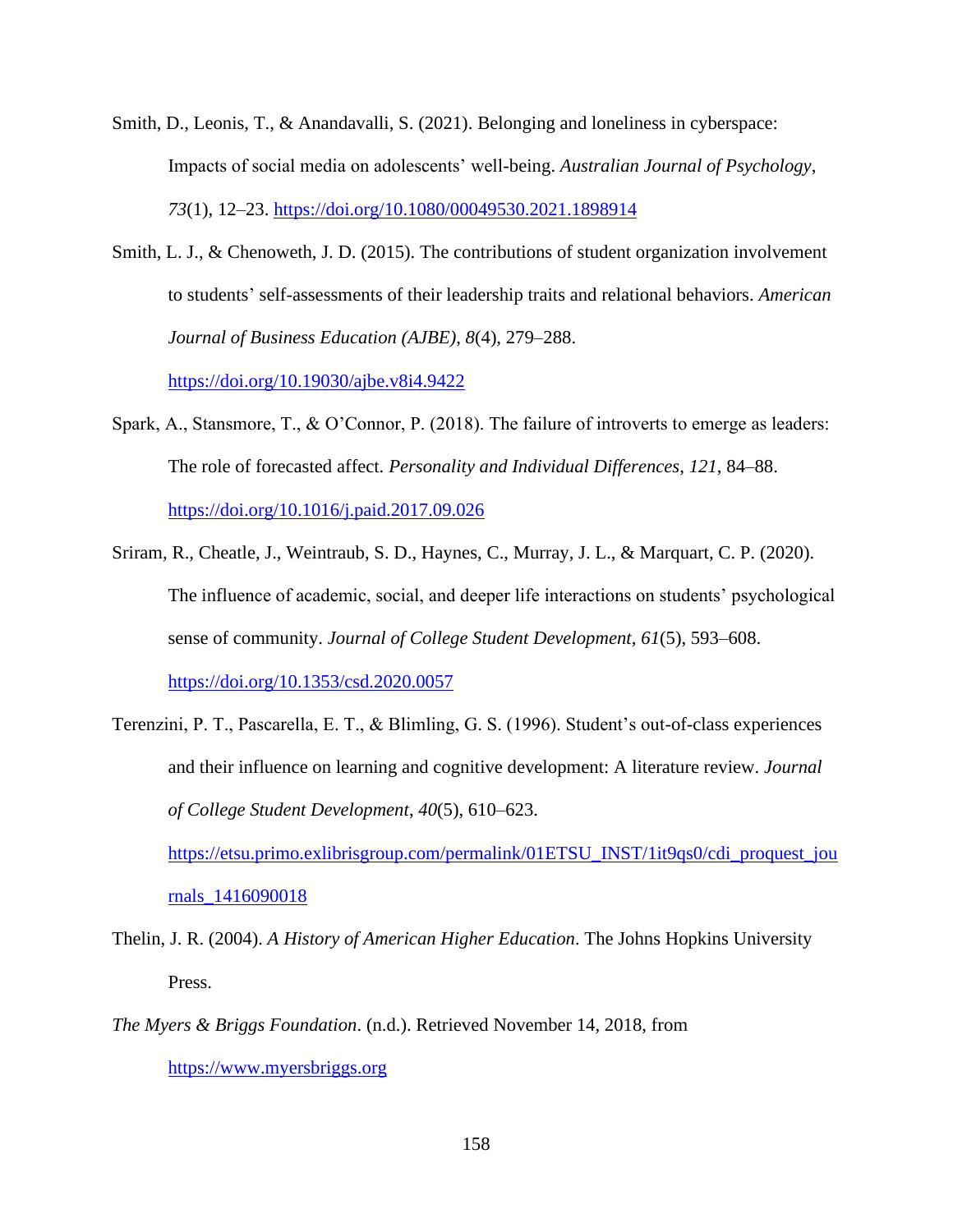Smith, D., Leonis, T., & Anandavalli, S. (2021). Belonging and loneliness in cyberspace: Impacts of social media on adolescents' well-being. *Australian Journal of Psychology*, *73*(1), 12–23. https://doi.org/10.1080/00049530.2021.1898914

Smith, L. J., & Chenoweth, J. D. (2015). The contributions of student organization involvement to students' self-assessments of their leadership traits and relational behaviors. *American Journal of Business Education (AJBE)*, *8*(4), 279–288. https://doi.org/10.19030/ajbe.v8i4.9422

Spark, A., Stansmore, T., & O'Connor, P. (2018). The failure of introverts to emerge as leaders: The role of forecasted affect. *Personality and Individual Differences*, *121*, 84–88. https://doi.org/10.1016/j.paid.2017.09.026

Sriram, R., Cheatle, J., Weintraub, S. D., Haynes, C., Murray, J. L., & Marquart, C. P. (2020). The influence of academic, social, and deeper life interactions on students' psychological sense of community. *Journal of College Student Development*, *61*(5), 593–608. https://doi.org/10.1353/csd.2020.0057

Terenzini, P. T., Pascarella, E. T., & Blimling, G. S. (1996). Student's out-of-class experiences and their influence on learning and cognitive development: A literature review. *Journal of College Student Development*, *40*(5), 610–623. https://etsu.primo.exlibrisgroup.com/permalink/01ETSU_INST/1it9qs0/cdi_proquest_journals_1416090018

Thelin, J. R. (2004). *A History of American Higher Education*. The Johns Hopkins University Press.

*The Myers & Briggs Foundation*. (n.d.). Retrieved November 14, 2018, from https://www.myersbriggs.org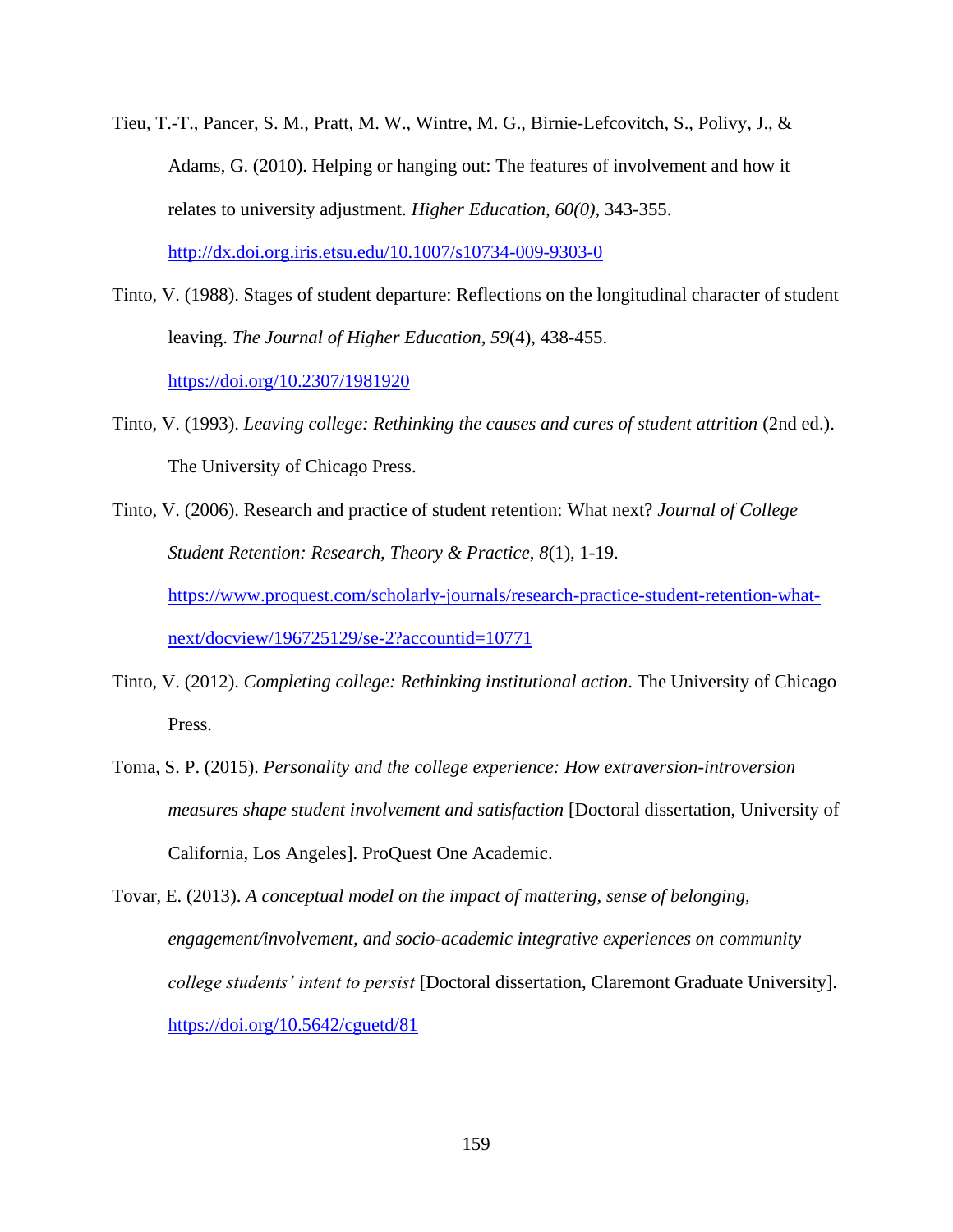Tieu, T.-T., Pancer, S. M., Pratt, M. W., Wintre, M. G., Birnie-Lefcovitch, S., Polivy, J., & Adams, G. (2010). Helping or hanging out: The features of involvement and how it relates to university adjustment. *Higher Education*, *60(0)*, 343-355. http://dx.doi.org.iris.etsu.edu/10.1007/s10734-009-9303-0

Tinto, V. (1988). Stages of student departure: Reflections on the longitudinal character of student leaving. *The Journal of Higher Education*, *59*(4), 438-455. https://doi.org/10.2307/1981920

Tinto, V. (1993). *Leaving college: Rethinking the causes and cures of student attrition* (2nd ed.). The University of Chicago Press.

Tinto, V. (2006). Research and practice of student retention: What next? *Journal of College Student Retention: Research, Theory & Practice*, *8*(1), 1-19. https://www.proquest.com/scholarly-journals/research-practice-student-retention-what-next/docview/196725129/se-2?accountid=10771

Tinto, V. (2012). *Completing college: Rethinking institutional action*. The University of Chicago Press.

Toma, S. P. (2015). *Personality and the college experience: How extraversion-introversion measures shape student involvement and satisfaction* [Doctoral dissertation, University of California, Los Angeles]. ProQuest One Academic.

Tovar, E. (2013). *A conceptual model on the impact of mattering, sense of belonging, engagement/involvement, and socio-academic integrative experiences on community college students' intent to persist* [Doctoral dissertation, Claremont Graduate University]. https://doi.org/10.5642/cguetd/81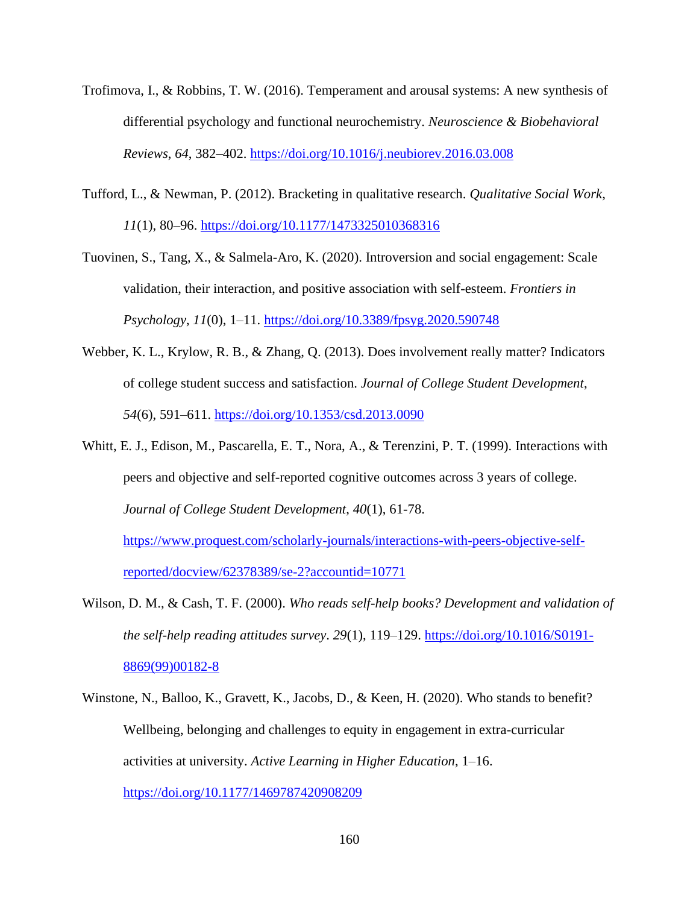Trofimova, I., & Robbins, T. W. (2016). Temperament and arousal systems: A new synthesis of differential psychology and functional neurochemistry. *Neuroscience & Biobehavioral Reviews*, *64*, 382–402. https://doi.org/10.1016/j.neubiorev.2016.03.008

Tufford, L., & Newman, P. (2012). Bracketing in qualitative research. *Qualitative Social Work*, *11*(1), 80–96. https://doi.org/10.1177/1473325010368316

Tuovinen, S., Tang, X., & Salmela-Aro, K. (2020). Introversion and social engagement: Scale validation, their interaction, and positive association with self-esteem. *Frontiers in Psychology*, *11*(0), 1–11. https://doi.org/10.3389/fpsyg.2020.590748

Webber, K. L., Krylow, R. B., & Zhang, Q. (2013). Does involvement really matter? Indicators of college student success and satisfaction. *Journal of College Student Development*, *54*(6), 591–611. https://doi.org/10.1353/csd.2013.0090

Whitt, E. J., Edison, M., Pascarella, E. T., Nora, A., & Terenzini, P. T. (1999). Interactions with peers and objective and self-reported cognitive outcomes across 3 years of college. *Journal of College Student Development*, *40*(1), 61-78. https://www.proquest.com/scholarly-journals/interactions-with-peers-objective-self-reported/docview/62378389/se-2?accountid=10771

Wilson, D. M., & Cash, T. F. (2000). *Who reads self-help books? Development and validation of the self-help reading attitudes survey*. *29*(1), 119–129. https://doi.org/10.1016/S0191-8869(99)00182-8

Winstone, N., Balloo, K., Gravett, K., Jacobs, D., & Keen, H. (2020). Who stands to benefit? Wellbeing, belonging and challenges to equity in engagement in extra-curricular activities at university. *Active Learning in Higher Education*, 1–16. https://doi.org/10.1177/1469787420908209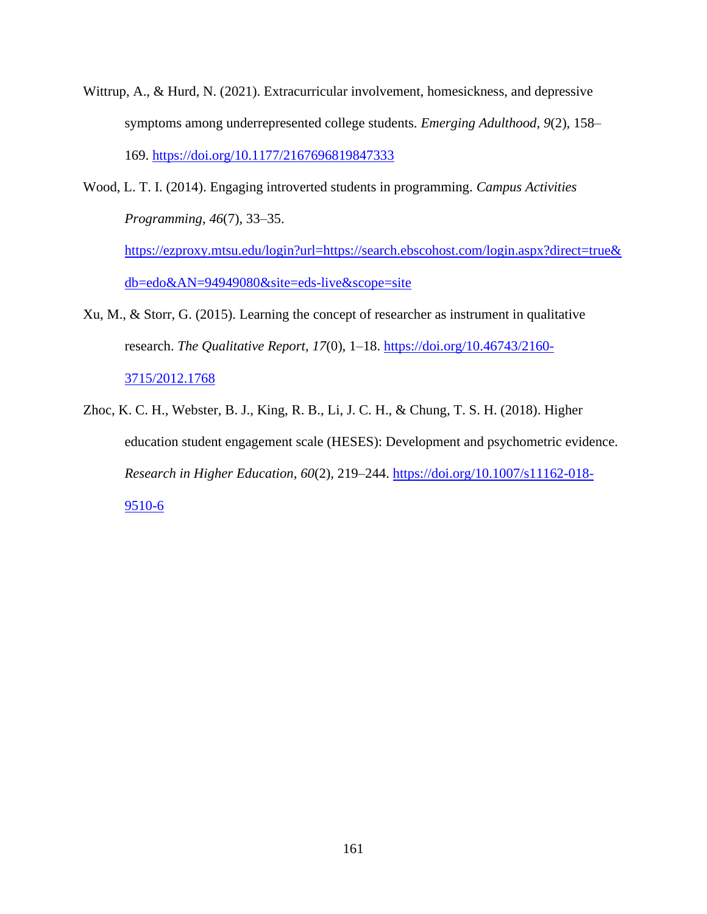Wittrup, A., & Hurd, N. (2021). Extracurricular involvement, homesickness, and depressive symptoms among underrepresented college students. *Emerging Adulthood*, *9*(2), 158–169. https://doi.org/10.1177/2167696819847333

Wood, L. T. I. (2014). Engaging introverted students in programming. *Campus Activities Programming*, *46*(7), 33–35. https://ezproxy.mtsu.edu/login?url=https://search.ebscohost.com/login.aspx?direct=true&db=edo&AN=94949080&site=eds-live&scope=site

Xu, M., & Storr, G. (2015). Learning the concept of researcher as instrument in qualitative research. *The Qualitative Report*, *17*(0), 1–18. https://doi.org/10.46743/2160-3715/2012.1768

Zhoc, K. C. H., Webster, B. J., King, R. B., Li, J. C. H., & Chung, T. S. H. (2018). Higher education student engagement scale (HESES): Development and psychometric evidence. *Research in Higher Education*, *60*(2), 219–244. https://doi.org/10.1007/s11162-018-9510-6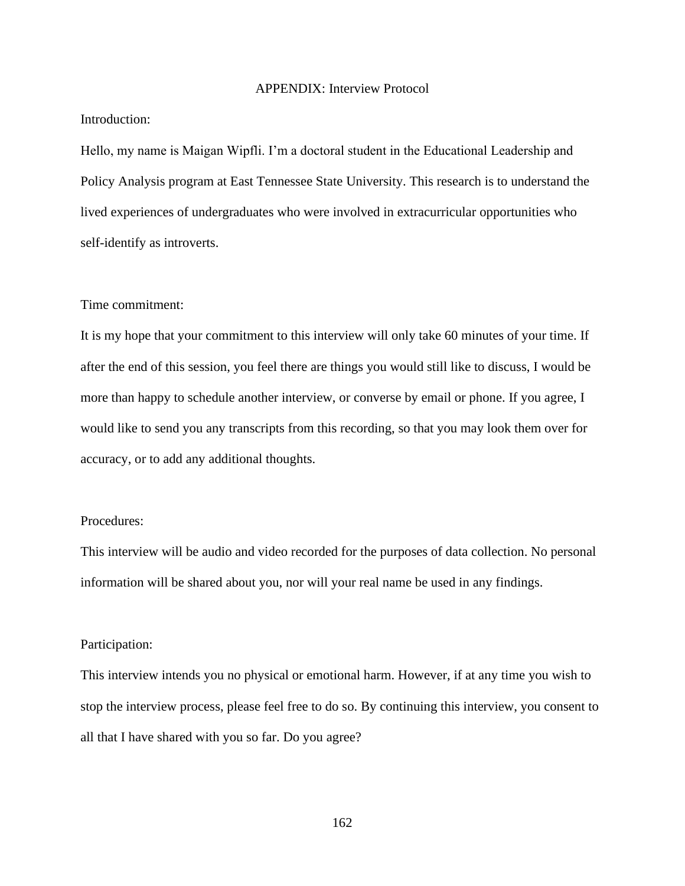# APPENDIX: Interview Protocol

Introduction:

Hello, my name is Maigan Wipfli. I'm a doctoral student in the Educational Leadership and Policy Analysis program at East Tennessee State University. This research is to understand the lived experiences of undergraduates who were involved in extracurricular opportunities who self-identify as introverts.

Time commitment:

It is my hope that your commitment to this interview will only take 60 minutes of your time. If after the end of this session, you feel there are things you would still like to discuss, I would be more than happy to schedule another interview, or converse by email or phone. If you agree, I would like to send you any transcripts from this recording, so that you may look them over for accuracy, or to add any additional thoughts.

Procedures:

This interview will be audio and video recorded for the purposes of data collection. No personal information will be shared about you, nor will your real name be used in any findings.

Participation:

This interview intends you no physical or emotional harm. However, if at any time you wish to stop the interview process, please feel free to do so. By continuing this interview, you consent to all that I have shared with you so far. Do you agree?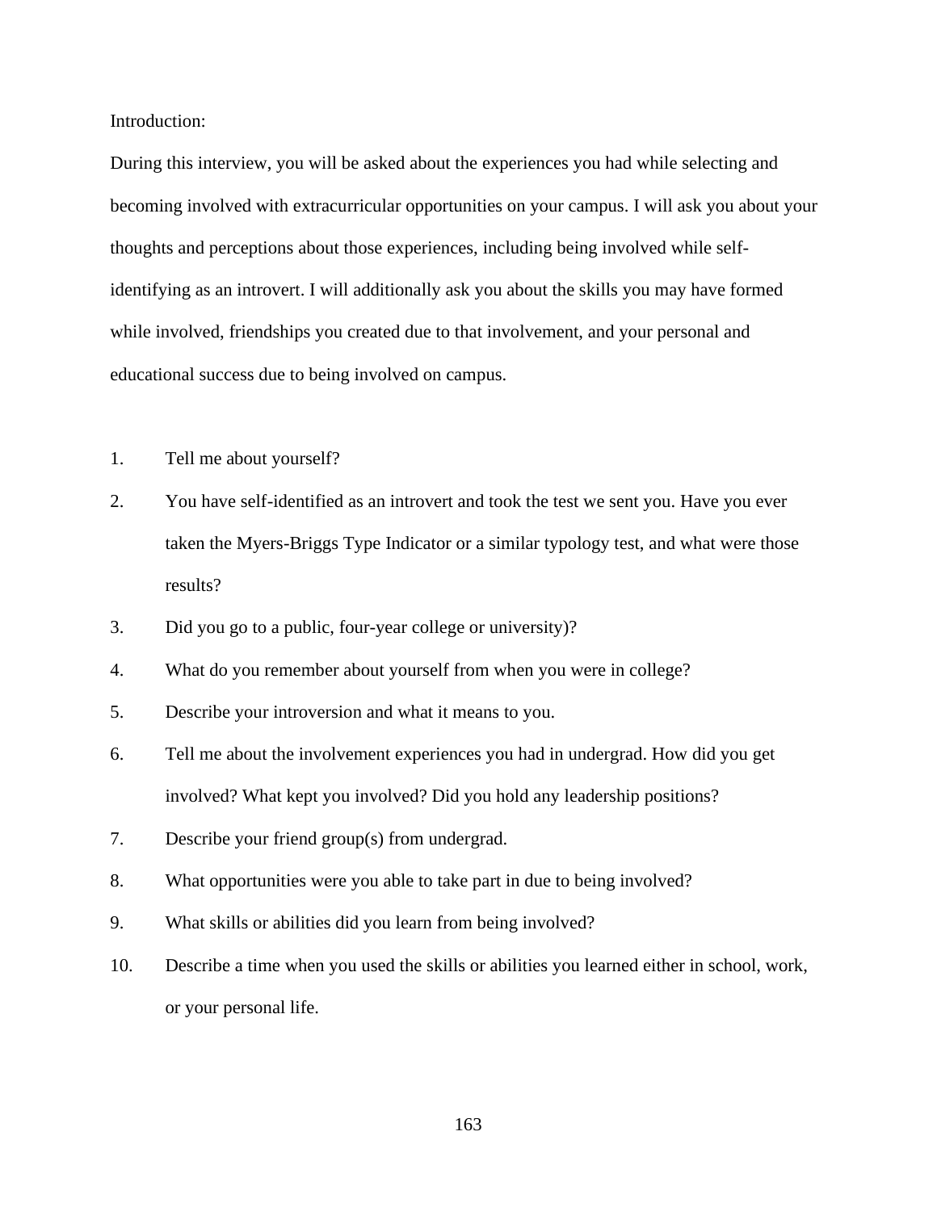Introduction:

During this interview, you will be asked about the experiences you had while selecting and becoming involved with extracurricular opportunities on your campus. I will ask you about your thoughts and perceptions about those experiences, including being involved while self-identifying as an introvert. I will additionally ask you about the skills you may have formed while involved, friendships you created due to that involvement, and your personal and educational success due to being involved on campus.

1. Tell me about yourself?
2. You have self-identified as an introvert and took the test we sent you. Have you ever taken the Myers-Briggs Type Indicator or a similar typology test, and what were those results?
3. Did you go to a public, four-year college or university)?
4. What do you remember about yourself from when you were in college?
5. Describe your introversion and what it means to you.
6. Tell me about the involvement experiences you had in undergrad. How did you get involved? What kept you involved? Did you hold any leadership positions?
7. Describe your friend group(s) from undergrad.
8. What opportunities were you able to take part in due to being involved?
9. What skills or abilities did you learn from being involved?
10. Describe a time when you used the skills or abilities you learned either in school, work, or your personal life.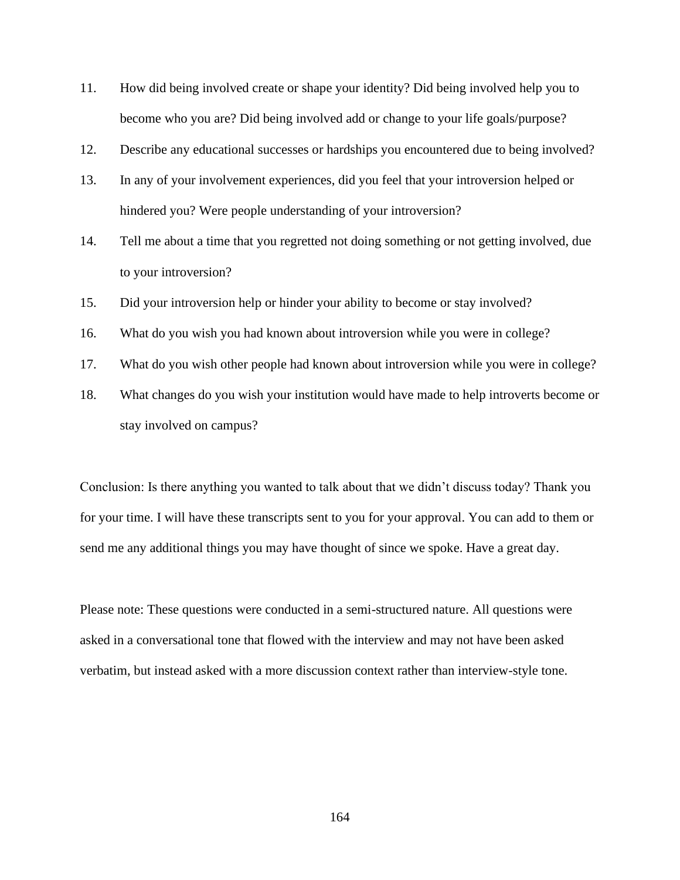11. How did being involved create or shape your identity? Did being involved help you to become who you are? Did being involved add or change to your life goals/purpose?
12. Describe any educational successes or hardships you encountered due to being involved?
13. In any of your involvement experiences, did you feel that your introversion helped or hindered you? Were people understanding of your introversion?
14. Tell me about a time that you regretted not doing something or not getting involved, due to your introversion?
15. Did your introversion help or hinder your ability to become or stay involved?
16. What do you wish you had known about introversion while you were in college?
17. What do you wish other people had known about introversion while you were in college?
18. What changes do you wish your institution would have made to help introverts become or stay involved on campus?

Conclusion: Is there anything you wanted to talk about that we didn't discuss today? Thank you for your time. I will have these transcripts sent to you for your approval. You can add to them or send me any additional things you may have thought of since we spoke. Have a great day.

Please note: These questions were conducted in a semi-structured nature. All questions were asked in a conversational tone that flowed with the interview and may not have been asked verbatim, but instead asked with a more discussion context rather than interview-style tone.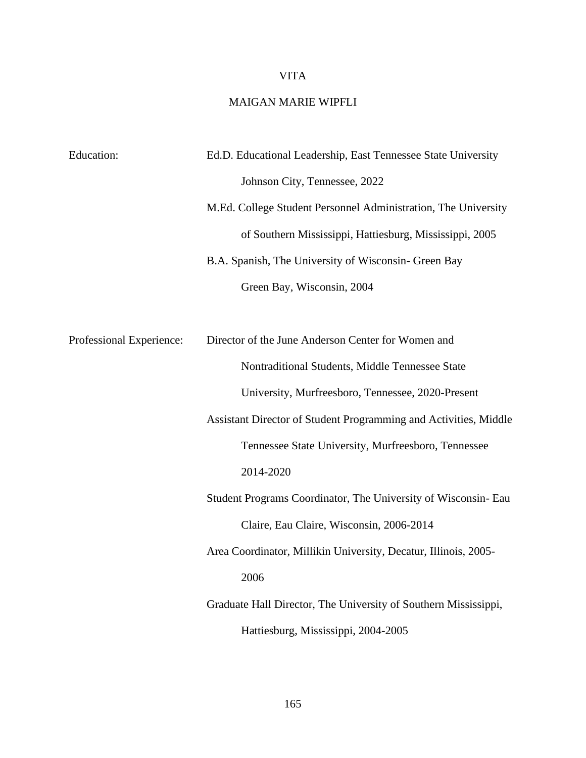# VITA

## MAIGAN MARIE WIPFLI

Education:

Ed.D. Educational Leadership, East Tennessee State University
Johnson City, Tennessee, 2022

M.Ed. College Student Personnel Administration, The University of Southern Mississippi, Hattiesburg, Mississippi, 2005

B.A. Spanish, The University of Wisconsin- Green Bay
Green Bay, Wisconsin, 2004

Professional Experience:

Director of the June Anderson Center for Women and Nontraditional Students, Middle Tennessee State University, Murfreesboro, Tennessee, 2020-Present

Assistant Director of Student Programming and Activities, Middle Tennessee State University, Murfreesboro, Tennessee 2014-2020

Student Programs Coordinator, The University of Wisconsin- Eau Claire, Eau Claire, Wisconsin, 2006-2014

Area Coordinator, Millikin University, Decatur, Illinois, 2005-2006

Graduate Hall Director, The University of Southern Mississippi, Hattiesburg, Mississippi, 2004-2005